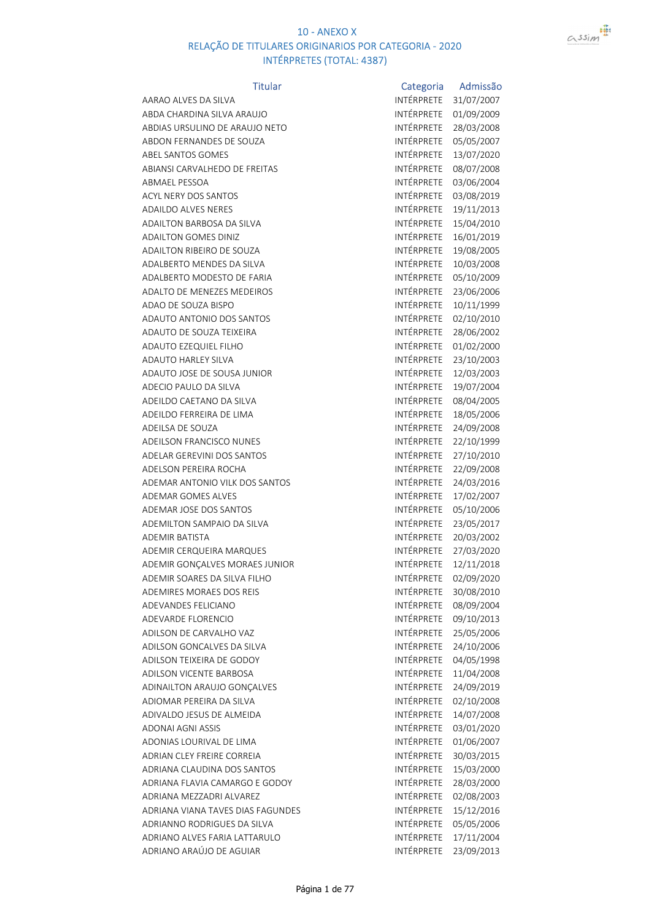# 10 - ANEXO X

## RELAÇÃO DE TITULARES ORIGINARIOS POR CATEGORIA - 2020

## INTÉRPRETES (TOTAL: 4387)

| Titular | Categoria | Admissão |
|---|---|---|
| AARAO ALVES DA SILVA | INTÉRPRETE | 31/07/2007 |
| ABDA CHARDINA SILVA ARAUJO | INTÉRPRETE | 01/09/2009 |
| ABDIAS URSULINO DE ARAUJO NETO | INTÉRPRETE | 28/03/2008 |
| ABDON FERNANDES DE SOUZA | INTÉRPRETE | 05/05/2007 |
| ABEL SANTOS GOMES | INTÉRPRETE | 13/07/2020 |
| ABIANSI CARVALHEDO DE FREITAS | INTÉRPRETE | 08/07/2008 |
| ABMAEL PESSOA | INTÉRPRETE | 03/06/2004 |
| ACYL NERY DOS SANTOS | INTÉRPRETE | 03/08/2019 |
| ADAILDO ALVES NERES | INTÉRPRETE | 19/11/2013 |
| ADAILTON BARBOSA DA SILVA | INTÉRPRETE | 15/04/2010 |
| ADAILTON GOMES DINIZ | INTÉRPRETE | 16/01/2019 |
| ADAILTON RIBEIRO DE SOUZA | INTÉRPRETE | 19/08/2005 |
| ADALBERTO MENDES DA SILVA | INTÉRPRETE | 10/03/2008 |
| ADALBERTO MODESTO DE FARIA | INTÉRPRETE | 05/10/2009 |
| ADALTO DE MENEZES MEDEIROS | INTÉRPRETE | 23/06/2006 |
| ADAO DE SOUZA BISPO | INTÉRPRETE | 10/11/1999 |
| ADAUTO ANTONIO DOS SANTOS | INTÉRPRETE | 02/10/2010 |
| ADAUTO DE SOUZA TEIXEIRA | INTÉRPRETE | 28/06/2002 |
| ADAUTO EZEQUIEL FILHO | INTÉRPRETE | 01/02/2000 |
| ADAUTO HARLEY SILVA | INTÉRPRETE | 23/10/2003 |
| ADAUTO JOSE DE SOUSA JUNIOR | INTÉRPRETE | 12/03/2003 |
| ADECIO PAULO DA SILVA | INTÉRPRETE | 19/07/2004 |
| ADEILDO CAETANO DA SILVA | INTÉRPRETE | 08/04/2005 |
| ADEILDO FERREIRA DE LIMA | INTÉRPRETE | 18/05/2006 |
| ADEILSA DE SOUZA | INTÉRPRETE | 24/09/2008 |
| ADEILSON FRANCISCO NUNES | INTÉRPRETE | 22/10/1999 |
| ADELAR GEREVINI DOS SANTOS | INTÉRPRETE | 27/10/2010 |
| ADELSON PEREIRA ROCHA | INTÉRPRETE | 22/09/2008 |
| ADEMAR ANTONIO VILK DOS SANTOS | INTÉRPRETE | 24/03/2016 |
| ADEMAR GOMES ALVES | INTÉRPRETE | 17/02/2007 |
| ADEMAR JOSE DOS SANTOS | INTÉRPRETE | 05/10/2006 |
| ADEMILTON SAMPAIO DA SILVA | INTÉRPRETE | 23/05/2017 |
| ADEMIR BATISTA | INTÉRPRETE | 20/03/2002 |
| ADEMIR CERQUEIRA MARQUES | INTÉRPRETE | 27/03/2020 |
| ADEMIR GONÇALVES MORAES JUNIOR | INTÉRPRETE | 12/11/2018 |
| ADEMIR SOARES DA SILVA FILHO | INTÉRPRETE | 02/09/2020 |
| ADEMIRES MORAES DOS REIS | INTÉRPRETE | 30/08/2010 |
| ADEVANDES FELICIANO | INTÉRPRETE | 08/09/2004 |
| ADEVARDE FLORENCIO | INTÉRPRETE | 09/10/2013 |
| ADILSON DE CARVALHO VAZ | INTÉRPRETE | 25/05/2006 |
| ADILSON GONCALVES DA SILVA | INTÉRPRETE | 24/10/2006 |
| ADILSON TEIXEIRA DE GODOY | INTÉRPRETE | 04/05/1998 |
| ADILSON VICENTE BARBOSA | INTÉRPRETE | 11/04/2008 |
| ADINAILTON ARAUJO GONÇALVES | INTÉRPRETE | 24/09/2019 |
| ADIOMAR PEREIRA DA SILVA | INTÉRPRETE | 02/10/2008 |
| ADIVALDO JESUS DE ALMEIDA | INTÉRPRETE | 14/07/2008 |
| ADONAI AGNI ASSIS | INTÉRPRETE | 03/01/2020 |
| ADONIAS LOURIVAL DE LIMA | INTÉRPRETE | 01/06/2007 |
| ADRIAN CLEY FREIRE CORREIA | INTÉRPRETE | 30/03/2015 |
| ADRIANA CLAUDINA DOS SANTOS | INTÉRPRETE | 15/03/2000 |
| ADRIANA FLAVIA CAMARGO E GODOY | INTÉRPRETE | 28/03/2000 |
| ADRIANA MEZZADRI ALVAREZ | INTÉRPRETE | 02/08/2003 |
| ADRIANA VIANA TAVES DIAS FAGUNDES | INTÉRPRETE | 15/12/2016 |
| ADRIANNO RODRIGUES DA SILVA | INTÉRPRETE | 05/05/2006 |
| ADRIANO ALVES FARIA LATTARULO | INTÉRPRETE | 17/11/2004 |
| ADRIANO ARAÚJO DE AGUIAR | INTÉRPRETE | 23/09/2013 |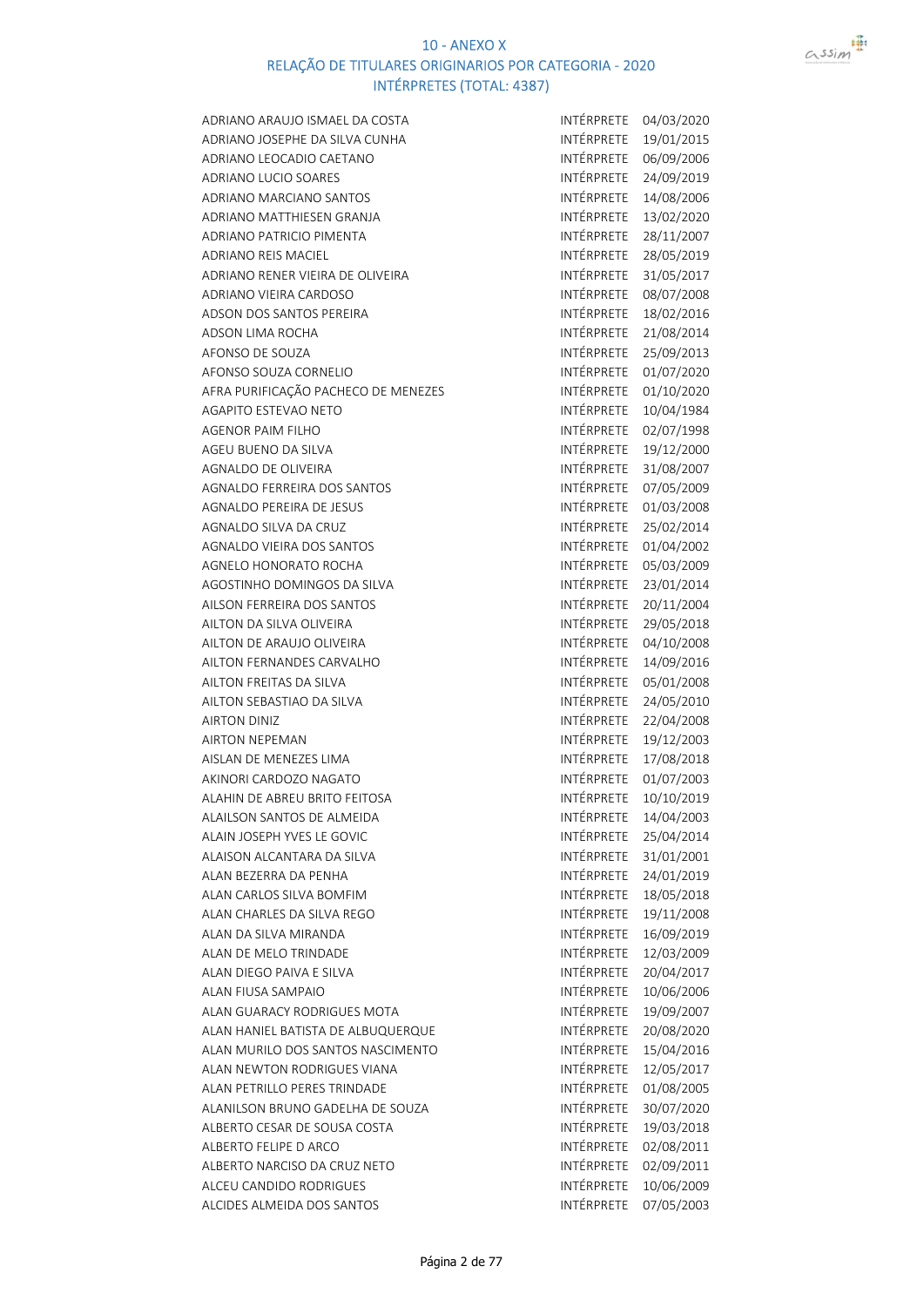# 10 - ANEXO X

## RELAÇÃO DE TITULARES ORIGINARIOS POR CATEGORIA - 2020

### INTÉRPRETES (TOTAL: 4387)

| | | |
|---|---|---|
| ADRIANO ARAUJO ISMAEL DA COSTA | INTÉRPRETE | 04/03/2020 |
| ADRIANO JOSEPHE DA SILVA CUNHA | INTÉRPRETE | 19/01/2015 |
| ADRIANO LEOCADIO CAETANO | INTÉRPRETE | 06/09/2006 |
| ADRIANO LUCIO SOARES | INTÉRPRETE | 24/09/2019 |
| ADRIANO MARCIANO SANTOS | INTÉRPRETE | 14/08/2006 |
| ADRIANO MATTHIESEN GRANJA | INTÉRPRETE | 13/02/2020 |
| ADRIANO PATRICIO PIMENTA | INTÉRPRETE | 28/11/2007 |
| ADRIANO REIS MACIEL | INTÉRPRETE | 28/05/2019 |
| ADRIANO RENER VIEIRA DE OLIVEIRA | INTÉRPRETE | 31/05/2017 |
| ADRIANO VIEIRA CARDOSO | INTÉRPRETE | 08/07/2008 |
| ADSON DOS SANTOS PEREIRA | INTÉRPRETE | 18/02/2016 |
| ADSON LIMA ROCHA | INTÉRPRETE | 21/08/2014 |
| AFONSO DE SOUZA | INTÉRPRETE | 25/09/2013 |
| AFONSO SOUZA CORNELIO | INTÉRPRETE | 01/07/2020 |
| AFRA PURIFICAÇÃO PACHECO DE MENEZES | INTÉRPRETE | 01/10/2020 |
| AGAPITO ESTEVAO NETO | INTÉRPRETE | 10/04/1984 |
| AGENOR PAIM FILHO | INTÉRPRETE | 02/07/1998 |
| AGEU BUENO DA SILVA | INTÉRPRETE | 19/12/2000 |
| AGNALDO DE OLIVEIRA | INTÉRPRETE | 31/08/2007 |
| AGNALDO FERREIRA DOS SANTOS | INTÉRPRETE | 07/05/2009 |
| AGNALDO PEREIRA DE JESUS | INTÉRPRETE | 01/03/2008 |
| AGNALDO SILVA DA CRUZ | INTÉRPRETE | 25/02/2014 |
| AGNALDO VIEIRA DOS SANTOS | INTÉRPRETE | 01/04/2002 |
| AGNELO HONORATO ROCHA | INTÉRPRETE | 05/03/2009 |
| AGOSTINHO DOMINGOS DA SILVA | INTÉRPRETE | 23/01/2014 |
| AILSON FERREIRA DOS SANTOS | INTÉRPRETE | 20/11/2004 |
| AILTON DA SILVA OLIVEIRA | INTÉRPRETE | 29/05/2018 |
| AILTON DE ARAUJO OLIVEIRA | INTÉRPRETE | 04/10/2008 |
| AILTON FERNANDES CARVALHO | INTÉRPRETE | 14/09/2016 |
| AILTON FREITAS DA SILVA | INTÉRPRETE | 05/01/2008 |
| AILTON SEBASTIAO DA SILVA | INTÉRPRETE | 24/05/2010 |
| AIRTON DINIZ | INTÉRPRETE | 22/04/2008 |
| AIRTON NEPEMAN | INTÉRPRETE | 19/12/2003 |
| AISLAN DE MENEZES LIMA | INTÉRPRETE | 17/08/2018 |
| AKINORI CARDOZO NAGATO | INTÉRPRETE | 01/07/2003 |
| ALAHIN DE ABREU BRITO FEITOSA | INTÉRPRETE | 10/10/2019 |
| ALAILSON SANTOS DE ALMEIDA | INTÉRPRETE | 14/04/2003 |
| ALAIN JOSEPH YVES LE GOVIC | INTÉRPRETE | 25/04/2014 |
| ALAISON ALCANTARA DA SILVA | INTÉRPRETE | 31/01/2001 |
| ALAN BEZERRA DA PENHA | INTÉRPRETE | 24/01/2019 |
| ALAN CARLOS SILVA BOMFIM | INTÉRPRETE | 18/05/2018 |
| ALAN CHARLES DA SILVA REGO | INTÉRPRETE | 19/11/2008 |
| ALAN DA SILVA MIRANDA | INTÉRPRETE | 16/09/2019 |
| ALAN DE MELO TRINDADE | INTÉRPRETE | 12/03/2009 |
| ALAN DIEGO PAIVA E SILVA | INTÉRPRETE | 20/04/2017 |
| ALAN FIUSA SAMPAIO | INTÉRPRETE | 10/06/2006 |
| ALAN GUARACY RODRIGUES MOTA | INTÉRPRETE | 19/09/2007 |
| ALAN HANIEL BATISTA DE ALBUQUERQUE | INTÉRPRETE | 20/08/2020 |
| ALAN MURILO DOS SANTOS NASCIMENTO | INTÉRPRETE | 15/04/2016 |
| ALAN NEWTON RODRIGUES VIANA | INTÉRPRETE | 12/05/2017 |
| ALAN PETRILLO PERES TRINDADE | INTÉRPRETE | 01/08/2005 |
| ALANILSON BRUNO GADELHA DE SOUZA | INTÉRPRETE | 30/07/2020 |
| ALBERTO CESAR DE SOUSA COSTA | INTÉRPRETE | 19/03/2018 |
| ALBERTO FELIPE D ARCO | INTÉRPRETE | 02/08/2011 |
| ALBERTO NARCISO DA CRUZ NETO | INTÉRPRETE | 02/09/2011 |
| ALCEU CANDIDO RODRIGUES | INTÉRPRETE | 10/06/2009 |
| ALCIDES ALMEIDA DOS SANTOS | INTÉRPRETE | 07/05/2003 |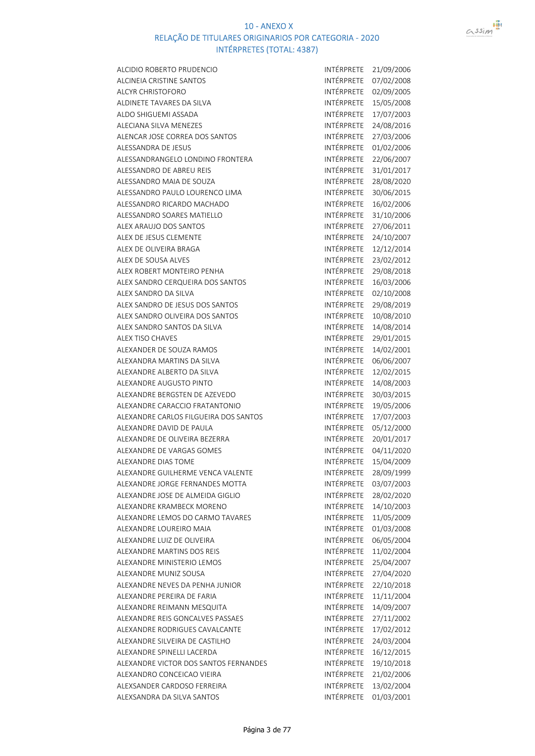# 10 - ANEXO X
## RELAÇÃO DE TITULARES ORIGINARIOS POR CATEGORIA - 2020
### INTÉRPRETES (TOTAL: 4387)

| | | |
|---|---|---|
| ALCIDIO ROBERTO PRUDENCIO | INTÉRPRETE | 21/09/2006 |
| ALCINEIA CRISTINE SANTOS | INTÉRPRETE | 07/02/2008 |
| ALCYR CHRISTOFORO | INTÉRPRETE | 02/09/2005 |
| ALDINETE TAVARES DA SILVA | INTÉRPRETE | 15/05/2008 |
| ALDO SHIGUEMI ASSADA | INTÉRPRETE | 17/07/2003 |
| ALECIANA SILVA MENEZES | INTÉRPRETE | 24/08/2016 |
| ALENCAR JOSE CORREA DOS SANTOS | INTÉRPRETE | 27/03/2006 |
| ALESSANDRA DE JESUS | INTÉRPRETE | 01/02/2006 |
| ALESSANDRANGELO LONDINO FRONTERA | INTÉRPRETE | 22/06/2007 |
| ALESSANDRO DE ABREU REIS | INTÉRPRETE | 31/01/2017 |
| ALESSANDRO MAIA DE SOUZA | INTÉRPRETE | 28/08/2020 |
| ALESSANDRO PAULO LOURENCO LIMA | INTÉRPRETE | 30/06/2015 |
| ALESSANDRO RICARDO MACHADO | INTÉRPRETE | 16/02/2006 |
| ALESSANDRO SOARES MATIELLO | INTÉRPRETE | 31/10/2006 |
| ALEX ARAUJO DOS SANTOS | INTÉRPRETE | 27/06/2011 |
| ALEX DE JESUS CLEMENTE | INTÉRPRETE | 24/10/2007 |
| ALEX DE OLIVEIRA BRAGA | INTÉRPRETE | 12/12/2014 |
| ALEX DE SOUSA ALVES | INTÉRPRETE | 23/02/2012 |
| ALEX ROBERT MONTEIRO PENHA | INTÉRPRETE | 29/08/2018 |
| ALEX SANDRO CERQUEIRA DOS SANTOS | INTÉRPRETE | 16/03/2006 |
| ALEX SANDRO DA SILVA | INTÉRPRETE | 02/10/2008 |
| ALEX SANDRO DE JESUS DOS SANTOS | INTÉRPRETE | 29/08/2019 |
| ALEX SANDRO OLIVEIRA DOS SANTOS | INTÉRPRETE | 10/08/2010 |
| ALEX SANDRO SANTOS DA SILVA | INTÉRPRETE | 14/08/2014 |
| ALEX TISO CHAVES | INTÉRPRETE | 29/01/2015 |
| ALEXANDER DE SOUZA RAMOS | INTÉRPRETE | 14/02/2001 |
| ALEXANDRA MARTINS DA SILVA | INTÉRPRETE | 06/06/2007 |
| ALEXANDRE ALBERTO DA SILVA | INTÉRPRETE | 12/02/2015 |
| ALEXANDRE AUGUSTO PINTO | INTÉRPRETE | 14/08/2003 |
| ALEXANDRE BERGSTEN DE AZEVEDO | INTÉRPRETE | 30/03/2015 |
| ALEXANDRE CARACCIO FRATANTONIO | INTÉRPRETE | 19/05/2006 |
| ALEXANDRE CARLOS FILGUEIRA DOS SANTOS | INTÉRPRETE | 17/07/2003 |
| ALEXANDRE DAVID DE PAULA | INTÉRPRETE | 05/12/2000 |
| ALEXANDRE DE OLIVEIRA BEZERRA | INTÉRPRETE | 20/01/2017 |
| ALEXANDRE DE VARGAS GOMES | INTÉRPRETE | 04/11/2020 |
| ALEXANDRE DIAS TOME | INTÉRPRETE | 15/04/2009 |
| ALEXANDRE GUILHERME VENCA VALENTE | INTÉRPRETE | 28/09/1999 |
| ALEXANDRE JORGE FERNANDES MOTTA | INTÉRPRETE | 03/07/2003 |
| ALEXANDRE JOSE DE ALMEIDA GIGLIO | INTÉRPRETE | 28/02/2020 |
| ALEXANDRE KRAMBECK MORENO | INTÉRPRETE | 14/10/2003 |
| ALEXANDRE LEMOS DO CARMO TAVARES | INTÉRPRETE | 11/05/2009 |
| ALEXANDRE LOUREIRO MAIA | INTÉRPRETE | 01/03/2008 |
| ALEXANDRE LUIZ DE OLIVEIRA | INTÉRPRETE | 06/05/2004 |
| ALEXANDRE MARTINS DOS REIS | INTÉRPRETE | 11/02/2004 |
| ALEXANDRE MINISTERIO LEMOS | INTÉRPRETE | 25/04/2007 |
| ALEXANDRE MUNIZ SOUSA | INTÉRPRETE | 27/04/2020 |
| ALEXANDRE NEVES DA PENHA JUNIOR | INTÉRPRETE | 22/10/2018 |
| ALEXANDRE PEREIRA DE FARIA | INTÉRPRETE | 11/11/2004 |
| ALEXANDRE REIMANN MESQUITA | INTÉRPRETE | 14/09/2007 |
| ALEXANDRE REIS GONCALVES PASSAES | INTÉRPRETE | 27/11/2002 |
| ALEXANDRE RODRIGUES CAVALCANTE | INTÉRPRETE | 17/02/2012 |
| ALEXANDRE SILVEIRA DE CASTILHO | INTÉRPRETE | 24/03/2004 |
| ALEXANDRE SPINELLI LACERDA | INTÉRPRETE | 16/12/2015 |
| ALEXANDRE VICTOR DOS SANTOS FERNANDES | INTÉRPRETE | 19/10/2018 |
| ALEXANDRO CONCEICAO VIEIRA | INTÉRPRETE | 21/02/2006 |
| ALEXSANDER CARDOSO FERREIRA | INTÉRPRETE | 13/02/2004 |
| ALEXSANDRA DA SILVA SANTOS | INTÉRPRETE | 01/03/2001 |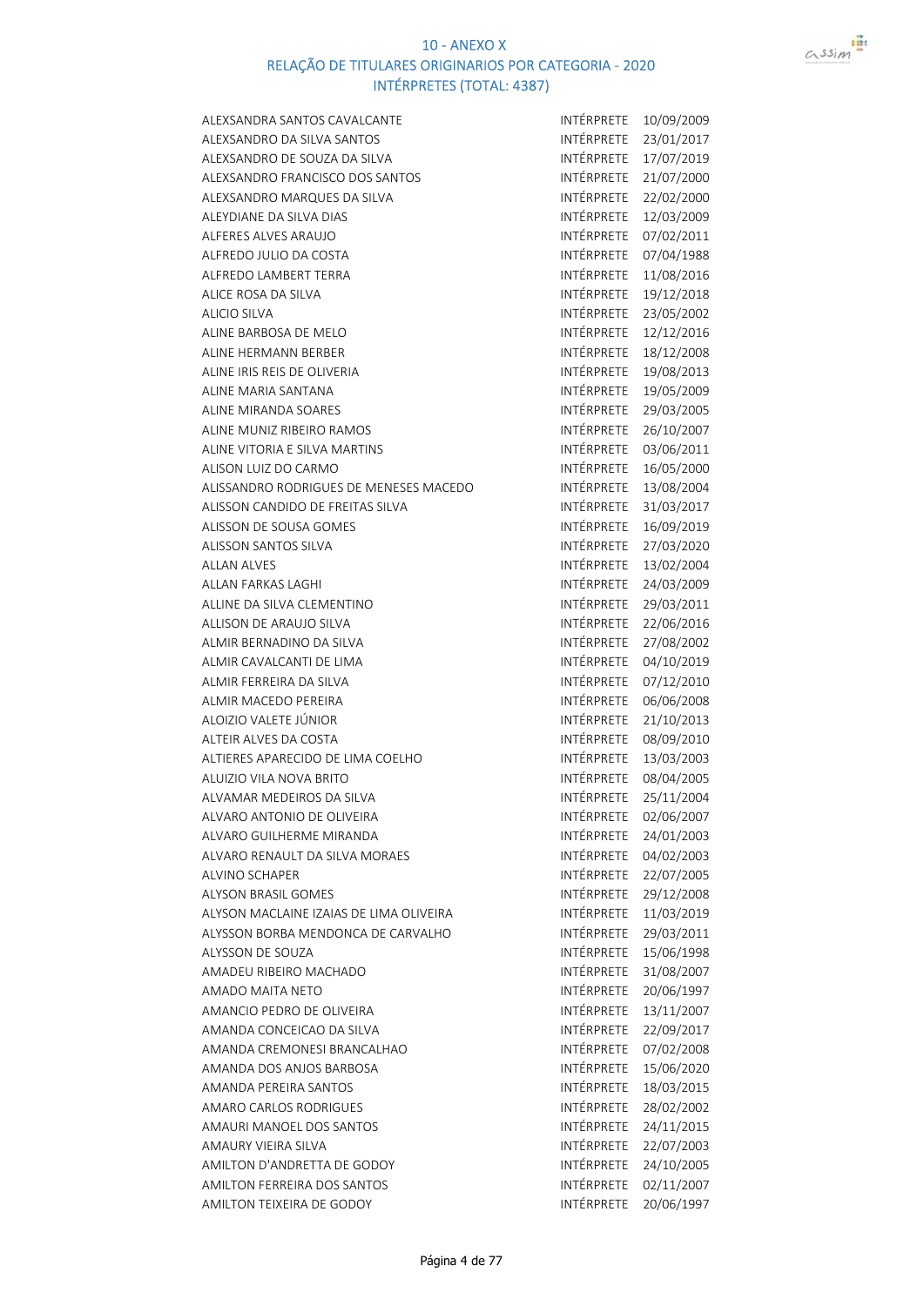# 10 - ANEXO X

## RELAÇÃO DE TITULARES ORIGINARIOS POR CATEGORIA - 2020

### INTÉRPRETES (TOTAL: 4387)

| | | |
|---|---|---|
| ALEXSANDRA SANTOS CAVALCANTE | INTÉRPRETE | 10/09/2009 |
| ALEXSANDRO DA SILVA SANTOS | INTÉRPRETE | 23/01/2017 |
| ALEXSANDRO DE SOUZA DA SILVA | INTÉRPRETE | 17/07/2019 |
| ALEXSANDRO FRANCISCO DOS SANTOS | INTÉRPRETE | 21/07/2000 |
| ALEXSANDRO MARQUES DA SILVA | INTÉRPRETE | 22/02/2000 |
| ALEYDIANE DA SILVA DIAS | INTÉRPRETE | 12/03/2009 |
| ALFERES ALVES ARAUJO | INTÉRPRETE | 07/02/2011 |
| ALFREDO JULIO DA COSTA | INTÉRPRETE | 07/04/1988 |
| ALFREDO LAMBERT TERRA | INTÉRPRETE | 11/08/2016 |
| ALICE ROSA DA SILVA | INTÉRPRETE | 19/12/2018 |
| ALICIO SILVA | INTÉRPRETE | 23/05/2002 |
| ALINE BARBOSA DE MELO | INTÉRPRETE | 12/12/2016 |
| ALINE HERMANN BERBER | INTÉRPRETE | 18/12/2008 |
| ALINE IRIS REIS DE OLIVERIA | INTÉRPRETE | 19/08/2013 |
| ALINE MARIA SANTANA | INTÉRPRETE | 19/05/2009 |
| ALINE MIRANDA SOARES | INTÉRPRETE | 29/03/2005 |
| ALINE MUNIZ RIBEIRO RAMOS | INTÉRPRETE | 26/10/2007 |
| ALINE VITORIA E SILVA MARTINS | INTÉRPRETE | 03/06/2011 |
| ALISON LUIZ DO CARMO | INTÉRPRETE | 16/05/2000 |
| ALISSANDRO RODRIGUES DE MENESES MACEDO | INTÉRPRETE | 13/08/2004 |
| ALISSON CANDIDO DE FREITAS SILVA | INTÉRPRETE | 31/03/2017 |
| ALISSON DE SOUSA GOMES | INTÉRPRETE | 16/09/2019 |
| ALISSON SANTOS SILVA | INTÉRPRETE | 27/03/2020 |
| ALLAN ALVES | INTÉRPRETE | 13/02/2004 |
| ALLAN FARKAS LAGHI | INTÉRPRETE | 24/03/2009 |
| ALLINE DA SILVA CLEMENTINO | INTÉRPRETE | 29/03/2011 |
| ALLISON DE ARAUJO SILVA | INTÉRPRETE | 22/06/2016 |
| ALMIR BERNADINO DA SILVA | INTÉRPRETE | 27/08/2002 |
| ALMIR CAVALCANTI DE LIMA | INTÉRPRETE | 04/10/2019 |
| ALMIR FERREIRA DA SILVA | INTÉRPRETE | 07/12/2010 |
| ALMIR MACEDO PEREIRA | INTÉRPRETE | 06/06/2008 |
| ALOIZIO VALETE JÚNIOR | INTÉRPRETE | 21/10/2013 |
| ALTEIR ALVES DA COSTA | INTÉRPRETE | 08/09/2010 |
| ALTIERES APARECIDO DE LIMA COELHO | INTÉRPRETE | 13/03/2003 |
| ALUIZIO VILA NOVA BRITO | INTÉRPRETE | 08/04/2005 |
| ALVAMAR MEDEIROS DA SILVA | INTÉRPRETE | 25/11/2004 |
| ALVARO ANTONIO DE OLIVEIRA | INTÉRPRETE | 02/06/2007 |
| ALVARO GUILHERME MIRANDA | INTÉRPRETE | 24/01/2003 |
| ALVARO RENAULT DA SILVA MORAES | INTÉRPRETE | 04/02/2003 |
| ALVINO SCHAPER | INTÉRPRETE | 22/07/2005 |
| ALYSON BRASIL GOMES | INTÉRPRETE | 29/12/2008 |
| ALYSON MACLAINE IZAIAS DE LIMA OLIVEIRA | INTÉRPRETE | 11/03/2019 |
| ALYSSON BORBA MENDONCA DE CARVALHO | INTÉRPRETE | 29/03/2011 |
| ALYSSON DE SOUZA | INTÉRPRETE | 15/06/1998 |
| AMADEU RIBEIRO MACHADO | INTÉRPRETE | 31/08/2007 |
| AMADO MAITA NETO | INTÉRPRETE | 20/06/1997 |
| AMANCIO PEDRO DE OLIVEIRA | INTÉRPRETE | 13/11/2007 |
| AMANDA CONCEICAO DA SILVA | INTÉRPRETE | 22/09/2017 |
| AMANDA CREMONESI BRANCALHAO | INTÉRPRETE | 07/02/2008 |
| AMANDA DOS ANJOS BARBOSA | INTÉRPRETE | 15/06/2020 |
| AMANDA PEREIRA SANTOS | INTÉRPRETE | 18/03/2015 |
| AMARO CARLOS RODRIGUES | INTÉRPRETE | 28/02/2002 |
| AMAURI MANOEL DOS SANTOS | INTÉRPRETE | 24/11/2015 |
| AMAURY VIEIRA SILVA | INTÉRPRETE | 22/07/2003 |
| AMILTON D'ANDRETTA DE GODOY | INTÉRPRETE | 24/10/2005 |
| AMILTON FERREIRA DOS SANTOS | INTÉRPRETE | 02/11/2007 |
| AMILTON TEIXEIRA DE GODOY | INTÉRPRETE | 20/06/1997 |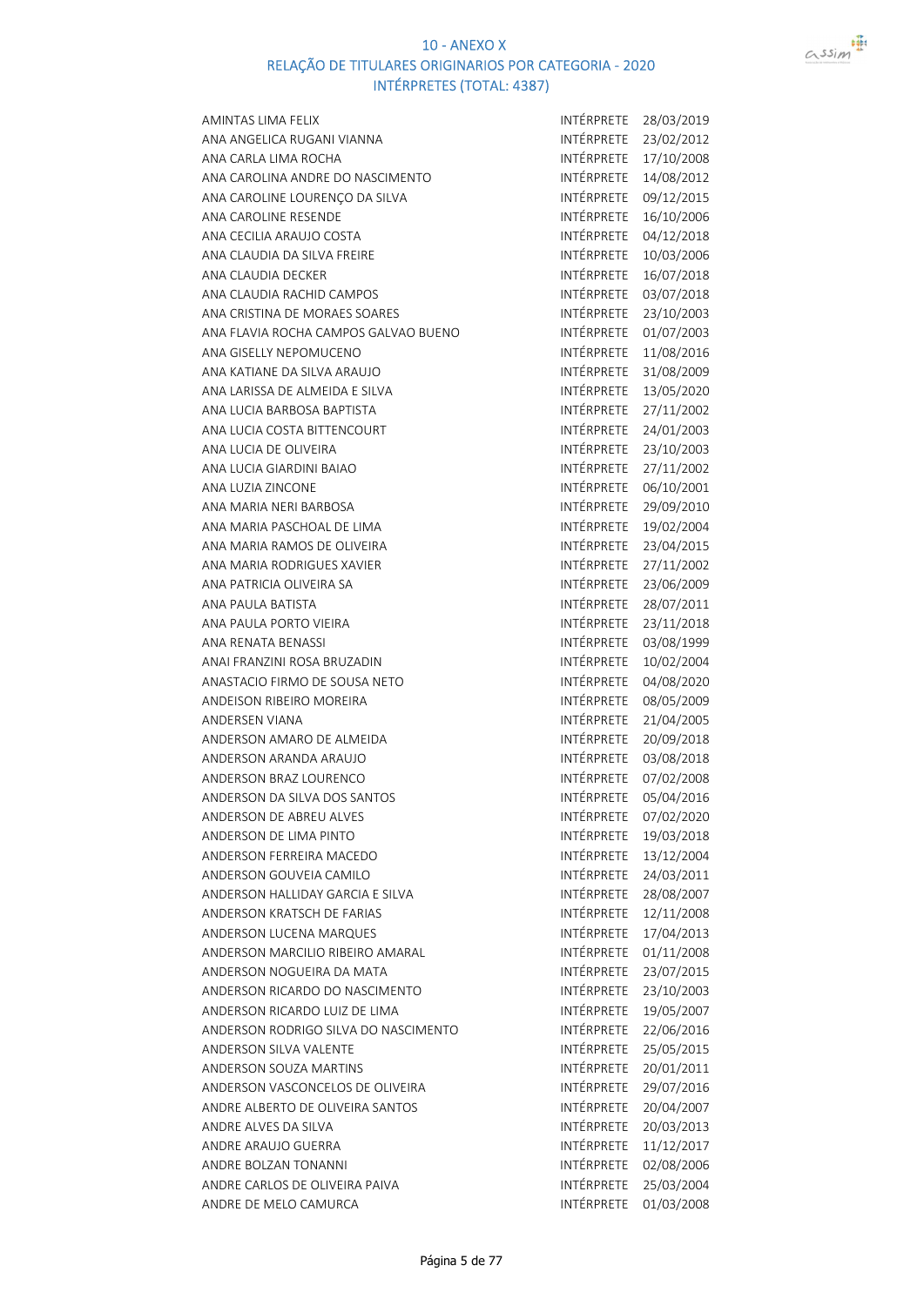# 10 - ANEXO X

## RELAÇÃO DE TITULARES ORIGINARIOS POR CATEGORIA - 2020

## INTÉRPRETES (TOTAL: 4387)

| | | |
|---|---|---|
| AMINTAS LIMA FELIX | INTÉRPRETE | 28/03/2019 |
| ANA ANGELICA RUGANI VIANNA | INTÉRPRETE | 23/02/2012 |
| ANA CARLA LIMA ROCHA | INTÉRPRETE | 17/10/2008 |
| ANA CAROLINA ANDRE DO NASCIMENTO | INTÉRPRETE | 14/08/2012 |
| ANA CAROLINE LOURENÇO DA SILVA | INTÉRPRETE | 09/12/2015 |
| ANA CAROLINE RESENDE | INTÉRPRETE | 16/10/2006 |
| ANA CECILIA ARAUJO COSTA | INTÉRPRETE | 04/12/2018 |
| ANA CLAUDIA DA SILVA FREIRE | INTÉRPRETE | 10/03/2006 |
| ANA CLAUDIA DECKER | INTÉRPRETE | 16/07/2018 |
| ANA CLAUDIA RACHID CAMPOS | INTÉRPRETE | 03/07/2018 |
| ANA CRISTINA DE MORAES SOARES | INTÉRPRETE | 23/10/2003 |
| ANA FLAVIA ROCHA CAMPOS GALVAO BUENO | INTÉRPRETE | 01/07/2003 |
| ANA GISELLY NEPOMUCENO | INTÉRPRETE | 11/08/2016 |
| ANA KATIANE DA SILVA ARAUJO | INTÉRPRETE | 31/08/2009 |
| ANA LARISSA DE ALMEIDA E SILVA | INTÉRPRETE | 13/05/2020 |
| ANA LUCIA BARBOSA BAPTISTA | INTÉRPRETE | 27/11/2002 |
| ANA LUCIA COSTA BITTENCOURT | INTÉRPRETE | 24/01/2003 |
| ANA LUCIA DE OLIVEIRA | INTÉRPRETE | 23/10/2003 |
| ANA LUCIA GIARDINI BAIAO | INTÉRPRETE | 27/11/2002 |
| ANA LUZIA ZINCONE | INTÉRPRETE | 06/10/2001 |
| ANA MARIA NERI BARBOSA | INTÉRPRETE | 29/09/2010 |
| ANA MARIA PASCHOAL DE LIMA | INTÉRPRETE | 19/02/2004 |
| ANA MARIA RAMOS DE OLIVEIRA | INTÉRPRETE | 23/04/2015 |
| ANA MARIA RODRIGUES XAVIER | INTÉRPRETE | 27/11/2002 |
| ANA PATRICIA OLIVEIRA SA | INTÉRPRETE | 23/06/2009 |
| ANA PAULA BATISTA | INTÉRPRETE | 28/07/2011 |
| ANA PAULA PORTO VIEIRA | INTÉRPRETE | 23/11/2018 |
| ANA RENATA BENASSI | INTÉRPRETE | 03/08/1999 |
| ANAI FRANZINI ROSA BRUZADIN | INTÉRPRETE | 10/02/2004 |
| ANASTACIO FIRMO DE SOUSA NETO | INTÉRPRETE | 04/08/2020 |
| ANDEISON RIBEIRO MOREIRA | INTÉRPRETE | 08/05/2009 |
| ANDERSEN VIANA | INTÉRPRETE | 21/04/2005 |
| ANDERSON AMARO DE ALMEIDA | INTÉRPRETE | 20/09/2018 |
| ANDERSON ARANDA ARAUJO | INTÉRPRETE | 03/08/2018 |
| ANDERSON BRAZ LOURENCO | INTÉRPRETE | 07/02/2008 |
| ANDERSON DA SILVA DOS SANTOS | INTÉRPRETE | 05/04/2016 |
| ANDERSON DE ABREU ALVES | INTÉRPRETE | 07/02/2020 |
| ANDERSON DE LIMA PINTO | INTÉRPRETE | 19/03/2018 |
| ANDERSON FERREIRA MACEDO | INTÉRPRETE | 13/12/2004 |
| ANDERSON GOUVEIA CAMILO | INTÉRPRETE | 24/03/2011 |
| ANDERSON HALLIDAY GARCIA E SILVA | INTÉRPRETE | 28/08/2007 |
| ANDERSON KRATSCH DE FARIAS | INTÉRPRETE | 12/11/2008 |
| ANDERSON LUCENA MARQUES | INTÉRPRETE | 17/04/2013 |
| ANDERSON MARCILIO RIBEIRO AMARAL | INTÉRPRETE | 01/11/2008 |
| ANDERSON NOGUEIRA DA MATA | INTÉRPRETE | 23/07/2015 |
| ANDERSON RICARDO DO NASCIMENTO | INTÉRPRETE | 23/10/2003 |
| ANDERSON RICARDO LUIZ DE LIMA | INTÉRPRETE | 19/05/2007 |
| ANDERSON RODRIGO SILVA DO NASCIMENTO | INTÉRPRETE | 22/06/2016 |
| ANDERSON SILVA VALENTE | INTÉRPRETE | 25/05/2015 |
| ANDERSON SOUZA MARTINS | INTÉRPRETE | 20/01/2011 |
| ANDERSON VASCONCELOS DE OLIVEIRA | INTÉRPRETE | 29/07/2016 |
| ANDRE ALBERTO DE OLIVEIRA SANTOS | INTÉRPRETE | 20/04/2007 |
| ANDRE ALVES DA SILVA | INTÉRPRETE | 20/03/2013 |
| ANDRE ARAUJO GUERRA | INTÉRPRETE | 11/12/2017 |
| ANDRE BOLZAN TONANNI | INTÉRPRETE | 02/08/2006 |
| ANDRE CARLOS DE OLIVEIRA PAIVA | INTÉRPRETE | 25/03/2004 |
| ANDRE DE MELO CAMURCA | INTÉRPRETE | 01/03/2008 |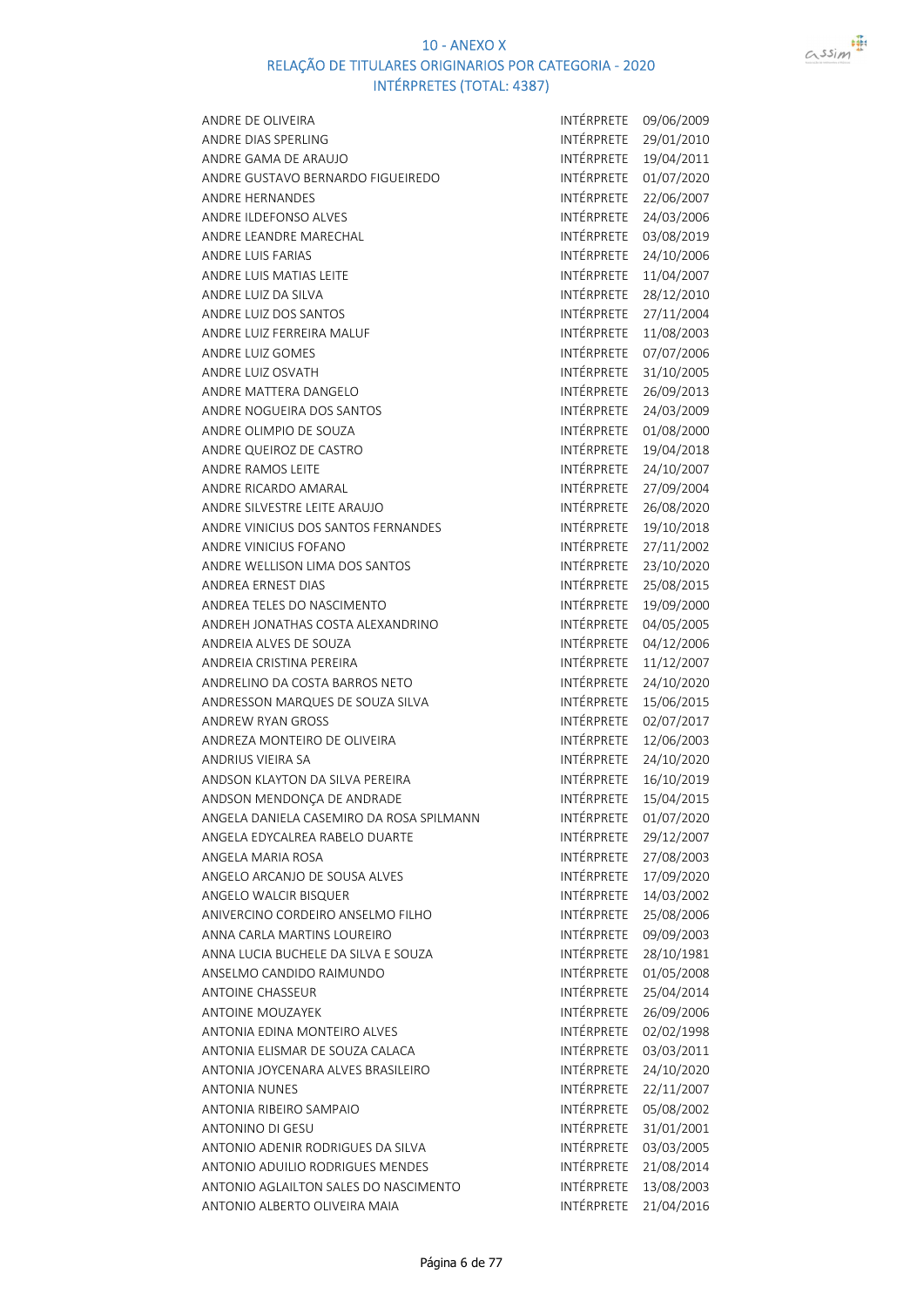# 10 - ANEXO X

## RELAÇÃO DE TITULARES ORIGINARIOS POR CATEGORIA - 2020

### INTÉRPRETES (TOTAL: 4387)

| | | |
|---|---|---|
| ANDRE DE OLIVEIRA | INTÉRPRETE | 09/06/2009 |
| ANDRE DIAS SPERLING | INTÉRPRETE | 29/01/2010 |
| ANDRE GAMA DE ARAUJO | INTÉRPRETE | 19/04/2011 |
| ANDRE GUSTAVO BERNARDO FIGUEIREDO | INTÉRPRETE | 01/07/2020 |
| ANDRE HERNANDES | INTÉRPRETE | 22/06/2007 |
| ANDRE ILDEFONSO ALVES | INTÉRPRETE | 24/03/2006 |
| ANDRE LEANDRE MARECHAL | INTÉRPRETE | 03/08/2019 |
| ANDRE LUIS FARIAS | INTÉRPRETE | 24/10/2006 |
| ANDRE LUIS MATIAS LEITE | INTÉRPRETE | 11/04/2007 |
| ANDRE LUIZ DA SILVA | INTÉRPRETE | 28/12/2010 |
| ANDRE LUIZ DOS SANTOS | INTÉRPRETE | 27/11/2004 |
| ANDRE LUIZ FERREIRA MALUF | INTÉRPRETE | 11/08/2003 |
| ANDRE LUIZ GOMES | INTÉRPRETE | 07/07/2006 |
| ANDRE LUIZ OSVATH | INTÉRPRETE | 31/10/2005 |
| ANDRE MATTERA DANGELO | INTÉRPRETE | 26/09/2013 |
| ANDRE NOGUEIRA DOS SANTOS | INTÉRPRETE | 24/03/2009 |
| ANDRE OLIMPIO DE SOUZA | INTÉRPRETE | 01/08/2000 |
| ANDRE QUEIROZ DE CASTRO | INTÉRPRETE | 19/04/2018 |
| ANDRE RAMOS LEITE | INTÉRPRETE | 24/10/2007 |
| ANDRE RICARDO AMARAL | INTÉRPRETE | 27/09/2004 |
| ANDRE SILVESTRE LEITE ARAUJO | INTÉRPRETE | 26/08/2020 |
| ANDRE VINICIUS DOS SANTOS FERNANDES | INTÉRPRETE | 19/10/2018 |
| ANDRE VINICIUS FOFANO | INTÉRPRETE | 27/11/2002 |
| ANDRE WELLISON LIMA DOS SANTOS | INTÉRPRETE | 23/10/2020 |
| ANDREA ERNEST DIAS | INTÉRPRETE | 25/08/2015 |
| ANDREA TELES DO NASCIMENTO | INTÉRPRETE | 19/09/2000 |
| ANDREH JONATHAS COSTA ALEXANDRINO | INTÉRPRETE | 04/05/2005 |
| ANDREIA ALVES DE SOUZA | INTÉRPRETE | 04/12/2006 |
| ANDREIA CRISTINA PEREIRA | INTÉRPRETE | 11/12/2007 |
| ANDRELINO DA COSTA BARROS NETO | INTÉRPRETE | 24/10/2020 |
| ANDRESSON MARQUES DE SOUZA SILVA | INTÉRPRETE | 15/06/2015 |
| ANDREW RYAN GROSS | INTÉRPRETE | 02/07/2017 |
| ANDREZA MONTEIRO DE OLIVEIRA | INTÉRPRETE | 12/06/2003 |
| ANDRIUS VIEIRA SA | INTÉRPRETE | 24/10/2020 |
| ANDSON KLAYTON DA SILVA PEREIRA | INTÉRPRETE | 16/10/2019 |
| ANDSON MENDONÇA DE ANDRADE | INTÉRPRETE | 15/04/2015 |
| ANGELA DANIELA CASEMIRO DA ROSA SPILMANN | INTÉRPRETE | 01/07/2020 |
| ANGELA EDYCALREA RABELO DUARTE | INTÉRPRETE | 29/12/2007 |
| ANGELA MARIA ROSA | INTÉRPRETE | 27/08/2003 |
| ANGELO ARCANJO DE SOUSA ALVES | INTÉRPRETE | 17/09/2020 |
| ANGELO WALCIR BISQUER | INTÉRPRETE | 14/03/2002 |
| ANIVERCINO CORDEIRO ANSELMO FILHO | INTÉRPRETE | 25/08/2006 |
| ANNA CARLA MARTINS LOUREIRO | INTÉRPRETE | 09/09/2003 |
| ANNA LUCIA BUCHELE DA SILVA E SOUZA | INTÉRPRETE | 28/10/1981 |
| ANSELMO CANDIDO RAIMUNDO | INTÉRPRETE | 01/05/2008 |
| ANTOINE CHASSEUR | INTÉRPRETE | 25/04/2014 |
| ANTOINE MOUZAYEK | INTÉRPRETE | 26/09/2006 |
| ANTONIA EDINA MONTEIRO ALVES | INTÉRPRETE | 02/02/1998 |
| ANTONIA ELISMAR DE SOUZA CALACA | INTÉRPRETE | 03/03/2011 |
| ANTONIA JOYCENARA ALVES BRASILEIRO | INTÉRPRETE | 24/10/2020 |
| ANTONIA NUNES | INTÉRPRETE | 22/11/2007 |
| ANTONIA RIBEIRO SAMPAIO | INTÉRPRETE | 05/08/2002 |
| ANTONINO DI GESU | INTÉRPRETE | 31/01/2001 |
| ANTONIO ADENIR RODRIGUES DA SILVA | INTÉRPRETE | 03/03/2005 |
| ANTONIO ADUILIO RODRIGUES MENDES | INTÉRPRETE | 21/08/2014 |
| ANTONIO AGLAILTON SALES DO NASCIMENTO | INTÉRPRETE | 13/08/2003 |
| ANTONIO ALBERTO OLIVEIRA MAIA | INTÉRPRETE | 21/04/2016 |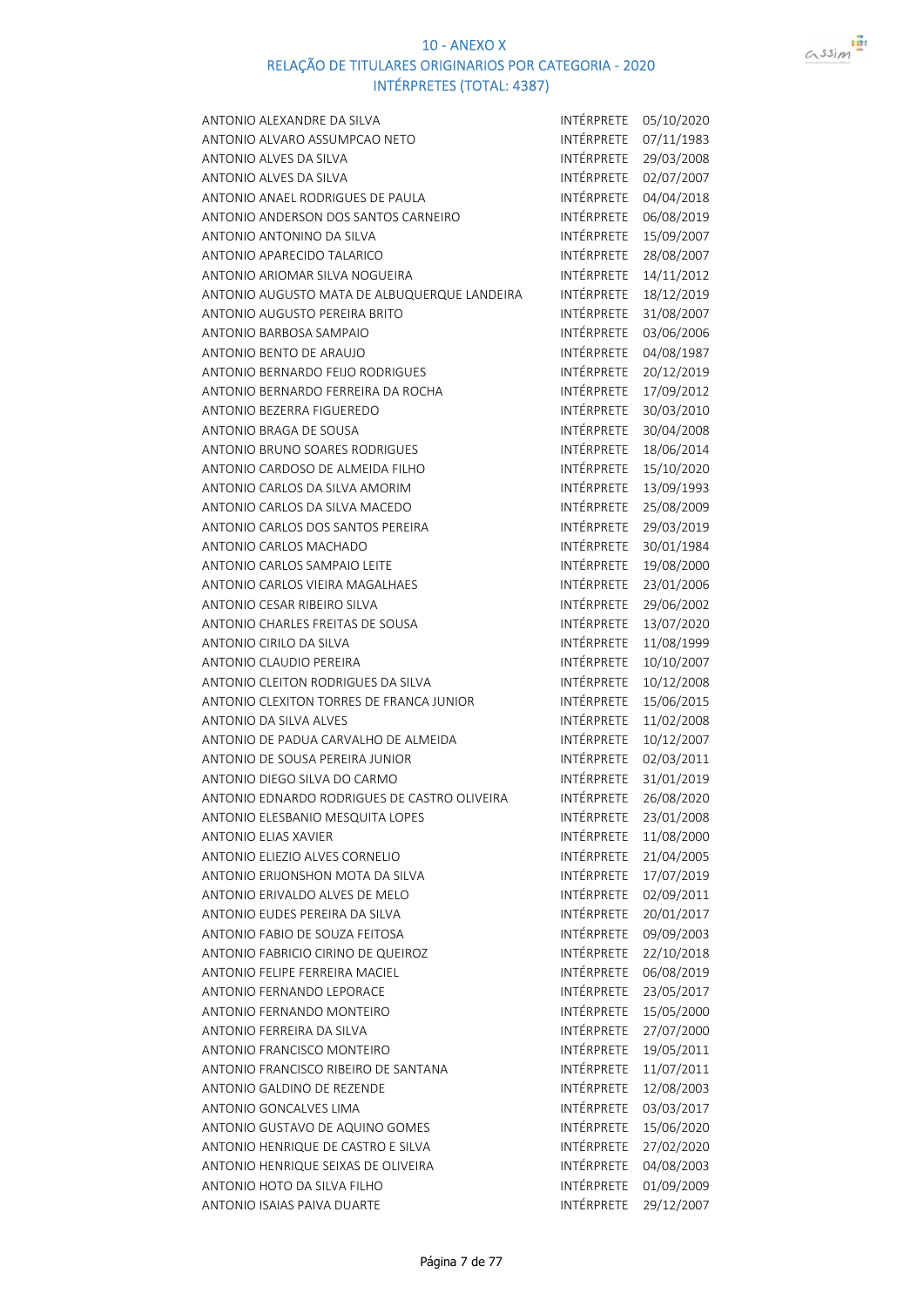# 10 - ANEXO X
## RELAÇÃO DE TITULARES ORIGINARIOS POR CATEGORIA - 2020
### INTÉRPRETES (TOTAL: 4387)

| | | |
|---|---|---|
| ANTONIO ALEXANDRE DA SILVA | INTÉRPRETE | 05/10/2020 |
| ANTONIO ALVARO ASSUMPCAO NETO | INTÉRPRETE | 07/11/1983 |
| ANTONIO ALVES DA SILVA | INTÉRPRETE | 29/03/2008 |
| ANTONIO ALVES DA SILVA | INTÉRPRETE | 02/07/2007 |
| ANTONIO ANAEL RODRIGUES DE PAULA | INTÉRPRETE | 04/04/2018 |
| ANTONIO ANDERSON DOS SANTOS CARNEIRO | INTÉRPRETE | 06/08/2019 |
| ANTONIO ANTONINO DA SILVA | INTÉRPRETE | 15/09/2007 |
| ANTONIO APARECIDO TALARICO | INTÉRPRETE | 28/08/2007 |
| ANTONIO ARIOMAR SILVA NOGUEIRA | INTÉRPRETE | 14/11/2012 |
| ANTONIO AUGUSTO MATA DE ALBUQUERQUE LANDEIRA | INTÉRPRETE | 18/12/2019 |
| ANTONIO AUGUSTO PEREIRA BRITO | INTÉRPRETE | 31/08/2007 |
| ANTONIO BARBOSA SAMPAIO | INTÉRPRETE | 03/06/2006 |
| ANTONIO BENTO DE ARAUJO | INTÉRPRETE | 04/08/1987 |
| ANTONIO BERNARDO FEIJO RODRIGUES | INTÉRPRETE | 20/12/2019 |
| ANTONIO BERNARDO FERREIRA DA ROCHA | INTÉRPRETE | 17/09/2012 |
| ANTONIO BEZERRA FIGUEREDO | INTÉRPRETE | 30/03/2010 |
| ANTONIO BRAGA DE SOUSA | INTÉRPRETE | 30/04/2008 |
| ANTONIO BRUNO SOARES RODRIGUES | INTÉRPRETE | 18/06/2014 |
| ANTONIO CARDOSO DE ALMEIDA FILHO | INTÉRPRETE | 15/10/2020 |
| ANTONIO CARLOS DA SILVA AMORIM | INTÉRPRETE | 13/09/1993 |
| ANTONIO CARLOS DA SILVA MACEDO | INTÉRPRETE | 25/08/2009 |
| ANTONIO CARLOS DOS SANTOS PEREIRA | INTÉRPRETE | 29/03/2019 |
| ANTONIO CARLOS MACHADO | INTÉRPRETE | 30/01/1984 |
| ANTONIO CARLOS SAMPAIO LEITE | INTÉRPRETE | 19/08/2000 |
| ANTONIO CARLOS VIEIRA MAGALHAES | INTÉRPRETE | 23/01/2006 |
| ANTONIO CESAR RIBEIRO SILVA | INTÉRPRETE | 29/06/2002 |
| ANTONIO CHARLES FREITAS DE SOUSA | INTÉRPRETE | 13/07/2020 |
| ANTONIO CIRILO DA SILVA | INTÉRPRETE | 11/08/1999 |
| ANTONIO CLAUDIO PEREIRA | INTÉRPRETE | 10/10/2007 |
| ANTONIO CLEITON RODRIGUES DA SILVA | INTÉRPRETE | 10/12/2008 |
| ANTONIO CLEXITON TORRES DE FRANCA JUNIOR | INTÉRPRETE | 15/06/2015 |
| ANTONIO DA SILVA ALVES | INTÉRPRETE | 11/02/2008 |
| ANTONIO DE PADUA CARVALHO DE ALMEIDA | INTÉRPRETE | 10/12/2007 |
| ANTONIO DE SOUSA PEREIRA JUNIOR | INTÉRPRETE | 02/03/2011 |
| ANTONIO DIEGO SILVA DO CARMO | INTÉRPRETE | 31/01/2019 |
| ANTONIO EDNARDO RODRIGUES DE CASTRO OLIVEIRA | INTÉRPRETE | 26/08/2020 |
| ANTONIO ELESBANIO MESQUITA LOPES | INTÉRPRETE | 23/01/2008 |
| ANTONIO ELIAS XAVIER | INTÉRPRETE | 11/08/2000 |
| ANTONIO ELIEZIO ALVES CORNELIO | INTÉRPRETE | 21/04/2005 |
| ANTONIO ERIJONSHON MOTA DA SILVA | INTÉRPRETE | 17/07/2019 |
| ANTONIO ERIVALDO ALVES DE MELO | INTÉRPRETE | 02/09/2011 |
| ANTONIO EUDES PEREIRA DA SILVA | INTÉRPRETE | 20/01/2017 |
| ANTONIO FABIO DE SOUZA FEITOSA | INTÉRPRETE | 09/09/2003 |
| ANTONIO FABRICIO CIRINO DE QUEIROZ | INTÉRPRETE | 22/10/2018 |
| ANTONIO FELIPE FERREIRA MACIEL | INTÉRPRETE | 06/08/2019 |
| ANTONIO FERNANDO LEPORACE | INTÉRPRETE | 23/05/2017 |
| ANTONIO FERNANDO MONTEIRO | INTÉRPRETE | 15/05/2000 |
| ANTONIO FERREIRA DA SILVA | INTÉRPRETE | 27/07/2000 |
| ANTONIO FRANCISCO MONTEIRO | INTÉRPRETE | 19/05/2011 |
| ANTONIO FRANCISCO RIBEIRO DE SANTANA | INTÉRPRETE | 11/07/2011 |
| ANTONIO GALDINO DE REZENDE | INTÉRPRETE | 12/08/2003 |
| ANTONIO GONCALVES LIMA | INTÉRPRETE | 03/03/2017 |
| ANTONIO GUSTAVO DE AQUINO GOMES | INTÉRPRETE | 15/06/2020 |
| ANTONIO HENRIQUE DE CASTRO E SILVA | INTÉRPRETE | 27/02/2020 |
| ANTONIO HENRIQUE SEIXAS DE OLIVEIRA | INTÉRPRETE | 04/08/2003 |
| ANTONIO HOTO DA SILVA FILHO | INTÉRPRETE | 01/09/2009 |
| ANTONIO ISAIAS PAIVA DUARTE | INTÉRPRETE | 29/12/2007 |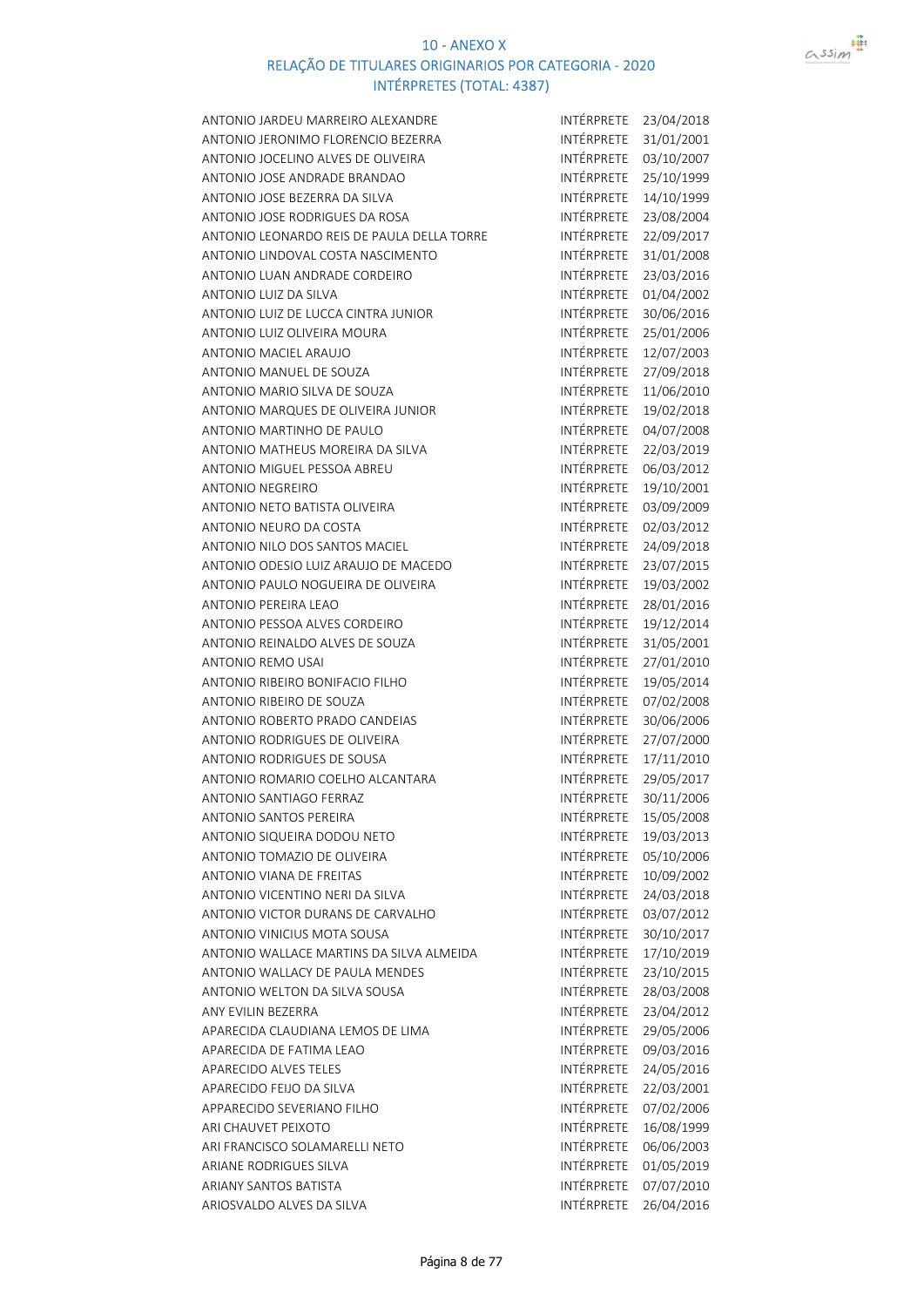# 10 - ANEXO X

## RELAÇÃO DE TITULARES ORIGINARIOS POR CATEGORIA - 2020

### INTÉRPRETES (TOTAL: 4387)

| Nome | Categoria | Data |
|---|---|---|
| ANTONIO JARDEU MARREIRO ALEXANDRE | INTÉRPRETE | 23/04/2018 |
| ANTONIO JERONIMO FLORENCIO BEZERRA | INTÉRPRETE | 31/01/2001 |
| ANTONIO JOCELINO ALVES DE OLIVEIRA | INTÉRPRETE | 03/10/2007 |
| ANTONIO JOSE ANDRADE BRANDAO | INTÉRPRETE | 25/10/1999 |
| ANTONIO JOSE BEZERRA DA SILVA | INTÉRPRETE | 14/10/1999 |
| ANTONIO JOSE RODRIGUES DA ROSA | INTÉRPRETE | 23/08/2004 |
| ANTONIO LEONARDO REIS DE PAULA DELLA TORRE | INTÉRPRETE | 22/09/2017 |
| ANTONIO LINDOVAL COSTA NASCIMENTO | INTÉRPRETE | 31/01/2008 |
| ANTONIO LUAN ANDRADE CORDEIRO | INTÉRPRETE | 23/03/2016 |
| ANTONIO LUIZ DA SILVA | INTÉRPRETE | 01/04/2002 |
| ANTONIO LUIZ DE LUCCA CINTRA JUNIOR | INTÉRPRETE | 30/06/2016 |
| ANTONIO LUIZ OLIVEIRA MOURA | INTÉRPRETE | 25/01/2006 |
| ANTONIO MACIEL ARAUJO | INTÉRPRETE | 12/07/2003 |
| ANTONIO MANUEL DE SOUZA | INTÉRPRETE | 27/09/2018 |
| ANTONIO MARIO SILVA DE SOUZA | INTÉRPRETE | 11/06/2010 |
| ANTONIO MARQUES DE OLIVEIRA JUNIOR | INTÉRPRETE | 19/02/2018 |
| ANTONIO MARTINHO DE PAULO | INTÉRPRETE | 04/07/2008 |
| ANTONIO MATHEUS MOREIRA DA SILVA | INTÉRPRETE | 22/03/2019 |
| ANTONIO MIGUEL PESSOA ABREU | INTÉRPRETE | 06/03/2012 |
| ANTONIO NEGREIRO | INTÉRPRETE | 19/10/2001 |
| ANTONIO NETO BATISTA OLIVEIRA | INTÉRPRETE | 03/09/2009 |
| ANTONIO NEURO DA COSTA | INTÉRPRETE | 02/03/2012 |
| ANTONIO NILO DOS SANTOS MACIEL | INTÉRPRETE | 24/09/2018 |
| ANTONIO ODESIO LUIZ ARAUJO DE MACEDO | INTÉRPRETE | 23/07/2015 |
| ANTONIO PAULO NOGUEIRA DE OLIVEIRA | INTÉRPRETE | 19/03/2002 |
| ANTONIO PEREIRA LEAO | INTÉRPRETE | 28/01/2016 |
| ANTONIO PESSOA ALVES CORDEIRO | INTÉRPRETE | 19/12/2014 |
| ANTONIO REINALDO ALVES DE SOUZA | INTÉRPRETE | 31/05/2001 |
| ANTONIO REMO USAI | INTÉRPRETE | 27/01/2010 |
| ANTONIO RIBEIRO BONIFACIO FILHO | INTÉRPRETE | 19/05/2014 |
| ANTONIO RIBEIRO DE SOUZA | INTÉRPRETE | 07/02/2008 |
| ANTONIO ROBERTO PRADO CANDEIAS | INTÉRPRETE | 30/06/2006 |
| ANTONIO RODRIGUES DE OLIVEIRA | INTÉRPRETE | 27/07/2000 |
| ANTONIO RODRIGUES DE SOUSA | INTÉRPRETE | 17/11/2010 |
| ANTONIO ROMARIO COELHO ALCANTARA | INTÉRPRETE | 29/05/2017 |
| ANTONIO SANTIAGO FERRAZ | INTÉRPRETE | 30/11/2006 |
| ANTONIO SANTOS PEREIRA | INTÉRPRETE | 15/05/2008 |
| ANTONIO SIQUEIRA DODOU NETO | INTÉRPRETE | 19/03/2013 |
| ANTONIO TOMAZIO DE OLIVEIRA | INTÉRPRETE | 05/10/2006 |
| ANTONIO VIANA DE FREITAS | INTÉRPRETE | 10/09/2002 |
| ANTONIO VICENTINO NERI DA SILVA | INTÉRPRETE | 24/03/2018 |
| ANTONIO VICTOR DURANS DE CARVALHO | INTÉRPRETE | 03/07/2012 |
| ANTONIO VINICIUS MOTA SOUSA | INTÉRPRETE | 30/10/2017 |
| ANTONIO WALLACE MARTINS DA SILVA ALMEIDA | INTÉRPRETE | 17/10/2019 |
| ANTONIO WALLACY DE PAULA MENDES | INTÉRPRETE | 23/10/2015 |
| ANTONIO WELTON DA SILVA SOUSA | INTÉRPRETE | 28/03/2008 |
| ANY EVILIN BEZERRA | INTÉRPRETE | 23/04/2012 |
| APARECIDA CLAUDIANA LEMOS DE LIMA | INTÉRPRETE | 29/05/2006 |
| APARECIDA DE FATIMA LEAO | INTÉRPRETE | 09/03/2016 |
| APARECIDO ALVES TELES | INTÉRPRETE | 24/05/2016 |
| APARECIDO FEIJO DA SILVA | INTÉRPRETE | 22/03/2001 |
| APPARECIDO SEVERIANO FILHO | INTÉRPRETE | 07/02/2006 |
| ARI CHAUVET PEIXOTO | INTÉRPRETE | 16/08/1999 |
| ARI FRANCISCO SOLAMARELLI NETO | INTÉRPRETE | 06/06/2003 |
| ARIANE RODRIGUES SILVA | INTÉRPRETE | 01/05/2019 |
| ARIANY SANTOS BATISTA | INTÉRPRETE | 07/07/2010 |
| ARIOSVALDO ALVES DA SILVA | INTÉRPRETE | 26/04/2016 |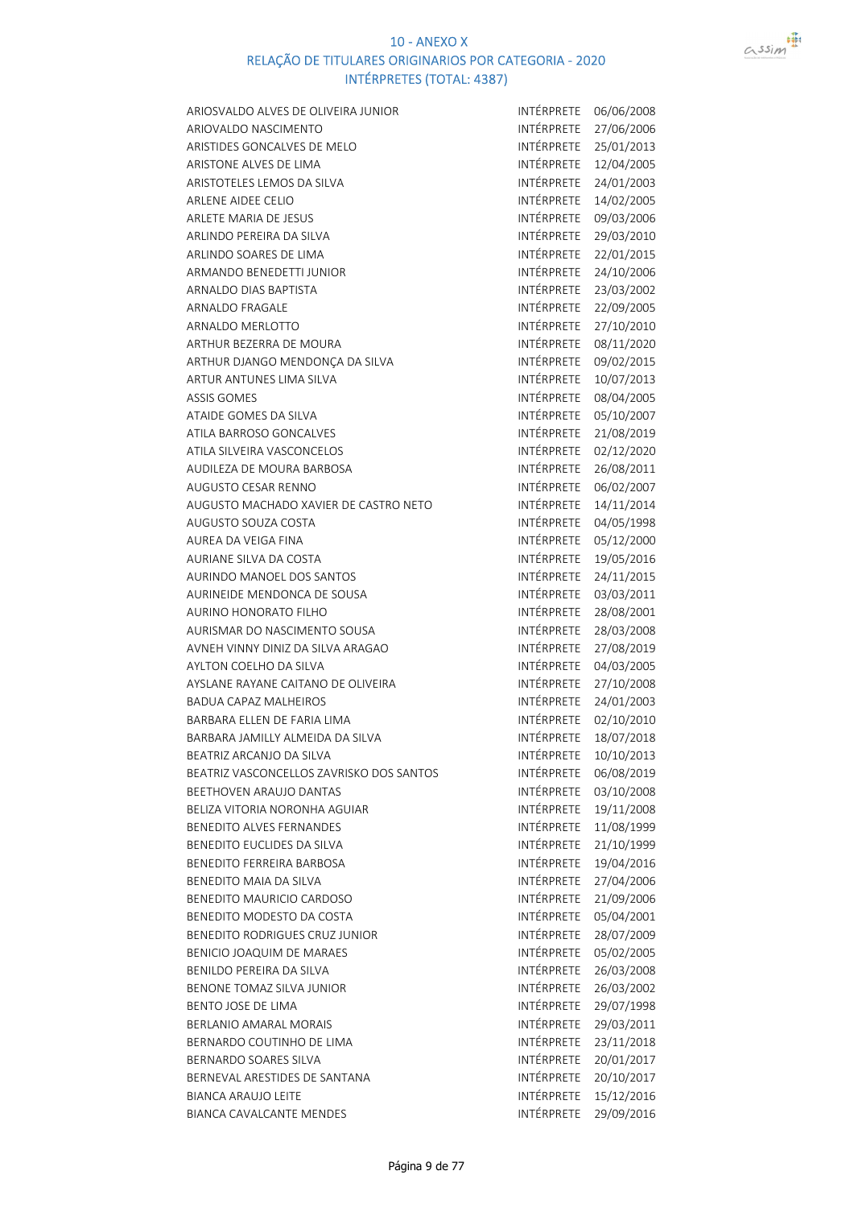# 10 - ANEXO X

## RELAÇÃO DE TITULARES ORIGINARIOS POR CATEGORIA - 2020

### INTÉRPRETES (TOTAL: 4387)

| | | |
|---|---|---|
| ARIOSVALDO ALVES DE OLIVEIRA JUNIOR | INTÉRPRETE | 06/06/2008 |
| ARIOVALDO NASCIMENTO | INTÉRPRETE | 27/06/2006 |
| ARISTIDES GONCALVES DE MELO | INTÉRPRETE | 25/01/2013 |
| ARISTONE ALVES DE LIMA | INTÉRPRETE | 12/04/2005 |
| ARISTOTELES LEMOS DA SILVA | INTÉRPRETE | 24/01/2003 |
| ARLENE AIDEE CELIO | INTÉRPRETE | 14/02/2005 |
| ARLETE MARIA DE JESUS | INTÉRPRETE | 09/03/2006 |
| ARLINDO PEREIRA DA SILVA | INTÉRPRETE | 29/03/2010 |
| ARLINDO SOARES DE LIMA | INTÉRPRETE | 22/01/2015 |
| ARMANDO BENEDETTI JUNIOR | INTÉRPRETE | 24/10/2006 |
| ARNALDO DIAS BAPTISTA | INTÉRPRETE | 23/03/2002 |
| ARNALDO FRAGALE | INTÉRPRETE | 22/09/2005 |
| ARNALDO MERLOTTO | INTÉRPRETE | 27/10/2010 |
| ARTHUR BEZERRA DE MOURA | INTÉRPRETE | 08/11/2020 |
| ARTHUR DJANGO MENDONÇA DA SILVA | INTÉRPRETE | 09/02/2015 |
| ARTUR ANTUNES LIMA SILVA | INTÉRPRETE | 10/07/2013 |
| ASSIS GOMES | INTÉRPRETE | 08/04/2005 |
| ATAIDE GOMES DA SILVA | INTÉRPRETE | 05/10/2007 |
| ATILA BARROSO GONCALVES | INTÉRPRETE | 21/08/2019 |
| ATILA SILVEIRA VASCONCELOS | INTÉRPRETE | 02/12/2020 |
| AUDILEZA DE MOURA BARBOSA | INTÉRPRETE | 26/08/2011 |
| AUGUSTO CESAR RENNO | INTÉRPRETE | 06/02/2007 |
| AUGUSTO MACHADO XAVIER DE CASTRO NETO | INTÉRPRETE | 14/11/2014 |
| AUGUSTO SOUZA COSTA | INTÉRPRETE | 04/05/1998 |
| AUREA DA VEIGA FINA | INTÉRPRETE | 05/12/2000 |
| AURIANE SILVA DA COSTA | INTÉRPRETE | 19/05/2016 |
| AURINDO MANOEL DOS SANTOS | INTÉRPRETE | 24/11/2015 |
| AURINEIDE MENDONCA DE SOUSA | INTÉRPRETE | 03/03/2011 |
| AURINO HONORATO FILHO | INTÉRPRETE | 28/08/2001 |
| AURISMAR DO NASCIMENTO SOUSA | INTÉRPRETE | 28/03/2008 |
| AVNEH VINNY DINIZ DA SILVA ARAGAO | INTÉRPRETE | 27/08/2019 |
| AYLTON COELHO DA SILVA | INTÉRPRETE | 04/03/2005 |
| AYSLANE RAYANE CAITANO DE OLIVEIRA | INTÉRPRETE | 27/10/2008 |
| BADUA CAPAZ MALHEIROS | INTÉRPRETE | 24/01/2003 |
| BARBARA ELLEN DE FARIA LIMA | INTÉRPRETE | 02/10/2010 |
| BARBARA JAMILLY ALMEIDA DA SILVA | INTÉRPRETE | 18/07/2018 |
| BEATRIZ ARCANJO DA SILVA | INTÉRPRETE | 10/10/2013 |
| BEATRIZ VASCONCELLOS ZAVRISKO DOS SANTOS | INTÉRPRETE | 06/08/2019 |
| BEETHOVEN ARAUJO DANTAS | INTÉRPRETE | 03/10/2008 |
| BELIZA VITORIA NORONHA AGUIAR | INTÉRPRETE | 19/11/2008 |
| BENEDITO ALVES FERNANDES | INTÉRPRETE | 11/08/1999 |
| BENEDITO EUCLIDES DA SILVA | INTÉRPRETE | 21/10/1999 |
| BENEDITO FERREIRA BARBOSA | INTÉRPRETE | 19/04/2016 |
| BENEDITO MAIA DA SILVA | INTÉRPRETE | 27/04/2006 |
| BENEDITO MAURICIO CARDOSO | INTÉRPRETE | 21/09/2006 |
| BENEDITO MODESTO DA COSTA | INTÉRPRETE | 05/04/2001 |
| BENEDITO RODRIGUES CRUZ JUNIOR | INTÉRPRETE | 28/07/2009 |
| BENICIO JOAQUIM DE MARAES | INTÉRPRETE | 05/02/2005 |
| BENILDO PEREIRA DA SILVA | INTÉRPRETE | 26/03/2008 |
| BENONE TOMAZ SILVA JUNIOR | INTÉRPRETE | 26/03/2002 |
| BENTO JOSE DE LIMA | INTÉRPRETE | 29/07/1998 |
| BERLANIO AMARAL MORAIS | INTÉRPRETE | 29/03/2011 |
| BERNARDO COUTINHO DE LIMA | INTÉRPRETE | 23/11/2018 |
| BERNARDO SOARES SILVA | INTÉRPRETE | 20/01/2017 |
| BERNEVAL ARESTIDES DE SANTANA | INTÉRPRETE | 20/10/2017 |
| BIANCA ARAUJO LEITE | INTÉRPRETE | 15/12/2016 |
| BIANCA CAVALCANTE MENDES | INTÉRPRETE | 29/09/2016 |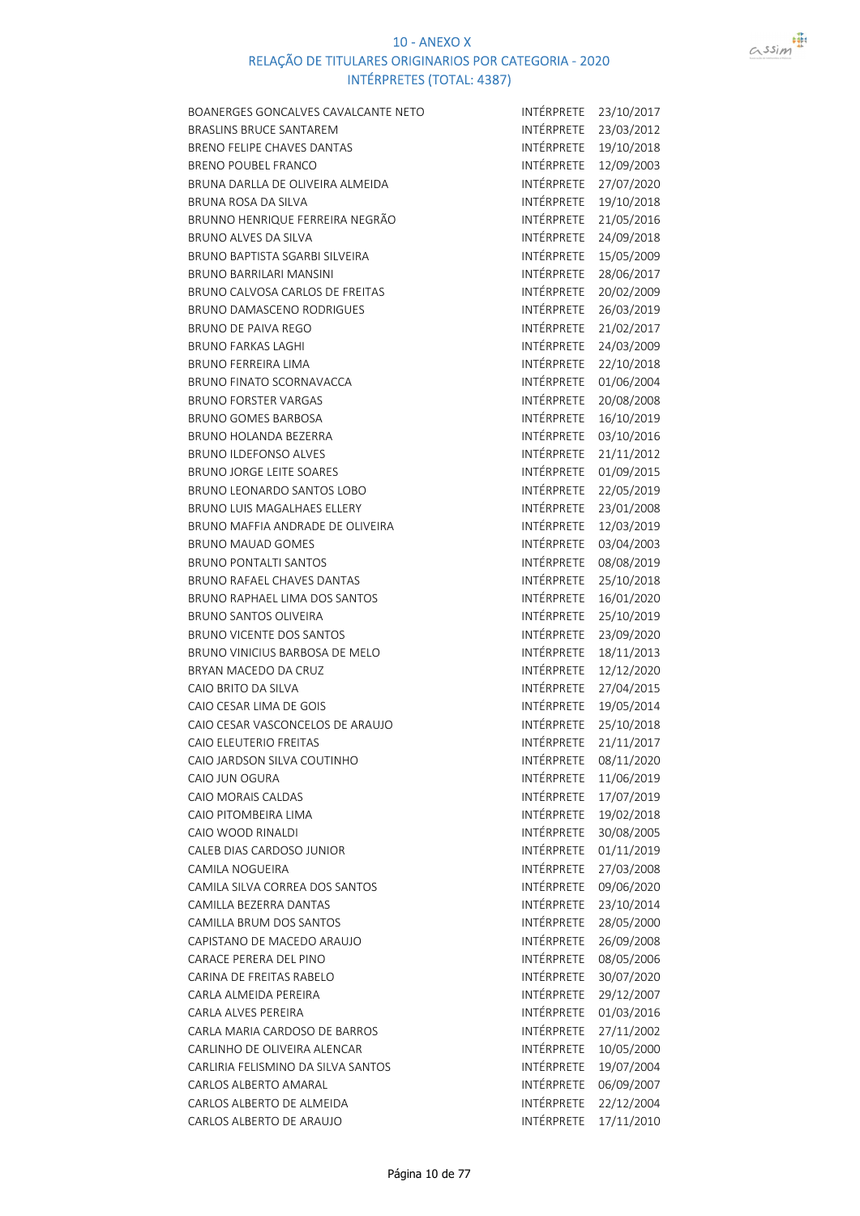# 10 - ANEXO X

## RELAÇÃO DE TITULARES ORIGINARIOS POR CATEGORIA - 2020

### INTÉRPRETES (TOTAL: 4387)

| | | |
|---|---|---|
| BOANERGES GONCALVES CAVALCANTE NETO | INTÉRPRETE | 23/10/2017 |
| BRASLINS BRUCE SANTAREM | INTÉRPRETE | 23/03/2012 |
| BRENO FELIPE CHAVES DANTAS | INTÉRPRETE | 19/10/2018 |
| BRENO POUBEL FRANCO | INTÉRPRETE | 12/09/2003 |
| BRUNA DARLLA DE OLIVEIRA ALMEIDA | INTÉRPRETE | 27/07/2020 |
| BRUNA ROSA DA SILVA | INTÉRPRETE | 19/10/2018 |
| BRUNNO HENRIQUE FERREIRA NEGRÃO | INTÉRPRETE | 21/05/2016 |
| BRUNO ALVES DA SILVA | INTÉRPRETE | 24/09/2018 |
| BRUNO BAPTISTA SGARBI SILVEIRA | INTÉRPRETE | 15/05/2009 |
| BRUNO BARRILARI MANSINI | INTÉRPRETE | 28/06/2017 |
| BRUNO CALVOSA CARLOS DE FREITAS | INTÉRPRETE | 20/02/2009 |
| BRUNO DAMASCENO RODRIGUES | INTÉRPRETE | 26/03/2019 |
| BRUNO DE PAIVA REGO | INTÉRPRETE | 21/02/2017 |
| BRUNO FARKAS LAGHI | INTÉRPRETE | 24/03/2009 |
| BRUNO FERREIRA LIMA | INTÉRPRETE | 22/10/2018 |
| BRUNO FINATO SCORNAVACCA | INTÉRPRETE | 01/06/2004 |
| BRUNO FORSTER VARGAS | INTÉRPRETE | 20/08/2008 |
| BRUNO GOMES BARBOSA | INTÉRPRETE | 16/10/2019 |
| BRUNO HOLANDA BEZERRA | INTÉRPRETE | 03/10/2016 |
| BRUNO ILDEFONSO ALVES | INTÉRPRETE | 21/11/2012 |
| BRUNO JORGE LEITE SOARES | INTÉRPRETE | 01/09/2015 |
| BRUNO LEONARDO SANTOS LOBO | INTÉRPRETE | 22/05/2019 |
| BRUNO LUIS MAGALHAES ELLERY | INTÉRPRETE | 23/01/2008 |
| BRUNO MAFFIA ANDRADE DE OLIVEIRA | INTÉRPRETE | 12/03/2019 |
| BRUNO MAUAD GOMES | INTÉRPRETE | 03/04/2003 |
| BRUNO PONTALTI SANTOS | INTÉRPRETE | 08/08/2019 |
| BRUNO RAFAEL CHAVES DANTAS | INTÉRPRETE | 25/10/2018 |
| BRUNO RAPHAEL LIMA DOS SANTOS | INTÉRPRETE | 16/01/2020 |
| BRUNO SANTOS OLIVEIRA | INTÉRPRETE | 25/10/2019 |
| BRUNO VICENTE DOS SANTOS | INTÉRPRETE | 23/09/2020 |
| BRUNO VINICIUS BARBOSA DE MELO | INTÉRPRETE | 18/11/2013 |
| BRYAN MACEDO DA CRUZ | INTÉRPRETE | 12/12/2020 |
| CAIO BRITO DA SILVA | INTÉRPRETE | 27/04/2015 |
| CAIO CESAR LIMA DE GOIS | INTÉRPRETE | 19/05/2014 |
| CAIO CESAR VASCONCELOS DE ARAUJO | INTÉRPRETE | 25/10/2018 |
| CAIO ELEUTERIO FREITAS | INTÉRPRETE | 21/11/2017 |
| CAIO JARDSON SILVA COUTINHO | INTÉRPRETE | 08/11/2020 |
| CAIO JUN OGURA | INTÉRPRETE | 11/06/2019 |
| CAIO MORAIS CALDAS | INTÉRPRETE | 17/07/2019 |
| CAIO PITOMBEIRA LIMA | INTÉRPRETE | 19/02/2018 |
| CAIO WOOD RINALDI | INTÉRPRETE | 30/08/2005 |
| CALEB DIAS CARDOSO JUNIOR | INTÉRPRETE | 01/11/2019 |
| CAMILA NOGUEIRA | INTÉRPRETE | 27/03/2008 |
| CAMILA SILVA CORREA DOS SANTOS | INTÉRPRETE | 09/06/2020 |
| CAMILLA BEZERRA DANTAS | INTÉRPRETE | 23/10/2014 |
| CAMILLA BRUM DOS SANTOS | INTÉRPRETE | 28/05/2000 |
| CAPISTANO DE MACEDO ARAUJO | INTÉRPRETE | 26/09/2008 |
| CARACE PERERA DEL PINO | INTÉRPRETE | 08/05/2006 |
| CARINA DE FREITAS RABELO | INTÉRPRETE | 30/07/2020 |
| CARLA ALMEIDA PEREIRA | INTÉRPRETE | 29/12/2007 |
| CARLA ALVES PEREIRA | INTÉRPRETE | 01/03/2016 |
| CARLA MARIA CARDOSO DE BARROS | INTÉRPRETE | 27/11/2002 |
| CARLINHO DE OLIVEIRA ALENCAR | INTÉRPRETE | 10/05/2000 |
| CARLIRIA FELISMINO DA SILVA SANTOS | INTÉRPRETE | 19/07/2004 |
| CARLOS ALBERTO AMARAL | INTÉRPRETE | 06/09/2007 |
| CARLOS ALBERTO DE ALMEIDA | INTÉRPRETE | 22/12/2004 |
| CARLOS ALBERTO DE ARAUJO | INTÉRPRETE | 17/11/2010 |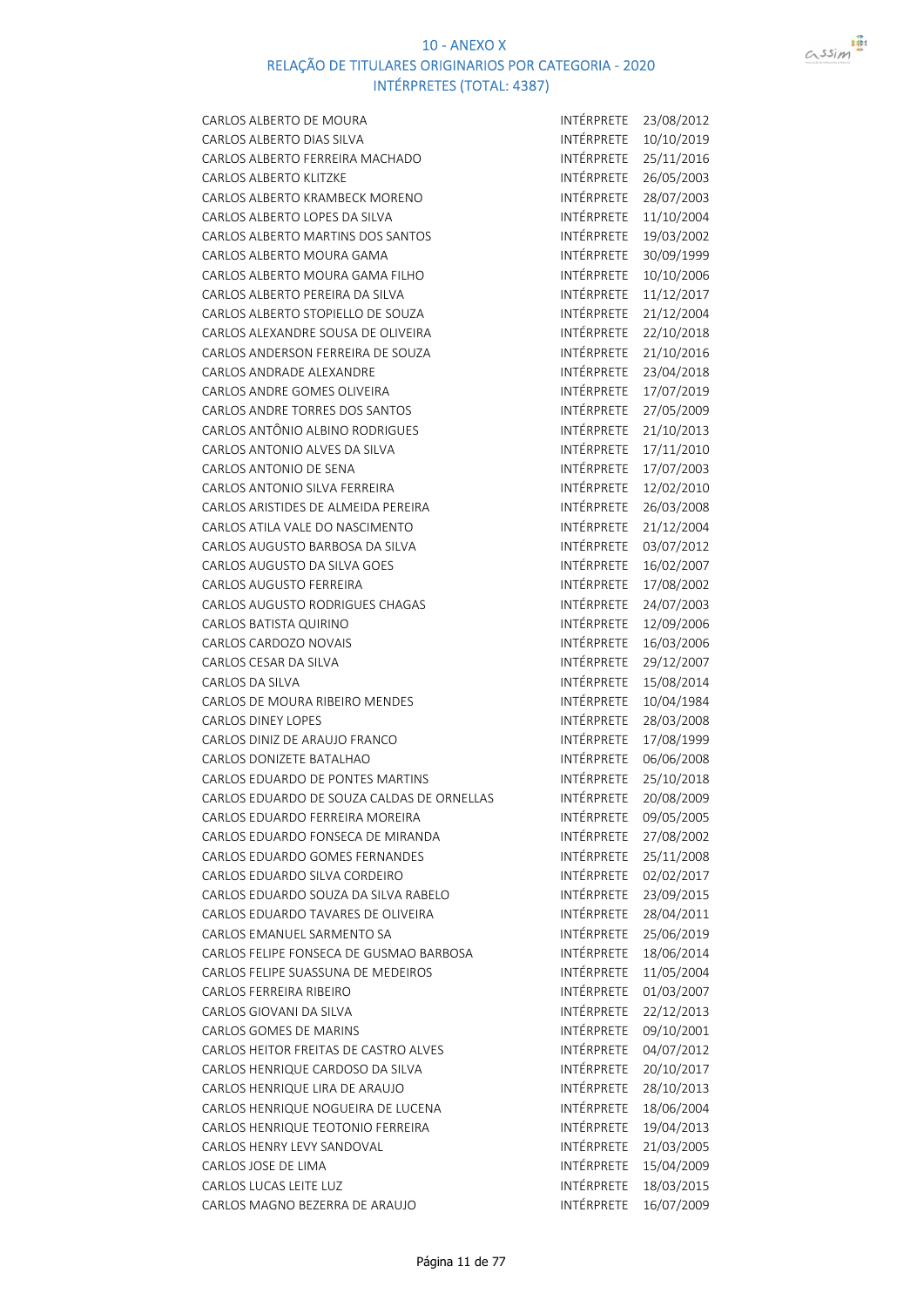# 10 - ANEXO X
## RELAÇÃO DE TITULARES ORIGINARIOS POR CATEGORIA - 2020
### INTÉRPRETES (TOTAL: 4387)

| | | |
|---|---|---|
| CARLOS ALBERTO DE MOURA | INTÉRPRETE | 23/08/2012 |
| CARLOS ALBERTO DIAS SILVA | INTÉRPRETE | 10/10/2019 |
| CARLOS ALBERTO FERREIRA MACHADO | INTÉRPRETE | 25/11/2016 |
| CARLOS ALBERTO KLITZKE | INTÉRPRETE | 26/05/2003 |
| CARLOS ALBERTO KRAMBECK MORENO | INTÉRPRETE | 28/07/2003 |
| CARLOS ALBERTO LOPES DA SILVA | INTÉRPRETE | 11/10/2004 |
| CARLOS ALBERTO MARTINS DOS SANTOS | INTÉRPRETE | 19/03/2002 |
| CARLOS ALBERTO MOURA GAMA | INTÉRPRETE | 30/09/1999 |
| CARLOS ALBERTO MOURA GAMA FILHO | INTÉRPRETE | 10/10/2006 |
| CARLOS ALBERTO PEREIRA DA SILVA | INTÉRPRETE | 11/12/2017 |
| CARLOS ALBERTO STOPIELLO DE SOUZA | INTÉRPRETE | 21/12/2004 |
| CARLOS ALEXANDRE SOUSA DE OLIVEIRA | INTÉRPRETE | 22/10/2018 |
| CARLOS ANDERSON FERREIRA DE SOUZA | INTÉRPRETE | 21/10/2016 |
| CARLOS ANDRADE ALEXANDRE | INTÉRPRETE | 23/04/2018 |
| CARLOS ANDRE GOMES OLIVEIRA | INTÉRPRETE | 17/07/2019 |
| CARLOS ANDRE TORRES DOS SANTOS | INTÉRPRETE | 27/05/2009 |
| CARLOS ANTÔNIO ALBINO RODRIGUES | INTÉRPRETE | 21/10/2013 |
| CARLOS ANTONIO ALVES DA SILVA | INTÉRPRETE | 17/11/2010 |
| CARLOS ANTONIO DE SENA | INTÉRPRETE | 17/07/2003 |
| CARLOS ANTONIO SILVA FERREIRA | INTÉRPRETE | 12/02/2010 |
| CARLOS ARISTIDES DE ALMEIDA PEREIRA | INTÉRPRETE | 26/03/2008 |
| CARLOS ATILA VALE DO NASCIMENTO | INTÉRPRETE | 21/12/2004 |
| CARLOS AUGUSTO BARBOSA DA SILVA | INTÉRPRETE | 03/07/2012 |
| CARLOS AUGUSTO DA SILVA GOES | INTÉRPRETE | 16/02/2007 |
| CARLOS AUGUSTO FERREIRA | INTÉRPRETE | 17/08/2002 |
| CARLOS AUGUSTO RODRIGUES CHAGAS | INTÉRPRETE | 24/07/2003 |
| CARLOS BATISTA QUIRINO | INTÉRPRETE | 12/09/2006 |
| CARLOS CARDOZO NOVAIS | INTÉRPRETE | 16/03/2006 |
| CARLOS CESAR DA SILVA | INTÉRPRETE | 29/12/2007 |
| CARLOS DA SILVA | INTÉRPRETE | 15/08/2014 |
| CARLOS DE MOURA RIBEIRO MENDES | INTÉRPRETE | 10/04/1984 |
| CARLOS DINEY LOPES | INTÉRPRETE | 28/03/2008 |
| CARLOS DINIZ DE ARAUJO FRANCO | INTÉRPRETE | 17/08/1999 |
| CARLOS DONIZETE BATALHAO | INTÉRPRETE | 06/06/2008 |
| CARLOS EDUARDO DE PONTES MARTINS | INTÉRPRETE | 25/10/2018 |
| CARLOS EDUARDO DE SOUZA CALDAS DE ORNELLAS | INTÉRPRETE | 20/08/2009 |
| CARLOS EDUARDO FERREIRA MOREIRA | INTÉRPRETE | 09/05/2005 |
| CARLOS EDUARDO FONSECA DE MIRANDA | INTÉRPRETE | 27/08/2002 |
| CARLOS EDUARDO GOMES FERNANDES | INTÉRPRETE | 25/11/2008 |
| CARLOS EDUARDO SILVA CORDEIRO | INTÉRPRETE | 02/02/2017 |
| CARLOS EDUARDO SOUZA DA SILVA RABELO | INTÉRPRETE | 23/09/2015 |
| CARLOS EDUARDO TAVARES DE OLIVEIRA | INTÉRPRETE | 28/04/2011 |
| CARLOS EMANUEL SARMENTO SA | INTÉRPRETE | 25/06/2019 |
| CARLOS FELIPE FONSECA DE GUSMAO BARBOSA | INTÉRPRETE | 18/06/2014 |
| CARLOS FELIPE SUASSUNA DE MEDEIROS | INTÉRPRETE | 11/05/2004 |
| CARLOS FERREIRA RIBEIRO | INTÉRPRETE | 01/03/2007 |
| CARLOS GIOVANI DA SILVA | INTÉRPRETE | 22/12/2013 |
| CARLOS GOMES DE MARINS | INTÉRPRETE | 09/10/2001 |
| CARLOS HEITOR FREITAS DE CASTRO ALVES | INTÉRPRETE | 04/07/2012 |
| CARLOS HENRIQUE CARDOSO DA SILVA | INTÉRPRETE | 20/10/2017 |
| CARLOS HENRIQUE LIRA DE ARAUJO | INTÉRPRETE | 28/10/2013 |
| CARLOS HENRIQUE NOGUEIRA DE LUCENA | INTÉRPRETE | 18/06/2004 |
| CARLOS HENRIQUE TEOTONIO FERREIRA | INTÉRPRETE | 19/04/2013 |
| CARLOS HENRY LEVY SANDOVAL | INTÉRPRETE | 21/03/2005 |
| CARLOS JOSE DE LIMA | INTÉRPRETE | 15/04/2009 |
| CARLOS LUCAS LEITE LUZ | INTÉRPRETE | 18/03/2015 |
| CARLOS MAGNO BEZERRA DE ARAUJO | INTÉRPRETE | 16/07/2009 |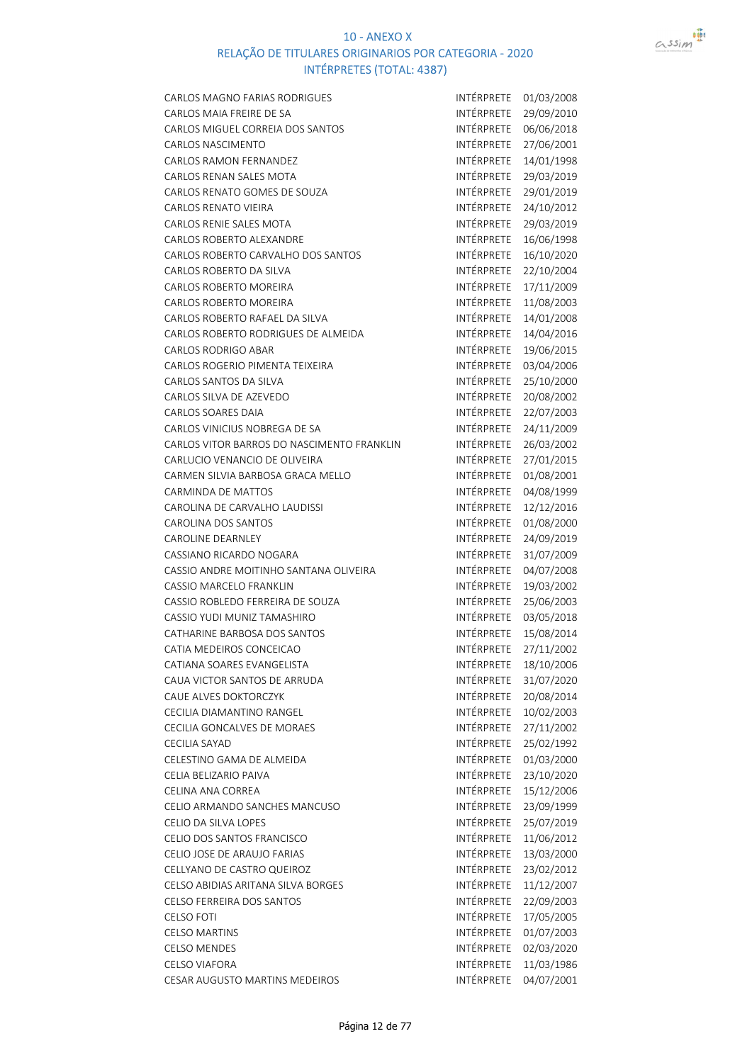# 10 - ANEXO X
## RELAÇÃO DE TITULARES ORIGINARIOS POR CATEGORIA - 2020
### INTÉRPRETES (TOTAL: 4387)

| | | |
|---|---|---|
| CARLOS MAGNO FARIAS RODRIGUES | INTÉRPRETE | 01/03/2008 |
| CARLOS MAIA FREIRE DE SA | INTÉRPRETE | 29/09/2010 |
| CARLOS MIGUEL CORREIA DOS SANTOS | INTÉRPRETE | 06/06/2018 |
| CARLOS NASCIMENTO | INTÉRPRETE | 27/06/2001 |
| CARLOS RAMON FERNANDEZ | INTÉRPRETE | 14/01/1998 |
| CARLOS RENAN SALES MOTA | INTÉRPRETE | 29/03/2019 |
| CARLOS RENATO GOMES DE SOUZA | INTÉRPRETE | 29/01/2019 |
| CARLOS RENATO VIEIRA | INTÉRPRETE | 24/10/2012 |
| CARLOS RENIE SALES MOTA | INTÉRPRETE | 29/03/2019 |
| CARLOS ROBERTO ALEXANDRE | INTÉRPRETE | 16/06/1998 |
| CARLOS ROBERTO CARVALHO DOS SANTOS | INTÉRPRETE | 16/10/2020 |
| CARLOS ROBERTO DA SILVA | INTÉRPRETE | 22/10/2004 |
| CARLOS ROBERTO MOREIRA | INTÉRPRETE | 17/11/2009 |
| CARLOS ROBERTO MOREIRA | INTÉRPRETE | 11/08/2003 |
| CARLOS ROBERTO RAFAEL DA SILVA | INTÉRPRETE | 14/01/2008 |
| CARLOS ROBERTO RODRIGUES DE ALMEIDA | INTÉRPRETE | 14/04/2016 |
| CARLOS RODRIGO ABAR | INTÉRPRETE | 19/06/2015 |
| CARLOS ROGERIO PIMENTA TEIXEIRA | INTÉRPRETE | 03/04/2006 |
| CARLOS SANTOS DA SILVA | INTÉRPRETE | 25/10/2000 |
| CARLOS SILVA DE AZEVEDO | INTÉRPRETE | 20/08/2002 |
| CARLOS SOARES DAIA | INTÉRPRETE | 22/07/2003 |
| CARLOS VINICIUS NOBREGA DE SA | INTÉRPRETE | 24/11/2009 |
| CARLOS VITOR BARROS DO NASCIMENTO FRANKLIN | INTÉRPRETE | 26/03/2002 |
| CARLUCIO VENANCIO DE OLIVEIRA | INTÉRPRETE | 27/01/2015 |
| CARMEN SILVIA BARBOSA GRACA MELLO | INTÉRPRETE | 01/08/2001 |
| CARMINDA DE MATTOS | INTÉRPRETE | 04/08/1999 |
| CAROLINA DE CARVALHO LAUDISSI | INTÉRPRETE | 12/12/2016 |
| CAROLINA DOS SANTOS | INTÉRPRETE | 01/08/2000 |
| CAROLINE DEARNLEY | INTÉRPRETE | 24/09/2019 |
| CASSIANO RICARDO NOGARA | INTÉRPRETE | 31/07/2009 |
| CASSIO ANDRE MOITINHO SANTANA OLIVEIRA | INTÉRPRETE | 04/07/2008 |
| CASSIO MARCELO FRANKLIN | INTÉRPRETE | 19/03/2002 |
| CASSIO ROBLEDO FERREIRA DE SOUZA | INTÉRPRETE | 25/06/2003 |
| CASSIO YUDI MUNIZ TAMASHIRO | INTÉRPRETE | 03/05/2018 |
| CATHARINE BARBOSA DOS SANTOS | INTÉRPRETE | 15/08/2014 |
| CATIA MEDEIROS CONCEICAO | INTÉRPRETE | 27/11/2002 |
| CATIANA SOARES EVANGELISTA | INTÉRPRETE | 18/10/2006 |
| CAUA VICTOR SANTOS DE ARRUDA | INTÉRPRETE | 31/07/2020 |
| CAUE ALVES DOKTORCZYK | INTÉRPRETE | 20/08/2014 |
| CECILIA DIAMANTINO RANGEL | INTÉRPRETE | 10/02/2003 |
| CECILIA GONCALVES DE MORAES | INTÉRPRETE | 27/11/2002 |
| CECILIA SAYAD | INTÉRPRETE | 25/02/1992 |
| CELESTINO GAMA DE ALMEIDA | INTÉRPRETE | 01/03/2000 |
| CELIA BELIZARIO PAIVA | INTÉRPRETE | 23/10/2020 |
| CELINA ANA CORREA | INTÉRPRETE | 15/12/2006 |
| CELIO ARMANDO SANCHES MANCUSO | INTÉRPRETE | 23/09/1999 |
| CELIO DA SILVA LOPES | INTÉRPRETE | 25/07/2019 |
| CELIO DOS SANTOS FRANCISCO | INTÉRPRETE | 11/06/2012 |
| CELIO JOSE DE ARAUJO FARIAS | INTÉRPRETE | 13/03/2000 |
| CELLYANO DE CASTRO QUEIROZ | INTÉRPRETE | 23/02/2012 |
| CELSO ABIDIAS ARITANA SILVA BORGES | INTÉRPRETE | 11/12/2007 |
| CELSO FERREIRA DOS SANTOS | INTÉRPRETE | 22/09/2003 |
| CELSO FOTI | INTÉRPRETE | 17/05/2005 |
| CELSO MARTINS | INTÉRPRETE | 01/07/2003 |
| CELSO MENDES | INTÉRPRETE | 02/03/2020 |
| CELSO VIAFORA | INTÉRPRETE | 11/03/1986 |
| CESAR AUGUSTO MARTINS MEDEIROS | INTÉRPRETE | 04/07/2001 |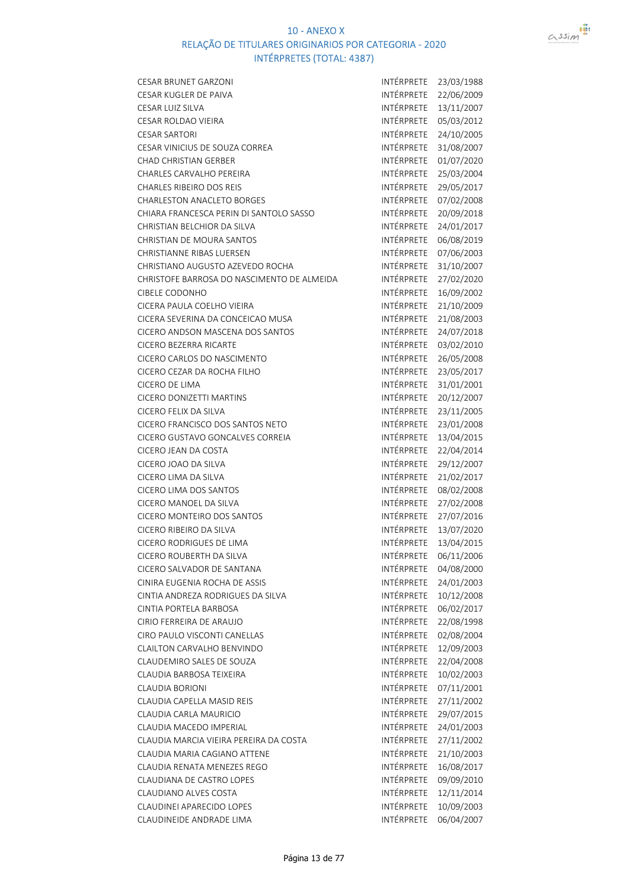## 10 - ANEXO X
## RELAÇÃO DE TITULARES ORIGINARIOS POR CATEGORIA - 2020
## INTÉRPRETES (TOTAL: 4387)

| | | |
|---|---|---|
| CESAR BRUNET GARZONI | INTÉRPRETE | 23/03/1988 |
| CESAR KUGLER DE PAIVA | INTÉRPRETE | 22/06/2009 |
| CESAR LUIZ SILVA | INTÉRPRETE | 13/11/2007 |
| CESAR ROLDAO VIEIRA | INTÉRPRETE | 05/03/2012 |
| CESAR SARTORI | INTÉRPRETE | 24/10/2005 |
| CESAR VINICIUS DE SOUZA CORREA | INTÉRPRETE | 31/08/2007 |
| CHAD CHRISTIAN GERBER | INTÉRPRETE | 01/07/2020 |
| CHARLES CARVALHO PEREIRA | INTÉRPRETE | 25/03/2004 |
| CHARLES RIBEIRO DOS REIS | INTÉRPRETE | 29/05/2017 |
| CHARLESTON ANACLETO BORGES | INTÉRPRETE | 07/02/2008 |
| CHIARA FRANCESCA PERIN DI SANTOLO SASSO | INTÉRPRETE | 20/09/2018 |
| CHRISTIAN BELCHIOR DA SILVA | INTÉRPRETE | 24/01/2017 |
| CHRISTIAN DE MOURA SANTOS | INTÉRPRETE | 06/08/2019 |
| CHRISTIANNE RIBAS LUERSEN | INTÉRPRETE | 07/06/2003 |
| CHRISTIANO AUGUSTO AZEVEDO ROCHA | INTÉRPRETE | 31/10/2007 |
| CHRISTOFE BARROSA DO NASCIMENTO DE ALMEIDA | INTÉRPRETE | 27/02/2020 |
| CIBELE CODONHO | INTÉRPRETE | 16/09/2002 |
| CICERA PAULA COELHO VIEIRA | INTÉRPRETE | 21/10/2009 |
| CICERA SEVERINA DA CONCEICAO MUSA | INTÉRPRETE | 21/08/2003 |
| CICERO ANDSON MASCENA DOS SANTOS | INTÉRPRETE | 24/07/2018 |
| CICERO BEZERRA RICARTE | INTÉRPRETE | 03/02/2010 |
| CICERO CARLOS DO NASCIMENTO | INTÉRPRETE | 26/05/2008 |
| CICERO CEZAR DA ROCHA FILHO | INTÉRPRETE | 23/05/2017 |
| CICERO DE LIMA | INTÉRPRETE | 31/01/2001 |
| CICERO DONIZETTI MARTINS | INTÉRPRETE | 20/12/2007 |
| CICERO FELIX DA SILVA | INTÉRPRETE | 23/11/2005 |
| CICERO FRANCISCO DOS SANTOS NETO | INTÉRPRETE | 23/01/2008 |
| CICERO GUSTAVO GONCALVES CORREIA | INTÉRPRETE | 13/04/2015 |
| CICERO JEAN DA COSTA | INTÉRPRETE | 22/04/2014 |
| CICERO JOAO DA SILVA | INTÉRPRETE | 29/12/2007 |
| CICERO LIMA DA SILVA | INTÉRPRETE | 21/02/2017 |
| CICERO LIMA DOS SANTOS | INTÉRPRETE | 08/02/2008 |
| CICERO MANOEL DA SILVA | INTÉRPRETE | 27/02/2008 |
| CICERO MONTEIRO DOS SANTOS | INTÉRPRETE | 27/07/2016 |
| CICERO RIBEIRO DA SILVA | INTÉRPRETE | 13/07/2020 |
| CICERO RODRIGUES DE LIMA | INTÉRPRETE | 13/04/2015 |
| CICERO ROUBERTH DA SILVA | INTÉRPRETE | 06/11/2006 |
| CICERO SALVADOR DE SANTANA | INTÉRPRETE | 04/08/2000 |
| CINIRA EUGENIA ROCHA DE ASSIS | INTÉRPRETE | 24/01/2003 |
| CINTIA ANDREZA RODRIGUES DA SILVA | INTÉRPRETE | 10/12/2008 |
| CINTIA PORTELA BARBOSA | INTÉRPRETE | 06/02/2017 |
| CIRIO FERREIRA DE ARAUJO | INTÉRPRETE | 22/08/1998 |
| CIRO PAULO VISCONTI CANELLAS | INTÉRPRETE | 02/08/2004 |
| CLAILTON CARVALHO BENVINDO | INTÉRPRETE | 12/09/2003 |
| CLAUDEMIRO SALES DE SOUZA | INTÉRPRETE | 22/04/2008 |
| CLAUDIA BARBOSA TEIXEIRA | INTÉRPRETE | 10/02/2003 |
| CLAUDIA BORIONI | INTÉRPRETE | 07/11/2001 |
| CLAUDIA CAPELLA MASID REIS | INTÉRPRETE | 27/11/2002 |
| CLAUDIA CARLA MAURICIO | INTÉRPRETE | 29/07/2015 |
| CLAUDIA MACEDO IMPERIAL | INTÉRPRETE | 24/01/2003 |
| CLAUDIA MARCIA VIEIRA PEREIRA DA COSTA | INTÉRPRETE | 27/11/2002 |
| CLAUDIA MARIA CAGIANO ATTENE | INTÉRPRETE | 21/10/2003 |
| CLAUDIA RENATA MENEZES REGO | INTÉRPRETE | 16/08/2017 |
| CLAUDIANA DE CASTRO LOPES | INTÉRPRETE | 09/09/2010 |
| CLAUDIANO ALVES COSTA | INTÉRPRETE | 12/11/2014 |
| CLAUDINEI APARECIDO LOPES | INTÉRPRETE | 10/09/2003 |
| CLAUDINEIDE ANDRADE LIMA | INTÉRPRETE | 06/04/2007 |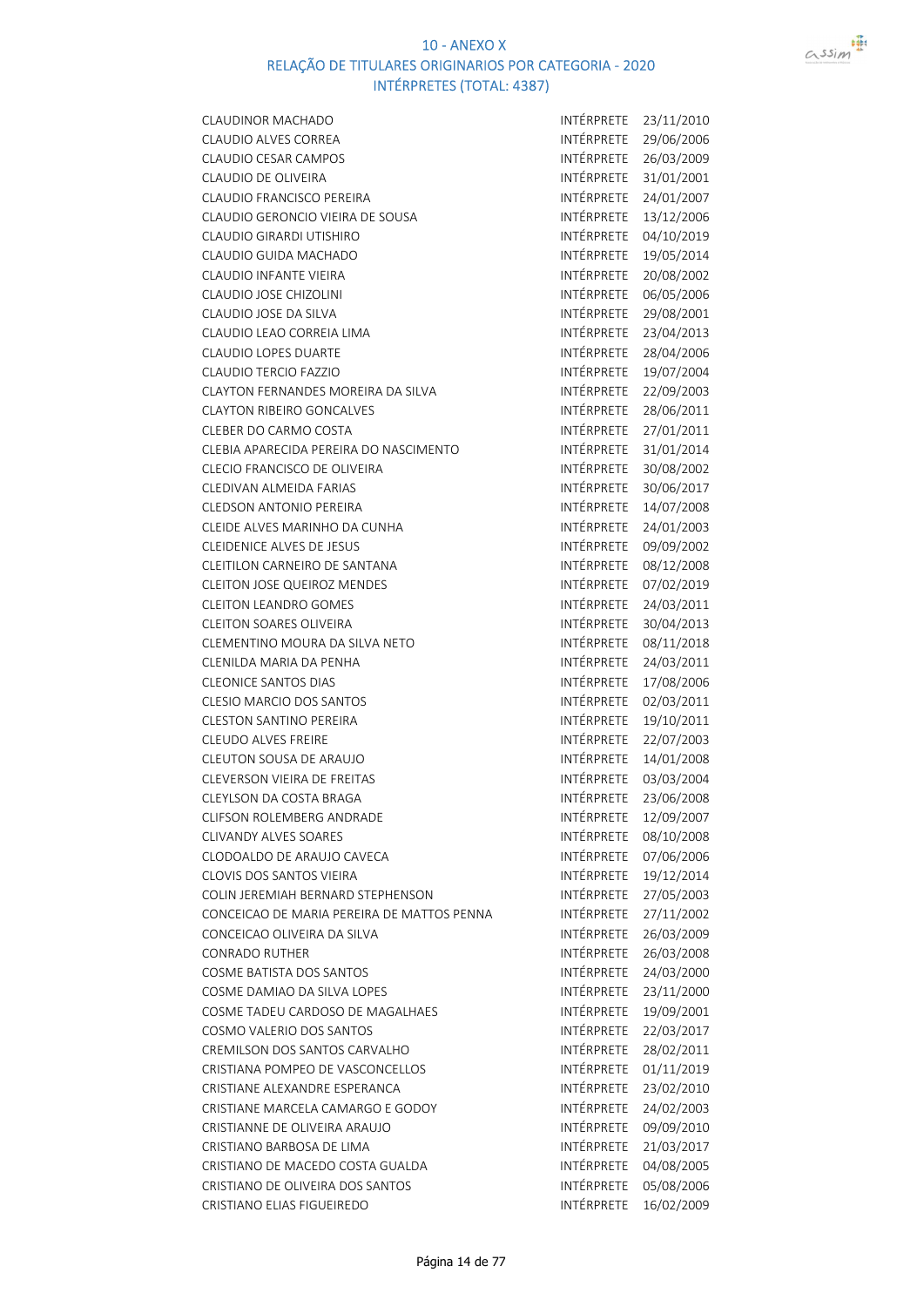# 10 - ANEXO X
## RELAÇÃO DE TITULARES ORIGINARIOS POR CATEGORIA - 2020
## INTÉRPRETES (TOTAL: 4387)

| | | |
|---|---|---|
| CLAUDINOR MACHADO | INTÉRPRETE | 23/11/2010 |
| CLAUDIO ALVES CORREA | INTÉRPRETE | 29/06/2006 |
| CLAUDIO CESAR CAMPOS | INTÉRPRETE | 26/03/2009 |
| CLAUDIO DE OLIVEIRA | INTÉRPRETE | 31/01/2001 |
| CLAUDIO FRANCISCO PEREIRA | INTÉRPRETE | 24/01/2007 |
| CLAUDIO GERONCIO VIEIRA DE SOUSA | INTÉRPRETE | 13/12/2006 |
| CLAUDIO GIRARDI UTISHIRO | INTÉRPRETE | 04/10/2019 |
| CLAUDIO GUIDA MACHADO | INTÉRPRETE | 19/05/2014 |
| CLAUDIO INFANTE VIEIRA | INTÉRPRETE | 20/08/2002 |
| CLAUDIO JOSE CHIZOLINI | INTÉRPRETE | 06/05/2006 |
| CLAUDIO JOSE DA SILVA | INTÉRPRETE | 29/08/2001 |
| CLAUDIO LEAO CORREIA LIMA | INTÉRPRETE | 23/04/2013 |
| CLAUDIO LOPES DUARTE | INTÉRPRETE | 28/04/2006 |
| CLAUDIO TERCIO FAZZIO | INTÉRPRETE | 19/07/2004 |
| CLAYTON FERNANDES MOREIRA DA SILVA | INTÉRPRETE | 22/09/2003 |
| CLAYTON RIBEIRO GONCALVES | INTÉRPRETE | 28/06/2011 |
| CLEBER DO CARMO COSTA | INTÉRPRETE | 27/01/2011 |
| CLEBIA APARECIDA PEREIRA DO NASCIMENTO | INTÉRPRETE | 31/01/2014 |
| CLECIO FRANCISCO DE OLIVEIRA | INTÉRPRETE | 30/08/2002 |
| CLEDIVAN ALMEIDA FARIAS | INTÉRPRETE | 30/06/2017 |
| CLEDSON ANTONIO PEREIRA | INTÉRPRETE | 14/07/2008 |
| CLEIDE ALVES MARINHO DA CUNHA | INTÉRPRETE | 24/01/2003 |
| CLEIDENICE ALVES DE JESUS | INTÉRPRETE | 09/09/2002 |
| CLEITILON CARNEIRO DE SANTANA | INTÉRPRETE | 08/12/2008 |
| CLEITON JOSE QUEIROZ MENDES | INTÉRPRETE | 07/02/2019 |
| CLEITON LEANDRO GOMES | INTÉRPRETE | 24/03/2011 |
| CLEITON SOARES OLIVEIRA | INTÉRPRETE | 30/04/2013 |
| CLEMENTINO MOURA DA SILVA NETO | INTÉRPRETE | 08/11/2018 |
| CLENILDA MARIA DA PENHA | INTÉRPRETE | 24/03/2011 |
| CLEONICE SANTOS DIAS | INTÉRPRETE | 17/08/2006 |
| CLESIO MARCIO DOS SANTOS | INTÉRPRETE | 02/03/2011 |
| CLESTON SANTINO PEREIRA | INTÉRPRETE | 19/10/2011 |
| CLEUDO ALVES FREIRE | INTÉRPRETE | 22/07/2003 |
| CLEUTON SOUSA DE ARAUJO | INTÉRPRETE | 14/01/2008 |
| CLEVERSON VIEIRA DE FREITAS | INTÉRPRETE | 03/03/2004 |
| CLEYLSON DA COSTA BRAGA | INTÉRPRETE | 23/06/2008 |
| CLIFSON ROLEMBERG ANDRADE | INTÉRPRETE | 12/09/2007 |
| CLIVANDY ALVES SOARES | INTÉRPRETE | 08/10/2008 |
| CLODOALDO DE ARAUJO CAVECA | INTÉRPRETE | 07/06/2006 |
| CLOVIS DOS SANTOS VIEIRA | INTÉRPRETE | 19/12/2014 |
| COLIN JEREMIAH BERNARD STEPHENSON | INTÉRPRETE | 27/05/2003 |
| CONCEICAO DE MARIA PEREIRA DE MATTOS PENNA | INTÉRPRETE | 27/11/2002 |
| CONCEICAO OLIVEIRA DA SILVA | INTÉRPRETE | 26/03/2009 |
| CONRADO RUTHER | INTÉRPRETE | 26/03/2008 |
| COSME BATISTA DOS SANTOS | INTÉRPRETE | 24/03/2000 |
| COSME DAMIAO DA SILVA LOPES | INTÉRPRETE | 23/11/2000 |
| COSME TADEU CARDOSO DE MAGALHAES | INTÉRPRETE | 19/09/2001 |
| COSMO VALERIO DOS SANTOS | INTÉRPRETE | 22/03/2017 |
| CREMILSON DOS SANTOS CARVALHO | INTÉRPRETE | 28/02/2011 |
| CRISTIANA POMPEO DE VASCONCELLOS | INTÉRPRETE | 01/11/2019 |
| CRISTIANE ALEXANDRE ESPERANCA | INTÉRPRETE | 23/02/2010 |
| CRISTIANE MARCELA CAMARGO E GODOY | INTÉRPRETE | 24/02/2003 |
| CRISTIANNE DE OLIVEIRA ARAUJO | INTÉRPRETE | 09/09/2010 |
| CRISTIANO BARBOSA DE LIMA | INTÉRPRETE | 21/03/2017 |
| CRISTIANO DE MACEDO COSTA GUALDA | INTÉRPRETE | 04/08/2005 |
| CRISTIANO DE OLIVEIRA DOS SANTOS | INTÉRPRETE | 05/08/2006 |
| CRISTIANO ELIAS FIGUEIREDO | INTÉRPRETE | 16/02/2009 |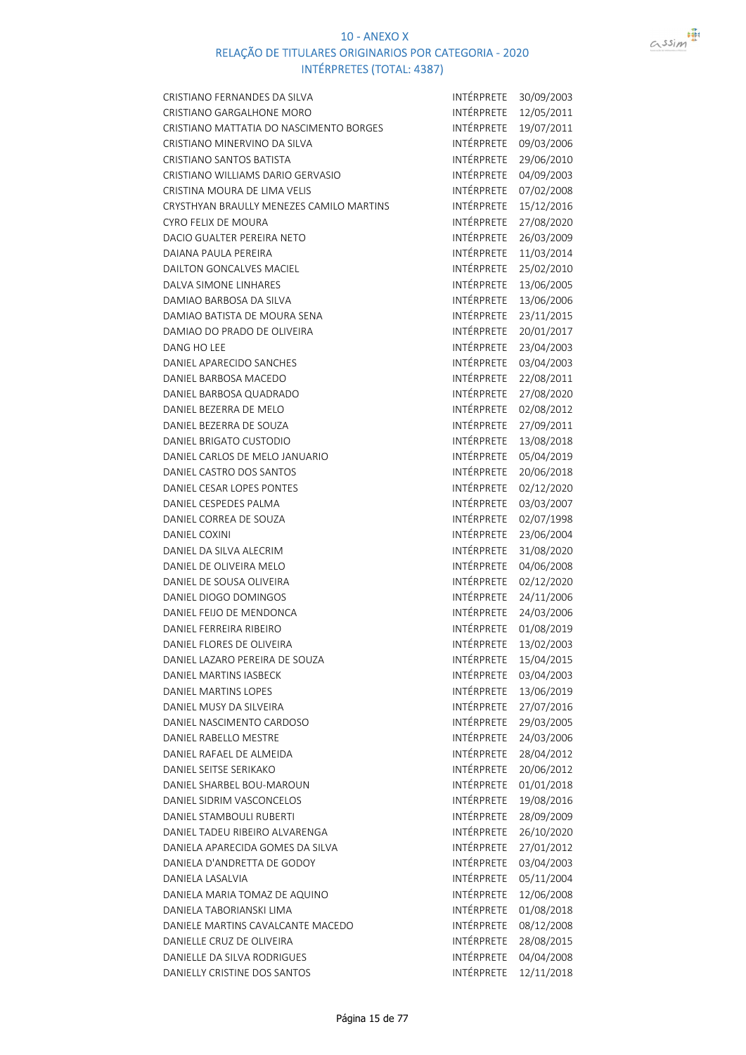# 10 - ANEXO X
## RELAÇÃO DE TITULARES ORIGINARIOS POR CATEGORIA - 2020
### INTÉRPRETES (TOTAL: 4387)

| | | |
|---|---|---|
| CRISTIANO FERNANDES DA SILVA | INTÉRPRETE | 30/09/2003 |
| CRISTIANO GARGALHONE MORO | INTÉRPRETE | 12/05/2011 |
| CRISTIANO MATTATIA DO NASCIMENTO BORGES | INTÉRPRETE | 19/07/2011 |
| CRISTIANO MINERVINO DA SILVA | INTÉRPRETE | 09/03/2006 |
| CRISTIANO SANTOS BATISTA | INTÉRPRETE | 29/06/2010 |
| CRISTIANO WILLIAMS DARIO GERVASIO | INTÉRPRETE | 04/09/2003 |
| CRISTINA MOURA DE LIMA VELIS | INTÉRPRETE | 07/02/2008 |
| CRYSTHYAN BRAULLY MENEZES CAMILO MARTINS | INTÉRPRETE | 15/12/2016 |
| CYRO FELIX DE MOURA | INTÉRPRETE | 27/08/2020 |
| DACIO GUALTER PEREIRA NETO | INTÉRPRETE | 26/03/2009 |
| DAIANA PAULA PEREIRA | INTÉRPRETE | 11/03/2014 |
| DAILTON GONCALVES MACIEL | INTÉRPRETE | 25/02/2010 |
| DALVA SIMONE LINHARES | INTÉRPRETE | 13/06/2005 |
| DAMIAO BARBOSA DA SILVA | INTÉRPRETE | 13/06/2006 |
| DAMIAO BATISTA DE MOURA SENA | INTÉRPRETE | 23/11/2015 |
| DAMIAO DO PRADO DE OLIVEIRA | INTÉRPRETE | 20/01/2017 |
| DANG HO LEE | INTÉRPRETE | 23/04/2003 |
| DANIEL APARECIDO SANCHES | INTÉRPRETE | 03/04/2003 |
| DANIEL BARBOSA MACEDO | INTÉRPRETE | 22/08/2011 |
| DANIEL BARBOSA QUADRADO | INTÉRPRETE | 27/08/2020 |
| DANIEL BEZERRA DE MELO | INTÉRPRETE | 02/08/2012 |
| DANIEL BEZERRA DE SOUZA | INTÉRPRETE | 27/09/2011 |
| DANIEL BRIGATO CUSTODIO | INTÉRPRETE | 13/08/2018 |
| DANIEL CARLOS DE MELO JANUARIO | INTÉRPRETE | 05/04/2019 |
| DANIEL CASTRO DOS SANTOS | INTÉRPRETE | 20/06/2018 |
| DANIEL CESAR LOPES PONTES | INTÉRPRETE | 02/12/2020 |
| DANIEL CESPEDES PALMA | INTÉRPRETE | 03/03/2007 |
| DANIEL CORREA DE SOUZA | INTÉRPRETE | 02/07/1998 |
| DANIEL COXINI | INTÉRPRETE | 23/06/2004 |
| DANIEL DA SILVA ALECRIM | INTÉRPRETE | 31/08/2020 |
| DANIEL DE OLIVEIRA MELO | INTÉRPRETE | 04/06/2008 |
| DANIEL DE SOUSA OLIVEIRA | INTÉRPRETE | 02/12/2020 |
| DANIEL DIOGO DOMINGOS | INTÉRPRETE | 24/11/2006 |
| DANIEL FEIJO DE MENDONCA | INTÉRPRETE | 24/03/2006 |
| DANIEL FERREIRA RIBEIRO | INTÉRPRETE | 01/08/2019 |
| DANIEL FLORES DE OLIVEIRA | INTÉRPRETE | 13/02/2003 |
| DANIEL LAZARO PEREIRA DE SOUZA | INTÉRPRETE | 15/04/2015 |
| DANIEL MARTINS IASBECK | INTÉRPRETE | 03/04/2003 |
| DANIEL MARTINS LOPES | INTÉRPRETE | 13/06/2019 |
| DANIEL MUSY DA SILVEIRA | INTÉRPRETE | 27/07/2016 |
| DANIEL NASCIMENTO CARDOSO | INTÉRPRETE | 29/03/2005 |
| DANIEL RABELLO MESTRE | INTÉRPRETE | 24/03/2006 |
| DANIEL RAFAEL DE ALMEIDA | INTÉRPRETE | 28/04/2012 |
| DANIEL SEITSE SERIKAKO | INTÉRPRETE | 20/06/2012 |
| DANIEL SHARBEL BOU-MAROUN | INTÉRPRETE | 01/01/2018 |
| DANIEL SIDRIM VASCONCELOS | INTÉRPRETE | 19/08/2016 |
| DANIEL STAMBOULI RUBERTI | INTÉRPRETE | 28/09/2009 |
| DANIEL TADEU RIBEIRO ALVARENGA | INTÉRPRETE | 26/10/2020 |
| DANIELA APARECIDA GOMES DA SILVA | INTÉRPRETE | 27/01/2012 |
| DANIELA D'ANDRETTA DE GODOY | INTÉRPRETE | 03/04/2003 |
| DANIELA LASALVIA | INTÉRPRETE | 05/11/2004 |
| DANIELA MARIA TOMAZ DE AQUINO | INTÉRPRETE | 12/06/2008 |
| DANIELA TABORIANSKI LIMA | INTÉRPRETE | 01/08/2018 |
| DANIELE MARTINS CAVALCANTE MACEDO | INTÉRPRETE | 08/12/2008 |
| DANIELLE CRUZ DE OLIVEIRA | INTÉRPRETE | 28/08/2015 |
| DANIELLE DA SILVA RODRIGUES | INTÉRPRETE | 04/04/2008 |
| DANIELLY CRISTINE DOS SANTOS | INTÉRPRETE | 12/11/2018 |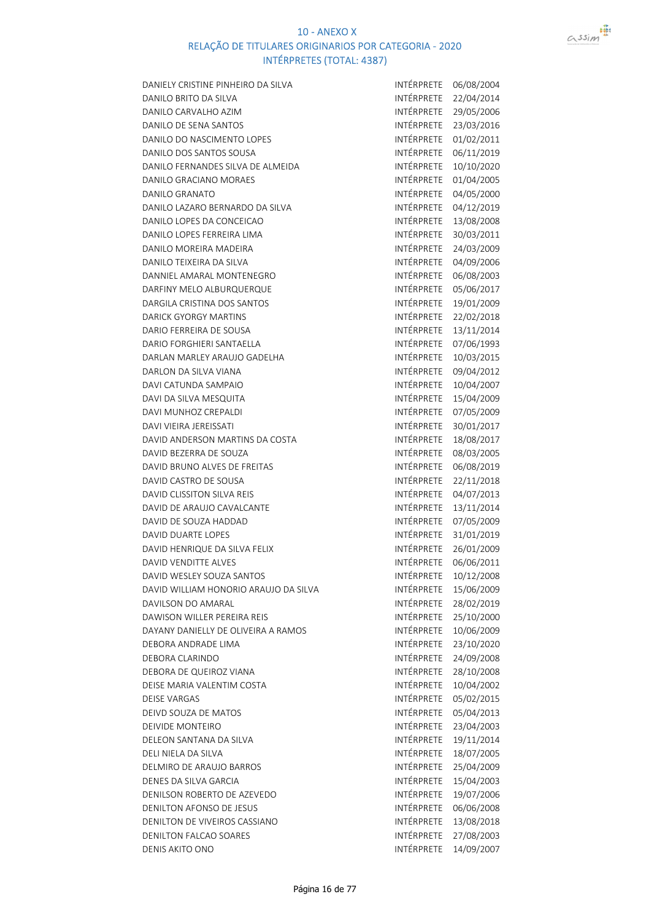# 10 - ANEXO X

## RELAÇÃO DE TITULARES ORIGINARIOS POR CATEGORIA - 2020

### INTÉRPRETES (TOTAL: 4387)

| | | |
|---|---|---|
| DANIELY CRISTINE PINHEIRO DA SILVA | INTÉRPRETE | 06/08/2004 |
| DANILO BRITO DA SILVA | INTÉRPRETE | 22/04/2014 |
| DANILO CARVALHO AZIM | INTÉRPRETE | 29/05/2006 |
| DANILO DE SENA SANTOS | INTÉRPRETE | 23/03/2016 |
| DANILO DO NASCIMENTO LOPES | INTÉRPRETE | 01/02/2011 |
| DANILO DOS SANTOS SOUSA | INTÉRPRETE | 06/11/2019 |
| DANILO FERNANDES SILVA DE ALMEIDA | INTÉRPRETE | 10/10/2020 |
| DANILO GRACIANO MORAES | INTÉRPRETE | 01/04/2005 |
| DANILO GRANATO | INTÉRPRETE | 04/05/2000 |
| DANILO LAZARO BERNARDO DA SILVA | INTÉRPRETE | 04/12/2019 |
| DANILO LOPES DA CONCEICAO | INTÉRPRETE | 13/08/2008 |
| DANILO LOPES FERREIRA LIMA | INTÉRPRETE | 30/03/2011 |
| DANILO MOREIRA MADEIRA | INTÉRPRETE | 24/03/2009 |
| DANILO TEIXEIRA DA SILVA | INTÉRPRETE | 04/09/2006 |
| DANNIEL AMARAL MONTENEGRO | INTÉRPRETE | 06/08/2003 |
| DARFINY MELO ALBURQUERQUE | INTÉRPRETE | 05/06/2017 |
| DARGILA CRISTINA DOS SANTOS | INTÉRPRETE | 19/01/2009 |
| DARICK GYORGY MARTINS | INTÉRPRETE | 22/02/2018 |
| DARIO FERREIRA DE SOUSA | INTÉRPRETE | 13/11/2014 |
| DARIO FORGHIERI SANTAELLA | INTÉRPRETE | 07/06/1993 |
| DARLAN MARLEY ARAUJO GADELHA | INTÉRPRETE | 10/03/2015 |
| DARLON DA SILVA VIANA | INTÉRPRETE | 09/04/2012 |
| DAVI CATUNDA SAMPAIO | INTÉRPRETE | 10/04/2007 |
| DAVI DA SILVA MESQUITA | INTÉRPRETE | 15/04/2009 |
| DAVI MUNHOZ CREPALDI | INTÉRPRETE | 07/05/2009 |
| DAVI VIEIRA JEREISSATI | INTÉRPRETE | 30/01/2017 |
| DAVID ANDERSON MARTINS DA COSTA | INTÉRPRETE | 18/08/2017 |
| DAVID BEZERRA DE SOUZA | INTÉRPRETE | 08/03/2005 |
| DAVID BRUNO ALVES DE FREITAS | INTÉRPRETE | 06/08/2019 |
| DAVID CASTRO DE SOUSA | INTÉRPRETE | 22/11/2018 |
| DAVID CLISSITON SILVA REIS | INTÉRPRETE | 04/07/2013 |
| DAVID DE ARAUJO CAVALCANTE | INTÉRPRETE | 13/11/2014 |
| DAVID DE SOUZA HADDAD | INTÉRPRETE | 07/05/2009 |
| DAVID DUARTE LOPES | INTÉRPRETE | 31/01/2019 |
| DAVID HENRIQUE DA SILVA FELIX | INTÉRPRETE | 26/01/2009 |
| DAVID VENDITTE ALVES | INTÉRPRETE | 06/06/2011 |
| DAVID WESLEY SOUZA SANTOS | INTÉRPRETE | 10/12/2008 |
| DAVID WILLIAM HONORIO ARAUJO DA SILVA | INTÉRPRETE | 15/06/2009 |
| DAVILSON DO AMARAL | INTÉRPRETE | 28/02/2019 |
| DAWISON WILLER PEREIRA REIS | INTÉRPRETE | 25/10/2000 |
| DAYANY DANIELLY DE OLIVEIRA A RAMOS | INTÉRPRETE | 10/06/2009 |
| DEBORA ANDRADE LIMA | INTÉRPRETE | 23/10/2020 |
| DEBORA CLARINDO | INTÉRPRETE | 24/09/2008 |
| DEBORA DE QUEIROZ VIANA | INTÉRPRETE | 28/10/2008 |
| DEISE MARIA VALENTIM COSTA | INTÉRPRETE | 10/04/2002 |
| DEISE VARGAS | INTÉRPRETE | 05/02/2015 |
| DEIVD SOUZA DE MATOS | INTÉRPRETE | 05/04/2013 |
| DEIVIDE MONTEIRO | INTÉRPRETE | 23/04/2003 |
| DELEON SANTANA DA SILVA | INTÉRPRETE | 19/11/2014 |
| DELI NIELA DA SILVA | INTÉRPRETE | 18/07/2005 |
| DELMIRO DE ARAUJO BARROS | INTÉRPRETE | 25/04/2009 |
| DENES DA SILVA GARCIA | INTÉRPRETE | 15/04/2003 |
| DENILSON ROBERTO DE AZEVEDO | INTÉRPRETE | 19/07/2006 |
| DENILTON AFONSO DE JESUS | INTÉRPRETE | 06/06/2008 |
| DENILTON DE VIVEIROS CASSIANO | INTÉRPRETE | 13/08/2018 |
| DENILTON FALCAO SOARES | INTÉRPRETE | 27/08/2003 |
| DENIS AKITO ONO | INTÉRPRETE | 14/09/2007 |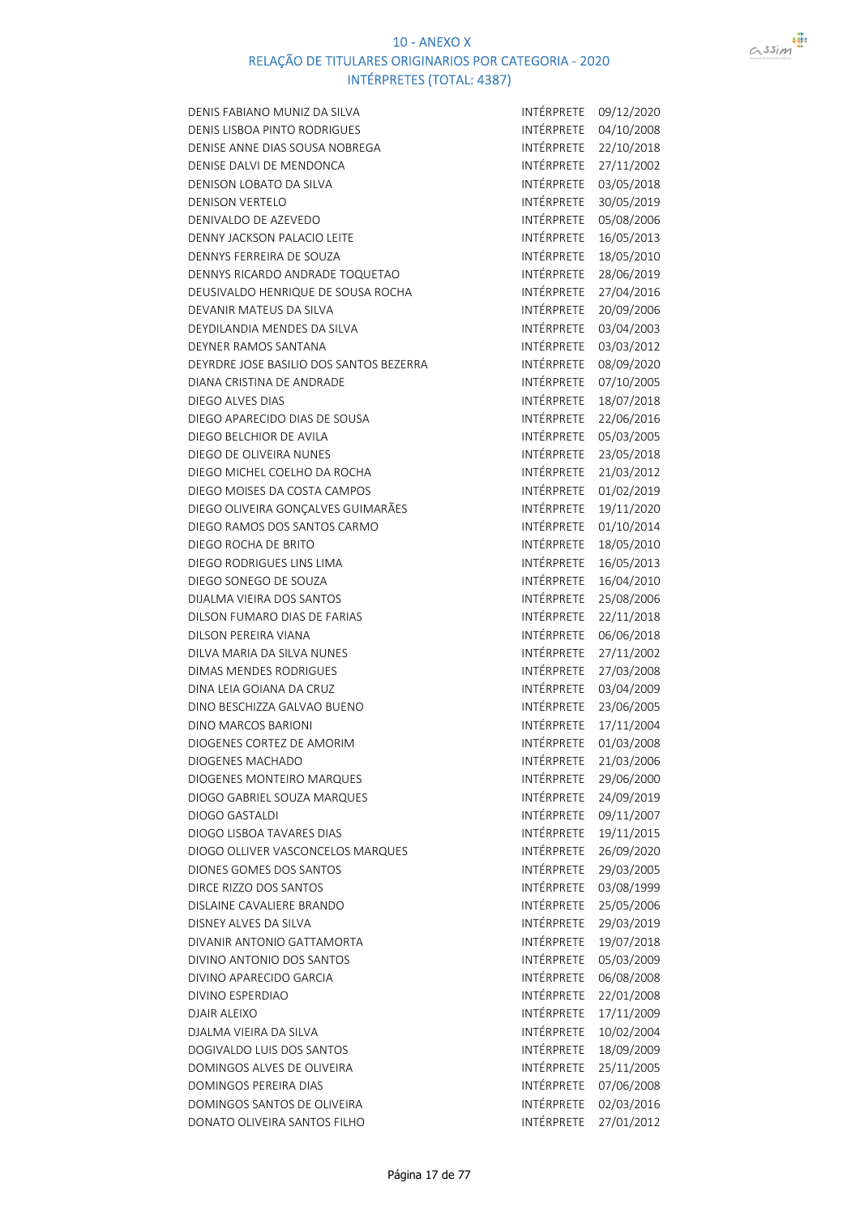# 10 - ANEXO X
## RELAÇÃO DE TITULARES ORIGINARIOS POR CATEGORIA - 2020
### INTÉRPRETES (TOTAL: 4387)

| | | |
|---|---|---|
| DENIS FABIANO MUNIZ DA SILVA | INTÉRPRETE | 09/12/2020 |
| DENIS LISBOA PINTO RODRIGUES | INTÉRPRETE | 04/10/2008 |
| DENISE ANNE DIAS SOUSA NOBREGA | INTÉRPRETE | 22/10/2018 |
| DENISE DALVI DE MENDONCA | INTÉRPRETE | 27/11/2002 |
| DENISON LOBATO DA SILVA | INTÉRPRETE | 03/05/2018 |
| DENISON VERTELO | INTÉRPRETE | 30/05/2019 |
| DENIVALDO DE AZEVEDO | INTÉRPRETE | 05/08/2006 |
| DENNY JACKSON PALACIO LEITE | INTÉRPRETE | 16/05/2013 |
| DENNYS FERREIRA DE SOUZA | INTÉRPRETE | 18/05/2010 |
| DENNYS RICARDO ANDRADE TOQUETAO | INTÉRPRETE | 28/06/2019 |
| DEUSIVALDO HENRIQUE DE SOUSA ROCHA | INTÉRPRETE | 27/04/2016 |
| DEVANIR MATEUS DA SILVA | INTÉRPRETE | 20/09/2006 |
| DEYDILANDIA MENDES DA SILVA | INTÉRPRETE | 03/04/2003 |
| DEYNER RAMOS SANTANA | INTÉRPRETE | 03/03/2012 |
| DEYRDRE JOSE BASILIO DOS SANTOS BEZERRA | INTÉRPRETE | 08/09/2020 |
| DIANA CRISTINA DE ANDRADE | INTÉRPRETE | 07/10/2005 |
| DIEGO ALVES DIAS | INTÉRPRETE | 18/07/2018 |
| DIEGO APARECIDO DIAS DE SOUSA | INTÉRPRETE | 22/06/2016 |
| DIEGO BELCHIOR DE AVILA | INTÉRPRETE | 05/03/2005 |
| DIEGO DE OLIVEIRA NUNES | INTÉRPRETE | 23/05/2018 |
| DIEGO MICHEL COELHO DA ROCHA | INTÉRPRETE | 21/03/2012 |
| DIEGO MOISES DA COSTA CAMPOS | INTÉRPRETE | 01/02/2019 |
| DIEGO OLIVEIRA GONÇALVES GUIMARÃES | INTÉRPRETE | 19/11/2020 |
| DIEGO RAMOS DOS SANTOS CARMO | INTÉRPRETE | 01/10/2014 |
| DIEGO ROCHA DE BRITO | INTÉRPRETE | 18/05/2010 |
| DIEGO RODRIGUES LINS LIMA | INTÉRPRETE | 16/05/2013 |
| DIEGO SONEGO DE SOUZA | INTÉRPRETE | 16/04/2010 |
| DIJALMA VIEIRA DOS SANTOS | INTÉRPRETE | 25/08/2006 |
| DILSON FUMARO DIAS DE FARIAS | INTÉRPRETE | 22/11/2018 |
| DILSON PEREIRA VIANA | INTÉRPRETE | 06/06/2018 |
| DILVA MARIA DA SILVA NUNES | INTÉRPRETE | 27/11/2002 |
| DIMAS MENDES RODRIGUES | INTÉRPRETE | 27/03/2008 |
| DINA LEIA GOIANA DA CRUZ | INTÉRPRETE | 03/04/2009 |
| DINO BESCHIZZA GALVAO BUENO | INTÉRPRETE | 23/06/2005 |
| DINO MARCOS BARIONI | INTÉRPRETE | 17/11/2004 |
| DIOGENES CORTEZ DE AMORIM | INTÉRPRETE | 01/03/2008 |
| DIOGENES MACHADO | INTÉRPRETE | 21/03/2006 |
| DIOGENES MONTEIRO MARQUES | INTÉRPRETE | 29/06/2000 |
| DIOGO GABRIEL SOUZA MARQUES | INTÉRPRETE | 24/09/2019 |
| DIOGO GASTALDI | INTÉRPRETE | 09/11/2007 |
| DIOGO LISBOA TAVARES DIAS | INTÉRPRETE | 19/11/2015 |
| DIOGO OLLIVER VASCONCELOS MARQUES | INTÉRPRETE | 26/09/2020 |
| DIONES GOMES DOS SANTOS | INTÉRPRETE | 29/03/2005 |
| DIRCE RIZZO DOS SANTOS | INTÉRPRETE | 03/08/1999 |
| DISLAINE CAVALIERE BRANDO | INTÉRPRETE | 25/05/2006 |
| DISNEY ALVES DA SILVA | INTÉRPRETE | 29/03/2019 |
| DIVANIR ANTONIO GATTAMORTA | INTÉRPRETE | 19/07/2018 |
| DIVINO ANTONIO DOS SANTOS | INTÉRPRETE | 05/03/2009 |
| DIVINO APARECIDO GARCIA | INTÉRPRETE | 06/08/2008 |
| DIVINO ESPERDIAO | INTÉRPRETE | 22/01/2008 |
| DJAIR ALEIXO | INTÉRPRETE | 17/11/2009 |
| DJALMA VIEIRA DA SILVA | INTÉRPRETE | 10/02/2004 |
| DOGIVALDO LUIS DOS SANTOS | INTÉRPRETE | 18/09/2009 |
| DOMINGOS ALVES DE OLIVEIRA | INTÉRPRETE | 25/11/2005 |
| DOMINGOS PEREIRA DIAS | INTÉRPRETE | 07/06/2008 |
| DOMINGOS SANTOS DE OLIVEIRA | INTÉRPRETE | 02/03/2016 |
| DONATO OLIVEIRA SANTOS FILHO | INTÉRPRETE | 27/01/2012 |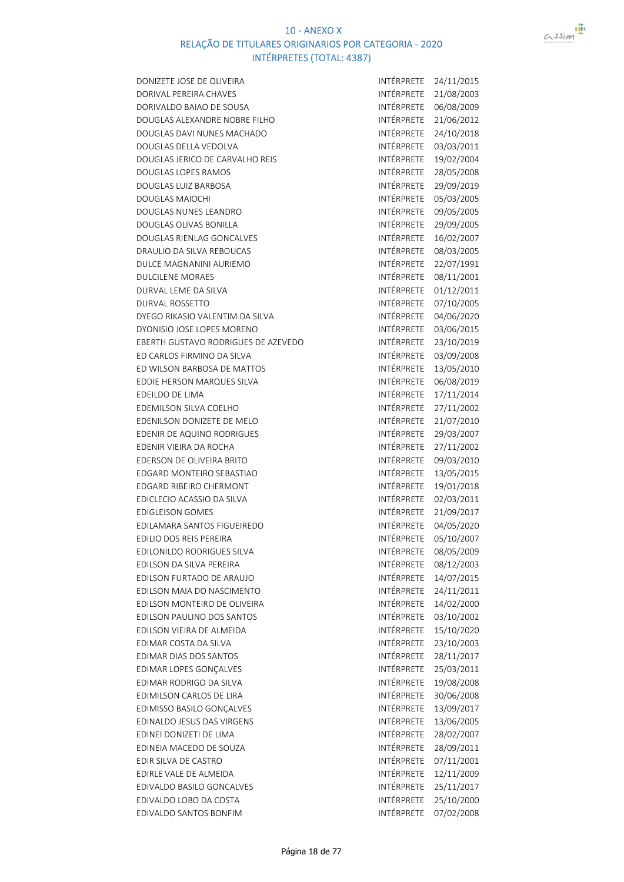## 10 - ANEXO X
## RELAÇÃO DE TITULARES ORIGINARIOS POR CATEGORIA - 2020
## INTÉRPRETES (TOTAL: 4387)

| | | |
|---|---|---|
| DONIZETE JOSE DE OLIVEIRA | INTÉRPRETE | 24/11/2015 |
| DORIVAL PEREIRA CHAVES | INTÉRPRETE | 21/08/2003 |
| DORIVALDO BAIAO DE SOUSA | INTÉRPRETE | 06/08/2009 |
| DOUGLAS ALEXANDRE NOBRE FILHO | INTÉRPRETE | 21/06/2012 |
| DOUGLAS DAVI NUNES MACHADO | INTÉRPRETE | 24/10/2018 |
| DOUGLAS DELLA VEDOLVA | INTÉRPRETE | 03/03/2011 |
| DOUGLAS JERICO DE CARVALHO REIS | INTÉRPRETE | 19/02/2004 |
| DOUGLAS LOPES RAMOS | INTÉRPRETE | 28/05/2008 |
| DOUGLAS LUIZ BARBOSA | INTÉRPRETE | 29/09/2019 |
| DOUGLAS MAIOCHI | INTÉRPRETE | 05/03/2005 |
| DOUGLAS NUNES LEANDRO | INTÉRPRETE | 09/05/2005 |
| DOUGLAS OLIVAS BONILLA | INTÉRPRETE | 29/09/2005 |
| DOUGLAS RIENLAG GONCALVES | INTÉRPRETE | 16/02/2007 |
| DRAULIO DA SILVA REBOUCAS | INTÉRPRETE | 08/03/2005 |
| DULCE MAGNANINI AURIEMO | INTÉRPRETE | 22/07/1991 |
| DULCILENE MORAES | INTÉRPRETE | 08/11/2001 |
| DURVAL LEME DA SILVA | INTÉRPRETE | 01/12/2011 |
| DURVAL ROSSETTO | INTÉRPRETE | 07/10/2005 |
| DYEGO RIKASIO VALENTIM DA SILVA | INTÉRPRETE | 04/06/2020 |
| DYONISIO JOSE LOPES MORENO | INTÉRPRETE | 03/06/2015 |
| EBERTH GUSTAVO RODRIGUES DE AZEVEDO | INTÉRPRETE | 23/10/2019 |
| ED CARLOS FIRMINO DA SILVA | INTÉRPRETE | 03/09/2008 |
| ED WILSON BARBOSA DE MATTOS | INTÉRPRETE | 13/05/2010 |
| EDDIE HERSON MARQUES SILVA | INTÉRPRETE | 06/08/2019 |
| EDEILDO DE LIMA | INTÉRPRETE | 17/11/2014 |
| EDEMILSON SILVA COELHO | INTÉRPRETE | 27/11/2002 |
| EDENILSON DONIZETE DE MELO | INTÉRPRETE | 21/07/2010 |
| EDENIR DE AQUINO RODRIGUES | INTÉRPRETE | 29/03/2007 |
| EDENIR VIEIRA DA ROCHA | INTÉRPRETE | 27/11/2002 |
| EDERSON DE OLIVEIRA BRITO | INTÉRPRETE | 09/03/2010 |
| EDGARD MONTEIRO SEBASTIAO | INTÉRPRETE | 13/05/2015 |
| EDGARD RIBEIRO CHERMONT | INTÉRPRETE | 19/01/2018 |
| EDICLECIO ACASSIO DA SILVA | INTÉRPRETE | 02/03/2011 |
| EDIGLEISON GOMES | INTÉRPRETE | 21/09/2017 |
| EDILAMARA SANTOS FIGUEIREDO | INTÉRPRETE | 04/05/2020 |
| EDILIO DOS REIS PEREIRA | INTÉRPRETE | 05/10/2007 |
| EDILONILDO RODRIGUES SILVA | INTÉRPRETE | 08/05/2009 |
| EDILSON DA SILVA PEREIRA | INTÉRPRETE | 08/12/2003 |
| EDILSON FURTADO DE ARAUJO | INTÉRPRETE | 14/07/2015 |
| EDILSON MAIA DO NASCIMENTO | INTÉRPRETE | 24/11/2011 |
| EDILSON MONTEIRO DE OLIVEIRA | INTÉRPRETE | 14/02/2000 |
| EDILSON PAULINO DOS SANTOS | INTÉRPRETE | 03/10/2002 |
| EDILSON VIEIRA DE ALMEIDA | INTÉRPRETE | 15/10/2020 |
| EDIMAR COSTA DA SILVA | INTÉRPRETE | 23/10/2003 |
| EDIMAR DIAS DOS SANTOS | INTÉRPRETE | 28/11/2017 |
| EDIMAR LOPES GONÇALVES | INTÉRPRETE | 25/03/2011 |
| EDIMAR RODRIGO DA SILVA | INTÉRPRETE | 19/08/2008 |
| EDIMILSON CARLOS DE LIRA | INTÉRPRETE | 30/06/2008 |
| EDIMISSO BASILO GONÇALVES | INTÉRPRETE | 13/09/2017 |
| EDINALDO JESUS DAS VIRGENS | INTÉRPRETE | 13/06/2005 |
| EDINEI DONIZETI DE LIMA | INTÉRPRETE | 28/02/2007 |
| EDINEIA MACEDO DE SOUZA | INTÉRPRETE | 28/09/2011 |
| EDIR SILVA DE CASTRO | INTÉRPRETE | 07/11/2001 |
| EDIRLE VALE DE ALMEIDA | INTÉRPRETE | 12/11/2009 |
| EDIVALDO BASILO GONCALVES | INTÉRPRETE | 25/11/2017 |
| EDIVALDO LOBO DA COSTA | INTÉRPRETE | 25/10/2000 |
| EDIVALDO SANTOS BONFIM | INTÉRPRETE | 07/02/2008 |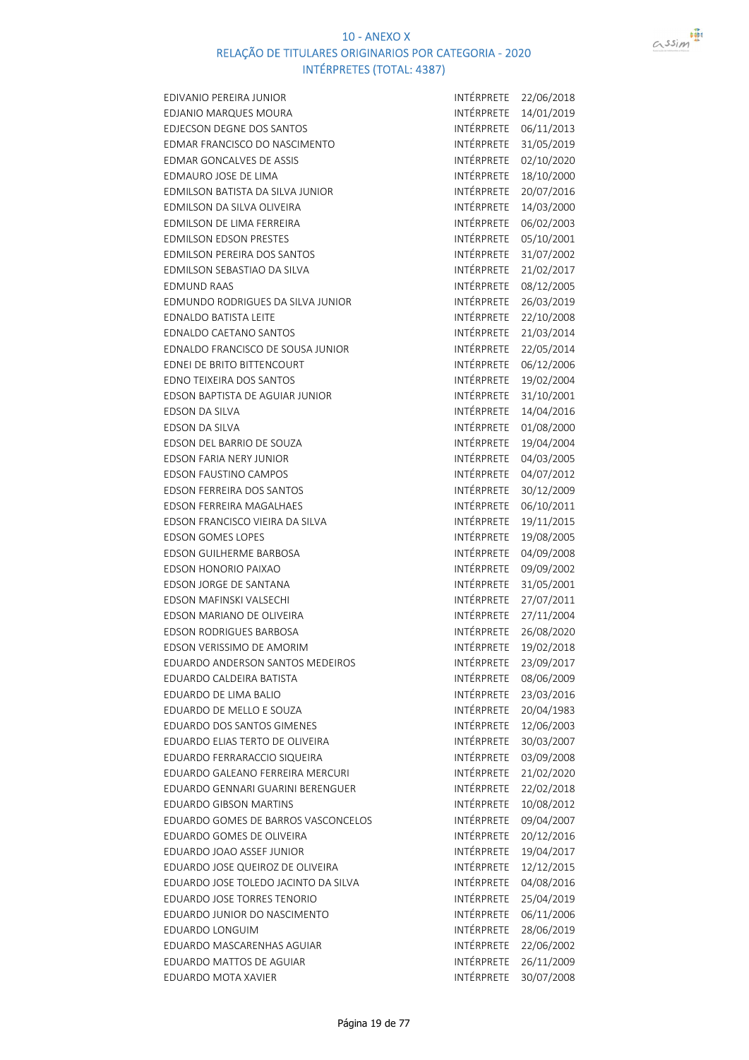10 - ANEXO X
RELAÇÃO DE TITULARES ORIGINARIOS POR CATEGORIA - 2020
INTÉRPRETES (TOTAL: 4387)

| | | |
|---|---|---|
| EDIVANIO PEREIRA JUNIOR | INTÉRPRETE | 22/06/2018 |
| EDJANIO MARQUES MOURA | INTÉRPRETE | 14/01/2019 |
| EDJECSON DEGNE DOS SANTOS | INTÉRPRETE | 06/11/2013 |
| EDMAR FRANCISCO DO NASCIMENTO | INTÉRPRETE | 31/05/2019 |
| EDMAR GONCALVES DE ASSIS | INTÉRPRETE | 02/10/2020 |
| EDMAURO JOSE DE LIMA | INTÉRPRETE | 18/10/2000 |
| EDMILSON BATISTA DA SILVA JUNIOR | INTÉRPRETE | 20/07/2016 |
| EDMILSON DA SILVA OLIVEIRA | INTÉRPRETE | 14/03/2000 |
| EDMILSON DE LIMA FERREIRA | INTÉRPRETE | 06/02/2003 |
| EDMILSON EDSON PRESTES | INTÉRPRETE | 05/10/2001 |
| EDMILSON PEREIRA DOS SANTOS | INTÉRPRETE | 31/07/2002 |
| EDMILSON SEBASTIAO DA SILVA | INTÉRPRETE | 21/02/2017 |
| EDMUND RAAS | INTÉRPRETE | 08/12/2005 |
| EDMUNDO RODRIGUES DA SILVA JUNIOR | INTÉRPRETE | 26/03/2019 |
| EDNALDO BATISTA LEITE | INTÉRPRETE | 22/10/2008 |
| EDNALDO CAETANO SANTOS | INTÉRPRETE | 21/03/2014 |
| EDNALDO FRANCISCO DE SOUSA JUNIOR | INTÉRPRETE | 22/05/2014 |
| EDNEI DE BRITO BITTENCOURT | INTÉRPRETE | 06/12/2006 |
| EDNO TEIXEIRA DOS SANTOS | INTÉRPRETE | 19/02/2004 |
| EDSON BAPTISTA DE AGUIAR JUNIOR | INTÉRPRETE | 31/10/2001 |
| EDSON DA SILVA | INTÉRPRETE | 14/04/2016 |
| EDSON DA SILVA | INTÉRPRETE | 01/08/2000 |
| EDSON DEL BARRIO DE SOUZA | INTÉRPRETE | 19/04/2004 |
| EDSON FARIA NERY JUNIOR | INTÉRPRETE | 04/03/2005 |
| EDSON FAUSTINO CAMPOS | INTÉRPRETE | 04/07/2012 |
| EDSON FERREIRA DOS SANTOS | INTÉRPRETE | 30/12/2009 |
| EDSON FERREIRA MAGALHAES | INTÉRPRETE | 06/10/2011 |
| EDSON FRANCISCO VIEIRA DA SILVA | INTÉRPRETE | 19/11/2015 |
| EDSON GOMES LOPES | INTÉRPRETE | 19/08/2005 |
| EDSON GUILHERME BARBOSA | INTÉRPRETE | 04/09/2008 |
| EDSON HONORIO PAIXAO | INTÉRPRETE | 09/09/2002 |
| EDSON JORGE DE SANTANA | INTÉRPRETE | 31/05/2001 |
| EDSON MAFINSKI VALSECHI | INTÉRPRETE | 27/07/2011 |
| EDSON MARIANO DE OLIVEIRA | INTÉRPRETE | 27/11/2004 |
| EDSON RODRIGUES BARBOSA | INTÉRPRETE | 26/08/2020 |
| EDSON VERISSIMO DE AMORIM | INTÉRPRETE | 19/02/2018 |
| EDUARDO ANDERSON SANTOS MEDEIROS | INTÉRPRETE | 23/09/2017 |
| EDUARDO CALDEIRA BATISTA | INTÉRPRETE | 08/06/2009 |
| EDUARDO DE LIMA BALIO | INTÉRPRETE | 23/03/2016 |
| EDUARDO DE MELLO E SOUZA | INTÉRPRETE | 20/04/1983 |
| EDUARDO DOS SANTOS GIMENES | INTÉRPRETE | 12/06/2003 |
| EDUARDO ELIAS TERTO DE OLIVEIRA | INTÉRPRETE | 30/03/2007 |
| EDUARDO FERRARACCIO SIQUEIRA | INTÉRPRETE | 03/09/2008 |
| EDUARDO GALEANO FERREIRA MERCURI | INTÉRPRETE | 21/02/2020 |
| EDUARDO GENNARI GUARINI BERENGUER | INTÉRPRETE | 22/02/2018 |
| EDUARDO GIBSON MARTINS | INTÉRPRETE | 10/08/2012 |
| EDUARDO GOMES DE BARROS VASCONCELOS | INTÉRPRETE | 09/04/2007 |
| EDUARDO GOMES DE OLIVEIRA | INTÉRPRETE | 20/12/2016 |
| EDUARDO JOAO ASSEF JUNIOR | INTÉRPRETE | 19/04/2017 |
| EDUARDO JOSE QUEIROZ DE OLIVEIRA | INTÉRPRETE | 12/12/2015 |
| EDUARDO JOSE TOLEDO JACINTO DA SILVA | INTÉRPRETE | 04/08/2016 |
| EDUARDO JOSE TORRES TENORIO | INTÉRPRETE | 25/04/2019 |
| EDUARDO JUNIOR DO NASCIMENTO | INTÉRPRETE | 06/11/2006 |
| EDUARDO LONGUIM | INTÉRPRETE | 28/06/2019 |
| EDUARDO MASCARENHAS AGUIAR | INTÉRPRETE | 22/06/2002 |
| EDUARDO MATTOS DE AGUIAR | INTÉRPRETE | 26/11/2009 |
| EDUARDO MOTA XAVIER | INTÉRPRETE | 30/07/2008 |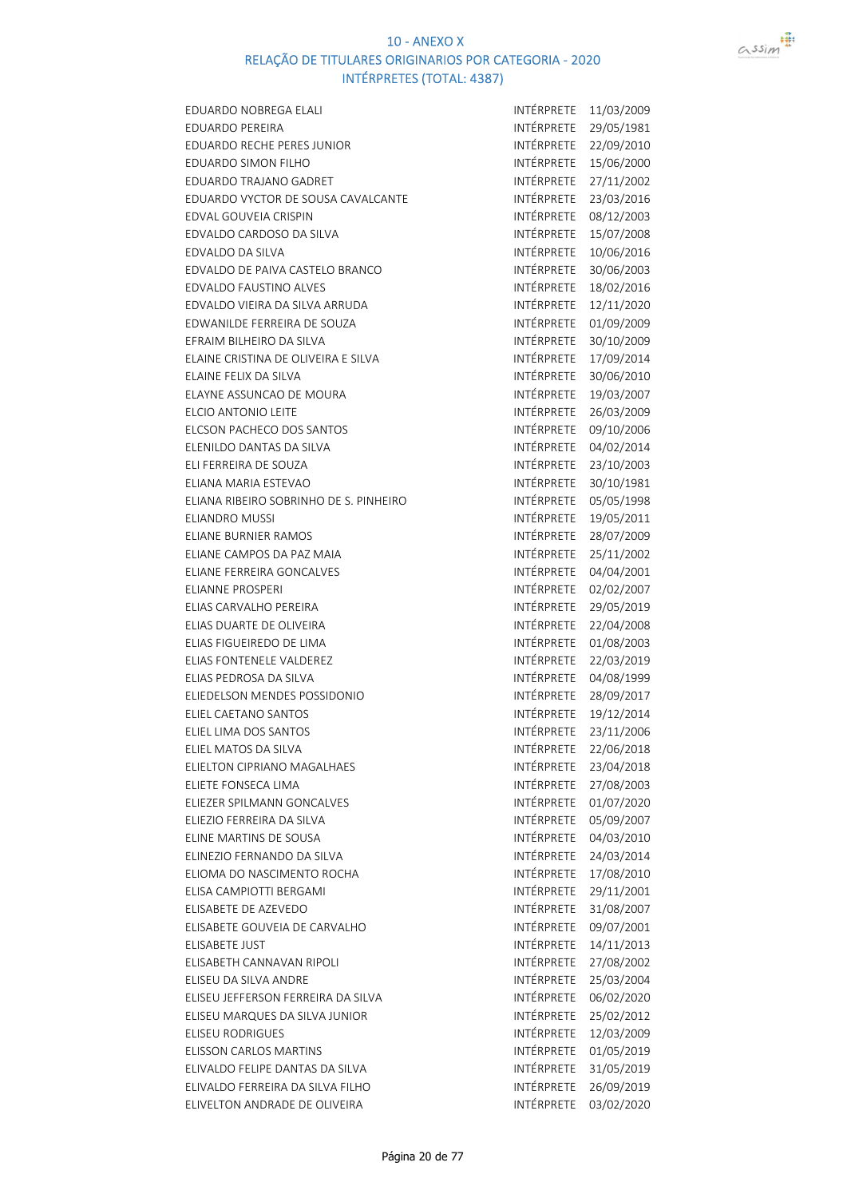# 10 - ANEXO X

## RELAÇÃO DE TITULARES ORIGINARIOS POR CATEGORIA - 2020

### INTÉRPRETES (TOTAL: 4387)

| | | |
|---|---|---|
| EDUARDO NOBREGA ELALI | INTÉRPRETE | 11/03/2009 |
| EDUARDO PEREIRA | INTÉRPRETE | 29/05/1981 |
| EDUARDO RECHE PERES JUNIOR | INTÉRPRETE | 22/09/2010 |
| EDUARDO SIMON FILHO | INTÉRPRETE | 15/06/2000 |
| EDUARDO TRAJANO GADRET | INTÉRPRETE | 27/11/2002 |
| EDUARDO VYCTOR DE SOUSA CAVALCANTE | INTÉRPRETE | 23/03/2016 |
| EDVAL GOUVEIA CRISPIN | INTÉRPRETE | 08/12/2003 |
| EDVALDO CARDOSO DA SILVA | INTÉRPRETE | 15/07/2008 |
| EDVALDO DA SILVA | INTÉRPRETE | 10/06/2016 |
| EDVALDO DE PAIVA CASTELO BRANCO | INTÉRPRETE | 30/06/2003 |
| EDVALDO FAUSTINO ALVES | INTÉRPRETE | 18/02/2016 |
| EDVALDO VIEIRA DA SILVA ARRUDA | INTÉRPRETE | 12/11/2020 |
| EDWANILDE FERREIRA DE SOUZA | INTÉRPRETE | 01/09/2009 |
| EFRAIM BILHEIRO DA SILVA | INTÉRPRETE | 30/10/2009 |
| ELAINE CRISTINA DE OLIVEIRA E SILVA | INTÉRPRETE | 17/09/2014 |
| ELAINE FELIX DA SILVA | INTÉRPRETE | 30/06/2010 |
| ELAYNE ASSUNCAO DE MOURA | INTÉRPRETE | 19/03/2007 |
| ELCIO ANTONIO LEITE | INTÉRPRETE | 26/03/2009 |
| ELCSON PACHECO DOS SANTOS | INTÉRPRETE | 09/10/2006 |
| ELENILDO DANTAS DA SILVA | INTÉRPRETE | 04/02/2014 |
| ELI FERREIRA DE SOUZA | INTÉRPRETE | 23/10/2003 |
| ELIANA MARIA ESTEVAO | INTÉRPRETE | 30/10/1981 |
| ELIANA RIBEIRO SOBRINHO DE S. PINHEIRO | INTÉRPRETE | 05/05/1998 |
| ELIANDRO MUSSI | INTÉRPRETE | 19/05/2011 |
| ELIANE BURNIER RAMOS | INTÉRPRETE | 28/07/2009 |
| ELIANE CAMPOS DA PAZ MAIA | INTÉRPRETE | 25/11/2002 |
| ELIANE FERREIRA GONCALVES | INTÉRPRETE | 04/04/2001 |
| ELIANNE PROSPERI | INTÉRPRETE | 02/02/2007 |
| ELIAS CARVALHO PEREIRA | INTÉRPRETE | 29/05/2019 |
| ELIAS DUARTE DE OLIVEIRA | INTÉRPRETE | 22/04/2008 |
| ELIAS FIGUEIREDO DE LIMA | INTÉRPRETE | 01/08/2003 |
| ELIAS FONTENELE VALDEREZ | INTÉRPRETE | 22/03/2019 |
| ELIAS PEDROSA DA SILVA | INTÉRPRETE | 04/08/1999 |
| ELIEDELSON MENDES POSSIDONIO | INTÉRPRETE | 28/09/2017 |
| ELIEL CAETANO SANTOS | INTÉRPRETE | 19/12/2014 |
| ELIEL LIMA DOS SANTOS | INTÉRPRETE | 23/11/2006 |
| ELIEL MATOS DA SILVA | INTÉRPRETE | 22/06/2018 |
| ELIELTON CIPRIANO MAGALHAES | INTÉRPRETE | 23/04/2018 |
| ELIETE FONSECA LIMA | INTÉRPRETE | 27/08/2003 |
| ELIEZER SPILMANN GONCALVES | INTÉRPRETE | 01/07/2020 |
| ELIEZIO FERREIRA DA SILVA | INTÉRPRETE | 05/09/2007 |
| ELINE MARTINS DE SOUSA | INTÉRPRETE | 04/03/2010 |
| ELINEZIO FERNANDO DA SILVA | INTÉRPRETE | 24/03/2014 |
| ELIOMA DO NASCIMENTO ROCHA | INTÉRPRETE | 17/08/2010 |
| ELISA CAMPIOTTI BERGAMI | INTÉRPRETE | 29/11/2001 |
| ELISABETE DE AZEVEDO | INTÉRPRETE | 31/08/2007 |
| ELISABETE GOUVEIA DE CARVALHO | INTÉRPRETE | 09/07/2001 |
| ELISABETE JUST | INTÉRPRETE | 14/11/2013 |
| ELISABETH CANNAVAN RIPOLI | INTÉRPRETE | 27/08/2002 |
| ELISEU DA SILVA ANDRE | INTÉRPRETE | 25/03/2004 |
| ELISEU JEFFERSON FERREIRA DA SILVA | INTÉRPRETE | 06/02/2020 |
| ELISEU MARQUES DA SILVA JUNIOR | INTÉRPRETE | 25/02/2012 |
| ELISEU RODRIGUES | INTÉRPRETE | 12/03/2009 |
| ELISSON CARLOS MARTINS | INTÉRPRETE | 01/05/2019 |
| ELIVALDO FELIPE DANTAS DA SILVA | INTÉRPRETE | 31/05/2019 |
| ELIVALDO FERREIRA DA SILVA FILHO | INTÉRPRETE | 26/09/2019 |
| ELIVELTON ANDRADE DE OLIVEIRA | INTÉRPRETE | 03/02/2020 |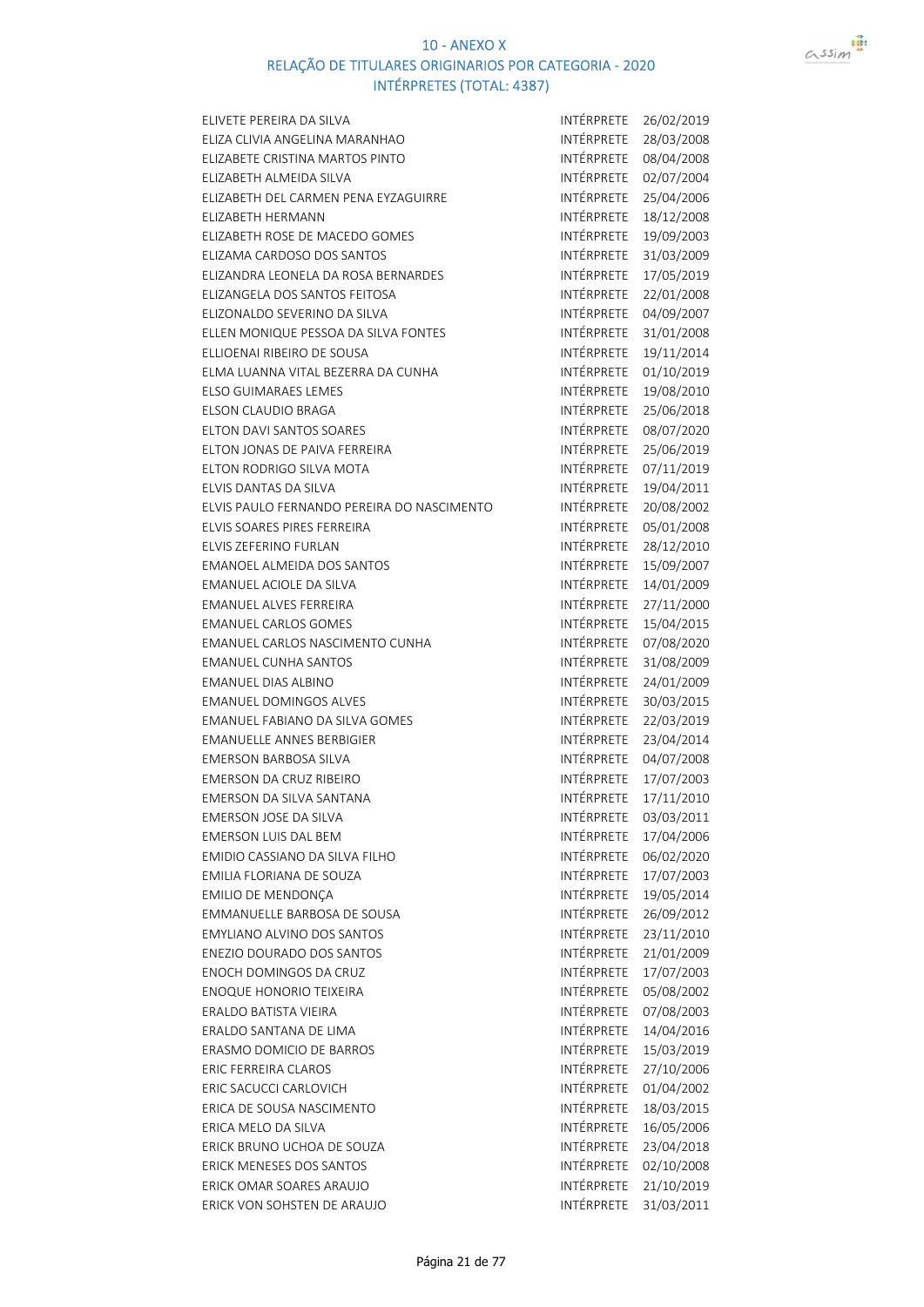10 - ANEXO X
RELAÇÃO DE TITULARES ORIGINARIOS POR CATEGORIA - 2020
INTÉRPRETES (TOTAL: 4387)

| | | |
|---|---|---|
| ELIVETE PEREIRA DA SILVA | INTÉRPRETE | 26/02/2019 |
| ELIZA CLIVIA ANGELINA MARANHAO | INTÉRPRETE | 28/03/2008 |
| ELIZABETE CRISTINA MARTOS PINTO | INTÉRPRETE | 08/04/2008 |
| ELIZABETH ALMEIDA SILVA | INTÉRPRETE | 02/07/2004 |
| ELIZABETH DEL CARMEN PENA EYZAGUIRRE | INTÉRPRETE | 25/04/2006 |
| ELIZABETH HERMANN | INTÉRPRETE | 18/12/2008 |
| ELIZABETH ROSE DE MACEDO GOMES | INTÉRPRETE | 19/09/2003 |
| ELIZAMA CARDOSO DOS SANTOS | INTÉRPRETE | 31/03/2009 |
| ELIZANDRA LEONELA DA ROSA BERNARDES | INTÉRPRETE | 17/05/2019 |
| ELIZANGELA DOS SANTOS FEITOSA | INTÉRPRETE | 22/01/2008 |
| ELIZONALDO SEVERINO DA SILVA | INTÉRPRETE | 04/09/2007 |
| ELLEN MONIQUE PESSOA DA SILVA FONTES | INTÉRPRETE | 31/01/2008 |
| ELLIOENAI RIBEIRO DE SOUSA | INTÉRPRETE | 19/11/2014 |
| ELMA LUANNA VITAL BEZERRA DA CUNHA | INTÉRPRETE | 01/10/2019 |
| ELSO GUIMARAES LEMES | INTÉRPRETE | 19/08/2010 |
| ELSON CLAUDIO BRAGA | INTÉRPRETE | 25/06/2018 |
| ELTON DAVI SANTOS SOARES | INTÉRPRETE | 08/07/2020 |
| ELTON JONAS DE PAIVA FERREIRA | INTÉRPRETE | 25/06/2019 |
| ELTON RODRIGO SILVA MOTA | INTÉRPRETE | 07/11/2019 |
| ELVIS DANTAS DA SILVA | INTÉRPRETE | 19/04/2011 |
| ELVIS PAULO FERNANDO PEREIRA DO NASCIMENTO | INTÉRPRETE | 20/08/2002 |
| ELVIS SOARES PIRES FERREIRA | INTÉRPRETE | 05/01/2008 |
| ELVIS ZEFERINO FURLAN | INTÉRPRETE | 28/12/2010 |
| EMANOEL ALMEIDA DOS SANTOS | INTÉRPRETE | 15/09/2007 |
| EMANUEL ACIOLE DA SILVA | INTÉRPRETE | 14/01/2009 |
| EMANUEL ALVES FERREIRA | INTÉRPRETE | 27/11/2000 |
| EMANUEL CARLOS GOMES | INTÉRPRETE | 15/04/2015 |
| EMANUEL CARLOS NASCIMENTO CUNHA | INTÉRPRETE | 07/08/2020 |
| EMANUEL CUNHA SANTOS | INTÉRPRETE | 31/08/2009 |
| EMANUEL DIAS ALBINO | INTÉRPRETE | 24/01/2009 |
| EMANUEL DOMINGOS ALVES | INTÉRPRETE | 30/03/2015 |
| EMANUEL FABIANO DA SILVA GOMES | INTÉRPRETE | 22/03/2019 |
| EMANUELLE ANNES BERBIGIER | INTÉRPRETE | 23/04/2014 |
| EMERSON BARBOSA SILVA | INTÉRPRETE | 04/07/2008 |
| EMERSON DA CRUZ RIBEIRO | INTÉRPRETE | 17/07/2003 |
| EMERSON DA SILVA SANTANA | INTÉRPRETE | 17/11/2010 |
| EMERSON JOSE DA SILVA | INTÉRPRETE | 03/03/2011 |
| EMERSON LUIS DAL BEM | INTÉRPRETE | 17/04/2006 |
| EMIDIO CASSIANO DA SILVA FILHO | INTÉRPRETE | 06/02/2020 |
| EMILIA FLORIANA DE SOUZA | INTÉRPRETE | 17/07/2003 |
| EMILIO DE MENDONÇA | INTÉRPRETE | 19/05/2014 |
| EMMANUELLE BARBOSA DE SOUSA | INTÉRPRETE | 26/09/2012 |
| EMYLIANO ALVINO DOS SANTOS | INTÉRPRETE | 23/11/2010 |
| ENEZIO DOURADO DOS SANTOS | INTÉRPRETE | 21/01/2009 |
| ENOCH DOMINGOS DA CRUZ | INTÉRPRETE | 17/07/2003 |
| ENOQUE HONORIO TEIXEIRA | INTÉRPRETE | 05/08/2002 |
| ERALDO BATISTA VIEIRA | INTÉRPRETE | 07/08/2003 |
| ERALDO SANTANA DE LIMA | INTÉRPRETE | 14/04/2016 |
| ERASMO DOMICIO DE BARROS | INTÉRPRETE | 15/03/2019 |
| ERIC FERREIRA CLAROS | INTÉRPRETE | 27/10/2006 |
| ERIC SACUCCI CARLOVICH | INTÉRPRETE | 01/04/2002 |
| ERICA DE SOUSA NASCIMENTO | INTÉRPRETE | 18/03/2015 |
| ERICA MELO DA SILVA | INTÉRPRETE | 16/05/2006 |
| ERICK BRUNO UCHOA DE SOUZA | INTÉRPRETE | 23/04/2018 |
| ERICK MENESES DOS SANTOS | INTÉRPRETE | 02/10/2008 |
| ERICK OMAR SOARES ARAUJO | INTÉRPRETE | 21/10/2019 |
| ERICK VON SOHSTEN DE ARAUJO | INTÉRPRETE | 31/03/2011 |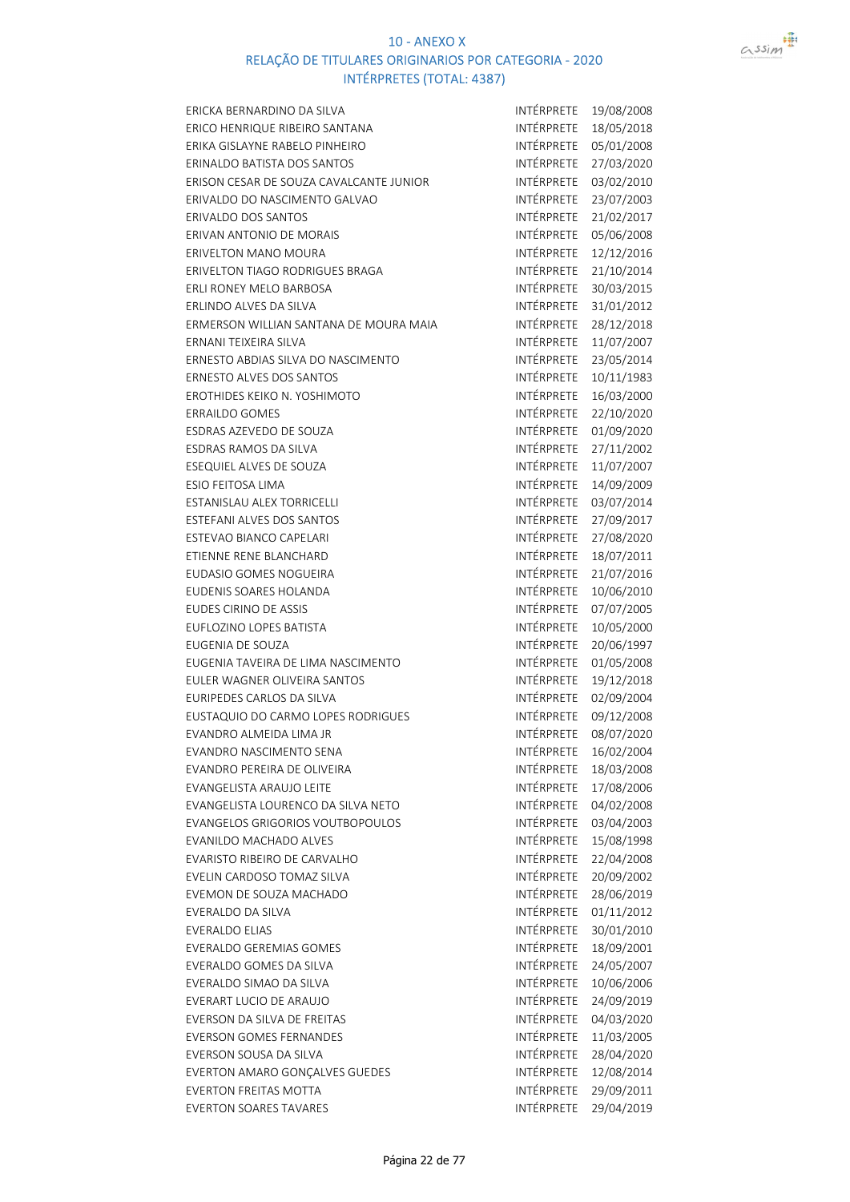# 10 - ANEXO X
## RELAÇÃO DE TITULARES ORIGINARIOS POR CATEGORIA - 2020
## INTÉRPRETES (TOTAL: 4387)

| | | |
|---|---|---|
| ERICKA BERNARDINO DA SILVA | INTÉRPRETE | 19/08/2008 |
| ERICO HENRIQUE RIBEIRO SANTANA | INTÉRPRETE | 18/05/2018 |
| ERIKA GISLAYNE RABELO PINHEIRO | INTÉRPRETE | 05/01/2008 |
| ERINALDO BATISTA DOS SANTOS | INTÉRPRETE | 27/03/2020 |
| ERISON CESAR DE SOUZA CAVALCANTE JUNIOR | INTÉRPRETE | 03/02/2010 |
| ERIVALDO DO NASCIMENTO GALVAO | INTÉRPRETE | 23/07/2003 |
| ERIVALDO DOS SANTOS | INTÉRPRETE | 21/02/2017 |
| ERIVAN ANTONIO DE MORAIS | INTÉRPRETE | 05/06/2008 |
| ERIVELTON MANO MOURA | INTÉRPRETE | 12/12/2016 |
| ERIVELTON TIAGO RODRIGUES BRAGA | INTÉRPRETE | 21/10/2014 |
| ERLI RONEY MELO BARBOSA | INTÉRPRETE | 30/03/2015 |
| ERLINDO ALVES DA SILVA | INTÉRPRETE | 31/01/2012 |
| ERMERSON WILLIAN SANTANA DE MOURA MAIA | INTÉRPRETE | 28/12/2018 |
| ERNANI TEIXEIRA SILVA | INTÉRPRETE | 11/07/2007 |
| ERNESTO ABDIAS SILVA DO NASCIMENTO | INTÉRPRETE | 23/05/2014 |
| ERNESTO ALVES DOS SANTOS | INTÉRPRETE | 10/11/1983 |
| EROTHIDES KEIKO N. YOSHIMOTO | INTÉRPRETE | 16/03/2000 |
| ERRAILDO GOMES | INTÉRPRETE | 22/10/2020 |
| ESDRAS AZEVEDO DE SOUZA | INTÉRPRETE | 01/09/2020 |
| ESDRAS RAMOS DA SILVA | INTÉRPRETE | 27/11/2002 |
| ESEQUIEL ALVES DE SOUZA | INTÉRPRETE | 11/07/2007 |
| ESIO FEITOSA LIMA | INTÉRPRETE | 14/09/2009 |
| ESTANISLAU ALEX TORRICELLI | INTÉRPRETE | 03/07/2014 |
| ESTEFANI ALVES DOS SANTOS | INTÉRPRETE | 27/09/2017 |
| ESTEVAO BIANCO CAPELARI | INTÉRPRETE | 27/08/2020 |
| ETIENNE RENE BLANCHARD | INTÉRPRETE | 18/07/2011 |
| EUDASIO GOMES NOGUEIRA | INTÉRPRETE | 21/07/2016 |
| EUDENIS SOARES HOLANDA | INTÉRPRETE | 10/06/2010 |
| EUDES CIRINO DE ASSIS | INTÉRPRETE | 07/07/2005 |
| EUFLOZINO LOPES BATISTA | INTÉRPRETE | 10/05/2000 |
| EUGENIA DE SOUZA | INTÉRPRETE | 20/06/1997 |
| EUGENIA TAVEIRA DE LIMA NASCIMENTO | INTÉRPRETE | 01/05/2008 |
| EULER WAGNER OLIVEIRA SANTOS | INTÉRPRETE | 19/12/2018 |
| EURIPEDES CARLOS DA SILVA | INTÉRPRETE | 02/09/2004 |
| EUSTAQUIO DO CARMO LOPES RODRIGUES | INTÉRPRETE | 09/12/2008 |
| EVANDRO ALMEIDA LIMA JR | INTÉRPRETE | 08/07/2020 |
| EVANDRO NASCIMENTO SENA | INTÉRPRETE | 16/02/2004 |
| EVANDRO PEREIRA DE OLIVEIRA | INTÉRPRETE | 18/03/2008 |
| EVANGELISTA ARAUJO LEITE | INTÉRPRETE | 17/08/2006 |
| EVANGELISTA LOURENCO DA SILVA NETO | INTÉRPRETE | 04/02/2008 |
| EVANGELOS GRIGORIOS VOUTBOPOULOS | INTÉRPRETE | 03/04/2003 |
| EVANILDO MACHADO ALVES | INTÉRPRETE | 15/08/1998 |
| EVARISTO RIBEIRO DE CARVALHO | INTÉRPRETE | 22/04/2008 |
| EVELIN CARDOSO TOMAZ SILVA | INTÉRPRETE | 20/09/2002 |
| EVEMON DE SOUZA MACHADO | INTÉRPRETE | 28/06/2019 |
| EVERALDO DA SILVA | INTÉRPRETE | 01/11/2012 |
| EVERALDO ELIAS | INTÉRPRETE | 30/01/2010 |
| EVERALDO GEREMIAS GOMES | INTÉRPRETE | 18/09/2001 |
| EVERALDO GOMES DA SILVA | INTÉRPRETE | 24/05/2007 |
| EVERALDO SIMAO DA SILVA | INTÉRPRETE | 10/06/2006 |
| EVERART LUCIO DE ARAUJO | INTÉRPRETE | 24/09/2019 |
| EVERSON DA SILVA DE FREITAS | INTÉRPRETE | 04/03/2020 |
| EVERSON GOMES FERNANDES | INTÉRPRETE | 11/03/2005 |
| EVERSON SOUSA DA SILVA | INTÉRPRETE | 28/04/2020 |
| EVERTON AMARO GONÇALVES GUEDES | INTÉRPRETE | 12/08/2014 |
| EVERTON FREITAS MOTTA | INTÉRPRETE | 29/09/2011 |
| EVERTON SOARES TAVARES | INTÉRPRETE | 29/04/2019 |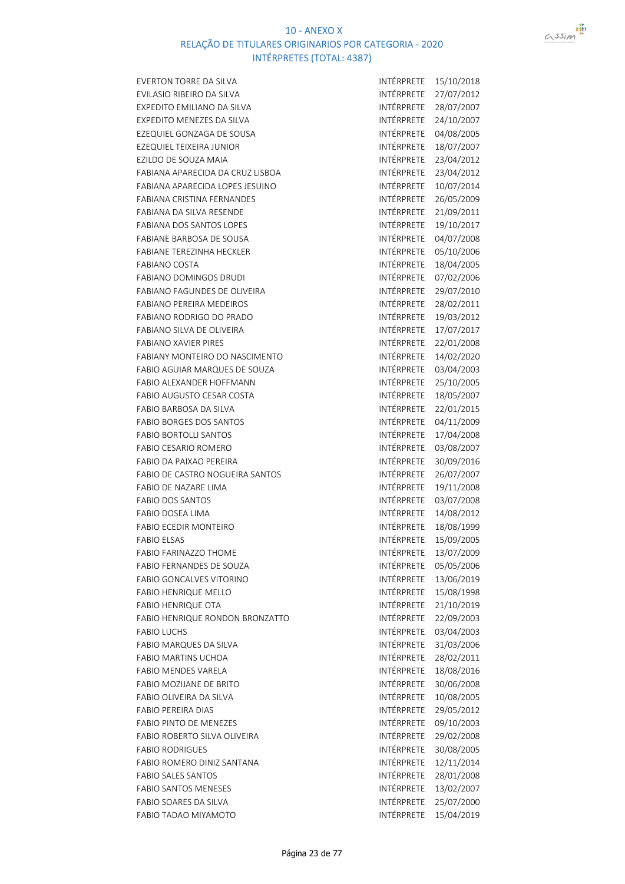# 10 - ANEXO X

## RELAÇÃO DE TITULARES ORIGINARIOS POR CATEGORIA - 2020

### INTÉRPRETES (TOTAL: 4387)

| | | |
|---|---|---|
| EVERTON TORRE DA SILVA | INTÉRPRETE | 15/10/2018 |
| EVILASIO RIBEIRO DA SILVA | INTÉRPRETE | 27/07/2012 |
| EXPEDITO EMILIANO DA SILVA | INTÉRPRETE | 28/07/2007 |
| EXPEDITO MENEZES DA SILVA | INTÉRPRETE | 24/10/2007 |
| EZEQUIEL GONZAGA DE SOUSA | INTÉRPRETE | 04/08/2005 |
| EZEQUIEL TEIXEIRA JUNIOR | INTÉRPRETE | 18/07/2007 |
| EZILDO DE SOUZA MAIA | INTÉRPRETE | 23/04/2012 |
| FABIANA APARECIDA DA CRUZ LISBOA | INTÉRPRETE | 23/04/2012 |
| FABIANA APARECIDA LOPES JESUINO | INTÉRPRETE | 10/07/2014 |
| FABIANA CRISTINA FERNANDES | INTÉRPRETE | 26/05/2009 |
| FABIANA DA SILVA RESENDE | INTÉRPRETE | 21/09/2011 |
| FABIANA DOS SANTOS LOPES | INTÉRPRETE | 19/10/2017 |
| FABIANE BARBOSA DE SOUSA | INTÉRPRETE | 04/07/2008 |
| FABIANE TEREZINHA HECKLER | INTÉRPRETE | 05/10/2006 |
| FABIANO COSTA | INTÉRPRETE | 18/04/2005 |
| FABIANO DOMINGOS DRUDI | INTÉRPRETE | 07/02/2006 |
| FABIANO FAGUNDES DE OLIVEIRA | INTÉRPRETE | 29/07/2010 |
| FABIANO PEREIRA MEDEIROS | INTÉRPRETE | 28/02/2011 |
| FABIANO RODRIGO DO PRADO | INTÉRPRETE | 19/03/2012 |
| FABIANO SILVA DE OLIVEIRA | INTÉRPRETE | 17/07/2017 |
| FABIANO XAVIER PIRES | INTÉRPRETE | 22/01/2008 |
| FABIANY MONTEIRO DO NASCIMENTO | INTÉRPRETE | 14/02/2020 |
| FABIO AGUIAR MARQUES DE SOUZA | INTÉRPRETE | 03/04/2003 |
| FABIO ALEXANDER HOFFMANN | INTÉRPRETE | 25/10/2005 |
| FABIO AUGUSTO CESAR COSTA | INTÉRPRETE | 18/05/2007 |
| FABIO BARBOSA DA SILVA | INTÉRPRETE | 22/01/2015 |
| FABIO BORGES DOS SANTOS | INTÉRPRETE | 04/11/2009 |
| FABIO BORTOLLI SANTOS | INTÉRPRETE | 17/04/2008 |
| FABIO CESARIO ROMERO | INTÉRPRETE | 03/08/2007 |
| FABIO DA PAIXAO PEREIRA | INTÉRPRETE | 30/09/2016 |
| FABIO DE CASTRO NOGUEIRA SANTOS | INTÉRPRETE | 26/07/2007 |
| FABIO DE NAZARE LIMA | INTÉRPRETE | 19/11/2008 |
| FABIO DOS SANTOS | INTÉRPRETE | 03/07/2008 |
| FABIO DOSEA LIMA | INTÉRPRETE | 14/08/2012 |
| FABIO ECEDIR MONTEIRO | INTÉRPRETE | 18/08/1999 |
| FABIO ELSAS | INTÉRPRETE | 15/09/2005 |
| FABIO FARINAZZO THOME | INTÉRPRETE | 13/07/2009 |
| FABIO FERNANDES DE SOUZA | INTÉRPRETE | 05/05/2006 |
| FABIO GONCALVES VITORINO | INTÉRPRETE | 13/06/2019 |
| FABIO HENRIQUE MELLO | INTÉRPRETE | 15/08/1998 |
| FABIO HENRIQUE OTA | INTÉRPRETE | 21/10/2019 |
| FABIO HENRIQUE RONDON BRONZATTO | INTÉRPRETE | 22/09/2003 |
| FABIO LUCHS | INTÉRPRETE | 03/04/2003 |
| FABIO MARQUES DA SILVA | INTÉRPRETE | 31/03/2006 |
| FABIO MARTINS UCHOA | INTÉRPRETE | 28/02/2011 |
| FABIO MENDES VARELA | INTÉRPRETE | 18/08/2016 |
| FABIO MOZIJANE DE BRITO | INTÉRPRETE | 30/06/2008 |
| FABIO OLIVEIRA DA SILVA | INTÉRPRETE | 10/08/2005 |
| FABIO PEREIRA DIAS | INTÉRPRETE | 29/05/2012 |
| FABIO PINTO DE MENEZES | INTÉRPRETE | 09/10/2003 |
| FABIO ROBERTO SILVA OLIVEIRA | INTÉRPRETE | 29/02/2008 |
| FABIO RODRIGUES | INTÉRPRETE | 30/08/2005 |
| FABIO ROMERO DINIZ SANTANA | INTÉRPRETE | 12/11/2014 |
| FABIO SALES SANTOS | INTÉRPRETE | 28/01/2008 |
| FABIO SANTOS MENESES | INTÉRPRETE | 13/02/2007 |
| FABIO SOARES DA SILVA | INTÉRPRETE | 25/07/2000 |
| FABIO TADAO MIYAMOTO | INTÉRPRETE | 15/04/2019 |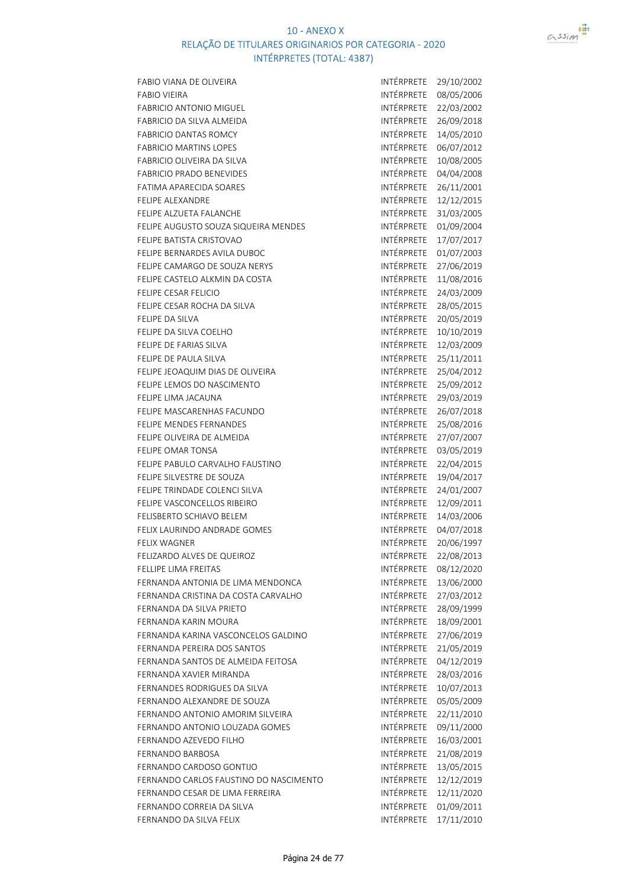# 10 - ANEXO X

## RELAÇÃO DE TITULARES ORIGINARIOS POR CATEGORIA - 2020

### INTÉRPRETES (TOTAL: 4387)

| | | |
|---|---|---|
| FABIO VIANA DE OLIVEIRA | INTÉRPRETE | 29/10/2002 |
| FABIO VIEIRA | INTÉRPRETE | 08/05/2006 |
| FABRICIO ANTONIO MIGUEL | INTÉRPRETE | 22/03/2002 |
| FABRICIO DA SILVA ALMEIDA | INTÉRPRETE | 26/09/2018 |
| FABRICIO DANTAS ROMCY | INTÉRPRETE | 14/05/2010 |
| FABRICIO MARTINS LOPES | INTÉRPRETE | 06/07/2012 |
| FABRICIO OLIVEIRA DA SILVA | INTÉRPRETE | 10/08/2005 |
| FABRICIO PRADO BENEVIDES | INTÉRPRETE | 04/04/2008 |
| FATIMA APARECIDA SOARES | INTÉRPRETE | 26/11/2001 |
| FELIPE ALEXANDRE | INTÉRPRETE | 12/12/2015 |
| FELIPE ALZUETA FALANCHE | INTÉRPRETE | 31/03/2005 |
| FELIPE AUGUSTO SOUZA SIQUEIRA MENDES | INTÉRPRETE | 01/09/2004 |
| FELIPE BATISTA CRISTOVAO | INTÉRPRETE | 17/07/2017 |
| FELIPE BERNARDES AVILA DUBOC | INTÉRPRETE | 01/07/2003 |
| FELIPE CAMARGO DE SOUZA NERYS | INTÉRPRETE | 27/06/2019 |
| FELIPE CASTELO ALKMIN DA COSTA | INTÉRPRETE | 11/08/2016 |
| FELIPE CESAR FELICIO | INTÉRPRETE | 24/03/2009 |
| FELIPE CESAR ROCHA DA SILVA | INTÉRPRETE | 28/05/2015 |
| FELIPE DA SILVA | INTÉRPRETE | 20/05/2019 |
| FELIPE DA SILVA COELHO | INTÉRPRETE | 10/10/2019 |
| FELIPE DE FARIAS SILVA | INTÉRPRETE | 12/03/2009 |
| FELIPE DE PAULA SILVA | INTÉRPRETE | 25/11/2011 |
| FELIPE JEOAQUIM DIAS DE OLIVEIRA | INTÉRPRETE | 25/04/2012 |
| FELIPE LEMOS DO NASCIMENTO | INTÉRPRETE | 25/09/2012 |
| FELIPE LIMA JACAUNA | INTÉRPRETE | 29/03/2019 |
| FELIPE MASCARENHAS FACUNDO | INTÉRPRETE | 26/07/2018 |
| FELIPE MENDES FERNANDES | INTÉRPRETE | 25/08/2016 |
| FELIPE OLIVEIRA DE ALMEIDA | INTÉRPRETE | 27/07/2007 |
| FELIPE OMAR TONSA | INTÉRPRETE | 03/05/2019 |
| FELIPE PABULO CARVALHO FAUSTINO | INTÉRPRETE | 22/04/2015 |
| FELIPE SILVESTRE DE SOUZA | INTÉRPRETE | 19/04/2017 |
| FELIPE TRINDADE COLENCI SILVA | INTÉRPRETE | 24/01/2007 |
| FELIPE VASCONCELLOS RIBEIRO | INTÉRPRETE | 12/09/2011 |
| FELISBERTO SCHIAVO BELEM | INTÉRPRETE | 14/03/2006 |
| FELIX LAURINDO ANDRADE GOMES | INTÉRPRETE | 04/07/2018 |
| FELIX WAGNER | INTÉRPRETE | 20/06/1997 |
| FELIZARDO ALVES DE QUEIROZ | INTÉRPRETE | 22/08/2013 |
| FELLIPE LIMA FREITAS | INTÉRPRETE | 08/12/2020 |
| FERNANDA ANTONIA DE LIMA MENDONCA | INTÉRPRETE | 13/06/2000 |
| FERNANDA CRISTINA DA COSTA CARVALHO | INTÉRPRETE | 27/03/2012 |
| FERNANDA DA SILVA PRIETO | INTÉRPRETE | 28/09/1999 |
| FERNANDA KARIN MOURA | INTÉRPRETE | 18/09/2001 |
| FERNANDA KARINA VASCONCELOS GALDINO | INTÉRPRETE | 27/06/2019 |
| FERNANDA PEREIRA DOS SANTOS | INTÉRPRETE | 21/05/2019 |
| FERNANDA SANTOS DE ALMEIDA FEITOSA | INTÉRPRETE | 04/12/2019 |
| FERNANDA XAVIER MIRANDA | INTÉRPRETE | 28/03/2016 |
| FERNANDES RODRIGUES DA SILVA | INTÉRPRETE | 10/07/2013 |
| FERNANDO ALEXANDRE DE SOUZA | INTÉRPRETE | 05/05/2009 |
| FERNANDO ANTONIO AMORIM SILVEIRA | INTÉRPRETE | 22/11/2010 |
| FERNANDO ANTONIO LOUZADA GOMES | INTÉRPRETE | 09/11/2000 |
| FERNANDO AZEVEDO FILHO | INTÉRPRETE | 16/03/2001 |
| FERNANDO BARBOSA | INTÉRPRETE | 21/08/2019 |
| FERNANDO CARDOSO GONTIJO | INTÉRPRETE | 13/05/2015 |
| FERNANDO CARLOS FAUSTINO DO NASCIMENTO | INTÉRPRETE | 12/12/2019 |
| FERNANDO CESAR DE LIMA FERREIRA | INTÉRPRETE | 12/11/2020 |
| FERNANDO CORREIA DA SILVA | INTÉRPRETE | 01/09/2011 |
| FERNANDO DA SILVA FELIX | INTÉRPRETE | 17/11/2010 |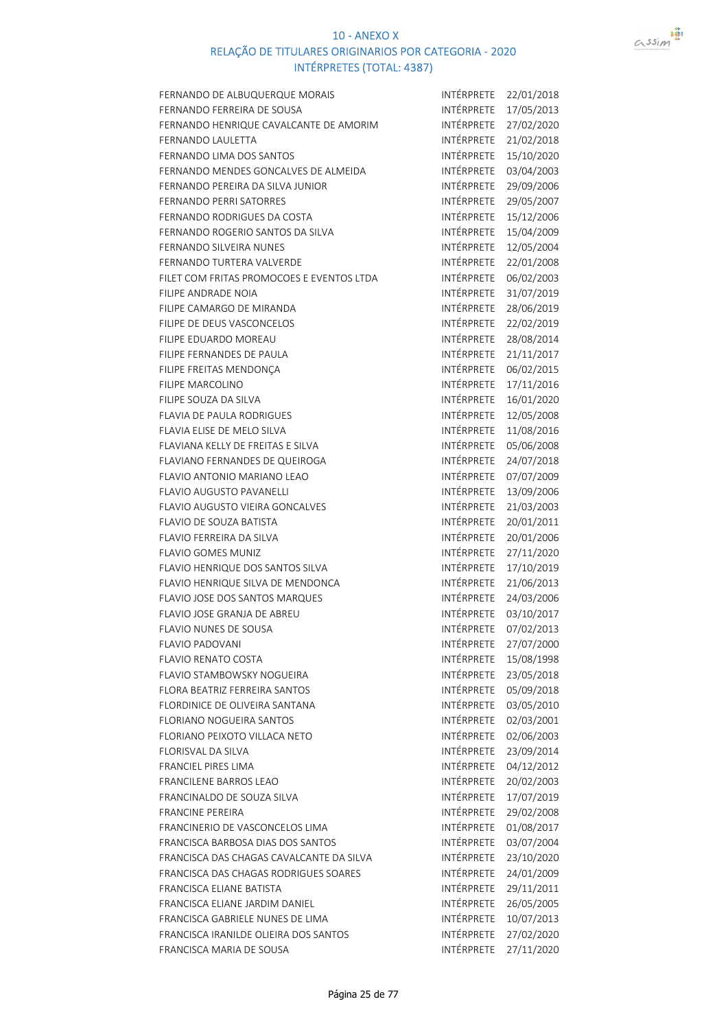# 10 - ANEXO X
## RELAÇÃO DE TITULARES ORIGINARIOS POR CATEGORIA - 2020
### INTÉRPRETES (TOTAL: 4387)

| | | |
|---|---|---|
| FERNANDO DE ALBUQUERQUE MORAIS | INTÉRPRETE | 22/01/2018 |
| FERNANDO FERREIRA DE SOUSA | INTÉRPRETE | 17/05/2013 |
| FERNANDO HENRIQUE CAVALCANTE DE AMORIM | INTÉRPRETE | 27/02/2020 |
| FERNANDO LAULETTA | INTÉRPRETE | 21/02/2018 |
| FERNANDO LIMA DOS SANTOS | INTÉRPRETE | 15/10/2020 |
| FERNANDO MENDES GONCALVES DE ALMEIDA | INTÉRPRETE | 03/04/2003 |
| FERNANDO PEREIRA DA SILVA JUNIOR | INTÉRPRETE | 29/09/2006 |
| FERNANDO PERRI SATORRES | INTÉRPRETE | 29/05/2007 |
| FERNANDO RODRIGUES DA COSTA | INTÉRPRETE | 15/12/2006 |
| FERNANDO ROGERIO SANTOS DA SILVA | INTÉRPRETE | 15/04/2009 |
| FERNANDO SILVEIRA NUNES | INTÉRPRETE | 12/05/2004 |
| FERNANDO TURTERA VALVERDE | INTÉRPRETE | 22/01/2008 |
| FILET COM FRITAS PROMOCOES E EVENTOS LTDA | INTÉRPRETE | 06/02/2003 |
| FILIPE ANDRADE NOIA | INTÉRPRETE | 31/07/2019 |
| FILIPE CAMARGO DE MIRANDA | INTÉRPRETE | 28/06/2019 |
| FILIPE DE DEUS VASCONCELOS | INTÉRPRETE | 22/02/2019 |
| FILIPE EDUARDO MOREAU | INTÉRPRETE | 28/08/2014 |
| FILIPE FERNANDES DE PAULA | INTÉRPRETE | 21/11/2017 |
| FILIPE FREITAS MENDONÇA | INTÉRPRETE | 06/02/2015 |
| FILIPE MARCOLINO | INTÉRPRETE | 17/11/2016 |
| FILIPE SOUZA DA SILVA | INTÉRPRETE | 16/01/2020 |
| FLAVIA DE PAULA RODRIGUES | INTÉRPRETE | 12/05/2008 |
| FLAVIA ELISE DE MELO SILVA | INTÉRPRETE | 11/08/2016 |
| FLAVIANA KELLY DE FREITAS E SILVA | INTÉRPRETE | 05/06/2008 |
| FLAVIANO FERNANDES DE QUEIROGA | INTÉRPRETE | 24/07/2018 |
| FLAVIO ANTONIO MARIANO LEAO | INTÉRPRETE | 07/07/2009 |
| FLAVIO AUGUSTO PAVANELLI | INTÉRPRETE | 13/09/2006 |
| FLAVIO AUGUSTO VIEIRA GONCALVES | INTÉRPRETE | 21/03/2003 |
| FLAVIO DE SOUZA BATISTA | INTÉRPRETE | 20/01/2011 |
| FLAVIO FERREIRA DA SILVA | INTÉRPRETE | 20/01/2006 |
| FLAVIO GOMES MUNIZ | INTÉRPRETE | 27/11/2020 |
| FLAVIO HENRIQUE DOS SANTOS SILVA | INTÉRPRETE | 17/10/2019 |
| FLAVIO HENRIQUE SILVA DE MENDONCA | INTÉRPRETE | 21/06/2013 |
| FLAVIO JOSE DOS SANTOS MARQUES | INTÉRPRETE | 24/03/2006 |
| FLAVIO JOSE GRANJA DE ABREU | INTÉRPRETE | 03/10/2017 |
| FLAVIO NUNES DE SOUSA | INTÉRPRETE | 07/02/2013 |
| FLAVIO PADOVANI | INTÉRPRETE | 27/07/2000 |
| FLAVIO RENATO COSTA | INTÉRPRETE | 15/08/1998 |
| FLAVIO STAMBOWSKY NOGUEIRA | INTÉRPRETE | 23/05/2018 |
| FLORA BEATRIZ FERREIRA SANTOS | INTÉRPRETE | 05/09/2018 |
| FLORDINICE DE OLIVEIRA SANTANA | INTÉRPRETE | 03/05/2010 |
| FLORIANO NOGUEIRA SANTOS | INTÉRPRETE | 02/03/2001 |
| FLORIANO PEIXOTO VILLACA NETO | INTÉRPRETE | 02/06/2003 |
| FLORISVAL DA SILVA | INTÉRPRETE | 23/09/2014 |
| FRANCIEL PIRES LIMA | INTÉRPRETE | 04/12/2012 |
| FRANCILENE BARROS LEAO | INTÉRPRETE | 20/02/2003 |
| FRANCINALDO DE SOUZA SILVA | INTÉRPRETE | 17/07/2019 |
| FRANCINE PEREIRA | INTÉRPRETE | 29/02/2008 |
| FRANCINERIO DE VASCONCELOS LIMA | INTÉRPRETE | 01/08/2017 |
| FRANCISCA BARBOSA DIAS DOS SANTOS | INTÉRPRETE | 03/07/2004 |
| FRANCISCA DAS CHAGAS CAVALCANTE DA SILVA | INTÉRPRETE | 23/10/2020 |
| FRANCISCA DAS CHAGAS RODRIGUES SOARES | INTÉRPRETE | 24/01/2009 |
| FRANCISCA ELIANE BATISTA | INTÉRPRETE | 29/11/2011 |
| FRANCISCA ELIANE JARDIM DANIEL | INTÉRPRETE | 26/05/2005 |
| FRANCISCA GABRIELE NUNES DE LIMA | INTÉRPRETE | 10/07/2013 |
| FRANCISCA IRANILDE OLIEIRA DOS SANTOS | INTÉRPRETE | 27/02/2020 |
| FRANCISCA MARIA DE SOUSA | INTÉRPRETE | 27/11/2020 |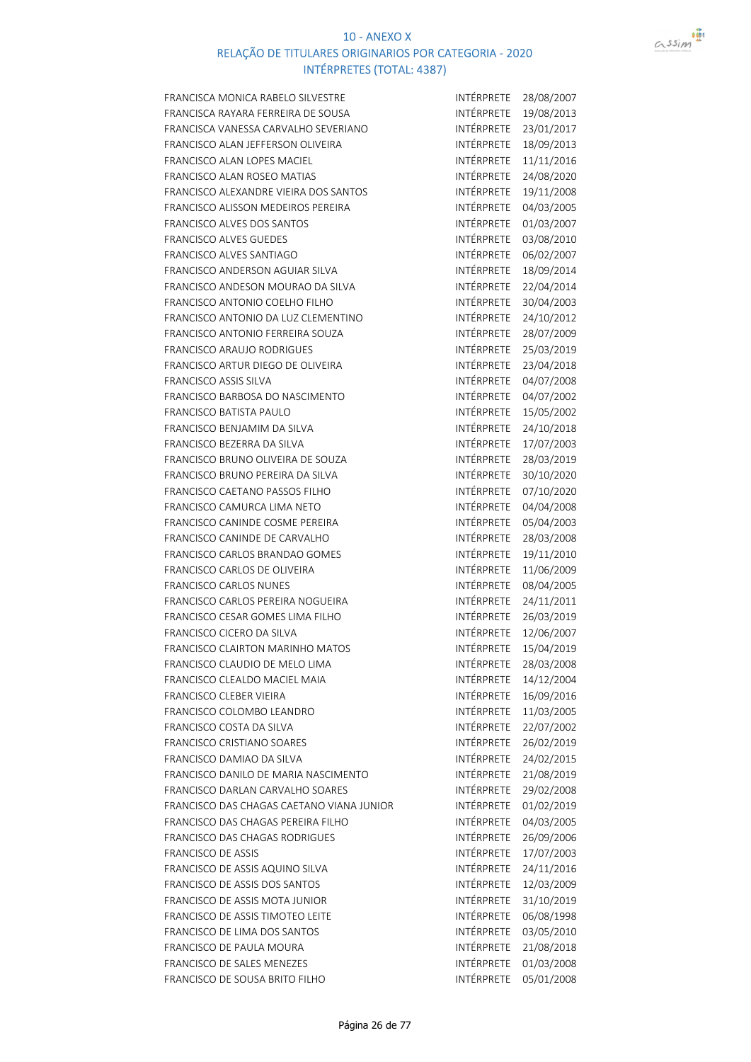10 - ANEXO X
RELAÇÃO DE TITULARES ORIGINARIOS POR CATEGORIA - 2020
INTÉRPRETES (TOTAL: 4387)

| | | |
|---|---|---|
| FRANCISCA MONICA RABELO SILVESTRE | INTÉRPRETE | 28/08/2007 |
| FRANCISCA RAYARA FERREIRA DE SOUSA | INTÉRPRETE | 19/08/2013 |
| FRANCISCA VANESSA CARVALHO SEVERIANO | INTÉRPRETE | 23/01/2017 |
| FRANCISCO ALAN JEFFERSON OLIVEIRA | INTÉRPRETE | 18/09/2013 |
| FRANCISCO ALAN LOPES MACIEL | INTÉRPRETE | 11/11/2016 |
| FRANCISCO ALAN ROSEO MATIAS | INTÉRPRETE | 24/08/2020 |
| FRANCISCO ALEXANDRE VIEIRA DOS SANTOS | INTÉRPRETE | 19/11/2008 |
| FRANCISCO ALISSON MEDEIROS PEREIRA | INTÉRPRETE | 04/03/2005 |
| FRANCISCO ALVES DOS SANTOS | INTÉRPRETE | 01/03/2007 |
| FRANCISCO ALVES GUEDES | INTÉRPRETE | 03/08/2010 |
| FRANCISCO ALVES SANTIAGO | INTÉRPRETE | 06/02/2007 |
| FRANCISCO ANDERSON AGUIAR SILVA | INTÉRPRETE | 18/09/2014 |
| FRANCISCO ANDESON MOURAO DA SILVA | INTÉRPRETE | 22/04/2014 |
| FRANCISCO ANTONIO COELHO FILHO | INTÉRPRETE | 30/04/2003 |
| FRANCISCO ANTONIO DA LUZ CLEMENTINO | INTÉRPRETE | 24/10/2012 |
| FRANCISCO ANTONIO FERREIRA SOUZA | INTÉRPRETE | 28/07/2009 |
| FRANCISCO ARAUJO RODRIGUES | INTÉRPRETE | 25/03/2019 |
| FRANCISCO ARTUR DIEGO DE OLIVEIRA | INTÉRPRETE | 23/04/2018 |
| FRANCISCO ASSIS SILVA | INTÉRPRETE | 04/07/2008 |
| FRANCISCO BARBOSA DO NASCIMENTO | INTÉRPRETE | 04/07/2002 |
| FRANCISCO BATISTA PAULO | INTÉRPRETE | 15/05/2002 |
| FRANCISCO BENJAMIM DA SILVA | INTÉRPRETE | 24/10/2018 |
| FRANCISCO BEZERRA DA SILVA | INTÉRPRETE | 17/07/2003 |
| FRANCISCO BRUNO OLIVEIRA DE SOUZA | INTÉRPRETE | 28/03/2019 |
| FRANCISCO BRUNO PEREIRA DA SILVA | INTÉRPRETE | 30/10/2020 |
| FRANCISCO CAETANO PASSOS FILHO | INTÉRPRETE | 07/10/2020 |
| FRANCISCO CAMURCA LIMA NETO | INTÉRPRETE | 04/04/2008 |
| FRANCISCO CANINDE COSME PEREIRA | INTÉRPRETE | 05/04/2003 |
| FRANCISCO CANINDE DE CARVALHO | INTÉRPRETE | 28/03/2008 |
| FRANCISCO CARLOS BRANDAO GOMES | INTÉRPRETE | 19/11/2010 |
| FRANCISCO CARLOS DE OLIVEIRA | INTÉRPRETE | 11/06/2009 |
| FRANCISCO CARLOS NUNES | INTÉRPRETE | 08/04/2005 |
| FRANCISCO CARLOS PEREIRA NOGUEIRA | INTÉRPRETE | 24/11/2011 |
| FRANCISCO CESAR GOMES LIMA FILHO | INTÉRPRETE | 26/03/2019 |
| FRANCISCO CICERO DA SILVA | INTÉRPRETE | 12/06/2007 |
| FRANCISCO CLAIRTON MARINHO MATOS | INTÉRPRETE | 15/04/2019 |
| FRANCISCO CLAUDIO DE MELO LIMA | INTÉRPRETE | 28/03/2008 |
| FRANCISCO CLEALDO MACIEL MAIA | INTÉRPRETE | 14/12/2004 |
| FRANCISCO CLEBER VIEIRA | INTÉRPRETE | 16/09/2016 |
| FRANCISCO COLOMBO LEANDRO | INTÉRPRETE | 11/03/2005 |
| FRANCISCO COSTA DA SILVA | INTÉRPRETE | 22/07/2002 |
| FRANCISCO CRISTIANO SOARES | INTÉRPRETE | 26/02/2019 |
| FRANCISCO DAMIAO DA SILVA | INTÉRPRETE | 24/02/2015 |
| FRANCISCO DANILO DE MARIA NASCIMENTO | INTÉRPRETE | 21/08/2019 |
| FRANCISCO DARLAN CARVALHO SOARES | INTÉRPRETE | 29/02/2008 |
| FRANCISCO DAS CHAGAS CAETANO VIANA JUNIOR | INTÉRPRETE | 01/02/2019 |
| FRANCISCO DAS CHAGAS PEREIRA FILHO | INTÉRPRETE | 04/03/2005 |
| FRANCISCO DAS CHAGAS RODRIGUES | INTÉRPRETE | 26/09/2006 |
| FRANCISCO DE ASSIS | INTÉRPRETE | 17/07/2003 |
| FRANCISCO DE ASSIS AQUINO SILVA | INTÉRPRETE | 24/11/2016 |
| FRANCISCO DE ASSIS DOS SANTOS | INTÉRPRETE | 12/03/2009 |
| FRANCISCO DE ASSIS MOTA JUNIOR | INTÉRPRETE | 31/10/2019 |
| FRANCISCO DE ASSIS TIMOTEO LEITE | INTÉRPRETE | 06/08/1998 |
| FRANCISCO DE LIMA DOS SANTOS | INTÉRPRETE | 03/05/2010 |
| FRANCISCO DE PAULA MOURA | INTÉRPRETE | 21/08/2018 |
| FRANCISCO DE SALES MENEZES | INTÉRPRETE | 01/03/2008 |
| FRANCISCO DE SOUSA BRITO FILHO | INTÉRPRETE | 05/01/2008 |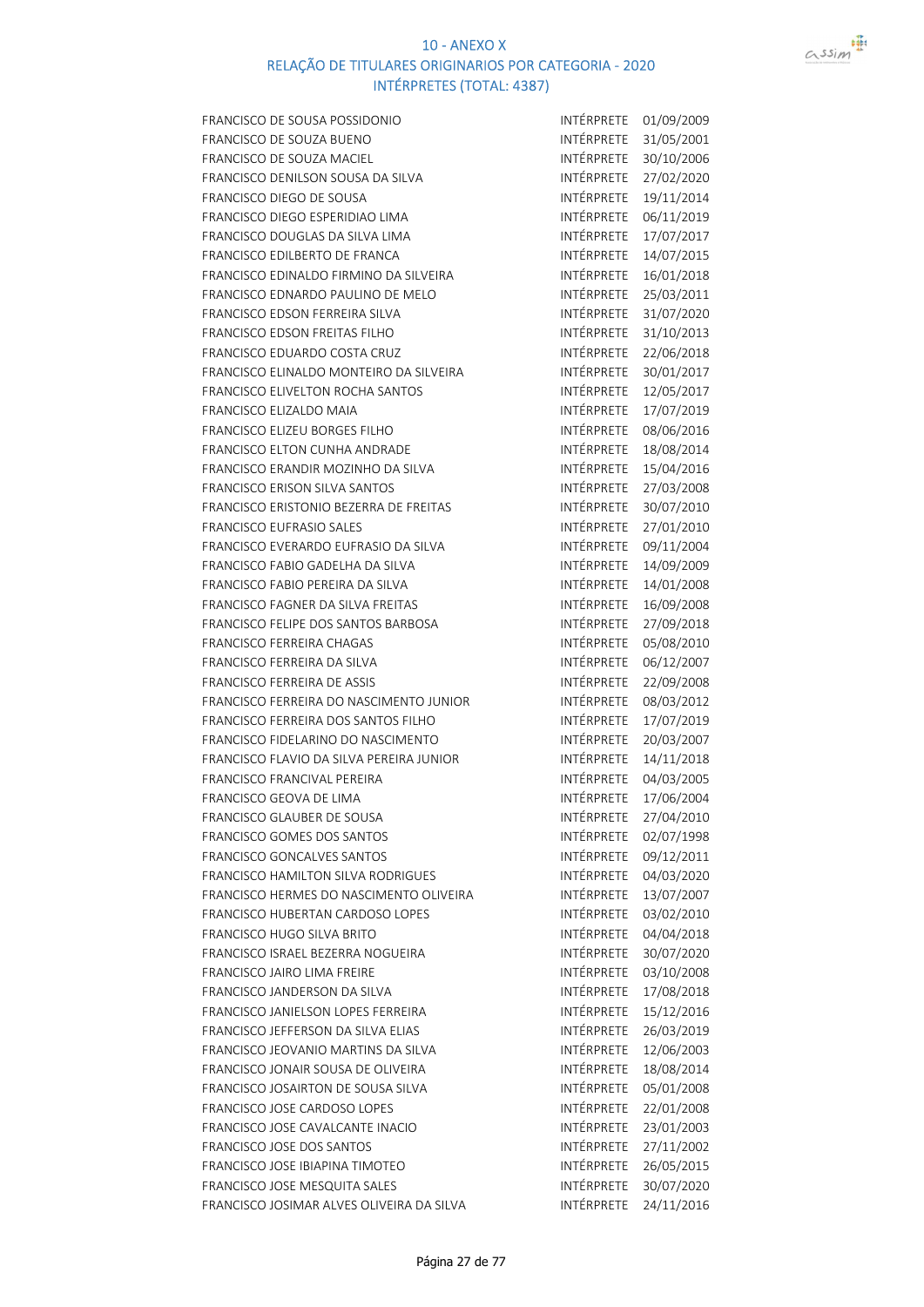# 10 - ANEXO X

## RELAÇÃO DE TITULARES ORIGINARIOS POR CATEGORIA - 2020

## INTÉRPRETES (TOTAL: 4387)

| | | |
|---|---|---|
| FRANCISCO DE SOUSA POSSIDONIO | INTÉRPRETE | 01/09/2009 |
| FRANCISCO DE SOUZA BUENO | INTÉRPRETE | 31/05/2001 |
| FRANCISCO DE SOUZA MACIEL | INTÉRPRETE | 30/10/2006 |
| FRANCISCO DENILSON SOUSA DA SILVA | INTÉRPRETE | 27/02/2020 |
| FRANCISCO DIEGO DE SOUSA | INTÉRPRETE | 19/11/2014 |
| FRANCISCO DIEGO ESPERIDIAO LIMA | INTÉRPRETE | 06/11/2019 |
| FRANCISCO DOUGLAS DA SILVA LIMA | INTÉRPRETE | 17/07/2017 |
| FRANCISCO EDILBERTO DE FRANCA | INTÉRPRETE | 14/07/2015 |
| FRANCISCO EDINALDO FIRMINO DA SILVEIRA | INTÉRPRETE | 16/01/2018 |
| FRANCISCO EDNARDO PAULINO DE MELO | INTÉRPRETE | 25/03/2011 |
| FRANCISCO EDSON FERREIRA SILVA | INTÉRPRETE | 31/07/2020 |
| FRANCISCO EDSON FREITAS FILHO | INTÉRPRETE | 31/10/2013 |
| FRANCISCO EDUARDO COSTA CRUZ | INTÉRPRETE | 22/06/2018 |
| FRANCISCO ELINALDO MONTEIRO DA SILVEIRA | INTÉRPRETE | 30/01/2017 |
| FRANCISCO ELIVELTON ROCHA SANTOS | INTÉRPRETE | 12/05/2017 |
| FRANCISCO ELIZALDO MAIA | INTÉRPRETE | 17/07/2019 |
| FRANCISCO ELIZEU BORGES FILHO | INTÉRPRETE | 08/06/2016 |
| FRANCISCO ELTON CUNHA ANDRADE | INTÉRPRETE | 18/08/2014 |
| FRANCISCO ERANDIR MOZINHO DA SILVA | INTÉRPRETE | 15/04/2016 |
| FRANCISCO ERISON SILVA SANTOS | INTÉRPRETE | 27/03/2008 |
| FRANCISCO ERISTONIO BEZERRA DE FREITAS | INTÉRPRETE | 30/07/2010 |
| FRANCISCO EUFRASIO SALES | INTÉRPRETE | 27/01/2010 |
| FRANCISCO EVERARDO EUFRASIO DA SILVA | INTÉRPRETE | 09/11/2004 |
| FRANCISCO FABIO GADELHA DA SILVA | INTÉRPRETE | 14/09/2009 |
| FRANCISCO FABIO PEREIRA DA SILVA | INTÉRPRETE | 14/01/2008 |
| FRANCISCO FAGNER DA SILVA FREITAS | INTÉRPRETE | 16/09/2008 |
| FRANCISCO FELIPE DOS SANTOS BARBOSA | INTÉRPRETE | 27/09/2018 |
| FRANCISCO FERREIRA CHAGAS | INTÉRPRETE | 05/08/2010 |
| FRANCISCO FERREIRA DA SILVA | INTÉRPRETE | 06/12/2007 |
| FRANCISCO FERREIRA DE ASSIS | INTÉRPRETE | 22/09/2008 |
| FRANCISCO FERREIRA DO NASCIMENTO JUNIOR | INTÉRPRETE | 08/03/2012 |
| FRANCISCO FERREIRA DOS SANTOS FILHO | INTÉRPRETE | 17/07/2019 |
| FRANCISCO FIDELARINO DO NASCIMENTO | INTÉRPRETE | 20/03/2007 |
| FRANCISCO FLAVIO DA SILVA PEREIRA JUNIOR | INTÉRPRETE | 14/11/2018 |
| FRANCISCO FRANCIVAL PEREIRA | INTÉRPRETE | 04/03/2005 |
| FRANCISCO GEOVA DE LIMA | INTÉRPRETE | 17/06/2004 |
| FRANCISCO GLAUBER DE SOUSA | INTÉRPRETE | 27/04/2010 |
| FRANCISCO GOMES DOS SANTOS | INTÉRPRETE | 02/07/1998 |
| FRANCISCO GONCALVES SANTOS | INTÉRPRETE | 09/12/2011 |
| FRANCISCO HAMILTON SILVA RODRIGUES | INTÉRPRETE | 04/03/2020 |
| FRANCISCO HERMES DO NASCIMENTO OLIVEIRA | INTÉRPRETE | 13/07/2007 |
| FRANCISCO HUBERTAN CARDOSO LOPES | INTÉRPRETE | 03/02/2010 |
| FRANCISCO HUGO SILVA BRITO | INTÉRPRETE | 04/04/2018 |
| FRANCISCO ISRAEL BEZERRA NOGUEIRA | INTÉRPRETE | 30/07/2020 |
| FRANCISCO JAIRO LIMA FREIRE | INTÉRPRETE | 03/10/2008 |
| FRANCISCO JANDERSON DA SILVA | INTÉRPRETE | 17/08/2018 |
| FRANCISCO JANIELSON LOPES FERREIRA | INTÉRPRETE | 15/12/2016 |
| FRANCISCO JEFFERSON DA SILVA ELIAS | INTÉRPRETE | 26/03/2019 |
| FRANCISCO JEOVANIO MARTINS DA SILVA | INTÉRPRETE | 12/06/2003 |
| FRANCISCO JONAIR SOUSA DE OLIVEIRA | INTÉRPRETE | 18/08/2014 |
| FRANCISCO JOSAIRTON DE SOUSA SILVA | INTÉRPRETE | 05/01/2008 |
| FRANCISCO JOSE CARDOSO LOPES | INTÉRPRETE | 22/01/2008 |
| FRANCISCO JOSE CAVALCANTE INACIO | INTÉRPRETE | 23/01/2003 |
| FRANCISCO JOSE DOS SANTOS | INTÉRPRETE | 27/11/2002 |
| FRANCISCO JOSE IBIAPINA TIMOTEO | INTÉRPRETE | 26/05/2015 |
| FRANCISCO JOSE MESQUITA SALES | INTÉRPRETE | 30/07/2020 |
| FRANCISCO JOSIMAR ALVES OLIVEIRA DA SILVA | INTÉRPRETE | 24/11/2016 |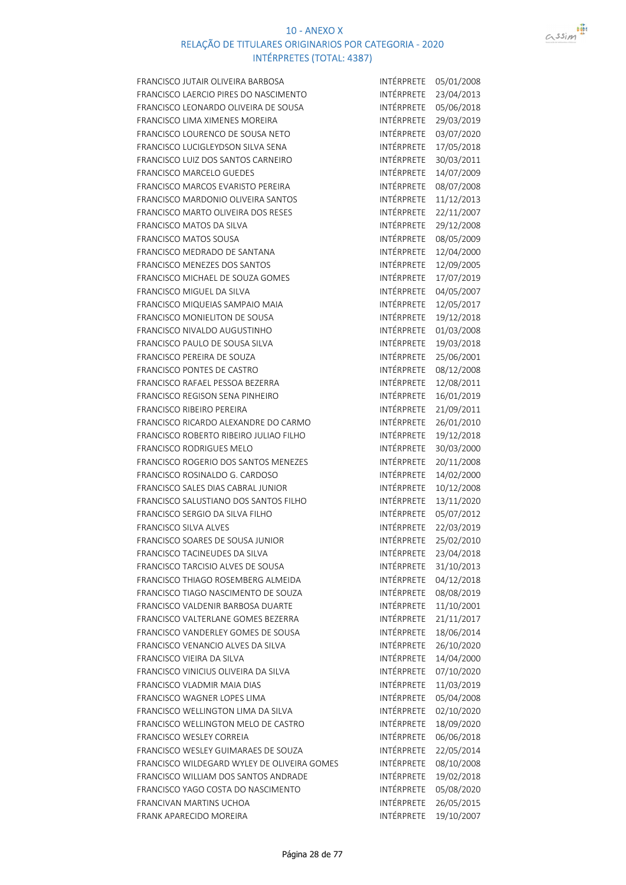## 10 - ANEXO X
## RELAÇÃO DE TITULARES ORIGINARIOS POR CATEGORIA - 2020
## INTÉRPRETES (TOTAL: 4387)

| | | |
|---|---|---|
| FRANCISCO JUTAIR OLIVEIRA BARBOSA | INTÉRPRETE | 05/01/2008 |
| FRANCISCO LAERCIO PIRES DO NASCIMENTO | INTÉRPRETE | 23/04/2013 |
| FRANCISCO LEONARDO OLIVEIRA DE SOUSA | INTÉRPRETE | 05/06/2018 |
| FRANCISCO LIMA XIMENES MOREIRA | INTÉRPRETE | 29/03/2019 |
| FRANCISCO LOURENCO DE SOUSA NETO | INTÉRPRETE | 03/07/2020 |
| FRANCISCO LUCIGLEYDSON SILVA SENA | INTÉRPRETE | 17/05/2018 |
| FRANCISCO LUIZ DOS SANTOS CARNEIRO | INTÉRPRETE | 30/03/2011 |
| FRANCISCO MARCELO GUEDES | INTÉRPRETE | 14/07/2009 |
| FRANCISCO MARCOS EVARISTO PEREIRA | INTÉRPRETE | 08/07/2008 |
| FRANCISCO MARDONIO OLIVEIRA SANTOS | INTÉRPRETE | 11/12/2013 |
| FRANCISCO MARTO OLIVEIRA DOS RESES | INTÉRPRETE | 22/11/2007 |
| FRANCISCO MATOS DA SILVA | INTÉRPRETE | 29/12/2008 |
| FRANCISCO MATOS SOUSA | INTÉRPRETE | 08/05/2009 |
| FRANCISCO MEDRADO DE SANTANA | INTÉRPRETE | 12/04/2000 |
| FRANCISCO MENEZES DOS SANTOS | INTÉRPRETE | 12/09/2005 |
| FRANCISCO MICHAEL DE SOUZA GOMES | INTÉRPRETE | 17/07/2019 |
| FRANCISCO MIGUEL DA SILVA | INTÉRPRETE | 04/05/2007 |
| FRANCISCO MIQUEIAS SAMPAIO MAIA | INTÉRPRETE | 12/05/2017 |
| FRANCISCO MONIELITON DE SOUSA | INTÉRPRETE | 19/12/2018 |
| FRANCISCO NIVALDO AUGUSTINHO | INTÉRPRETE | 01/03/2008 |
| FRANCISCO PAULO DE SOUSA SILVA | INTÉRPRETE | 19/03/2018 |
| FRANCISCO PEREIRA DE SOUZA | INTÉRPRETE | 25/06/2001 |
| FRANCISCO PONTES DE CASTRO | INTÉRPRETE | 08/12/2008 |
| FRANCISCO RAFAEL PESSOA BEZERRA | INTÉRPRETE | 12/08/2011 |
| FRANCISCO REGISON SENA PINHEIRO | INTÉRPRETE | 16/01/2019 |
| FRANCISCO RIBEIRO PEREIRA | INTÉRPRETE | 21/09/2011 |
| FRANCISCO RICARDO ALEXANDRE DO CARMO | INTÉRPRETE | 26/01/2010 |
| FRANCISCO ROBERTO RIBEIRO JULIAO FILHO | INTÉRPRETE | 19/12/2018 |
| FRANCISCO RODRIGUES MELO | INTÉRPRETE | 30/03/2000 |
| FRANCISCO ROGERIO DOS SANTOS MENEZES | INTÉRPRETE | 20/11/2008 |
| FRANCISCO ROSINALDO G. CARDOSO | INTÉRPRETE | 14/02/2000 |
| FRANCISCO SALES DIAS CABRAL JUNIOR | INTÉRPRETE | 10/12/2008 |
| FRANCISCO SALUSTIANO DOS SANTOS FILHO | INTÉRPRETE | 13/11/2020 |
| FRANCISCO SERGIO DA SILVA FILHO | INTÉRPRETE | 05/07/2012 |
| FRANCISCO SILVA ALVES | INTÉRPRETE | 22/03/2019 |
| FRANCISCO SOARES DE SOUSA JUNIOR | INTÉRPRETE | 25/02/2010 |
| FRANCISCO TACINEUDES DA SILVA | INTÉRPRETE | 23/04/2018 |
| FRANCISCO TARCISIO ALVES DE SOUSA | INTÉRPRETE | 31/10/2013 |
| FRANCISCO THIAGO ROSEMBERG ALMEIDA | INTÉRPRETE | 04/12/2018 |
| FRANCISCO TIAGO NASCIMENTO DE SOUZA | INTÉRPRETE | 08/08/2019 |
| FRANCISCO VALDENIR BARBOSA DUARTE | INTÉRPRETE | 11/10/2001 |
| FRANCISCO VALTERLANE GOMES BEZERRA | INTÉRPRETE | 21/11/2017 |
| FRANCISCO VANDERLEY GOMES DE SOUSA | INTÉRPRETE | 18/06/2014 |
| FRANCISCO VENANCIO ALVES DA SILVA | INTÉRPRETE | 26/10/2020 |
| FRANCISCO VIEIRA DA SILVA | INTÉRPRETE | 14/04/2000 |
| FRANCISCO VINICIUS OLIVEIRA DA SILVA | INTÉRPRETE | 07/10/2020 |
| FRANCISCO VLADMIR MAIA DIAS | INTÉRPRETE | 11/03/2019 |
| FRANCISCO WAGNER LOPES LIMA | INTÉRPRETE | 05/04/2008 |
| FRANCISCO WELLINGTON LIMA DA SILVA | INTÉRPRETE | 02/10/2020 |
| FRANCISCO WELLINGTON MELO DE CASTRO | INTÉRPRETE | 18/09/2020 |
| FRANCISCO WESLEY CORREIA | INTÉRPRETE | 06/06/2018 |
| FRANCISCO WESLEY GUIMARAES DE SOUZA | INTÉRPRETE | 22/05/2014 |
| FRANCISCO WILDEGARD WYLEY DE OLIVEIRA GOMES | INTÉRPRETE | 08/10/2008 |
| FRANCISCO WILLIAM DOS SANTOS ANDRADE | INTÉRPRETE | 19/02/2018 |
| FRANCISCO YAGO COSTA DO NASCIMENTO | INTÉRPRETE | 05/08/2020 |
| FRANCIVAN MARTINS UCHOA | INTÉRPRETE | 26/05/2015 |
| FRANK APARECIDO MOREIRA | INTÉRPRETE | 19/10/2007 |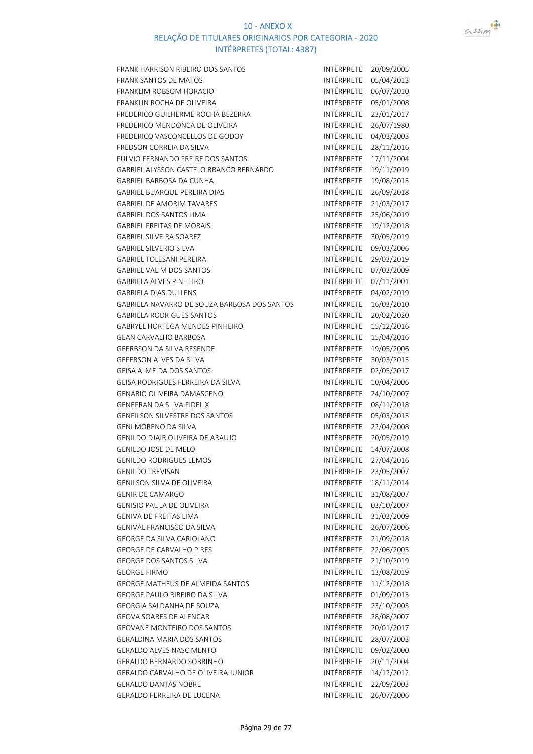# 10 - ANEXO X
## RELAÇÃO DE TITULARES ORIGINARIOS POR CATEGORIA - 2020
### INTÉRPRETES (TOTAL: 4387)

| | | |
|---|---|---|
| FRANK HARRISON RIBEIRO DOS SANTOS | INTÉRPRETE | 20/09/2005 |
| FRANK SANTOS DE MATOS | INTÉRPRETE | 05/04/2013 |
| FRANKLIM ROBSOM HORACIO | INTÉRPRETE | 06/07/2010 |
| FRANKLIN ROCHA DE OLIVEIRA | INTÉRPRETE | 05/01/2008 |
| FREDERICO GUILHERME ROCHA BEZERRA | INTÉRPRETE | 23/01/2017 |
| FREDERICO MENDONCA DE OLIVEIRA | INTÉRPRETE | 26/07/1980 |
| FREDERICO VASCONCELLOS DE GODOY | INTÉRPRETE | 04/03/2003 |
| FREDSON CORREIA DA SILVA | INTÉRPRETE | 28/11/2016 |
| FULVIO FERNANDO FREIRE DOS SANTOS | INTÉRPRETE | 17/11/2004 |
| GABRIEL ALYSSON CASTELO BRANCO BERNARDO | INTÉRPRETE | 19/11/2019 |
| GABRIEL BARBOSA DA CUNHA | INTÉRPRETE | 19/08/2015 |
| GABRIEL BUARQUE PEREIRA DIAS | INTÉRPRETE | 26/09/2018 |
| GABRIEL DE AMORIM TAVARES | INTÉRPRETE | 21/03/2017 |
| GABRIEL DOS SANTOS LIMA | INTÉRPRETE | 25/06/2019 |
| GABRIEL FREITAS DE MORAIS | INTÉRPRETE | 19/12/2018 |
| GABRIEL SILVEIRA SOAREZ | INTÉRPRETE | 30/05/2019 |
| GABRIEL SILVERIO SILVA | INTÉRPRETE | 09/03/2006 |
| GABRIEL TOLESANI PEREIRA | INTÉRPRETE | 29/03/2019 |
| GABRIEL VALIM DOS SANTOS | INTÉRPRETE | 07/03/2009 |
| GABRIELA ALVES PINHEIRO | INTÉRPRETE | 07/11/2001 |
| GABRIELA DIAS DULLENS | INTÉRPRETE | 04/02/2019 |
| GABRIELA NAVARRO DE SOUZA BARBOSA DOS SANTOS | INTÉRPRETE | 16/03/2010 |
| GABRIELA RODRIGUES SANTOS | INTÉRPRETE | 20/02/2020 |
| GABRYEL HORTEGA MENDES PINHEIRO | INTÉRPRETE | 15/12/2016 |
| GEAN CARVALHO BARBOSA | INTÉRPRETE | 15/04/2016 |
| GEERBSON DA SILVA RESENDE | INTÉRPRETE | 19/05/2006 |
| GEFERSON ALVES DA SILVA | INTÉRPRETE | 30/03/2015 |
| GEISA ALMEIDA DOS SANTOS | INTÉRPRETE | 02/05/2017 |
| GEISA RODRIGUES FERREIRA DA SILVA | INTÉRPRETE | 10/04/2006 |
| GENARIO OLIVEIRA DAMASCENO | INTÉRPRETE | 24/10/2007 |
| GENEFRAN DA SILVA FIDELIX | INTÉRPRETE | 08/11/2018 |
| GENEILSON SILVESTRE DOS SANTOS | INTÉRPRETE | 05/03/2015 |
| GENI MORENO DA SILVA | INTÉRPRETE | 22/04/2008 |
| GENILDO DJAIR OLIVEIRA DE ARAUJO | INTÉRPRETE | 20/05/2019 |
| GENILDO JOSE DE MELO | INTÉRPRETE | 14/07/2008 |
| GENILDO RODRIGUES LEMOS | INTÉRPRETE | 27/04/2016 |
| GENILDO TREVISAN | INTÉRPRETE | 23/05/2007 |
| GENILSON SILVA DE OLIVEIRA | INTÉRPRETE | 18/11/2014 |
| GENIR DE CAMARGO | INTÉRPRETE | 31/08/2007 |
| GENISIO PAULA DE OLIVEIRA | INTÉRPRETE | 03/10/2007 |
| GENIVA DE FREITAS LIMA | INTÉRPRETE | 31/03/2009 |
| GENIVAL FRANCISCO DA SILVA | INTÉRPRETE | 26/07/2006 |
| GEORGE DA SILVA CARIOLANO | INTÉRPRETE | 21/09/2018 |
| GEORGE DE CARVALHO PIRES | INTÉRPRETE | 22/06/2005 |
| GEORGE DOS SANTOS SILVA | INTÉRPRETE | 21/10/2019 |
| GEORGE FIRMO | INTÉRPRETE | 13/08/2019 |
| GEORGE MATHEUS DE ALMEIDA SANTOS | INTÉRPRETE | 11/12/2018 |
| GEORGE PAULO RIBEIRO DA SILVA | INTÉRPRETE | 01/09/2015 |
| GEORGIA SALDANHA DE SOUZA | INTÉRPRETE | 23/10/2003 |
| GEOVA SOARES DE ALENCAR | INTÉRPRETE | 28/08/2007 |
| GEOVANE MONTEIRO DOS SANTOS | INTÉRPRETE | 20/01/2017 |
| GERALDINA MARIA DOS SANTOS | INTÉRPRETE | 28/07/2003 |
| GERALDO ALVES NASCIMENTO | INTÉRPRETE | 09/02/2000 |
| GERALDO BERNARDO SOBRINHO | INTÉRPRETE | 20/11/2004 |
| GERALDO CARVALHO DE OLIVEIRA JUNIOR | INTÉRPRETE | 14/12/2012 |
| GERALDO DANTAS NOBRE | INTÉRPRETE | 22/09/2003 |
| GERALDO FERREIRA DE LUCENA | INTÉRPRETE | 26/07/2006 |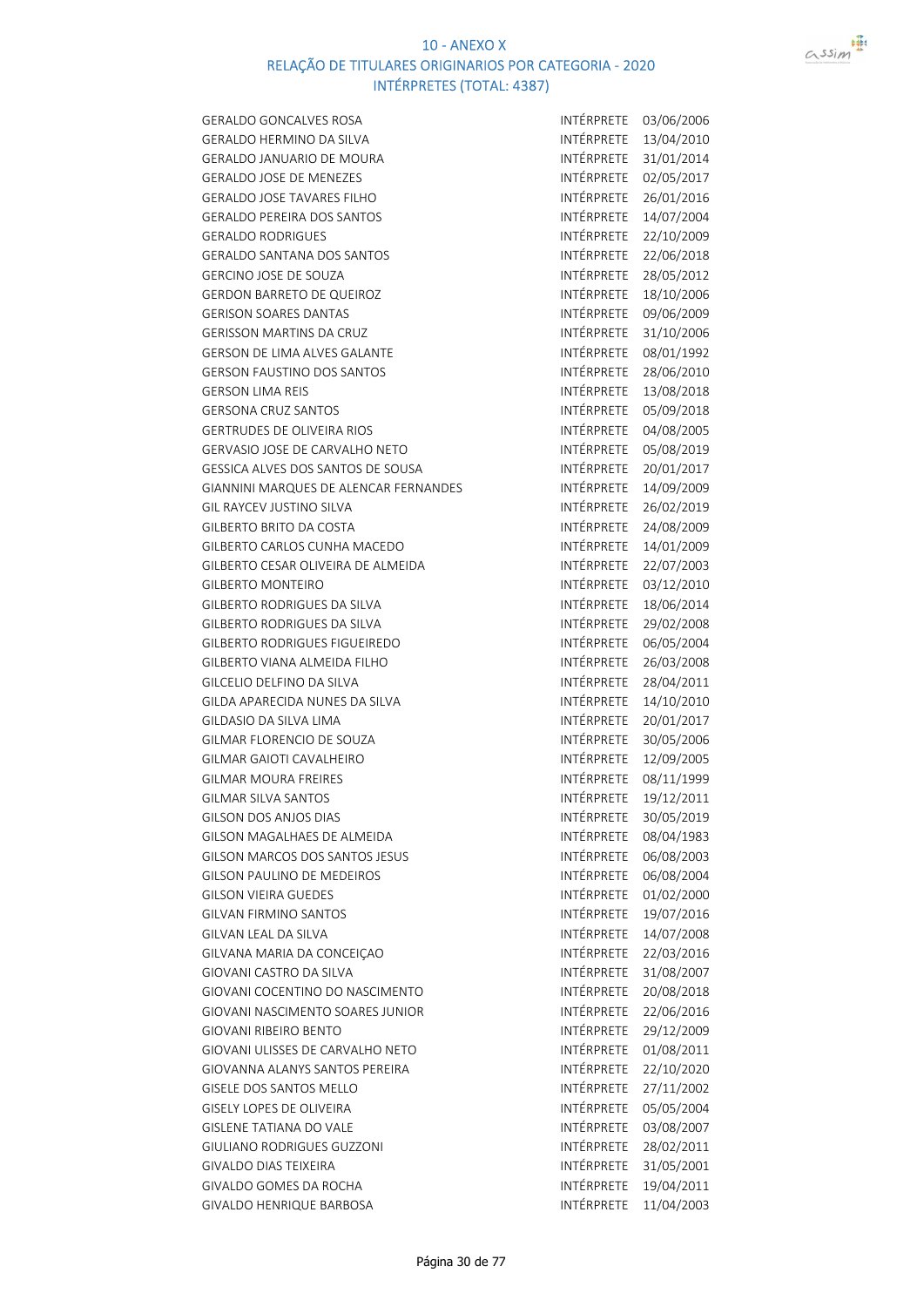# 10 - ANEXO X

## RELAÇÃO DE TITULARES ORIGINARIOS POR CATEGORIA - 2020

### INTÉRPRETES (TOTAL: 4387)

| | | |
|---|---|---|
| GERALDO GONCALVES ROSA | INTÉRPRETE | 03/06/2006 |
| GERALDO HERMINO DA SILVA | INTÉRPRETE | 13/04/2010 |
| GERALDO JANUARIO DE MOURA | INTÉRPRETE | 31/01/2014 |
| GERALDO JOSE DE MENEZES | INTÉRPRETE | 02/05/2017 |
| GERALDO JOSE TAVARES FILHO | INTÉRPRETE | 26/01/2016 |
| GERALDO PEREIRA DOS SANTOS | INTÉRPRETE | 14/07/2004 |
| GERALDO RODRIGUES | INTÉRPRETE | 22/10/2009 |
| GERALDO SANTANA DOS SANTOS | INTÉRPRETE | 22/06/2018 |
| GERCINO JOSE DE SOUZA | INTÉRPRETE | 28/05/2012 |
| GERDON BARRETO DE QUEIROZ | INTÉRPRETE | 18/10/2006 |
| GERISON SOARES DANTAS | INTÉRPRETE | 09/06/2009 |
| GERISSON MARTINS DA CRUZ | INTÉRPRETE | 31/10/2006 |
| GERSON DE LIMA ALVES GALANTE | INTÉRPRETE | 08/01/1992 |
| GERSON FAUSTINO DOS SANTOS | INTÉRPRETE | 28/06/2010 |
| GERSON LIMA REIS | INTÉRPRETE | 13/08/2018 |
| GERSONA CRUZ SANTOS | INTÉRPRETE | 05/09/2018 |
| GERTRUDES DE OLIVEIRA RIOS | INTÉRPRETE | 04/08/2005 |
| GERVASIO JOSE DE CARVALHO NETO | INTÉRPRETE | 05/08/2019 |
| GESSICA ALVES DOS SANTOS DE SOUSA | INTÉRPRETE | 20/01/2017 |
| GIANNINI MARQUES DE ALENCAR FERNANDES | INTÉRPRETE | 14/09/2009 |
| GIL RAYCEV JUSTINO SILVA | INTÉRPRETE | 26/02/2019 |
| GILBERTO BRITO DA COSTA | INTÉRPRETE | 24/08/2009 |
| GILBERTO CARLOS CUNHA MACEDO | INTÉRPRETE | 14/01/2009 |
| GILBERTO CESAR OLIVEIRA DE ALMEIDA | INTÉRPRETE | 22/07/2003 |
| GILBERTO MONTEIRO | INTÉRPRETE | 03/12/2010 |
| GILBERTO RODRIGUES DA SILVA | INTÉRPRETE | 18/06/2014 |
| GILBERTO RODRIGUES DA SILVA | INTÉRPRETE | 29/02/2008 |
| GILBERTO RODRIGUES FIGUEIREDO | INTÉRPRETE | 06/05/2004 |
| GILBERTO VIANA ALMEIDA FILHO | INTÉRPRETE | 26/03/2008 |
| GILCELIO DELFINO DA SILVA | INTÉRPRETE | 28/04/2011 |
| GILDA APARECIDA NUNES DA SILVA | INTÉRPRETE | 14/10/2010 |
| GILDASIO DA SILVA LIMA | INTÉRPRETE | 20/01/2017 |
| GILMAR FLORENCIO DE SOUZA | INTÉRPRETE | 30/05/2006 |
| GILMAR GAIOTI CAVALHEIRO | INTÉRPRETE | 12/09/2005 |
| GILMAR MOURA FREIRES | INTÉRPRETE | 08/11/1999 |
| GILMAR SILVA SANTOS | INTÉRPRETE | 19/12/2011 |
| GILSON DOS ANJOS DIAS | INTÉRPRETE | 30/05/2019 |
| GILSON MAGALHAES DE ALMEIDA | INTÉRPRETE | 08/04/1983 |
| GILSON MARCOS DOS SANTOS JESUS | INTÉRPRETE | 06/08/2003 |
| GILSON PAULINO DE MEDEIROS | INTÉRPRETE | 06/08/2004 |
| GILSON VIEIRA GUEDES | INTÉRPRETE | 01/02/2000 |
| GILVAN FIRMINO SANTOS | INTÉRPRETE | 19/07/2016 |
| GILVAN LEAL DA SILVA | INTÉRPRETE | 14/07/2008 |
| GILVANA MARIA DA CONCEIÇAO | INTÉRPRETE | 22/03/2016 |
| GIOVANI CASTRO DA SILVA | INTÉRPRETE | 31/08/2007 |
| GIOVANI COCENTINO DO NASCIMENTO | INTÉRPRETE | 20/08/2018 |
| GIOVANI NASCIMENTO SOARES JUNIOR | INTÉRPRETE | 22/06/2016 |
| GIOVANI RIBEIRO BENTO | INTÉRPRETE | 29/12/2009 |
| GIOVANI ULISSES DE CARVALHO NETO | INTÉRPRETE | 01/08/2011 |
| GIOVANNA ALANYS SANTOS PEREIRA | INTÉRPRETE | 22/10/2020 |
| GISELE DOS SANTOS MELLO | INTÉRPRETE | 27/11/2002 |
| GISELY LOPES DE OLIVEIRA | INTÉRPRETE | 05/05/2004 |
| GISLENE TATIANA DO VALE | INTÉRPRETE | 03/08/2007 |
| GIULIANO RODRIGUES GUZZONI | INTÉRPRETE | 28/02/2011 |
| GIVALDO DIAS TEIXEIRA | INTÉRPRETE | 31/05/2001 |
| GIVALDO GOMES DA ROCHA | INTÉRPRETE | 19/04/2011 |
| GIVALDO HENRIQUE BARBOSA | INTÉRPRETE | 11/04/2003 |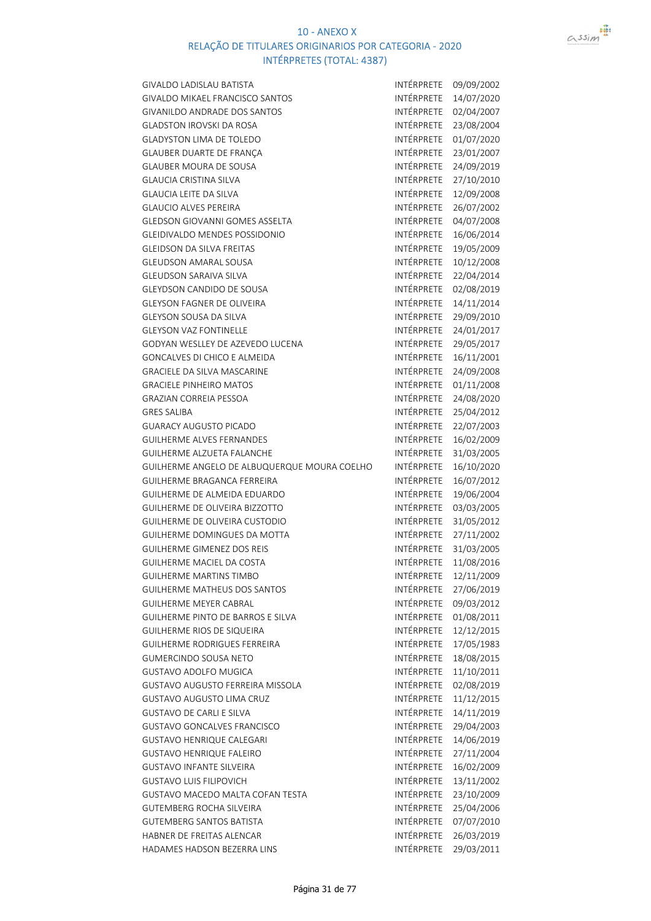# 10 - ANEXO X
## RELAÇÃO DE TITULARES ORIGINARIOS POR CATEGORIA - 2020
### INTÉRPRETES (TOTAL: 4387)

| | | |
|---|---|---|
| GIVALDO LADISLAU BATISTA | INTÉRPRETE | 09/09/2002 |
| GIVALDO MIKAEL FRANCISCO SANTOS | INTÉRPRETE | 14/07/2020 |
| GIVANILDO ANDRADE DOS SANTOS | INTÉRPRETE | 02/04/2007 |
| GLADSTON IROVSKI DA ROSA | INTÉRPRETE | 23/08/2004 |
| GLADYSTON LIMA DE TOLEDO | INTÉRPRETE | 01/07/2020 |
| GLAUBER DUARTE DE FRANÇA | INTÉRPRETE | 23/01/2007 |
| GLAUBER MOURA DE SOUSA | INTÉRPRETE | 24/09/2019 |
| GLAUCIA CRISTINA SILVA | INTÉRPRETE | 27/10/2010 |
| GLAUCIA LEITE DA SILVA | INTÉRPRETE | 12/09/2008 |
| GLAUCIO ALVES PEREIRA | INTÉRPRETE | 26/07/2002 |
| GLEDSON GIOVANNI GOMES ASSELTA | INTÉRPRETE | 04/07/2008 |
| GLEIDIVALDO MENDES POSSIDONIO | INTÉRPRETE | 16/06/2014 |
| GLEIDSON DA SILVA FREITAS | INTÉRPRETE | 19/05/2009 |
| GLEUDSON AMARAL SOUSA | INTÉRPRETE | 10/12/2008 |
| GLEUDSON SARAIVA SILVA | INTÉRPRETE | 22/04/2014 |
| GLEYDSON CANDIDO DE SOUSA | INTÉRPRETE | 02/08/2019 |
| GLEYSON FAGNER DE OLIVEIRA | INTÉRPRETE | 14/11/2014 |
| GLEYSON SOUSA DA SILVA | INTÉRPRETE | 29/09/2010 |
| GLEYSON VAZ FONTINELLE | INTÉRPRETE | 24/01/2017 |
| GODYAN WESLLEY DE AZEVEDO LUCENA | INTÉRPRETE | 29/05/2017 |
| GONCALVES DI CHICO E ALMEIDA | INTÉRPRETE | 16/11/2001 |
| GRACIELE DA SILVA MASCARINE | INTÉRPRETE | 24/09/2008 |
| GRACIELE PINHEIRO MATOS | INTÉRPRETE | 01/11/2008 |
| GRAZIAN CORREIA PESSOA | INTÉRPRETE | 24/08/2020 |
| GRES SALIBA | INTÉRPRETE | 25/04/2012 |
| GUARACY AUGUSTO PICADO | INTÉRPRETE | 22/07/2003 |
| GUILHERME ALVES FERNANDES | INTÉRPRETE | 16/02/2009 |
| GUILHERME ALZUETA FALANCHE | INTÉRPRETE | 31/03/2005 |
| GUILHERME ANGELO DE ALBUQUERQUE MOURA COELHO | INTÉRPRETE | 16/10/2020 |
| GUILHERME BRAGANCA FERREIRA | INTÉRPRETE | 16/07/2012 |
| GUILHERME DE ALMEIDA EDUARDO | INTÉRPRETE | 19/06/2004 |
| GUILHERME DE OLIVEIRA BIZZOTTO | INTÉRPRETE | 03/03/2005 |
| GUILHERME DE OLIVEIRA CUSTODIO | INTÉRPRETE | 31/05/2012 |
| GUILHERME DOMINGUES DA MOTTA | INTÉRPRETE | 27/11/2002 |
| GUILHERME GIMENEZ DOS REIS | INTÉRPRETE | 31/03/2005 |
| GUILHERME MACIEL DA COSTA | INTÉRPRETE | 11/08/2016 |
| GUILHERME MARTINS TIMBO | INTÉRPRETE | 12/11/2009 |
| GUILHERME MATHEUS DOS SANTOS | INTÉRPRETE | 27/06/2019 |
| GUILHERME MEYER CABRAL | INTÉRPRETE | 09/03/2012 |
| GUILHERME PINTO DE BARROS E SILVA | INTÉRPRETE | 01/08/2011 |
| GUILHERME RIOS DE SIQUEIRA | INTÉRPRETE | 12/12/2015 |
| GUILHERME RODRIGUES FERREIRA | INTÉRPRETE | 17/05/1983 |
| GUMERCINDO SOUSA NETO | INTÉRPRETE | 18/08/2015 |
| GUSTAVO ADOLFO MUGICA | INTÉRPRETE | 11/10/2011 |
| GUSTAVO AUGUSTO FERREIRA MISSOLA | INTÉRPRETE | 02/08/2019 |
| GUSTAVO AUGUSTO LIMA CRUZ | INTÉRPRETE | 11/12/2015 |
| GUSTAVO DE CARLI E SILVA | INTÉRPRETE | 14/11/2019 |
| GUSTAVO GONCALVES FRANCISCO | INTÉRPRETE | 29/04/2003 |
| GUSTAVO HENRIQUE CALEGARI | INTÉRPRETE | 14/06/2019 |
| GUSTAVO HENRIQUE FALEIRO | INTÉRPRETE | 27/11/2004 |
| GUSTAVO INFANTE SILVEIRA | INTÉRPRETE | 16/02/2009 |
| GUSTAVO LUIS FILIPOVICH | INTÉRPRETE | 13/11/2002 |
| GUSTAVO MACEDO MALTA COFAN TESTA | INTÉRPRETE | 23/10/2009 |
| GUTEMBERG ROCHA SILVEIRA | INTÉRPRETE | 25/04/2006 |
| GUTEMBERG SANTOS BATISTA | INTÉRPRETE | 07/07/2010 |
| HABNER DE FREITAS ALENCAR | INTÉRPRETE | 26/03/2019 |
| HADAMES HADSON BEZERRA LINS | INTÉRPRETE | 29/03/2011 |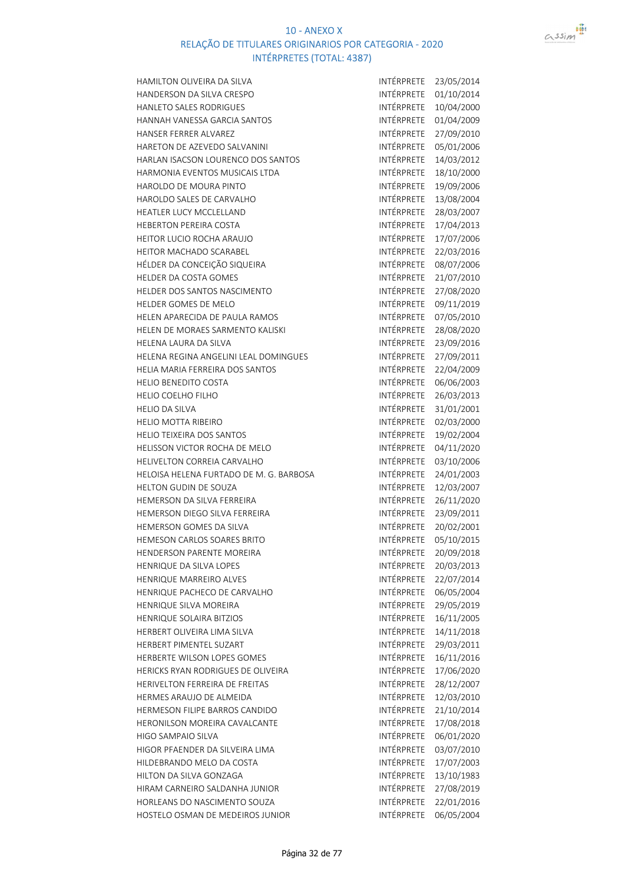10 - ANEXO X

RELAÇÃO DE TITULARES ORIGINARIOS POR CATEGORIA - 2020

INTÉRPRETES (TOTAL: 4387)

| | | |
|---|---|---|
| HAMILTON OLIVEIRA DA SILVA | INTÉRPRETE | 23/05/2014 |
| HANDERSON DA SILVA CRESPO | INTÉRPRETE | 01/10/2014 |
| HANLETO SALES RODRIGUES | INTÉRPRETE | 10/04/2000 |
| HANNAH VANESSA GARCIA SANTOS | INTÉRPRETE | 01/04/2009 |
| HANSER FERRER ALVAREZ | INTÉRPRETE | 27/09/2010 |
| HARETON DE AZEVEDO SALVANINI | INTÉRPRETE | 05/01/2006 |
| HARLAN ISACSON LOURENCO DOS SANTOS | INTÉRPRETE | 14/03/2012 |
| HARMONIA EVENTOS MUSICAIS LTDA | INTÉRPRETE | 18/10/2000 |
| HAROLDO DE MOURA PINTO | INTÉRPRETE | 19/09/2006 |
| HAROLDO SALES DE CARVALHO | INTÉRPRETE | 13/08/2004 |
| HEATLER LUCY MCCLELLAND | INTÉRPRETE | 28/03/2007 |
| HEBERTON PEREIRA COSTA | INTÉRPRETE | 17/04/2013 |
| HEITOR LUCIO ROCHA ARAUJO | INTÉRPRETE | 17/07/2006 |
| HEITOR MACHADO SCARABEL | INTÉRPRETE | 22/03/2016 |
| HÉLDER DA CONCEIÇÃO SIQUEIRA | INTÉRPRETE | 08/07/2006 |
| HELDER DA COSTA GOMES | INTÉRPRETE | 21/07/2010 |
| HELDER DOS SANTOS NASCIMENTO | INTÉRPRETE | 27/08/2020 |
| HELDER GOMES DE MELO | INTÉRPRETE | 09/11/2019 |
| HELEN APARECIDA DE PAULA RAMOS | INTÉRPRETE | 07/05/2010 |
| HELEN DE MORAES SARMENTO KALISKI | INTÉRPRETE | 28/08/2020 |
| HELENA LAURA DA SILVA | INTÉRPRETE | 23/09/2016 |
| HELENA REGINA ANGELINI LEAL DOMINGUES | INTÉRPRETE | 27/09/2011 |
| HELIA MARIA FERREIRA DOS SANTOS | INTÉRPRETE | 22/04/2009 |
| HELIO BENEDITO COSTA | INTÉRPRETE | 06/06/2003 |
| HELIO COELHO FILHO | INTÉRPRETE | 26/03/2013 |
| HELIO DA SILVA | INTÉRPRETE | 31/01/2001 |
| HELIO MOTTA RIBEIRO | INTÉRPRETE | 02/03/2000 |
| HELIO TEIXEIRA DOS SANTOS | INTÉRPRETE | 19/02/2004 |
| HELISSON VICTOR ROCHA DE MELO | INTÉRPRETE | 04/11/2020 |
| HELIVELTON CORREIA CARVALHO | INTÉRPRETE | 03/10/2006 |
| HELOISA HELENA FURTADO DE M. G. BARBOSA | INTÉRPRETE | 24/01/2003 |
| HELTON GUDIN DE SOUZA | INTÉRPRETE | 12/03/2007 |
| HEMERSON DA SILVA FERREIRA | INTÉRPRETE | 26/11/2020 |
| HEMERSON DIEGO SILVA FERREIRA | INTÉRPRETE | 23/09/2011 |
| HEMERSON GOMES DA SILVA | INTÉRPRETE | 20/02/2001 |
| HEMESON CARLOS SOARES BRITO | INTÉRPRETE | 05/10/2015 |
| HENDERSON PARENTE MOREIRA | INTÉRPRETE | 20/09/2018 |
| HENRIQUE DA SILVA LOPES | INTÉRPRETE | 20/03/2013 |
| HENRIQUE MARREIRO ALVES | INTÉRPRETE | 22/07/2014 |
| HENRIQUE PACHECO DE CARVALHO | INTÉRPRETE | 06/05/2004 |
| HENRIQUE SILVA MOREIRA | INTÉRPRETE | 29/05/2019 |
| HENRIQUE SOLAIRA BITZIOS | INTÉRPRETE | 16/11/2005 |
| HERBERT OLIVEIRA LIMA SILVA | INTÉRPRETE | 14/11/2018 |
| HERBERT PIMENTEL SUZART | INTÉRPRETE | 29/03/2011 |
| HERBERTE WILSON LOPES GOMES | INTÉRPRETE | 16/11/2016 |
| HERICKS RYAN RODRIGUES DE OLIVEIRA | INTÉRPRETE | 17/06/2020 |
| HERIVELTON FERREIRA DE FREITAS | INTÉRPRETE | 28/12/2007 |
| HERMES ARAUJO DE ALMEIDA | INTÉRPRETE | 12/03/2010 |
| HERMESON FILIPE BARROS CANDIDO | INTÉRPRETE | 21/10/2014 |
| HERONILSON MOREIRA CAVALCANTE | INTÉRPRETE | 17/08/2018 |
| HIGO SAMPAIO SILVA | INTÉRPRETE | 06/01/2020 |
| HIGOR PFAENDER DA SILVEIRA LIMA | INTÉRPRETE | 03/07/2010 |
| HILDEBRANDO MELO DA COSTA | INTÉRPRETE | 17/07/2003 |
| HILTON DA SILVA GONZAGA | INTÉRPRETE | 13/10/1983 |
| HIRAM CARNEIRO SALDANHA JUNIOR | INTÉRPRETE | 27/08/2019 |
| HORLEANS DO NASCIMENTO SOUZA | INTÉRPRETE | 22/01/2016 |
| HOSTELO OSMAN DE MEDEIROS JUNIOR | INTÉRPRETE | 06/05/2004 |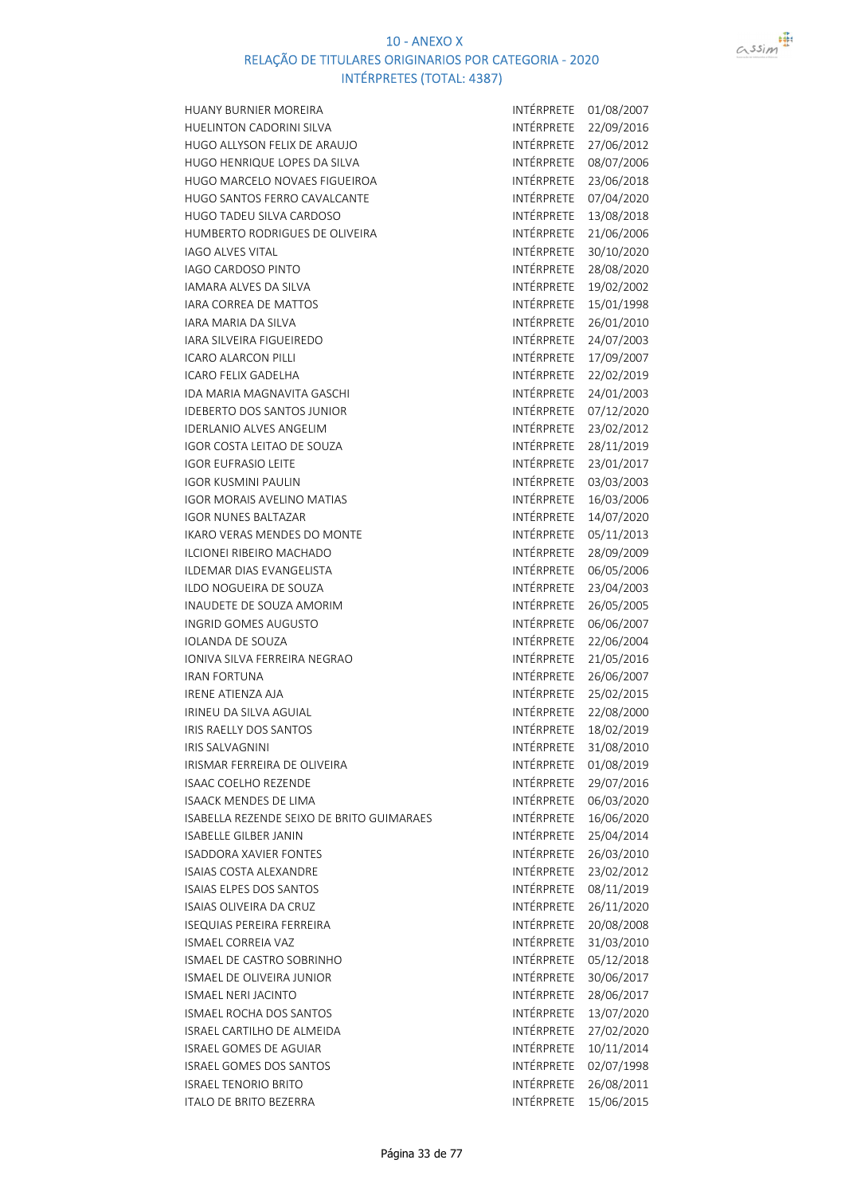# 10 - ANEXO X

## RELAÇÃO DE TITULARES ORIGINARIOS POR CATEGORIA - 2020

### INTÉRPRETES (TOTAL: 4387)

| | | |
|---|---|---|
| HUANY BURNIER MOREIRA | INTÉRPRETE | 01/08/2007 |
| HUELINTON CADORINI SILVA | INTÉRPRETE | 22/09/2016 |
| HUGO ALLYSON FELIX DE ARAUJO | INTÉRPRETE | 27/06/2012 |
| HUGO HENRIQUE LOPES DA SILVA | INTÉRPRETE | 08/07/2006 |
| HUGO MARCELO NOVAES FIGUEIROA | INTÉRPRETE | 23/06/2018 |
| HUGO SANTOS FERRO CAVALCANTE | INTÉRPRETE | 07/04/2020 |
| HUGO TADEU SILVA CARDOSO | INTÉRPRETE | 13/08/2018 |
| HUMBERTO RODRIGUES DE OLIVEIRA | INTÉRPRETE | 21/06/2006 |
| IAGO ALVES VITAL | INTÉRPRETE | 30/10/2020 |
| IAGO CARDOSO PINTO | INTÉRPRETE | 28/08/2020 |
| IAMARA ALVES DA SILVA | INTÉRPRETE | 19/02/2002 |
| IARA CORREA DE MATTOS | INTÉRPRETE | 15/01/1998 |
| IARA MARIA DA SILVA | INTÉRPRETE | 26/01/2010 |
| IARA SILVEIRA FIGUEIREDO | INTÉRPRETE | 24/07/2003 |
| ICARO ALARCON PILLI | INTÉRPRETE | 17/09/2007 |
| ICARO FELIX GADELHA | INTÉRPRETE | 22/02/2019 |
| IDA MARIA MAGNAVITA GASCHI | INTÉRPRETE | 24/01/2003 |
| IDEBERTO DOS SANTOS JUNIOR | INTÉRPRETE | 07/12/2020 |
| IDERLANIO ALVES ANGELIM | INTÉRPRETE | 23/02/2012 |
| IGOR COSTA LEITAO DE SOUZA | INTÉRPRETE | 28/11/2019 |
| IGOR EUFRASIO LEITE | INTÉRPRETE | 23/01/2017 |
| IGOR KUSMINI PAULIN | INTÉRPRETE | 03/03/2003 |
| IGOR MORAIS AVELINO MATIAS | INTÉRPRETE | 16/03/2006 |
| IGOR NUNES BALTAZAR | INTÉRPRETE | 14/07/2020 |
| IKARO VERAS MENDES DO MONTE | INTÉRPRETE | 05/11/2013 |
| ILCIONEI RIBEIRO MACHADO | INTÉRPRETE | 28/09/2009 |
| ILDEMAR DIAS EVANGELISTA | INTÉRPRETE | 06/05/2006 |
| ILDO NOGUEIRA DE SOUZA | INTÉRPRETE | 23/04/2003 |
| INAUDETE DE SOUZA AMORIM | INTÉRPRETE | 26/05/2005 |
| INGRID GOMES AUGUSTO | INTÉRPRETE | 06/06/2007 |
| IOLANDA DE SOUZA | INTÉRPRETE | 22/06/2004 |
| IONIVA SILVA FERREIRA NEGRAO | INTÉRPRETE | 21/05/2016 |
| IRAN FORTUNA | INTÉRPRETE | 26/06/2007 |
| IRENE ATIENZA AJA | INTÉRPRETE | 25/02/2015 |
| IRINEU DA SILVA AGUIAL | INTÉRPRETE | 22/08/2000 |
| IRIS RAELLY DOS SANTOS | INTÉRPRETE | 18/02/2019 |
| IRIS SALVAGNINI | INTÉRPRETE | 31/08/2010 |
| IRISMAR FERREIRA DE OLIVEIRA | INTÉRPRETE | 01/08/2019 |
| ISAAC COELHO REZENDE | INTÉRPRETE | 29/07/2016 |
| ISAACK MENDES DE LIMA | INTÉRPRETE | 06/03/2020 |
| ISABELLA REZENDE SEIXO DE BRITO GUIMARAES | INTÉRPRETE | 16/06/2020 |
| ISABELLE GILBER JANIN | INTÉRPRETE | 25/04/2014 |
| ISADDORA XAVIER FONTES | INTÉRPRETE | 26/03/2010 |
| ISAIAS COSTA ALEXANDRE | INTÉRPRETE | 23/02/2012 |
| ISAIAS ELPES DOS SANTOS | INTÉRPRETE | 08/11/2019 |
| ISAIAS OLIVEIRA DA CRUZ | INTÉRPRETE | 26/11/2020 |
| ISEQUIAS PEREIRA FERREIRA | INTÉRPRETE | 20/08/2008 |
| ISMAEL CORREIA VAZ | INTÉRPRETE | 31/03/2010 |
| ISMAEL DE CASTRO SOBRINHO | INTÉRPRETE | 05/12/2018 |
| ISMAEL DE OLIVEIRA JUNIOR | INTÉRPRETE | 30/06/2017 |
| ISMAEL NERI JACINTO | INTÉRPRETE | 28/06/2017 |
| ISMAEL ROCHA DOS SANTOS | INTÉRPRETE | 13/07/2020 |
| ISRAEL CARTILHO DE ALMEIDA | INTÉRPRETE | 27/02/2020 |
| ISRAEL GOMES DE AGUIAR | INTÉRPRETE | 10/11/2014 |
| ISRAEL GOMES DOS SANTOS | INTÉRPRETE | 02/07/1998 |
| ISRAEL TENORIO BRITO | INTÉRPRETE | 26/08/2011 |
| ITALO DE BRITO BEZERRA | INTÉRPRETE | 15/06/2015 |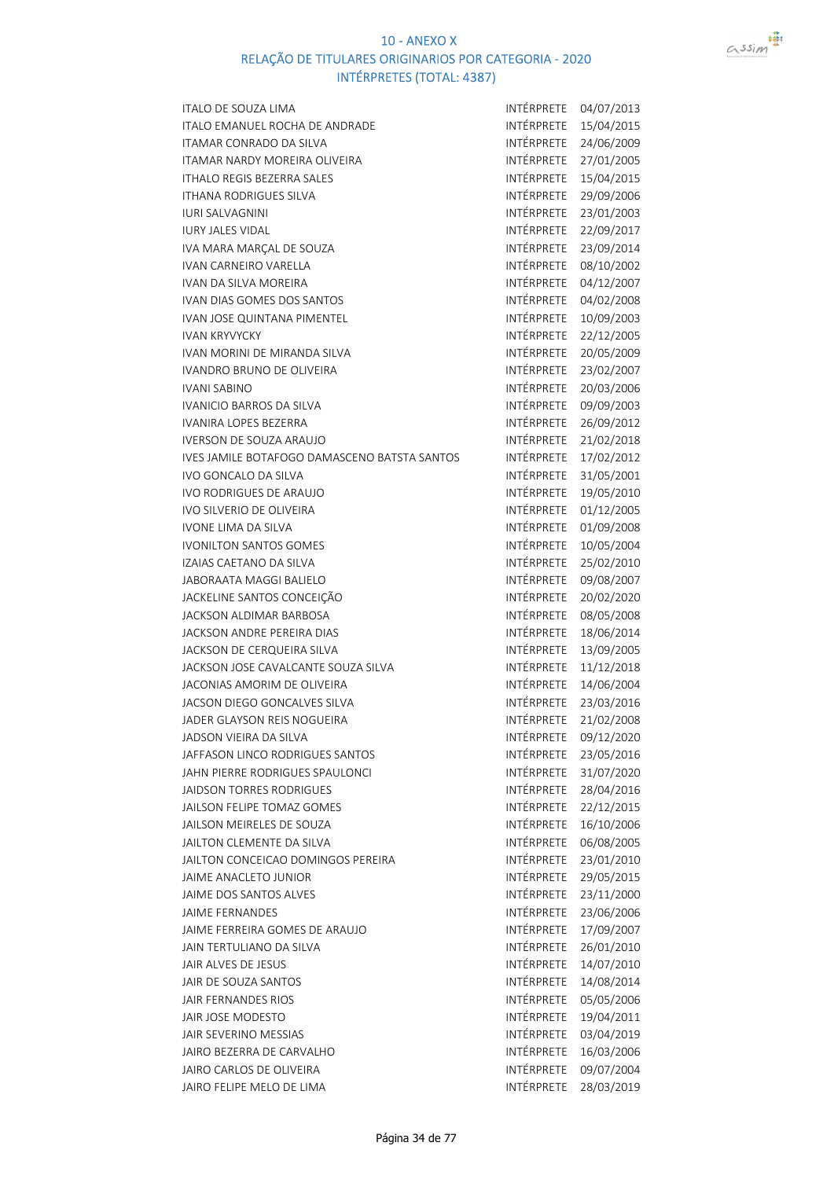# 10 - ANEXO X
## RELAÇÃO DE TITULARES ORIGINARIOS POR CATEGORIA - 2020
### INTÉRPRETES (TOTAL: 4387)

| | | |
|---|---|---|
| ITALO DE SOUZA LIMA | INTÉRPRETE | 04/07/2013 |
| ITALO EMANUEL ROCHA DE ANDRADE | INTÉRPRETE | 15/04/2015 |
| ITAMAR CONRADO DA SILVA | INTÉRPRETE | 24/06/2009 |
| ITAMAR NARDY MOREIRA OLIVEIRA | INTÉRPRETE | 27/01/2005 |
| ITHALO REGIS BEZERRA SALES | INTÉRPRETE | 15/04/2015 |
| ITHANA RODRIGUES SILVA | INTÉRPRETE | 29/09/2006 |
| IURI SALVAGNINI | INTÉRPRETE | 23/01/2003 |
| IURY JALES VIDAL | INTÉRPRETE | 22/09/2017 |
| IVA MARA MARÇAL DE SOUZA | INTÉRPRETE | 23/09/2014 |
| IVAN CARNEIRO VARELLA | INTÉRPRETE | 08/10/2002 |
| IVAN DA SILVA MOREIRA | INTÉRPRETE | 04/12/2007 |
| IVAN DIAS GOMES DOS SANTOS | INTÉRPRETE | 04/02/2008 |
| IVAN JOSE QUINTANA PIMENTEL | INTÉRPRETE | 10/09/2003 |
| IVAN KRYVYCKY | INTÉRPRETE | 22/12/2005 |
| IVAN MORINI DE MIRANDA SILVA | INTÉRPRETE | 20/05/2009 |
| IVANDRO BRUNO DE OLIVEIRA | INTÉRPRETE | 23/02/2007 |
| IVANI SABINO | INTÉRPRETE | 20/03/2006 |
| IVANICIO BARROS DA SILVA | INTÉRPRETE | 09/09/2003 |
| IVANIRA LOPES BEZERRA | INTÉRPRETE | 26/09/2012 |
| IVERSON DE SOUZA ARAUJO | INTÉRPRETE | 21/02/2018 |
| IVES JAMILE BOTAFOGO DAMASCENO BATSTA SANTOS | INTÉRPRETE | 17/02/2012 |
| IVO GONCALO DA SILVA | INTÉRPRETE | 31/05/2001 |
| IVO RODRIGUES DE ARAUJO | INTÉRPRETE | 19/05/2010 |
| IVO SILVERIO DE OLIVEIRA | INTÉRPRETE | 01/12/2005 |
| IVONE LIMA DA SILVA | INTÉRPRETE | 01/09/2008 |
| IVONILTON SANTOS GOMES | INTÉRPRETE | 10/05/2004 |
| IZAIAS CAETANO DA SILVA | INTÉRPRETE | 25/02/2010 |
| JABORAATA MAGGI BALIELO | INTÉRPRETE | 09/08/2007 |
| JACKELINE SANTOS CONCEIÇÃO | INTÉRPRETE | 20/02/2020 |
| JACKSON ALDIMAR BARBOSA | INTÉRPRETE | 08/05/2008 |
| JACKSON ANDRE PEREIRA DIAS | INTÉRPRETE | 18/06/2014 |
| JACKSON DE CERQUEIRA SILVA | INTÉRPRETE | 13/09/2005 |
| JACKSON JOSE CAVALCANTE SOUZA SILVA | INTÉRPRETE | 11/12/2018 |
| JACONIAS AMORIM DE OLIVEIRA | INTÉRPRETE | 14/06/2004 |
| JACSON DIEGO GONCALVES SILVA | INTÉRPRETE | 23/03/2016 |
| JADER GLAYSON REIS NOGUEIRA | INTÉRPRETE | 21/02/2008 |
| JADSON VIEIRA DA SILVA | INTÉRPRETE | 09/12/2020 |
| JAFFASON LINCO RODRIGUES SANTOS | INTÉRPRETE | 23/05/2016 |
| JAHN PIERRE RODRIGUES SPAULONCI | INTÉRPRETE | 31/07/2020 |
| JAIDSON TORRES RODRIGUES | INTÉRPRETE | 28/04/2016 |
| JAILSON FELIPE TOMAZ GOMES | INTÉRPRETE | 22/12/2015 |
| JAILSON MEIRELES DE SOUZA | INTÉRPRETE | 16/10/2006 |
| JAILTON CLEMENTE DA SILVA | INTÉRPRETE | 06/08/2005 |
| JAILTON CONCEICAO DOMINGOS PEREIRA | INTÉRPRETE | 23/01/2010 |
| JAIME ANACLETO JUNIOR | INTÉRPRETE | 29/05/2015 |
| JAIME DOS SANTOS ALVES | INTÉRPRETE | 23/11/2000 |
| JAIME FERNANDES | INTÉRPRETE | 23/06/2006 |
| JAIME FERREIRA GOMES DE ARAUJO | INTÉRPRETE | 17/09/2007 |
| JAIN TERTULIANO DA SILVA | INTÉRPRETE | 26/01/2010 |
| JAIR ALVES DE JESUS | INTÉRPRETE | 14/07/2010 |
| JAIR DE SOUZA SANTOS | INTÉRPRETE | 14/08/2014 |
| JAIR FERNANDES RIOS | INTÉRPRETE | 05/05/2006 |
| JAIR JOSE MODESTO | INTÉRPRETE | 19/04/2011 |
| JAIR SEVERINO MESSIAS | INTÉRPRETE | 03/04/2019 |
| JAIRO BEZERRA DE CARVALHO | INTÉRPRETE | 16/03/2006 |
| JAIRO CARLOS DE OLIVEIRA | INTÉRPRETE | 09/07/2004 |
| JAIRO FELIPE MELO DE LIMA | INTÉRPRETE | 28/03/2019 |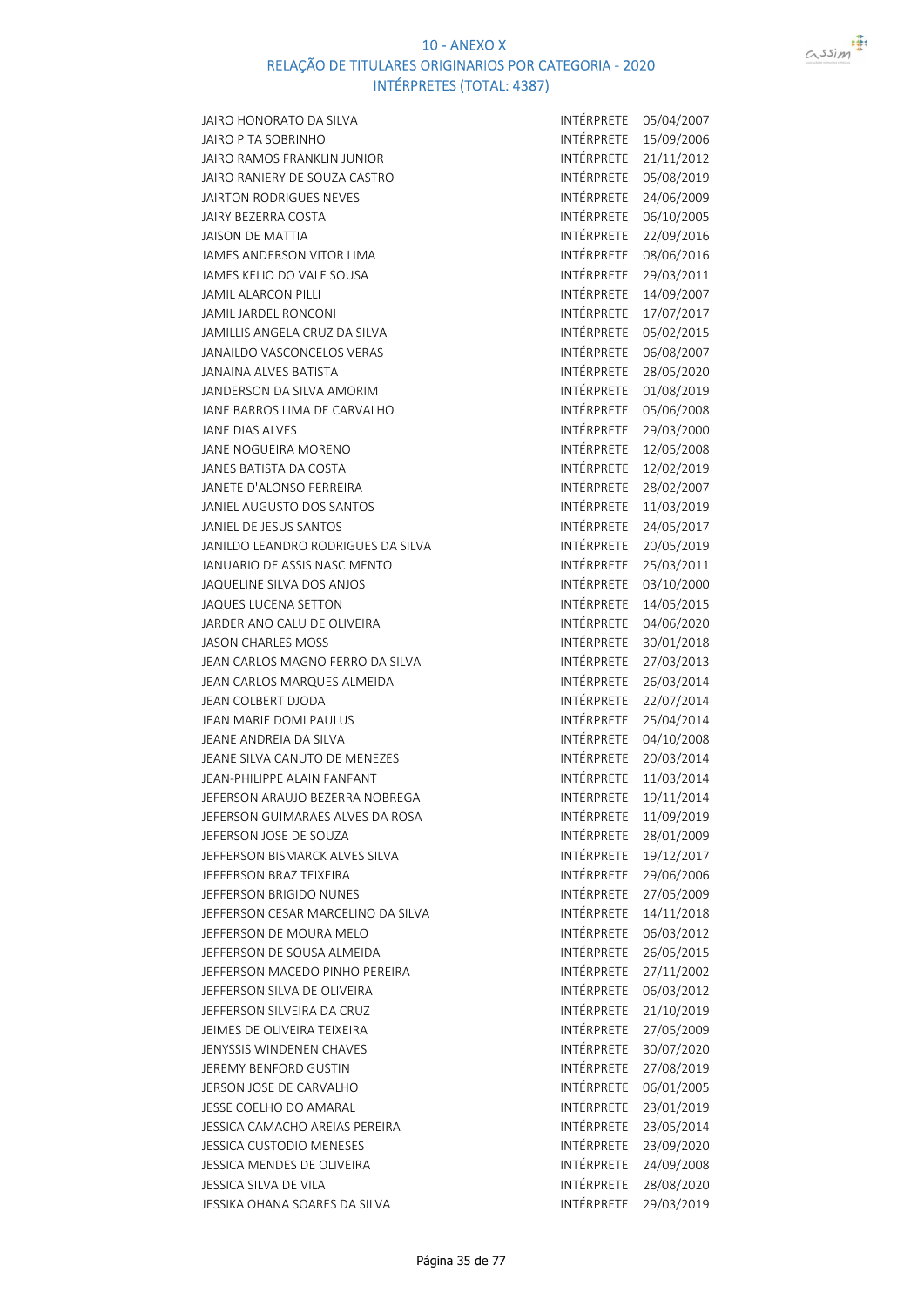# 10 - ANEXO X
## RELAÇÃO DE TITULARES ORIGINARIOS POR CATEGORIA - 2020
### INTÉRPRETES (TOTAL: 4387)

| | | |
|---|---|---|
| JAIRO HONORATO DA SILVA | INTÉRPRETE | 05/04/2007 |
| JAIRO PITA SOBRINHO | INTÉRPRETE | 15/09/2006 |
| JAIRO RAMOS FRANKLIN JUNIOR | INTÉRPRETE | 21/11/2012 |
| JAIRO RANIERY DE SOUZA CASTRO | INTÉRPRETE | 05/08/2019 |
| JAIRTON RODRIGUES NEVES | INTÉRPRETE | 24/06/2009 |
| JAIRY BEZERRA COSTA | INTÉRPRETE | 06/10/2005 |
| JAISON DE MATTIA | INTÉRPRETE | 22/09/2016 |
| JAMES ANDERSON VITOR LIMA | INTÉRPRETE | 08/06/2016 |
| JAMES KELIO DO VALE SOUSA | INTÉRPRETE | 29/03/2011 |
| JAMIL ALARCON PILLI | INTÉRPRETE | 14/09/2007 |
| JAMIL JARDEL RONCONI | INTÉRPRETE | 17/07/2017 |
| JAMILLIS ANGELA CRUZ DA SILVA | INTÉRPRETE | 05/02/2015 |
| JANAILDO VASCONCELOS VERAS | INTÉRPRETE | 06/08/2007 |
| JANAINA ALVES BATISTA | INTÉRPRETE | 28/05/2020 |
| JANDERSON DA SILVA AMORIM | INTÉRPRETE | 01/08/2019 |
| JANE BARROS LIMA DE CARVALHO | INTÉRPRETE | 05/06/2008 |
| JANE DIAS ALVES | INTÉRPRETE | 29/03/2000 |
| JANE NOGUEIRA MORENO | INTÉRPRETE | 12/05/2008 |
| JANES BATISTA DA COSTA | INTÉRPRETE | 12/02/2019 |
| JANETE D'ALONSO FERREIRA | INTÉRPRETE | 28/02/2007 |
| JANIEL AUGUSTO DOS SANTOS | INTÉRPRETE | 11/03/2019 |
| JANIEL DE JESUS SANTOS | INTÉRPRETE | 24/05/2017 |
| JANILDO LEANDRO RODRIGUES DA SILVA | INTÉRPRETE | 20/05/2019 |
| JANUARIO DE ASSIS NASCIMENTO | INTÉRPRETE | 25/03/2011 |
| JAQUELINE SILVA DOS ANJOS | INTÉRPRETE | 03/10/2000 |
| JAQUES LUCENA SETTON | INTÉRPRETE | 14/05/2015 |
| JARDERIANO CALU DE OLIVEIRA | INTÉRPRETE | 04/06/2020 |
| JASON CHARLES MOSS | INTÉRPRETE | 30/01/2018 |
| JEAN CARLOS MAGNO FERRO DA SILVA | INTÉRPRETE | 27/03/2013 |
| JEAN CARLOS MARQUES ALMEIDA | INTÉRPRETE | 26/03/2014 |
| JEAN COLBERT DJODA | INTÉRPRETE | 22/07/2014 |
| JEAN MARIE DOMI PAULUS | INTÉRPRETE | 25/04/2014 |
| JEANE ANDREIA DA SILVA | INTÉRPRETE | 04/10/2008 |
| JEANE SILVA CANUTO DE MENEZES | INTÉRPRETE | 20/03/2014 |
| JEAN-PHILIPPE ALAIN FANFANT | INTÉRPRETE | 11/03/2014 |
| JEFERSON ARAUJO BEZERRA NOBREGA | INTÉRPRETE | 19/11/2014 |
| JEFERSON GUIMARAES ALVES DA ROSA | INTÉRPRETE | 11/09/2019 |
| JEFERSON JOSE DE SOUZA | INTÉRPRETE | 28/01/2009 |
| JEFFERSON BISMARCK ALVES SILVA | INTÉRPRETE | 19/12/2017 |
| JEFFERSON BRAZ TEIXEIRA | INTÉRPRETE | 29/06/2006 |
| JEFFERSON BRIGIDO NUNES | INTÉRPRETE | 27/05/2009 |
| JEFFERSON CESAR MARCELINO DA SILVA | INTÉRPRETE | 14/11/2018 |
| JEFFERSON DE MOURA MELO | INTÉRPRETE | 06/03/2012 |
| JEFFERSON DE SOUSA ALMEIDA | INTÉRPRETE | 26/05/2015 |
| JEFFERSON MACEDO PINHO PEREIRA | INTÉRPRETE | 27/11/2002 |
| JEFFERSON SILVA DE OLIVEIRA | INTÉRPRETE | 06/03/2012 |
| JEFFERSON SILVEIRA DA CRUZ | INTÉRPRETE | 21/10/2019 |
| JEIMES DE OLIVEIRA TEIXEIRA | INTÉRPRETE | 27/05/2009 |
| JENYSSIS WINDENEN CHAVES | INTÉRPRETE | 30/07/2020 |
| JEREMY BENFORD GUSTIN | INTÉRPRETE | 27/08/2019 |
| JERSON JOSE DE CARVALHO | INTÉRPRETE | 06/01/2005 |
| JESSE COELHO DO AMARAL | INTÉRPRETE | 23/01/2019 |
| JESSICA CAMACHO AREIAS PEREIRA | INTÉRPRETE | 23/05/2014 |
| JESSICA CUSTODIO MENESES | INTÉRPRETE | 23/09/2020 |
| JESSICA MENDES DE OLIVEIRA | INTÉRPRETE | 24/09/2008 |
| JESSICA SILVA DE VILA | INTÉRPRETE | 28/08/2020 |
| JESSIKA OHANA SOARES DA SILVA | INTÉRPRETE | 29/03/2019 |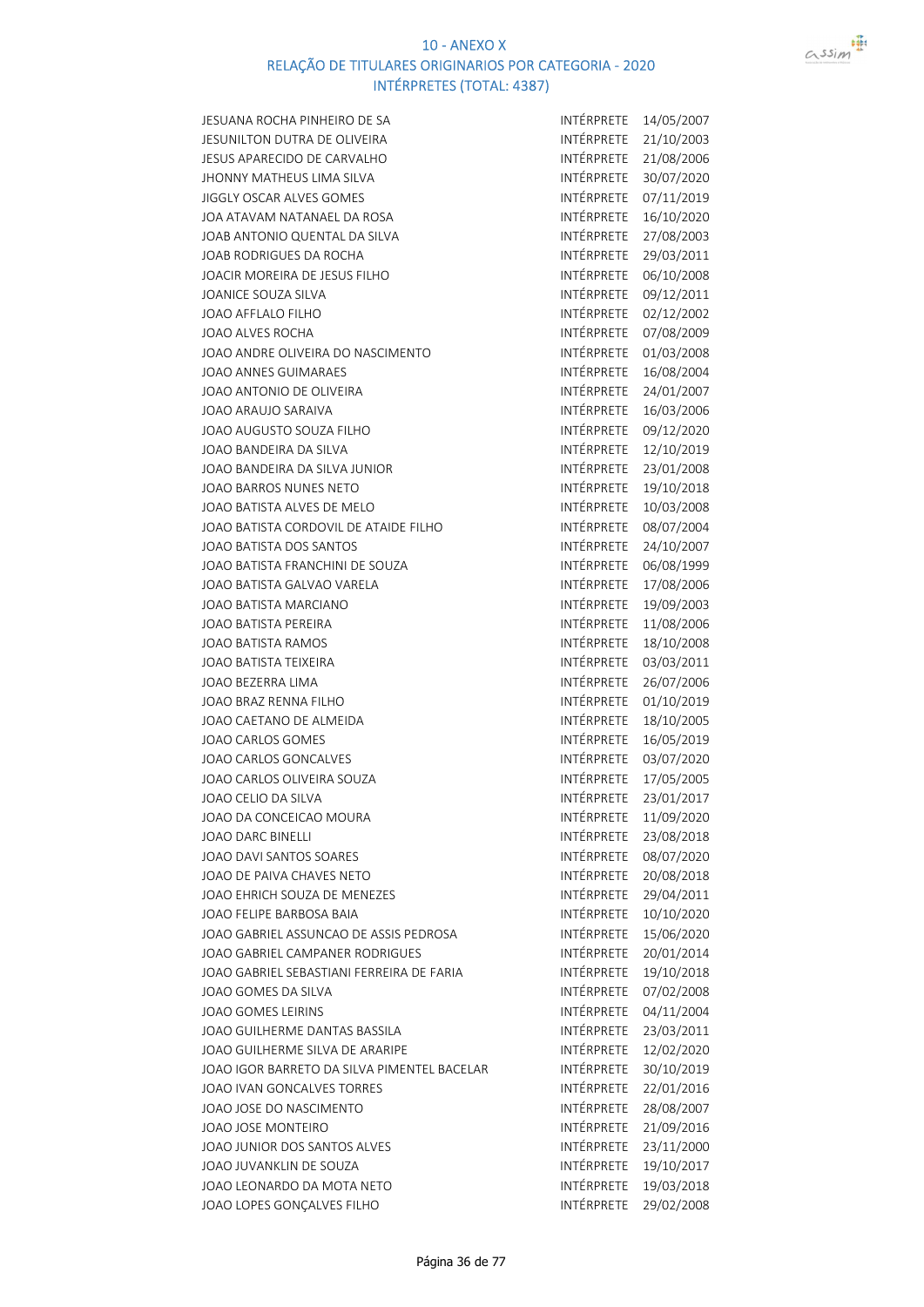# 10 - ANEXO X
## RELAÇÃO DE TITULARES ORIGINARIOS POR CATEGORIA - 2020
### INTÉRPRETES (TOTAL: 4387)

| | | |
|---|---|---|
| JESUANA ROCHA PINHEIRO DE SA | INTÉRPRETE | 14/05/2007 |
| JESUNILTON DUTRA DE OLIVEIRA | INTÉRPRETE | 21/10/2003 |
| JESUS APARECIDO DE CARVALHO | INTÉRPRETE | 21/08/2006 |
| JHONNY MATHEUS LIMA SILVA | INTÉRPRETE | 30/07/2020 |
| JIGGLY OSCAR ALVES GOMES | INTÉRPRETE | 07/11/2019 |
| JOA ATAVAM NATANAEL DA ROSA | INTÉRPRETE | 16/10/2020 |
| JOAB ANTONIO QUENTAL DA SILVA | INTÉRPRETE | 27/08/2003 |
| JOAB RODRIGUES DA ROCHA | INTÉRPRETE | 29/03/2011 |
| JOACIR MOREIRA DE JESUS FILHO | INTÉRPRETE | 06/10/2008 |
| JOANICE SOUZA SILVA | INTÉRPRETE | 09/12/2011 |
| JOAO AFFLALO FILHO | INTÉRPRETE | 02/12/2002 |
| JOAO ALVES ROCHA | INTÉRPRETE | 07/08/2009 |
| JOAO ANDRE OLIVEIRA DO NASCIMENTO | INTÉRPRETE | 01/03/2008 |
| JOAO ANNES GUIMARAES | INTÉRPRETE | 16/08/2004 |
| JOAO ANTONIO DE OLIVEIRA | INTÉRPRETE | 24/01/2007 |
| JOAO ARAUJO SARAIVA | INTÉRPRETE | 16/03/2006 |
| JOAO AUGUSTO SOUZA FILHO | INTÉRPRETE | 09/12/2020 |
| JOAO BANDEIRA DA SILVA | INTÉRPRETE | 12/10/2019 |
| JOAO BANDEIRA DA SILVA JUNIOR | INTÉRPRETE | 23/01/2008 |
| JOAO BARROS NUNES NETO | INTÉRPRETE | 19/10/2018 |
| JOAO BATISTA ALVES DE MELO | INTÉRPRETE | 10/03/2008 |
| JOAO BATISTA CORDOVIL DE ATAIDE FILHO | INTÉRPRETE | 08/07/2004 |
| JOAO BATISTA DOS SANTOS | INTÉRPRETE | 24/10/2007 |
| JOAO BATISTA FRANCHINI DE SOUZA | INTÉRPRETE | 06/08/1999 |
| JOAO BATISTA GALVAO VARELA | INTÉRPRETE | 17/08/2006 |
| JOAO BATISTA MARCIANO | INTÉRPRETE | 19/09/2003 |
| JOAO BATISTA PEREIRA | INTÉRPRETE | 11/08/2006 |
| JOAO BATISTA RAMOS | INTÉRPRETE | 18/10/2008 |
| JOAO BATISTA TEIXEIRA | INTÉRPRETE | 03/03/2011 |
| JOAO BEZERRA LIMA | INTÉRPRETE | 26/07/2006 |
| JOAO BRAZ RENNA FILHO | INTÉRPRETE | 01/10/2019 |
| JOAO CAETANO DE ALMEIDA | INTÉRPRETE | 18/10/2005 |
| JOAO CARLOS GOMES | INTÉRPRETE | 16/05/2019 |
| JOAO CARLOS GONCALVES | INTÉRPRETE | 03/07/2020 |
| JOAO CARLOS OLIVEIRA SOUZA | INTÉRPRETE | 17/05/2005 |
| JOAO CELIO DA SILVA | INTÉRPRETE | 23/01/2017 |
| JOAO DA CONCEICAO MOURA | INTÉRPRETE | 11/09/2020 |
| JOAO DARC BINELLI | INTÉRPRETE | 23/08/2018 |
| JOAO DAVI SANTOS SOARES | INTÉRPRETE | 08/07/2020 |
| JOAO DE PAIVA CHAVES NETO | INTÉRPRETE | 20/08/2018 |
| JOAO EHRICH SOUZA DE MENEZES | INTÉRPRETE | 29/04/2011 |
| JOAO FELIPE BARBOSA BAIA | INTÉRPRETE | 10/10/2020 |
| JOAO GABRIEL ASSUNCAO DE ASSIS PEDROSA | INTÉRPRETE | 15/06/2020 |
| JOAO GABRIEL CAMPANER RODRIGUES | INTÉRPRETE | 20/01/2014 |
| JOAO GABRIEL SEBASTIANI FERREIRA DE FARIA | INTÉRPRETE | 19/10/2018 |
| JOAO GOMES DA SILVA | INTÉRPRETE | 07/02/2008 |
| JOAO GOMES LEIRINS | INTÉRPRETE | 04/11/2004 |
| JOAO GUILHERME DANTAS BASSILA | INTÉRPRETE | 23/03/2011 |
| JOAO GUILHERME SILVA DE ARARIPE | INTÉRPRETE | 12/02/2020 |
| JOAO IGOR BARRETO DA SILVA PIMENTEL BACELAR | INTÉRPRETE | 30/10/2019 |
| JOAO IVAN GONCALVES TORRES | INTÉRPRETE | 22/01/2016 |
| JOAO JOSE DO NASCIMENTO | INTÉRPRETE | 28/08/2007 |
| JOAO JOSE MONTEIRO | INTÉRPRETE | 21/09/2016 |
| JOAO JUNIOR DOS SANTOS ALVES | INTÉRPRETE | 23/11/2000 |
| JOAO JUVANKLIN DE SOUZA | INTÉRPRETE | 19/10/2017 |
| JOAO LEONARDO DA MOTA NETO | INTÉRPRETE | 19/03/2018 |
| JOAO LOPES GONÇALVES FILHO | INTÉRPRETE | 29/02/2008 |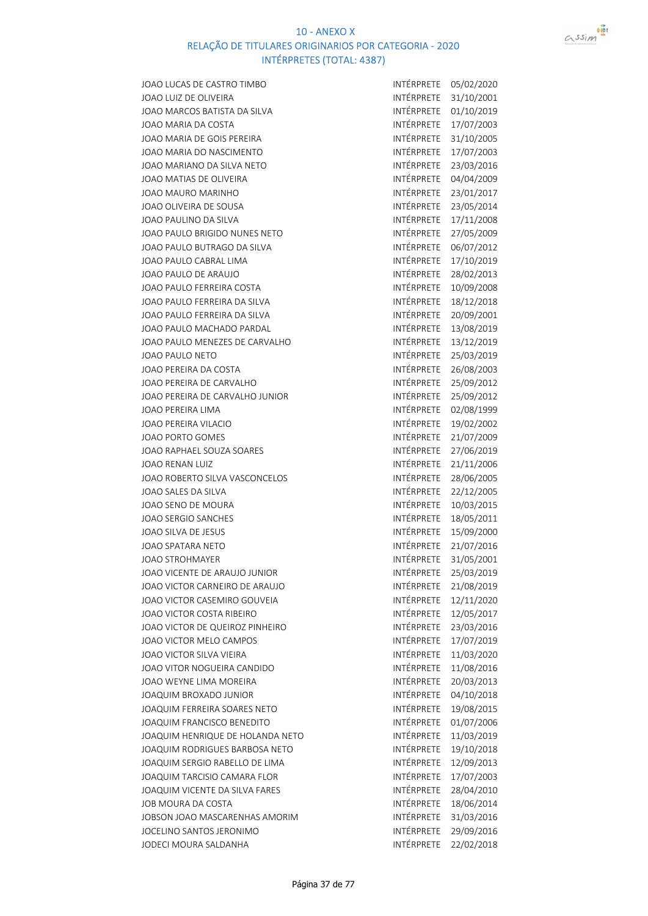# 10 - ANEXO X
## RELAÇÃO DE TITULARES ORIGINARIOS POR CATEGORIA - 2020
### INTÉRPRETES (TOTAL: 4387)

| | | |
|---|---|---|
| JOAO LUCAS DE CASTRO TIMBO | INTÉRPRETE | 05/02/2020 |
| JOAO LUIZ DE OLIVEIRA | INTÉRPRETE | 31/10/2001 |
| JOAO MARCOS BATISTA DA SILVA | INTÉRPRETE | 01/10/2019 |
| JOAO MARIA DA COSTA | INTÉRPRETE | 17/07/2003 |
| JOAO MARIA DE GOIS PEREIRA | INTÉRPRETE | 31/10/2005 |
| JOAO MARIA DO NASCIMENTO | INTÉRPRETE | 17/07/2003 |
| JOAO MARIANO DA SILVA NETO | INTÉRPRETE | 23/03/2016 |
| JOAO MATIAS DE OLIVEIRA | INTÉRPRETE | 04/04/2009 |
| JOAO MAURO MARINHO | INTÉRPRETE | 23/01/2017 |
| JOAO OLIVEIRA DE SOUSA | INTÉRPRETE | 23/05/2014 |
| JOAO PAULINO DA SILVA | INTÉRPRETE | 17/11/2008 |
| JOAO PAULO BRIGIDO NUNES NETO | INTÉRPRETE | 27/05/2009 |
| JOAO PAULO BUTRAGO DA SILVA | INTÉRPRETE | 06/07/2012 |
| JOAO PAULO CABRAL LIMA | INTÉRPRETE | 17/10/2019 |
| JOAO PAULO DE ARAUJO | INTÉRPRETE | 28/02/2013 |
| JOAO PAULO FERREIRA COSTA | INTÉRPRETE | 10/09/2008 |
| JOAO PAULO FERREIRA DA SILVA | INTÉRPRETE | 18/12/2018 |
| JOAO PAULO FERREIRA DA SILVA | INTÉRPRETE | 20/09/2001 |
| JOAO PAULO MACHADO PARDAL | INTÉRPRETE | 13/08/2019 |
| JOAO PAULO MENEZES DE CARVALHO | INTÉRPRETE | 13/12/2019 |
| JOAO PAULO NETO | INTÉRPRETE | 25/03/2019 |
| JOAO PEREIRA DA COSTA | INTÉRPRETE | 26/08/2003 |
| JOAO PEREIRA DE CARVALHO | INTÉRPRETE | 25/09/2012 |
| JOAO PEREIRA DE CARVALHO JUNIOR | INTÉRPRETE | 25/09/2012 |
| JOAO PEREIRA LIMA | INTÉRPRETE | 02/08/1999 |
| JOAO PEREIRA VILACIO | INTÉRPRETE | 19/02/2002 |
| JOAO PORTO GOMES | INTÉRPRETE | 21/07/2009 |
| JOAO RAPHAEL SOUZA SOARES | INTÉRPRETE | 27/06/2019 |
| JOAO RENAN LUIZ | INTÉRPRETE | 21/11/2006 |
| JOAO ROBERTO SILVA VASCONCELOS | INTÉRPRETE | 28/06/2005 |
| JOAO SALES DA SILVA | INTÉRPRETE | 22/12/2005 |
| JOAO SENO DE MOURA | INTÉRPRETE | 10/03/2015 |
| JOAO SERGIO SANCHES | INTÉRPRETE | 18/05/2011 |
| JOAO SILVA DE JESUS | INTÉRPRETE | 15/09/2000 |
| JOAO SPATARA NETO | INTÉRPRETE | 21/07/2016 |
| JOAO STROHMAYER | INTÉRPRETE | 31/05/2001 |
| JOAO VICENTE DE ARAUJO JUNIOR | INTÉRPRETE | 25/03/2019 |
| JOAO VICTOR CARNEIRO DE ARAUJO | INTÉRPRETE | 21/08/2019 |
| JOAO VICTOR CASEMIRO GOUVEIA | INTÉRPRETE | 12/11/2020 |
| JOAO VICTOR COSTA RIBEIRO | INTÉRPRETE | 12/05/2017 |
| JOAO VICTOR DE QUEIROZ PINHEIRO | INTÉRPRETE | 23/03/2016 |
| JOAO VICTOR MELO CAMPOS | INTÉRPRETE | 17/07/2019 |
| JOAO VICTOR SILVA VIEIRA | INTÉRPRETE | 11/03/2020 |
| JOAO VITOR NOGUEIRA CANDIDO | INTÉRPRETE | 11/08/2016 |
| JOAO WEYNE LIMA MOREIRA | INTÉRPRETE | 20/03/2013 |
| JOAQUIM BROXADO JUNIOR | INTÉRPRETE | 04/10/2018 |
| JOAQUIM FERREIRA SOARES NETO | INTÉRPRETE | 19/08/2015 |
| JOAQUIM FRANCISCO BENEDITO | INTÉRPRETE | 01/07/2006 |
| JOAQUIM HENRIQUE DE HOLANDA NETO | INTÉRPRETE | 11/03/2019 |
| JOAQUIM RODRIGUES BARBOSA NETO | INTÉRPRETE | 19/10/2018 |
| JOAQUIM SERGIO RABELLO DE LIMA | INTÉRPRETE | 12/09/2013 |
| JOAQUIM TARCISIO CAMARA FLOR | INTÉRPRETE | 17/07/2003 |
| JOAQUIM VICENTE DA SILVA FARES | INTÉRPRETE | 28/04/2010 |
| JOB MOURA DA COSTA | INTÉRPRETE | 18/06/2014 |
| JOBSON JOAO MASCARENHAS AMORIM | INTÉRPRETE | 31/03/2016 |
| JOCELINO SANTOS JERONIMO | INTÉRPRETE | 29/09/2016 |
| JODECI MOURA SALDANHA | INTÉRPRETE | 22/02/2018 |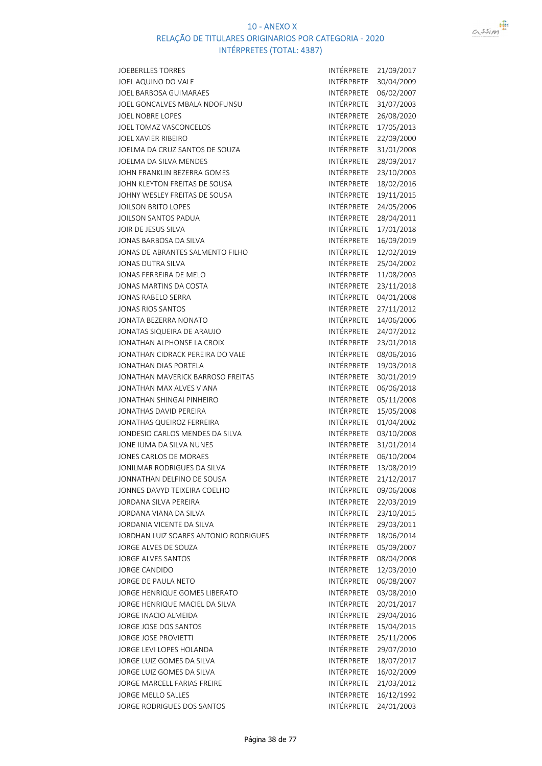# 10 - ANEXO X

## RELAÇÃO DE TITULARES ORIGINARIOS POR CATEGORIA - 2020

### INTÉRPRETES (TOTAL: 4387)

| | | |
|---|---|---|
| JOEBERLLES TORRES | INTÉRPRETE | 21/09/2017 |
| JOEL AQUINO DO VALE | INTÉRPRETE | 30/04/2009 |
| JOEL BARBOSA GUIMARAES | INTÉRPRETE | 06/02/2007 |
| JOEL GONCALVES MBALA NDOFUNSU | INTÉRPRETE | 31/07/2003 |
| JOEL NOBRE LOPES | INTÉRPRETE | 26/08/2020 |
| JOEL TOMAZ VASCONCELOS | INTÉRPRETE | 17/05/2013 |
| JOEL XAVIER RIBEIRO | INTÉRPRETE | 22/09/2000 |
| JOELMA DA CRUZ SANTOS DE SOUZA | INTÉRPRETE | 31/01/2008 |
| JOELMA DA SILVA MENDES | INTÉRPRETE | 28/09/2017 |
| JOHN FRANKLIN BEZERRA GOMES | INTÉRPRETE | 23/10/2003 |
| JOHN KLEYTON FREITAS DE SOUSA | INTÉRPRETE | 18/02/2016 |
| JOHNY WESLEY FREITAS DE SOUSA | INTÉRPRETE | 19/11/2015 |
| JOILSON BRITO LOPES | INTÉRPRETE | 24/05/2006 |
| JOILSON SANTOS PADUA | INTÉRPRETE | 28/04/2011 |
| JOIR DE JESUS SILVA | INTÉRPRETE | 17/01/2018 |
| JONAS BARBOSA DA SILVA | INTÉRPRETE | 16/09/2019 |
| JONAS DE ABRANTES SALMENTO FILHO | INTÉRPRETE | 12/02/2019 |
| JONAS DUTRA SILVA | INTÉRPRETE | 25/04/2002 |
| JONAS FERREIRA DE MELO | INTÉRPRETE | 11/08/2003 |
| JONAS MARTINS DA COSTA | INTÉRPRETE | 23/11/2018 |
| JONAS RABELO SERRA | INTÉRPRETE | 04/01/2008 |
| JONAS RIOS SANTOS | INTÉRPRETE | 27/11/2012 |
| JONATA BEZERRA NONATO | INTÉRPRETE | 14/06/2006 |
| JONATAS SIQUEIRA DE ARAUJO | INTÉRPRETE | 24/07/2012 |
| JONATHAN ALPHONSE LA CROIX | INTÉRPRETE | 23/01/2018 |
| JONATHAN CIDRACK PEREIRA DO VALE | INTÉRPRETE | 08/06/2016 |
| JONATHAN DIAS PORTELA | INTÉRPRETE | 19/03/2018 |
| JONATHAN MAVERICK BARROSO FREITAS | INTÉRPRETE | 30/01/2019 |
| JONATHAN MAX ALVES VIANA | INTÉRPRETE | 06/06/2018 |
| JONATHAN SHINGAI PINHEIRO | INTÉRPRETE | 05/11/2008 |
| JONATHAS DAVID PEREIRA | INTÉRPRETE | 15/05/2008 |
| JONATHAS QUEIROZ FERREIRA | INTÉRPRETE | 01/04/2002 |
| JONDESIO CARLOS MENDES DA SILVA | INTÉRPRETE | 03/10/2008 |
| JONE IUMA DA SILVA NUNES | INTÉRPRETE | 31/01/2014 |
| JONES CARLOS DE MORAES | INTÉRPRETE | 06/10/2004 |
| JONILMAR RODRIGUES DA SILVA | INTÉRPRETE | 13/08/2019 |
| JONNATHAN DELFINO DE SOUSA | INTÉRPRETE | 21/12/2017 |
| JONNES DAVYD TEIXEIRA COELHO | INTÉRPRETE | 09/06/2008 |
| JORDANA SILVA PEREIRA | INTÉRPRETE | 22/03/2019 |
| JORDANA VIANA DA SILVA | INTÉRPRETE | 23/10/2015 |
| JORDANIA VICENTE DA SILVA | INTÉRPRETE | 29/03/2011 |
| JORDHAN LUIZ SOARES ANTONIO RODRIGUES | INTÉRPRETE | 18/06/2014 |
| JORGE ALVES DE SOUZA | INTÉRPRETE | 05/09/2007 |
| JORGE ALVES SANTOS | INTÉRPRETE | 08/04/2008 |
| JORGE CANDIDO | INTÉRPRETE | 12/03/2010 |
| JORGE DE PAULA NETO | INTÉRPRETE | 06/08/2007 |
| JORGE HENRIQUE GOMES LIBERATO | INTÉRPRETE | 03/08/2010 |
| JORGE HENRIQUE MACIEL DA SILVA | INTÉRPRETE | 20/01/2017 |
| JORGE INACIO ALMEIDA | INTÉRPRETE | 29/04/2016 |
| JORGE JOSE DOS SANTOS | INTÉRPRETE | 15/04/2015 |
| JORGE JOSE PROVIETTI | INTÉRPRETE | 25/11/2006 |
| JORGE LEVI LOPES HOLANDA | INTÉRPRETE | 29/07/2010 |
| JORGE LUIZ GOMES DA SILVA | INTÉRPRETE | 18/07/2017 |
| JORGE LUIZ GOMES DA SILVA | INTÉRPRETE | 16/02/2009 |
| JORGE MARCELL FARIAS FREIRE | INTÉRPRETE | 21/03/2012 |
| JORGE MELLO SALLES | INTÉRPRETE | 16/12/1992 |
| JORGE RODRIGUES DOS SANTOS | INTÉRPRETE | 24/01/2003 |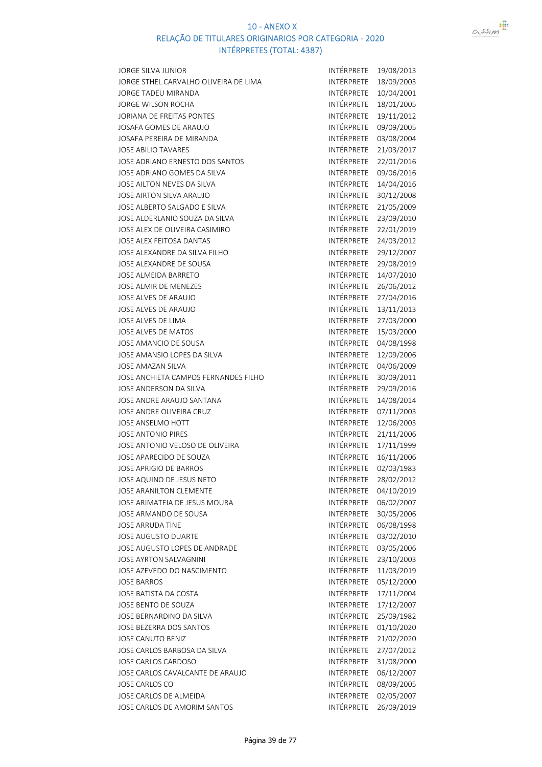# 10 - ANEXO X
## RELAÇÃO DE TITULARES ORIGINARIOS POR CATEGORIA - 2020
### INTÉRPRETES (TOTAL: 4387)

| | | |
|---|---|---|
| JORGE SILVA JUNIOR | INTÉRPRETE | 19/08/2013 |
| JORGE STHEL CARVALHO OLIVEIRA DE LIMA | INTÉRPRETE | 18/09/2003 |
| JORGE TADEU MIRANDA | INTÉRPRETE | 10/04/2001 |
| JORGE WILSON ROCHA | INTÉRPRETE | 18/01/2005 |
| JORIANA DE FREITAS PONTES | INTÉRPRETE | 19/11/2012 |
| JOSAFA GOMES DE ARAUJO | INTÉRPRETE | 09/09/2005 |
| JOSAFA PEREIRA DE MIRANDA | INTÉRPRETE | 03/08/2004 |
| JOSE ABILIO TAVARES | INTÉRPRETE | 21/03/2017 |
| JOSE ADRIANO ERNESTO DOS SANTOS | INTÉRPRETE | 22/01/2016 |
| JOSE ADRIANO GOMES DA SILVA | INTÉRPRETE | 09/06/2016 |
| JOSE AILTON NEVES DA SILVA | INTÉRPRETE | 14/04/2016 |
| JOSE AIRTON SILVA ARAUJO | INTÉRPRETE | 30/12/2008 |
| JOSE ALBERTO SALGADO E SILVA | INTÉRPRETE | 21/05/2009 |
| JOSE ALDERLANIO SOUZA DA SILVA | INTÉRPRETE | 23/09/2010 |
| JOSE ALEX DE OLIVEIRA CASIMIRO | INTÉRPRETE | 22/01/2019 |
| JOSE ALEX FEITOSA DANTAS | INTÉRPRETE | 24/03/2012 |
| JOSE ALEXANDRE DA SILVA FILHO | INTÉRPRETE | 29/12/2007 |
| JOSE ALEXANDRE DE SOUSA | INTÉRPRETE | 29/08/2019 |
| JOSE ALMEIDA BARRETO | INTÉRPRETE | 14/07/2010 |
| JOSE ALMIR DE MENEZES | INTÉRPRETE | 26/06/2012 |
| JOSE ALVES DE ARAUJO | INTÉRPRETE | 27/04/2016 |
| JOSE ALVES DE ARAUJO | INTÉRPRETE | 13/11/2013 |
| JOSE ALVES DE LIMA | INTÉRPRETE | 27/03/2000 |
| JOSE ALVES DE MATOS | INTÉRPRETE | 15/03/2000 |
| JOSE AMANCIO DE SOUSA | INTÉRPRETE | 04/08/1998 |
| JOSE AMANSIO LOPES DA SILVA | INTÉRPRETE | 12/09/2006 |
| JOSE AMAZAN SILVA | INTÉRPRETE | 04/06/2009 |
| JOSE ANCHIETA CAMPOS FERNANDES FILHO | INTÉRPRETE | 30/09/2011 |
| JOSE ANDERSON DA SILVA | INTÉRPRETE | 29/09/2016 |
| JOSE ANDRE ARAUJO SANTANA | INTÉRPRETE | 14/08/2014 |
| JOSE ANDRE OLIVEIRA CRUZ | INTÉRPRETE | 07/11/2003 |
| JOSE ANSELMO HOTT | INTÉRPRETE | 12/06/2003 |
| JOSE ANTONIO PIRES | INTÉRPRETE | 21/11/2006 |
| JOSE ANTONIO VELOSO DE OLIVEIRA | INTÉRPRETE | 17/11/1999 |
| JOSE APARECIDO DE SOUZA | INTÉRPRETE | 16/11/2006 |
| JOSE APRIGIO DE BARROS | INTÉRPRETE | 02/03/1983 |
| JOSE AQUINO DE JESUS NETO | INTÉRPRETE | 28/02/2012 |
| JOSE ARANILTON CLEMENTE | INTÉRPRETE | 04/10/2019 |
| JOSE ARIMATEIA DE JESUS MOURA | INTÉRPRETE | 06/02/2007 |
| JOSE ARMANDO DE SOUSA | INTÉRPRETE | 30/05/2006 |
| JOSE ARRUDA TINE | INTÉRPRETE | 06/08/1998 |
| JOSE AUGUSTO DUARTE | INTÉRPRETE | 03/02/2010 |
| JOSE AUGUSTO LOPES DE ANDRADE | INTÉRPRETE | 03/05/2006 |
| JOSE AYRTON SALVAGNINI | INTÉRPRETE | 23/10/2003 |
| JOSE AZEVEDO DO NASCIMENTO | INTÉRPRETE | 11/03/2019 |
| JOSE BARROS | INTÉRPRETE | 05/12/2000 |
| JOSE BATISTA DA COSTA | INTÉRPRETE | 17/11/2004 |
| JOSE BENTO DE SOUZA | INTÉRPRETE | 17/12/2007 |
| JOSE BERNARDINO DA SILVA | INTÉRPRETE | 25/09/1982 |
| JOSE BEZERRA DOS SANTOS | INTÉRPRETE | 01/10/2020 |
| JOSE CANUTO BENIZ | INTÉRPRETE | 21/02/2020 |
| JOSE CARLOS BARBOSA DA SILVA | INTÉRPRETE | 27/07/2012 |
| JOSE CARLOS CARDOSO | INTÉRPRETE | 31/08/2000 |
| JOSE CARLOS CAVALCANTE DE ARAUJO | INTÉRPRETE | 06/12/2007 |
| JOSE CARLOS CO | INTÉRPRETE | 08/09/2005 |
| JOSE CARLOS DE ALMEIDA | INTÉRPRETE | 02/05/2007 |
| JOSE CARLOS DE AMORIM SANTOS | INTÉRPRETE | 26/09/2019 |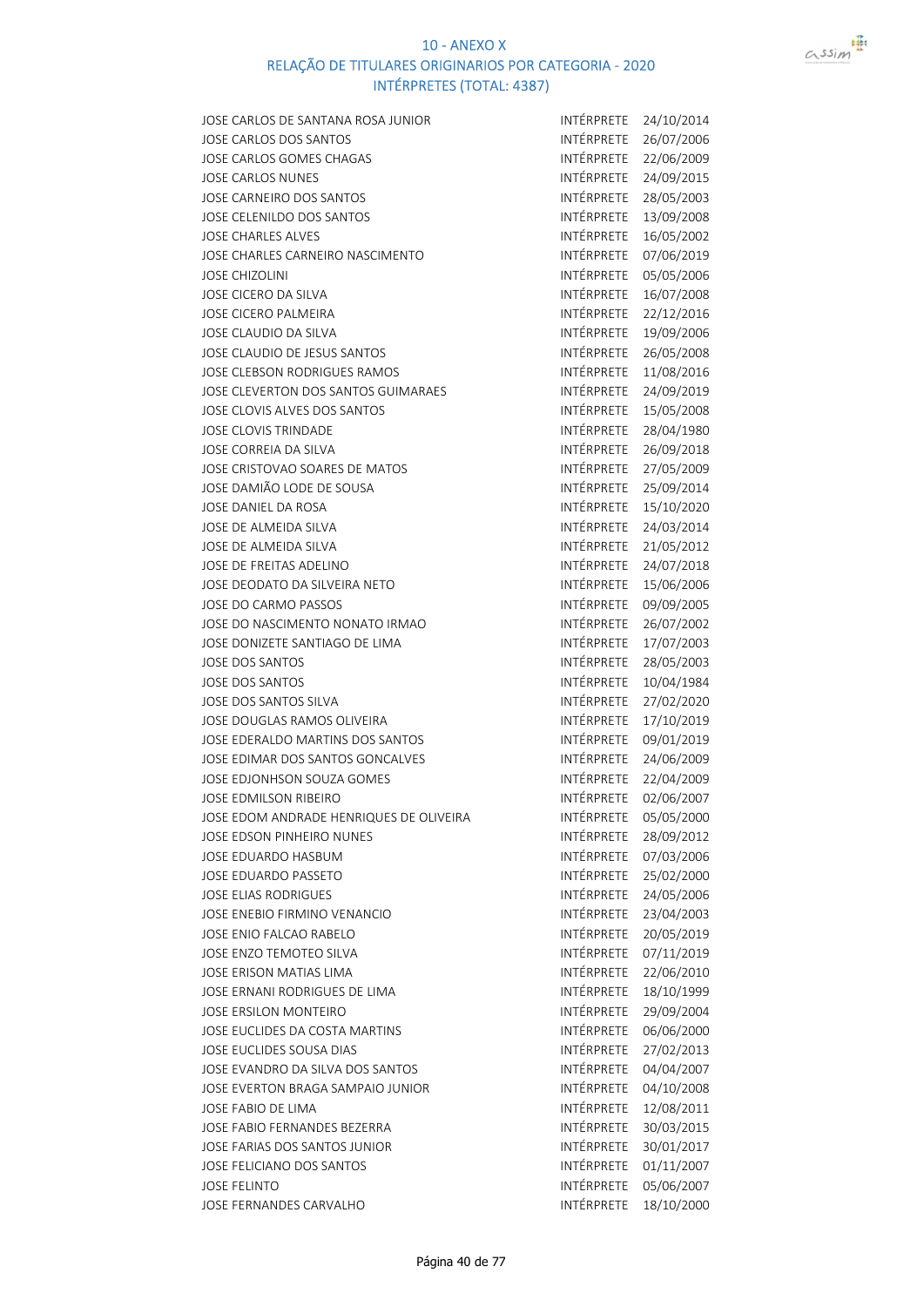# 10 - ANEXO X

## RELAÇÃO DE TITULARES ORIGINARIOS POR CATEGORIA - 2020

### INTÉRPRETES (TOTAL: 4387)

| | | |
|---|---|---|
| JOSE CARLOS DE SANTANA ROSA JUNIOR | INTÉRPRETE | 24/10/2014 |
| JOSE CARLOS DOS SANTOS | INTÉRPRETE | 26/07/2006 |
| JOSE CARLOS GOMES CHAGAS | INTÉRPRETE | 22/06/2009 |
| JOSE CARLOS NUNES | INTÉRPRETE | 24/09/2015 |
| JOSE CARNEIRO DOS SANTOS | INTÉRPRETE | 28/05/2003 |
| JOSE CELENILDO DOS SANTOS | INTÉRPRETE | 13/09/2008 |
| JOSE CHARLES ALVES | INTÉRPRETE | 16/05/2002 |
| JOSE CHARLES CARNEIRO NASCIMENTO | INTÉRPRETE | 07/06/2019 |
| JOSE CHIZOLINI | INTÉRPRETE | 05/05/2006 |
| JOSE CICERO DA SILVA | INTÉRPRETE | 16/07/2008 |
| JOSE CICERO PALMEIRA | INTÉRPRETE | 22/12/2016 |
| JOSE CLAUDIO DA SILVA | INTÉRPRETE | 19/09/2006 |
| JOSE CLAUDIO DE JESUS SANTOS | INTÉRPRETE | 26/05/2008 |
| JOSE CLEBSON RODRIGUES RAMOS | INTÉRPRETE | 11/08/2016 |
| JOSE CLEVERTON DOS SANTOS GUIMARAES | INTÉRPRETE | 24/09/2019 |
| JOSE CLOVIS ALVES DOS SANTOS | INTÉRPRETE | 15/05/2008 |
| JOSE CLOVIS TRINDADE | INTÉRPRETE | 28/04/1980 |
| JOSE CORREIA DA SILVA | INTÉRPRETE | 26/09/2018 |
| JOSE CRISTOVAO SOARES DE MATOS | INTÉRPRETE | 27/05/2009 |
| JOSE DAMIÃO LODE DE SOUSA | INTÉRPRETE | 25/09/2014 |
| JOSE DANIEL DA ROSA | INTÉRPRETE | 15/10/2020 |
| JOSE DE ALMEIDA SILVA | INTÉRPRETE | 24/03/2014 |
| JOSE DE ALMEIDA SILVA | INTÉRPRETE | 21/05/2012 |
| JOSE DE FREITAS ADELINO | INTÉRPRETE | 24/07/2018 |
| JOSE DEODATO DA SILVEIRA NETO | INTÉRPRETE | 15/06/2006 |
| JOSE DO CARMO PASSOS | INTÉRPRETE | 09/09/2005 |
| JOSE DO NASCIMENTO NONATO IRMAO | INTÉRPRETE | 26/07/2002 |
| JOSE DONIZETE SANTIAGO DE LIMA | INTÉRPRETE | 17/07/2003 |
| JOSE DOS SANTOS | INTÉRPRETE | 28/05/2003 |
| JOSE DOS SANTOS | INTÉRPRETE | 10/04/1984 |
| JOSE DOS SANTOS SILVA | INTÉRPRETE | 27/02/2020 |
| JOSE DOUGLAS RAMOS OLIVEIRA | INTÉRPRETE | 17/10/2019 |
| JOSE EDERALDO MARTINS DOS SANTOS | INTÉRPRETE | 09/01/2019 |
| JOSE EDIMAR DOS SANTOS GONCALVES | INTÉRPRETE | 24/06/2009 |
| JOSE EDJONHSON SOUZA GOMES | INTÉRPRETE | 22/04/2009 |
| JOSE EDMILSON RIBEIRO | INTÉRPRETE | 02/06/2007 |
| JOSE EDOM ANDRADE HENRIQUES DE OLIVEIRA | INTÉRPRETE | 05/05/2000 |
| JOSE EDSON PINHEIRO NUNES | INTÉRPRETE | 28/09/2012 |
| JOSE EDUARDO HASBUM | INTÉRPRETE | 07/03/2006 |
| JOSE EDUARDO PASSETO | INTÉRPRETE | 25/02/2000 |
| JOSE ELIAS RODRIGUES | INTÉRPRETE | 24/05/2006 |
| JOSE ENEBIO FIRMINO VENANCIO | INTÉRPRETE | 23/04/2003 |
| JOSE ENIO FALCAO RABELO | INTÉRPRETE | 20/05/2019 |
| JOSE ENZO TEMOTEO SILVA | INTÉRPRETE | 07/11/2019 |
| JOSE ERISON MATIAS LIMA | INTÉRPRETE | 22/06/2010 |
| JOSE ERNANI RODRIGUES DE LIMA | INTÉRPRETE | 18/10/1999 |
| JOSE ERSILON MONTEIRO | INTÉRPRETE | 29/09/2004 |
| JOSE EUCLIDES DA COSTA MARTINS | INTÉRPRETE | 06/06/2000 |
| JOSE EUCLIDES SOUSA DIAS | INTÉRPRETE | 27/02/2013 |
| JOSE EVANDRO DA SILVA DOS SANTOS | INTÉRPRETE | 04/04/2007 |
| JOSE EVERTON BRAGA SAMPAIO JUNIOR | INTÉRPRETE | 04/10/2008 |
| JOSE FABIO DE LIMA | INTÉRPRETE | 12/08/2011 |
| JOSE FABIO FERNANDES BEZERRA | INTÉRPRETE | 30/03/2015 |
| JOSE FARIAS DOS SANTOS JUNIOR | INTÉRPRETE | 30/01/2017 |
| JOSE FELICIANO DOS SANTOS | INTÉRPRETE | 01/11/2007 |
| JOSE FELINTO | INTÉRPRETE | 05/06/2007 |
| JOSE FERNANDES CARVALHO | INTÉRPRETE | 18/10/2000 |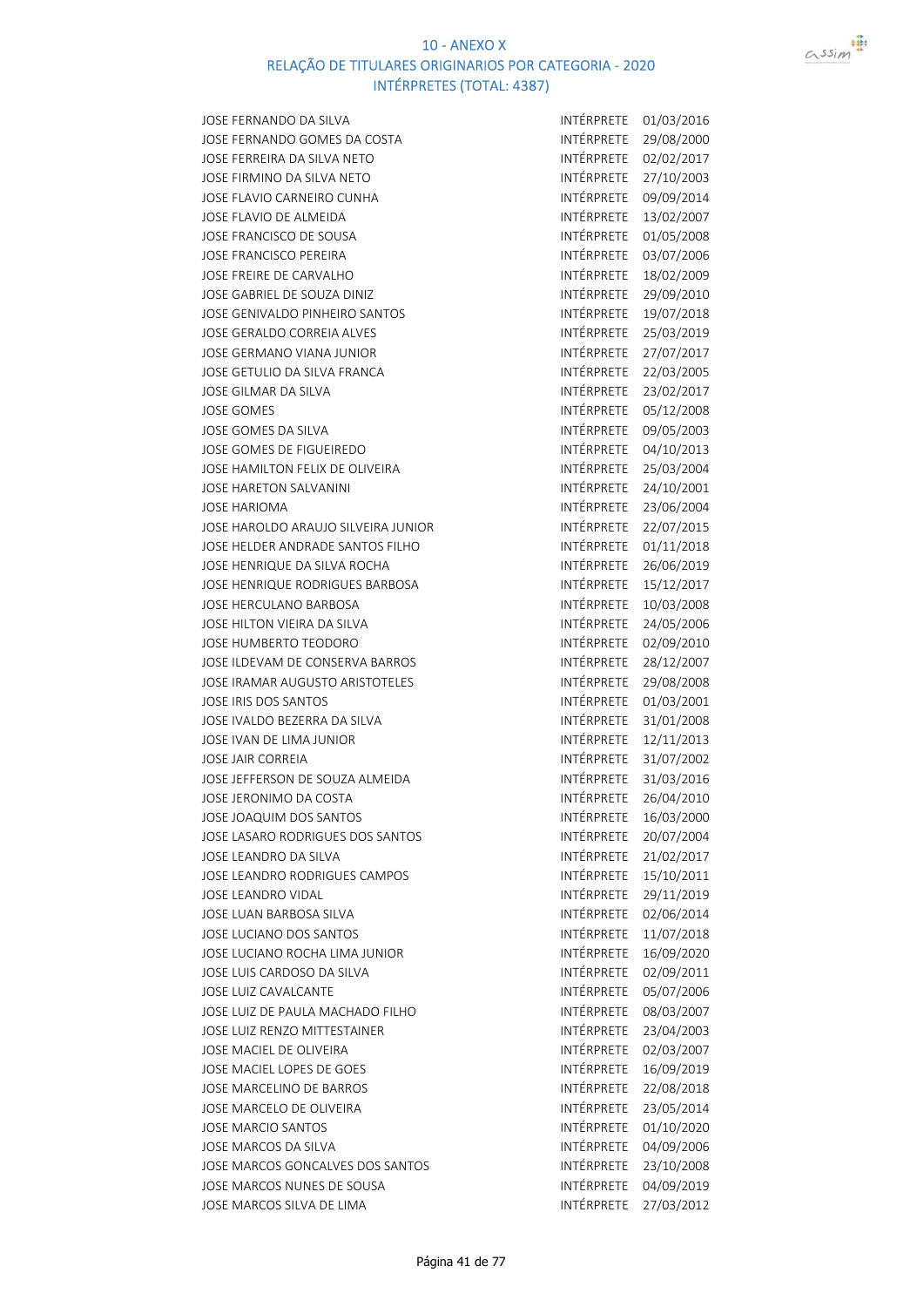10 - ANEXO X

RELAÇÃO DE TITULARES ORIGINARIOS POR CATEGORIA - 2020

INTÉRPRETES (TOTAL: 4387)

| | | |
|---|---|---|
| JOSE FERNANDO DA SILVA | INTÉRPRETE | 01/03/2016 |
| JOSE FERNANDO GOMES DA COSTA | INTÉRPRETE | 29/08/2000 |
| JOSE FERREIRA DA SILVA NETO | INTÉRPRETE | 02/02/2017 |
| JOSE FIRMINO DA SILVA NETO | INTÉRPRETE | 27/10/2003 |
| JOSE FLAVIO CARNEIRO CUNHA | INTÉRPRETE | 09/09/2014 |
| JOSE FLAVIO DE ALMEIDA | INTÉRPRETE | 13/02/2007 |
| JOSE FRANCISCO DE SOUSA | INTÉRPRETE | 01/05/2008 |
| JOSE FRANCISCO PEREIRA | INTÉRPRETE | 03/07/2006 |
| JOSE FREIRE DE CARVALHO | INTÉRPRETE | 18/02/2009 |
| JOSE GABRIEL DE SOUZA DINIZ | INTÉRPRETE | 29/09/2010 |
| JOSE GENIVALDO PINHEIRO SANTOS | INTÉRPRETE | 19/07/2018 |
| JOSE GERALDO CORREIA ALVES | INTÉRPRETE | 25/03/2019 |
| JOSE GERMANO VIANA JUNIOR | INTÉRPRETE | 27/07/2017 |
| JOSE GETULIO DA SILVA FRANCA | INTÉRPRETE | 22/03/2005 |
| JOSE GILMAR DA SILVA | INTÉRPRETE | 23/02/2017 |
| JOSE GOMES | INTÉRPRETE | 05/12/2008 |
| JOSE GOMES DA SILVA | INTÉRPRETE | 09/05/2003 |
| JOSE GOMES DE FIGUEIREDO | INTÉRPRETE | 04/10/2013 |
| JOSE HAMILTON FELIX DE OLIVEIRA | INTÉRPRETE | 25/03/2004 |
| JOSE HARETON SALVANINI | INTÉRPRETE | 24/10/2001 |
| JOSE HARIOMA | INTÉRPRETE | 23/06/2004 |
| JOSE HAROLDO ARAUJO SILVEIRA JUNIOR | INTÉRPRETE | 22/07/2015 |
| JOSE HELDER ANDRADE SANTOS FILHO | INTÉRPRETE | 01/11/2018 |
| JOSE HENRIQUE DA SILVA ROCHA | INTÉRPRETE | 26/06/2019 |
| JOSE HENRIQUE RODRIGUES BARBOSA | INTÉRPRETE | 15/12/2017 |
| JOSE HERCULANO BARBOSA | INTÉRPRETE | 10/03/2008 |
| JOSE HILTON VIEIRA DA SILVA | INTÉRPRETE | 24/05/2006 |
| JOSE HUMBERTO TEODORO | INTÉRPRETE | 02/09/2010 |
| JOSE ILDEVAM DE CONSERVA BARROS | INTÉRPRETE | 28/12/2007 |
| JOSE IRAMAR AUGUSTO ARISTOTELES | INTÉRPRETE | 29/08/2008 |
| JOSE IRIS DOS SANTOS | INTÉRPRETE | 01/03/2001 |
| JOSE IVALDO BEZERRA DA SILVA | INTÉRPRETE | 31/01/2008 |
| JOSE IVAN DE LIMA JUNIOR | INTÉRPRETE | 12/11/2013 |
| JOSE JAIR CORREIA | INTÉRPRETE | 31/07/2002 |
| JOSE JEFFERSON DE SOUZA ALMEIDA | INTÉRPRETE | 31/03/2016 |
| JOSE JERONIMO DA COSTA | INTÉRPRETE | 26/04/2010 |
| JOSE JOAQUIM DOS SANTOS | INTÉRPRETE | 16/03/2000 |
| JOSE LASARO RODRIGUES DOS SANTOS | INTÉRPRETE | 20/07/2004 |
| JOSE LEANDRO DA SILVA | INTÉRPRETE | 21/02/2017 |
| JOSE LEANDRO RODRIGUES CAMPOS | INTÉRPRETE | 15/10/2011 |
| JOSE LEANDRO VIDAL | INTÉRPRETE | 29/11/2019 |
| JOSE LUAN BARBOSA SILVA | INTÉRPRETE | 02/06/2014 |
| JOSE LUCIANO DOS SANTOS | INTÉRPRETE | 11/07/2018 |
| JOSE LUCIANO ROCHA LIMA JUNIOR | INTÉRPRETE | 16/09/2020 |
| JOSE LUIS CARDOSO DA SILVA | INTÉRPRETE | 02/09/2011 |
| JOSE LUIZ CAVALCANTE | INTÉRPRETE | 05/07/2006 |
| JOSE LUIZ DE PAULA MACHADO FILHO | INTÉRPRETE | 08/03/2007 |
| JOSE LUIZ RENZO MITTESTAINER | INTÉRPRETE | 23/04/2003 |
| JOSE MACIEL DE OLIVEIRA | INTÉRPRETE | 02/03/2007 |
| JOSE MACIEL LOPES DE GOES | INTÉRPRETE | 16/09/2019 |
| JOSE MARCELINO DE BARROS | INTÉRPRETE | 22/08/2018 |
| JOSE MARCELO DE OLIVEIRA | INTÉRPRETE | 23/05/2014 |
| JOSE MARCIO SANTOS | INTÉRPRETE | 01/10/2020 |
| JOSE MARCOS DA SILVA | INTÉRPRETE | 04/09/2006 |
| JOSE MARCOS GONCALVES DOS SANTOS | INTÉRPRETE | 23/10/2008 |
| JOSE MARCOS NUNES DE SOUSA | INTÉRPRETE | 04/09/2019 |
| JOSE MARCOS SILVA DE LIMA | INTÉRPRETE | 27/03/2012 |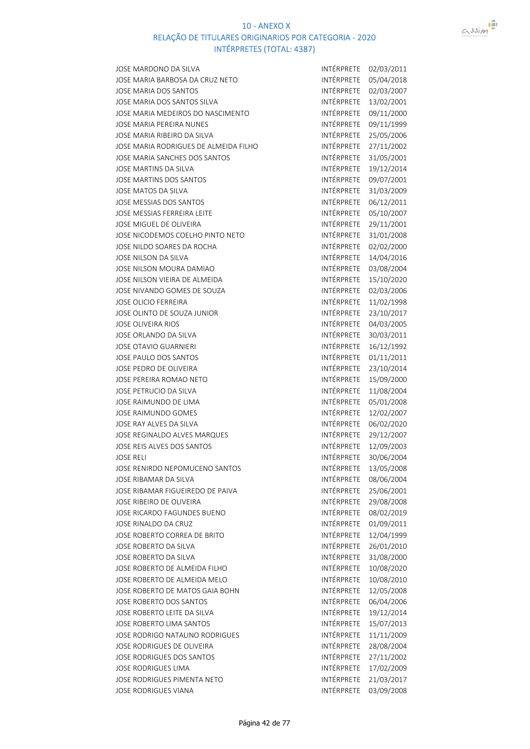# 10 - ANEXO X
## RELAÇÃO DE TITULARES ORIGINARIOS POR CATEGORIA - 2020
### INTÉRPRETES (TOTAL: 4387)

| | | |
|---|---|---|
| JOSE MARDONO DA SILVA | INTÉRPRETE | 02/03/2011 |
| JOSE MARIA BARBOSA DA CRUZ NETO | INTÉRPRETE | 05/04/2018 |
| JOSE MARIA DOS SANTOS | INTÉRPRETE | 02/03/2007 |
| JOSE MARIA DOS SANTOS SILVA | INTÉRPRETE | 13/02/2001 |
| JOSE MARIA MEDEIROS DO NASCIMENTO | INTÉRPRETE | 09/11/2000 |
| JOSE MARIA PEREIRA NUNES | INTÉRPRETE | 09/11/1999 |
| JOSE MARIA RIBEIRO DA SILVA | INTÉRPRETE | 25/05/2006 |
| JOSE MARIA RODRIGUES DE ALMEIDA FILHO | INTÉRPRETE | 27/11/2002 |
| JOSE MARIA SANCHES DOS SANTOS | INTÉRPRETE | 31/05/2001 |
| JOSE MARTINS DA SILVA | INTÉRPRETE | 19/12/2014 |
| JOSE MARTINS DOS SANTOS | INTÉRPRETE | 09/07/2001 |
| JOSE MATOS DA SILVA | INTÉRPRETE | 31/03/2009 |
| JOSE MESSIAS DOS SANTOS | INTÉRPRETE | 06/12/2011 |
| JOSE MESSIAS FERREIRA LEITE | INTÉRPRETE | 05/10/2007 |
| JOSE MIGUEL DE OLIVEIRA | INTÉRPRETE | 29/11/2001 |
| JOSE NICODEMOS COELHO PINTO NETO | INTÉRPRETE | 31/01/2008 |
| JOSE NILDO SOARES DA ROCHA | INTÉRPRETE | 02/02/2000 |
| JOSE NILSON DA SILVA | INTÉRPRETE | 14/04/2016 |
| JOSE NILSON MOURA DAMIAO | INTÉRPRETE | 03/08/2004 |
| JOSE NILSON VIEIRA DE ALMEIDA | INTÉRPRETE | 15/10/2020 |
| JOSE NIVANDO GOMES DE SOUZA | INTÉRPRETE | 02/03/2006 |
| JOSE OLICIO FERREIRA | INTÉRPRETE | 11/02/1998 |
| JOSE OLINTO DE SOUZA JUNIOR | INTÉRPRETE | 23/10/2017 |
| JOSE OLIVEIRA RIOS | INTÉRPRETE | 04/03/2005 |
| JOSE ORLANDO DA SILVA | INTÉRPRETE | 30/03/2011 |
| JOSE OTAVIO GUARNIERI | INTÉRPRETE | 16/12/1992 |
| JOSE PAULO DOS SANTOS | INTÉRPRETE | 01/11/2011 |
| JOSE PEDRO DE OLIVEIRA | INTÉRPRETE | 23/10/2014 |
| JOSE PEREIRA ROMAO NETO | INTÉRPRETE | 15/09/2000 |
| JOSE PETRUCIO DA SILVA | INTÉRPRETE | 11/08/2004 |
| JOSE RAIMUNDO DE LIMA | INTÉRPRETE | 05/01/2008 |
| JOSE RAIMUNDO GOMES | INTÉRPRETE | 12/02/2007 |
| JOSE RAY ALVES DA SILVA | INTÉRPRETE | 06/02/2020 |
| JOSE REGINALDO ALVES MARQUES | INTÉRPRETE | 29/12/2007 |
| JOSE REIS ALVES DOS SANTOS | INTÉRPRETE | 12/09/2003 |
| JOSE RELI | INTÉRPRETE | 30/06/2004 |
| JOSE RENIRDO NEPOMUCENO SANTOS | INTÉRPRETE | 13/05/2008 |
| JOSE RIBAMAR DA SILVA | INTÉRPRETE | 08/06/2004 |
| JOSE RIBAMAR FIGUEIREDO DE PAIVA | INTÉRPRETE | 25/06/2001 |
| JOSE RIBEIRO DE OLIVEIRA | INTÉRPRETE | 29/08/2008 |
| JOSE RICARDO FAGUNDES BUENO | INTÉRPRETE | 08/02/2019 |
| JOSE RINALDO DA CRUZ | INTÉRPRETE | 01/09/2011 |
| JOSE ROBERTO CORREA DE BRITO | INTÉRPRETE | 12/04/1999 |
| JOSE ROBERTO DA SILVA | INTÉRPRETE | 26/01/2010 |
| JOSE ROBERTO DA SILVA | INTÉRPRETE | 31/08/2000 |
| JOSE ROBERTO DE ALMEIDA FILHO | INTÉRPRETE | 10/08/2020 |
| JOSE ROBERTO DE ALMEIDA MELO | INTÉRPRETE | 10/08/2010 |
| JOSE ROBERTO DE MATOS GAIA BOHN | INTÉRPRETE | 12/05/2008 |
| JOSE ROBERTO DOS SANTOS | INTÉRPRETE | 06/04/2006 |
| JOSE ROBERTO LEITE DA SILVA | INTÉRPRETE | 19/12/2014 |
| JOSE ROBERTO LIMA SANTOS | INTÉRPRETE | 15/07/2013 |
| JOSE RODRIGO NATALINO RODRIGUES | INTÉRPRETE | 11/11/2009 |
| JOSE RODRIGUES DE OLIVEIRA | INTÉRPRETE | 28/08/2004 |
| JOSE RODRIGUES DOS SANTOS | INTÉRPRETE | 27/11/2002 |
| JOSE RODRIGUES LIMA | INTÉRPRETE | 17/02/2009 |
| JOSE RODRIGUES PIMENTA NETO | INTÉRPRETE | 21/03/2017 |
| JOSE RODRIGUES VIANA | INTÉRPRETE | 03/09/2008 |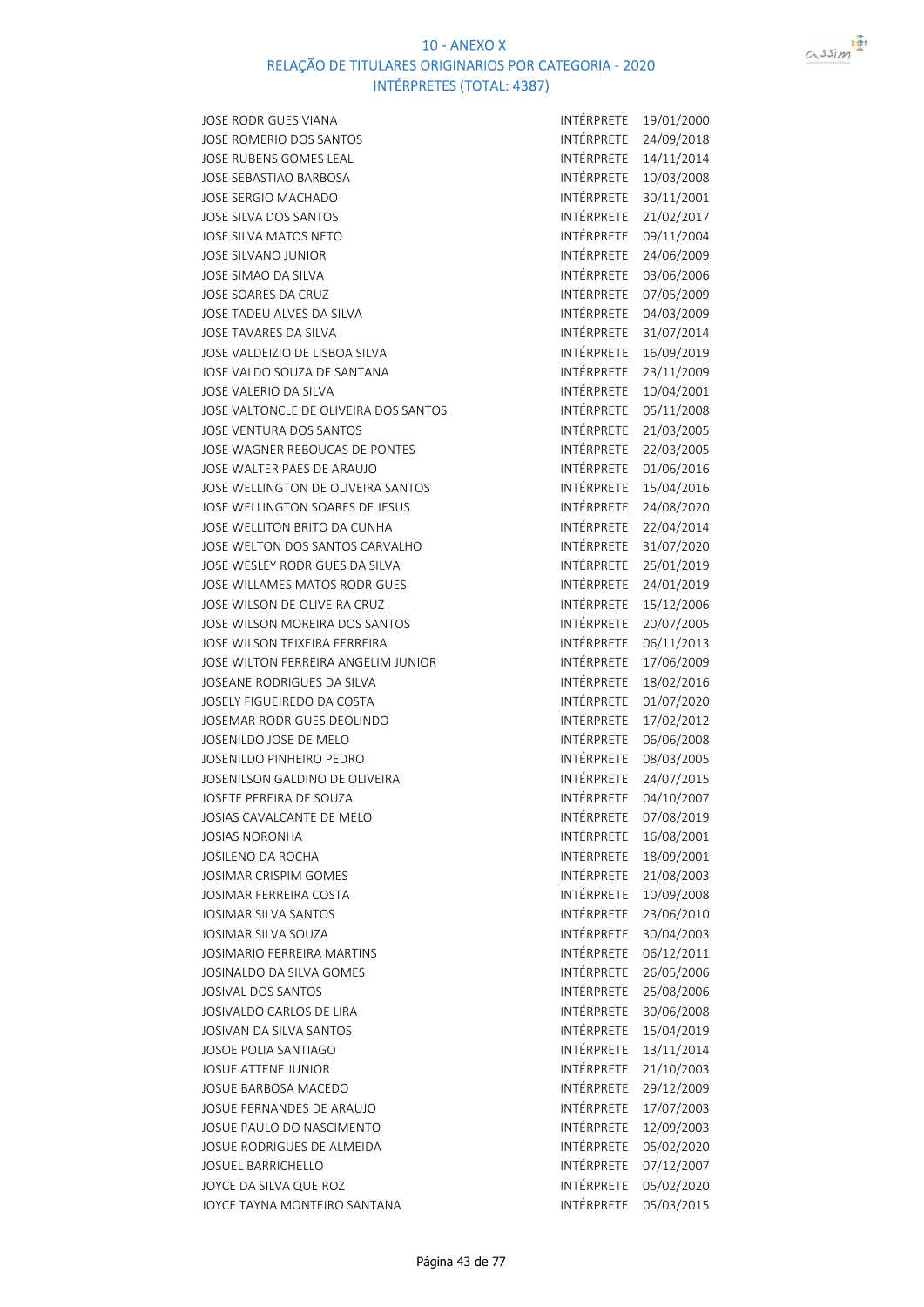## 10 - ANEXO X
## RELAÇÃO DE TITULARES ORIGINARIOS POR CATEGORIA - 2020
## INTÉRPRETES (TOTAL: 4387)

| | | |
|---|---|---|
| JOSE RODRIGUES VIANA | INTÉRPRETE | 19/01/2000 |
| JOSE ROMERIO DOS SANTOS | INTÉRPRETE | 24/09/2018 |
| JOSE RUBENS GOMES LEAL | INTÉRPRETE | 14/11/2014 |
| JOSE SEBASTIAO BARBOSA | INTÉRPRETE | 10/03/2008 |
| JOSE SERGIO MACHADO | INTÉRPRETE | 30/11/2001 |
| JOSE SILVA DOS SANTOS | INTÉRPRETE | 21/02/2017 |
| JOSE SILVA MATOS NETO | INTÉRPRETE | 09/11/2004 |
| JOSE SILVANO JUNIOR | INTÉRPRETE | 24/06/2009 |
| JOSE SIMAO DA SILVA | INTÉRPRETE | 03/06/2006 |
| JOSE SOARES DA CRUZ | INTÉRPRETE | 07/05/2009 |
| JOSE TADEU ALVES DA SILVA | INTÉRPRETE | 04/03/2009 |
| JOSE TAVARES DA SILVA | INTÉRPRETE | 31/07/2014 |
| JOSE VALDEIZIO DE LISBOA SILVA | INTÉRPRETE | 16/09/2019 |
| JOSE VALDO SOUZA DE SANTANA | INTÉRPRETE | 23/11/2009 |
| JOSE VALERIO DA SILVA | INTÉRPRETE | 10/04/2001 |
| JOSE VALTONCLE DE OLIVEIRA DOS SANTOS | INTÉRPRETE | 05/11/2008 |
| JOSE VENTURA DOS SANTOS | INTÉRPRETE | 21/03/2005 |
| JOSE WAGNER REBOUCAS DE PONTES | INTÉRPRETE | 22/03/2005 |
| JOSE WALTER PAES DE ARAUJO | INTÉRPRETE | 01/06/2016 |
| JOSE WELLINGTON DE OLIVEIRA SANTOS | INTÉRPRETE | 15/04/2016 |
| JOSE WELLINGTON SOARES DE JESUS | INTÉRPRETE | 24/08/2020 |
| JOSE WELLITON BRITO DA CUNHA | INTÉRPRETE | 22/04/2014 |
| JOSE WELTON DOS SANTOS CARVALHO | INTÉRPRETE | 31/07/2020 |
| JOSE WESLEY RODRIGUES DA SILVA | INTÉRPRETE | 25/01/2019 |
| JOSE WILLAMES MATOS RODRIGUES | INTÉRPRETE | 24/01/2019 |
| JOSE WILSON DE OLIVEIRA CRUZ | INTÉRPRETE | 15/12/2006 |
| JOSE WILSON MOREIRA DOS SANTOS | INTÉRPRETE | 20/07/2005 |
| JOSE WILSON TEIXEIRA FERREIRA | INTÉRPRETE | 06/11/2013 |
| JOSE WILTON FERREIRA ANGELIM JUNIOR | INTÉRPRETE | 17/06/2009 |
| JOSEANE RODRIGUES DA SILVA | INTÉRPRETE | 18/02/2016 |
| JOSELY FIGUEIREDO DA COSTA | INTÉRPRETE | 01/07/2020 |
| JOSEMAR RODRIGUES DEOLINDO | INTÉRPRETE | 17/02/2012 |
| JOSENILDO JOSE DE MELO | INTÉRPRETE | 06/06/2008 |
| JOSENILDO PINHEIRO PEDRO | INTÉRPRETE | 08/03/2005 |
| JOSENILSON GALDINO DE OLIVEIRA | INTÉRPRETE | 24/07/2015 |
| JOSETE PEREIRA DE SOUZA | INTÉRPRETE | 04/10/2007 |
| JOSIAS CAVALCANTE DE MELO | INTÉRPRETE | 07/08/2019 |
| JOSIAS NORONHA | INTÉRPRETE | 16/08/2001 |
| JOSILENO DA ROCHA | INTÉRPRETE | 18/09/2001 |
| JOSIMAR CRISPIM GOMES | INTÉRPRETE | 21/08/2003 |
| JOSIMAR FERREIRA COSTA | INTÉRPRETE | 10/09/2008 |
| JOSIMAR SILVA SANTOS | INTÉRPRETE | 23/06/2010 |
| JOSIMAR SILVA SOUZA | INTÉRPRETE | 30/04/2003 |
| JOSIMARIO FERREIRA MARTINS | INTÉRPRETE | 06/12/2011 |
| JOSINALDO DA SILVA GOMES | INTÉRPRETE | 26/05/2006 |
| JOSIVAL DOS SANTOS | INTÉRPRETE | 25/08/2006 |
| JOSIVALDO CARLOS DE LIRA | INTÉRPRETE | 30/06/2008 |
| JOSIVAN DA SILVA SANTOS | INTÉRPRETE | 15/04/2019 |
| JOSOE POLIA SANTIAGO | INTÉRPRETE | 13/11/2014 |
| JOSUE ATTENE JUNIOR | INTÉRPRETE | 21/10/2003 |
| JOSUE BARBOSA MACEDO | INTÉRPRETE | 29/12/2009 |
| JOSUE FERNANDES DE ARAUJO | INTÉRPRETE | 17/07/2003 |
| JOSUE PAULO DO NASCIMENTO | INTÉRPRETE | 12/09/2003 |
| JOSUE RODRIGUES DE ALMEIDA | INTÉRPRETE | 05/02/2020 |
| JOSUEL BARRICHELLO | INTÉRPRETE | 07/12/2007 |
| JOYCE DA SILVA QUEIROZ | INTÉRPRETE | 05/02/2020 |
| JOYCE TAYNA MONTEIRO SANTANA | INTÉRPRETE | 05/03/2015 |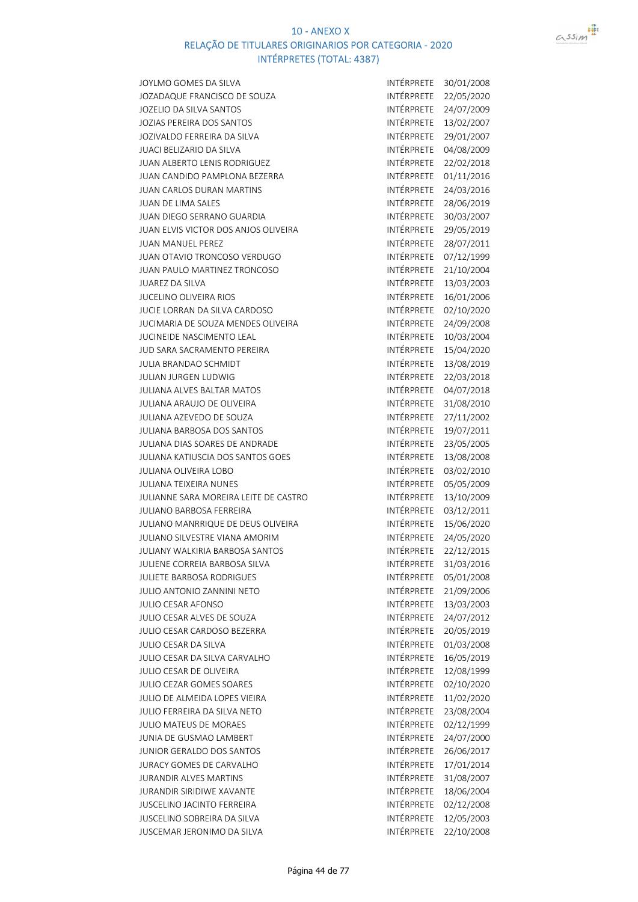## 10 - ANEXO X
## RELAÇÃO DE TITULARES ORIGINARIOS POR CATEGORIA - 2020
## INTÉRPRETES (TOTAL: 4387)

| | | |
|---|---|---|
| JOYLMO GOMES DA SILVA | INTÉRPRETE | 30/01/2008 |
| JOZADAQUE FRANCISCO DE SOUZA | INTÉRPRETE | 22/05/2020 |
| JOZELIO DA SILVA SANTOS | INTÉRPRETE | 24/07/2009 |
| JOZIAS PEREIRA DOS SANTOS | INTÉRPRETE | 13/02/2007 |
| JOZIVALDO FERREIRA DA SILVA | INTÉRPRETE | 29/01/2007 |
| JUACI BELIZARIO DA SILVA | INTÉRPRETE | 04/08/2009 |
| JUAN ALBERTO LENIS RODRIGUEZ | INTÉRPRETE | 22/02/2018 |
| JUAN CANDIDO PAMPLONA BEZERRA | INTÉRPRETE | 01/11/2016 |
| JUAN CARLOS DURAN MARTINS | INTÉRPRETE | 24/03/2016 |
| JUAN DE LIMA SALES | INTÉRPRETE | 28/06/2019 |
| JUAN DIEGO SERRANO GUARDIA | INTÉRPRETE | 30/03/2007 |
| JUAN ELVIS VICTOR DOS ANJOS OLIVEIRA | INTÉRPRETE | 29/05/2019 |
| JUAN MANUEL PEREZ | INTÉRPRETE | 28/07/2011 |
| JUAN OTAVIO TRONCOSO VERDUGO | INTÉRPRETE | 07/12/1999 |
| JUAN PAULO MARTINEZ TRONCOSO | INTÉRPRETE | 21/10/2004 |
| JUAREZ DA SILVA | INTÉRPRETE | 13/03/2003 |
| JUCELINO OLIVEIRA RIOS | INTÉRPRETE | 16/01/2006 |
| JUCIE LORRAN DA SILVA CARDOSO | INTÉRPRETE | 02/10/2020 |
| JUCIMARIA DE SOUZA MENDES OLIVEIRA | INTÉRPRETE | 24/09/2008 |
| JUCINEIDE NASCIMENTO LEAL | INTÉRPRETE | 10/03/2004 |
| JUD SARA SACRAMENTO PEREIRA | INTÉRPRETE | 15/04/2020 |
| JULIA BRANDAO SCHMIDT | INTÉRPRETE | 13/08/2019 |
| JULIAN JURGEN LUDWIG | INTÉRPRETE | 22/03/2018 |
| JULIANA ALVES BALTAR MATOS | INTÉRPRETE | 04/07/2018 |
| JULIANA ARAUJO DE OLIVEIRA | INTÉRPRETE | 31/08/2010 |
| JULIANA AZEVEDO DE SOUZA | INTÉRPRETE | 27/11/2002 |
| JULIANA BARBOSA DOS SANTOS | INTÉRPRETE | 19/07/2011 |
| JULIANA DIAS SOARES DE ANDRADE | INTÉRPRETE | 23/05/2005 |
| JULIANA KATIUSCIA DOS SANTOS GOES | INTÉRPRETE | 13/08/2008 |
| JULIANA OLIVEIRA LOBO | INTÉRPRETE | 03/02/2010 |
| JULIANA TEIXEIRA NUNES | INTÉRPRETE | 05/05/2009 |
| JULIANNE SARA MOREIRA LEITE DE CASTRO | INTÉRPRETE | 13/10/2009 |
| JULIANO BARBOSA FERREIRA | INTÉRPRETE | 03/12/2011 |
| JULIANO MANRRIQUE DE DEUS OLIVEIRA | INTÉRPRETE | 15/06/2020 |
| JULIANO SILVESTRE VIANA AMORIM | INTÉRPRETE | 24/05/2020 |
| JULIANY WALKIRIA BARBOSA SANTOS | INTÉRPRETE | 22/12/2015 |
| JULIENE CORREIA BARBOSA SILVA | INTÉRPRETE | 31/03/2016 |
| JULIETE BARBOSA RODRIGUES | INTÉRPRETE | 05/01/2008 |
| JULIO ANTONIO ZANNINI NETO | INTÉRPRETE | 21/09/2006 |
| JULIO CESAR AFONSO | INTÉRPRETE | 13/03/2003 |
| JULIO CESAR ALVES DE SOUZA | INTÉRPRETE | 24/07/2012 |
| JULIO CESAR CARDOSO BEZERRA | INTÉRPRETE | 20/05/2019 |
| JULIO CESAR DA SILVA | INTÉRPRETE | 01/03/2008 |
| JULIO CESAR DA SILVA CARVALHO | INTÉRPRETE | 16/05/2019 |
| JULIO CESAR DE OLIVEIRA | INTÉRPRETE | 12/08/1999 |
| JULIO CEZAR GOMES SOARES | INTÉRPRETE | 02/10/2020 |
| JULIO DE ALMEIDA LOPES VIEIRA | INTÉRPRETE | 11/02/2020 |
| JULIO FERREIRA DA SILVA NETO | INTÉRPRETE | 23/08/2004 |
| JULIO MATEUS DE MORAES | INTÉRPRETE | 02/12/1999 |
| JUNIA DE GUSMAO LAMBERT | INTÉRPRETE | 24/07/2000 |
| JUNIOR GERALDO DOS SANTOS | INTÉRPRETE | 26/06/2017 |
| JURACY GOMES DE CARVALHO | INTÉRPRETE | 17/01/2014 |
| JURANDIR ALVES MARTINS | INTÉRPRETE | 31/08/2007 |
| JURANDIR SIRIDIWE XAVANTE | INTÉRPRETE | 18/06/2004 |
| JUSCELINO JACINTO FERREIRA | INTÉRPRETE | 02/12/2008 |
| JUSCELINO SOBREIRA DA SILVA | INTÉRPRETE | 12/05/2003 |
| JUSCEMAR JERONIMO DA SILVA | INTÉRPRETE | 22/10/2008 |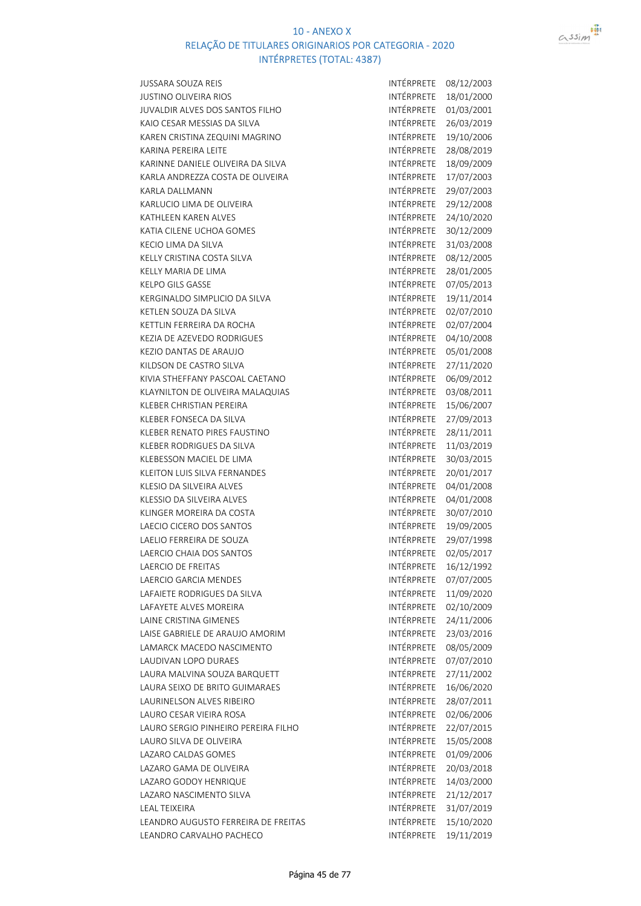# 10 - ANEXO X
## RELAÇÃO DE TITULARES ORIGINARIOS POR CATEGORIA - 2020
## INTÉRPRETES (TOTAL: 4387)

| | | |
|---|---|---|
| JUSSARA SOUZA REIS | INTÉRPRETE | 08/12/2003 |
| JUSTINO OLIVEIRA RIOS | INTÉRPRETE | 18/01/2000 |
| JUVALDIR ALVES DOS SANTOS FILHO | INTÉRPRETE | 01/03/2001 |
| KAIO CESAR MESSIAS DA SILVA | INTÉRPRETE | 26/03/2019 |
| KAREN CRISTINA ZEQUINI MAGRINO | INTÉRPRETE | 19/10/2006 |
| KARINA PEREIRA LEITE | INTÉRPRETE | 28/08/2019 |
| KARINNE DANIELE OLIVEIRA DA SILVA | INTÉRPRETE | 18/09/2009 |
| KARLA ANDREZZA COSTA DE OLIVEIRA | INTÉRPRETE | 17/07/2003 |
| KARLA DALLMANN | INTÉRPRETE | 29/07/2003 |
| KARLUCIO LIMA DE OLIVEIRA | INTÉRPRETE | 29/12/2008 |
| KATHLEEN KAREN ALVES | INTÉRPRETE | 24/10/2020 |
| KATIA CILENE UCHOA GOMES | INTÉRPRETE | 30/12/2009 |
| KECIO LIMA DA SILVA | INTÉRPRETE | 31/03/2008 |
| KELLY CRISTINA COSTA SILVA | INTÉRPRETE | 08/12/2005 |
| KELLY MARIA DE LIMA | INTÉRPRETE | 28/01/2005 |
| KELPO GILS GASSE | INTÉRPRETE | 07/05/2013 |
| KERGINALDO SIMPLICIO DA SILVA | INTÉRPRETE | 19/11/2014 |
| KETLEN SOUZA DA SILVA | INTÉRPRETE | 02/07/2010 |
| KETTLIN FERREIRA DA ROCHA | INTÉRPRETE | 02/07/2004 |
| KEZIA DE AZEVEDO RODRIGUES | INTÉRPRETE | 04/10/2008 |
| KEZIO DANTAS DE ARAUJO | INTÉRPRETE | 05/01/2008 |
| KILDSON DE CASTRO SILVA | INTÉRPRETE | 27/11/2020 |
| KIVIA STHEFFANY PASCOAL CAETANO | INTÉRPRETE | 06/09/2012 |
| KLAYNILTON DE OLIVEIRA MALAQUIAS | INTÉRPRETE | 03/08/2011 |
| KLEBER CHRISTIAN PEREIRA | INTÉRPRETE | 15/06/2007 |
| KLEBER FONSECA DA SILVA | INTÉRPRETE | 27/09/2013 |
| KLEBER RENATO PIRES FAUSTINO | INTÉRPRETE | 28/11/2011 |
| KLEBER RODRIGUES DA SILVA | INTÉRPRETE | 11/03/2019 |
| KLEBESSON MACIEL DE LIMA | INTÉRPRETE | 30/03/2015 |
| KLEITON LUIS SILVA FERNANDES | INTÉRPRETE | 20/01/2017 |
| KLESIO DA SILVEIRA ALVES | INTÉRPRETE | 04/01/2008 |
| KLESSIO DA SILVEIRA ALVES | INTÉRPRETE | 04/01/2008 |
| KLINGER MOREIRA DA COSTA | INTÉRPRETE | 30/07/2010 |
| LAECIO CICERO DOS SANTOS | INTÉRPRETE | 19/09/2005 |
| LAELIO FERREIRA DE SOUZA | INTÉRPRETE | 29/07/1998 |
| LAERCIO CHAIA DOS SANTOS | INTÉRPRETE | 02/05/2017 |
| LAERCIO DE FREITAS | INTÉRPRETE | 16/12/1992 |
| LAERCIO GARCIA MENDES | INTÉRPRETE | 07/07/2005 |
| LAFAIETE RODRIGUES DA SILVA | INTÉRPRETE | 11/09/2020 |
| LAFAYETE ALVES MOREIRA | INTÉRPRETE | 02/10/2009 |
| LAINE CRISTINA GIMENES | INTÉRPRETE | 24/11/2006 |
| LAISE GABRIELE DE ARAUJO AMORIM | INTÉRPRETE | 23/03/2016 |
| LAMARCK MACEDO NASCIMENTO | INTÉRPRETE | 08/05/2009 |
| LAUDIVAN LOPO DURAES | INTÉRPRETE | 07/07/2010 |
| LAURA MALVINA SOUZA BARQUETT | INTÉRPRETE | 27/11/2002 |
| LAURA SEIXO DE BRITO GUIMARAES | INTÉRPRETE | 16/06/2020 |
| LAURINELSON ALVES RIBEIRO | INTÉRPRETE | 28/07/2011 |
| LAURO CESAR VIEIRA ROSA | INTÉRPRETE | 02/06/2006 |
| LAURO SERGIO PINHEIRO PEREIRA FILHO | INTÉRPRETE | 22/07/2015 |
| LAURO SILVA DE OLIVEIRA | INTÉRPRETE | 15/05/2008 |
| LAZARO CALDAS GOMES | INTÉRPRETE | 01/09/2006 |
| LAZARO GAMA DE OLIVEIRA | INTÉRPRETE | 20/03/2018 |
| LAZARO GODOY HENRIQUE | INTÉRPRETE | 14/03/2000 |
| LAZARO NASCIMENTO SILVA | INTÉRPRETE | 21/12/2017 |
| LEAL TEIXEIRA | INTÉRPRETE | 31/07/2019 |
| LEANDRO AUGUSTO FERREIRA DE FREITAS | INTÉRPRETE | 15/10/2020 |
| LEANDRO CARVALHO PACHECO | INTÉRPRETE | 19/11/2019 |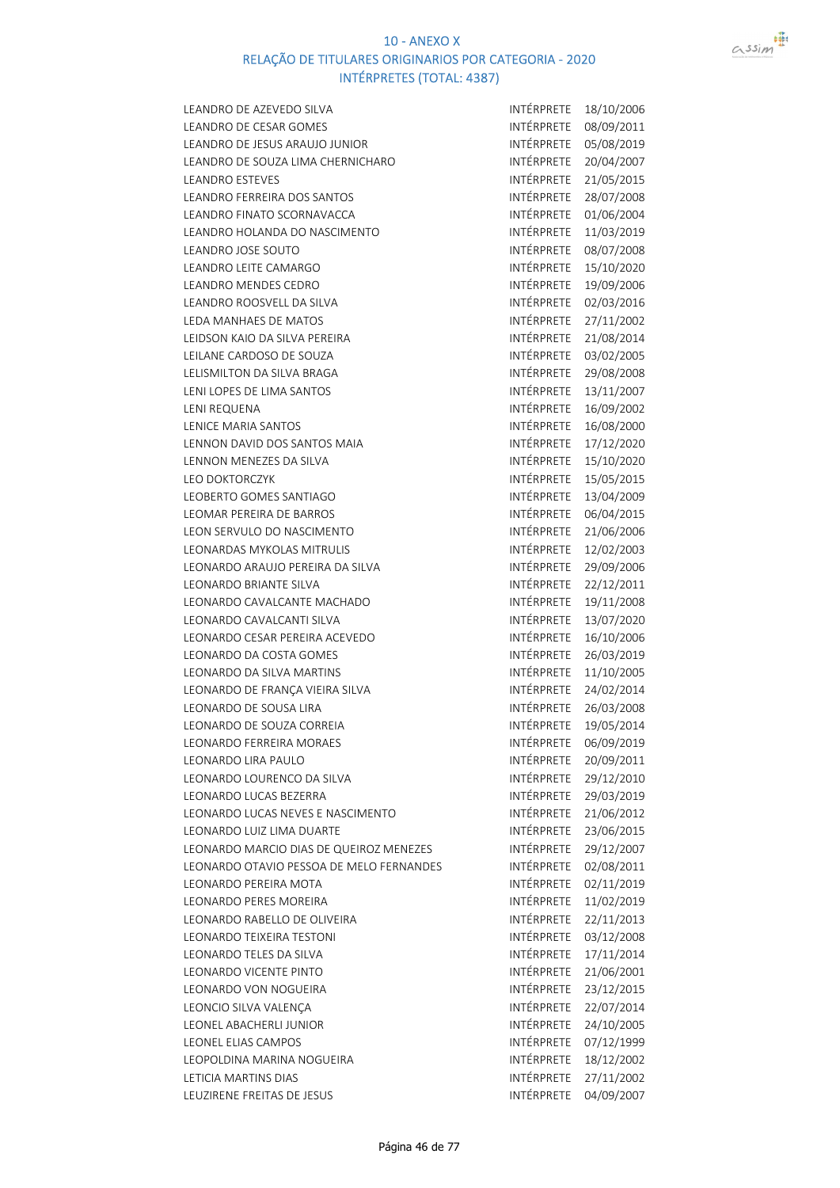# 10 - ANEXO X
## RELAÇÃO DE TITULARES ORIGINARIOS POR CATEGORIA - 2020
### INTÉRPRETES (TOTAL: 4387)

| | | |
|---|---|---|
| LEANDRO DE AZEVEDO SILVA | INTÉRPRETE | 18/10/2006 |
| LEANDRO DE CESAR GOMES | INTÉRPRETE | 08/09/2011 |
| LEANDRO DE JESUS ARAUJO JUNIOR | INTÉRPRETE | 05/08/2019 |
| LEANDRO DE SOUZA LIMA CHERNICHARO | INTÉRPRETE | 20/04/2007 |
| LEANDRO ESTEVES | INTÉRPRETE | 21/05/2015 |
| LEANDRO FERREIRA DOS SANTOS | INTÉRPRETE | 28/07/2008 |
| LEANDRO FINATO SCORNAVACCA | INTÉRPRETE | 01/06/2004 |
| LEANDRO HOLANDA DO NASCIMENTO | INTÉRPRETE | 11/03/2019 |
| LEANDRO JOSE SOUTO | INTÉRPRETE | 08/07/2008 |
| LEANDRO LEITE CAMARGO | INTÉRPRETE | 15/10/2020 |
| LEANDRO MENDES CEDRO | INTÉRPRETE | 19/09/2006 |
| LEANDRO ROOSVELL DA SILVA | INTÉRPRETE | 02/03/2016 |
| LEDA MANHAES DE MATOS | INTÉRPRETE | 27/11/2002 |
| LEIDSON KAIO DA SILVA PEREIRA | INTÉRPRETE | 21/08/2014 |
| LEILANE CARDOSO DE SOUZA | INTÉRPRETE | 03/02/2005 |
| LELISMILTON DA SILVA BRAGA | INTÉRPRETE | 29/08/2008 |
| LENI LOPES DE LIMA SANTOS | INTÉRPRETE | 13/11/2007 |
| LENI REQUENA | INTÉRPRETE | 16/09/2002 |
| LENICE MARIA SANTOS | INTÉRPRETE | 16/08/2000 |
| LENNON DAVID DOS SANTOS MAIA | INTÉRPRETE | 17/12/2020 |
| LENNON MENEZES DA SILVA | INTÉRPRETE | 15/10/2020 |
| LEO DOKTORCZYK | INTÉRPRETE | 15/05/2015 |
| LEOBERTO GOMES SANTIAGO | INTÉRPRETE | 13/04/2009 |
| LEOMAR PEREIRA DE BARROS | INTÉRPRETE | 06/04/2015 |
| LEON SERVULO DO NASCIMENTO | INTÉRPRETE | 21/06/2006 |
| LEONARDAS MYKOLAS MITRULIS | INTÉRPRETE | 12/02/2003 |
| LEONARDO ARAUJO PEREIRA DA SILVA | INTÉRPRETE | 29/09/2006 |
| LEONARDO BRIANTE SILVA | INTÉRPRETE | 22/12/2011 |
| LEONARDO CAVALCANTE MACHADO | INTÉRPRETE | 19/11/2008 |
| LEONARDO CAVALCANTI SILVA | INTÉRPRETE | 13/07/2020 |
| LEONARDO CESAR PEREIRA ACEVEDO | INTÉRPRETE | 16/10/2006 |
| LEONARDO DA COSTA GOMES | INTÉRPRETE | 26/03/2019 |
| LEONARDO DA SILVA MARTINS | INTÉRPRETE | 11/10/2005 |
| LEONARDO DE FRANÇA VIEIRA SILVA | INTÉRPRETE | 24/02/2014 |
| LEONARDO DE SOUSA LIRA | INTÉRPRETE | 26/03/2008 |
| LEONARDO DE SOUZA CORREIA | INTÉRPRETE | 19/05/2014 |
| LEONARDO FERREIRA MORAES | INTÉRPRETE | 06/09/2019 |
| LEONARDO LIRA PAULO | INTÉRPRETE | 20/09/2011 |
| LEONARDO LOURENCO DA SILVA | INTÉRPRETE | 29/12/2010 |
| LEONARDO LUCAS BEZERRA | INTÉRPRETE | 29/03/2019 |
| LEONARDO LUCAS NEVES E NASCIMENTO | INTÉRPRETE | 21/06/2012 |
| LEONARDO LUIZ LIMA DUARTE | INTÉRPRETE | 23/06/2015 |
| LEONARDO MARCIO DIAS DE QUEIROZ MENEZES | INTÉRPRETE | 29/12/2007 |
| LEONARDO OTAVIO PESSOA DE MELO FERNANDES | INTÉRPRETE | 02/08/2011 |
| LEONARDO PEREIRA MOTA | INTÉRPRETE | 02/11/2019 |
| LEONARDO PERES MOREIRA | INTÉRPRETE | 11/02/2019 |
| LEONARDO RABELLO DE OLIVEIRA | INTÉRPRETE | 22/11/2013 |
| LEONARDO TEIXEIRA TESTONI | INTÉRPRETE | 03/12/2008 |
| LEONARDO TELES DA SILVA | INTÉRPRETE | 17/11/2014 |
| LEONARDO VICENTE PINTO | INTÉRPRETE | 21/06/2001 |
| LEONARDO VON NOGUEIRA | INTÉRPRETE | 23/12/2015 |
| LEONCIO SILVA VALENÇA | INTÉRPRETE | 22/07/2014 |
| LEONEL ABACHERLI JUNIOR | INTÉRPRETE | 24/10/2005 |
| LEONEL ELIAS CAMPOS | INTÉRPRETE | 07/12/1999 |
| LEOPOLDINA MARINA NOGUEIRA | INTÉRPRETE | 18/12/2002 |
| LETICIA MARTINS DIAS | INTÉRPRETE | 27/11/2002 |
| LEUZIRENE FREITAS DE JESUS | INTÉRPRETE | 04/09/2007 |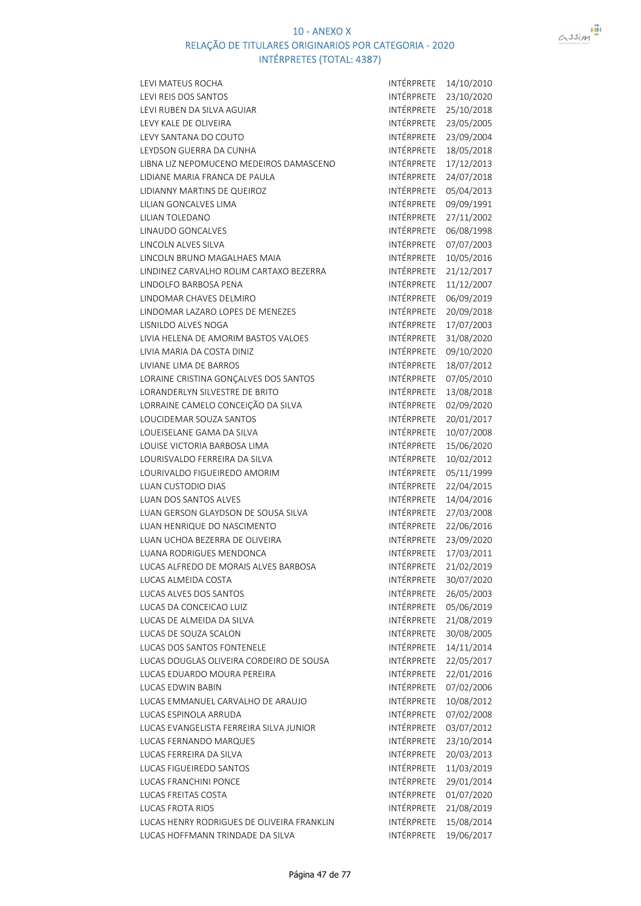## 10 - ANEXO X
## RELAÇÃO DE TITULARES ORIGINARIOS POR CATEGORIA - 2020
## INTÉRPRETES (TOTAL: 4387)

| | | |
|---|---|---|
| LEVI MATEUS ROCHA | INTÉRPRETE | 14/10/2010 |
| LEVI REIS DOS SANTOS | INTÉRPRETE | 23/10/2020 |
| LEVI RUBEN DA SILVA AGUIAR | INTÉRPRETE | 25/10/2018 |
| LEVY KALE DE OLIVEIRA | INTÉRPRETE | 23/05/2005 |
| LEVY SANTANA DO COUTO | INTÉRPRETE | 23/09/2004 |
| LEYDSON GUERRA DA CUNHA | INTÉRPRETE | 18/05/2018 |
| LIBNA LIZ NEPOMUCENO MEDEIROS DAMASCENO | INTÉRPRETE | 17/12/2013 |
| LIDIANE MARIA FRANCA DE PAULA | INTÉRPRETE | 24/07/2018 |
| LIDIANNY MARTINS DE QUEIROZ | INTÉRPRETE | 05/04/2013 |
| LILIAN GONCALVES LIMA | INTÉRPRETE | 09/09/1991 |
| LILIAN TOLEDANO | INTÉRPRETE | 27/11/2002 |
| LINAUDO GONCALVES | INTÉRPRETE | 06/08/1998 |
| LINCOLN ALVES SILVA | INTÉRPRETE | 07/07/2003 |
| LINCOLN BRUNO MAGALHAES MAIA | INTÉRPRETE | 10/05/2016 |
| LINDINEZ CARVALHO ROLIM CARTAXO BEZERRA | INTÉRPRETE | 21/12/2017 |
| LINDOLFO BARBOSA PENA | INTÉRPRETE | 11/12/2007 |
| LINDOMAR CHAVES DELMIRO | INTÉRPRETE | 06/09/2019 |
| LINDOMAR LAZARO LOPES DE MENEZES | INTÉRPRETE | 20/09/2018 |
| LISNILDO ALVES NOGA | INTÉRPRETE | 17/07/2003 |
| LIVIA HELENA DE AMORIM BASTOS VALOES | INTÉRPRETE | 31/08/2020 |
| LIVIA MARIA DA COSTA DINIZ | INTÉRPRETE | 09/10/2020 |
| LIVIANE LIMA DE BARROS | INTÉRPRETE | 18/07/2012 |
| LORAINE CRISTINA GONÇALVES DOS SANTOS | INTÉRPRETE | 07/05/2010 |
| LORANDERLYN SILVESTRE DE BRITO | INTÉRPRETE | 13/08/2018 |
| LORRAINE CAMELO CONCEIÇÃO DA SILVA | INTÉRPRETE | 02/09/2020 |
| LOUCIDEMAR SOUZA SANTOS | INTÉRPRETE | 20/01/2017 |
| LOUEISELANE GAMA DA SILVA | INTÉRPRETE | 10/07/2008 |
| LOUISE VICTORIA BARBOSA LIMA | INTÉRPRETE | 15/06/2020 |
| LOURISVALDO FERREIRA DA SILVA | INTÉRPRETE | 10/02/2012 |
| LOURIVALDO FIGUEIREDO AMORIM | INTÉRPRETE | 05/11/1999 |
| LUAN CUSTODIO DIAS | INTÉRPRETE | 22/04/2015 |
| LUAN DOS SANTOS ALVES | INTÉRPRETE | 14/04/2016 |
| LUAN GERSON GLAYDSON DE SOUSA SILVA | INTÉRPRETE | 27/03/2008 |
| LUAN HENRIQUE DO NASCIMENTO | INTÉRPRETE | 22/06/2016 |
| LUAN UCHOA BEZERRA DE OLIVEIRA | INTÉRPRETE | 23/09/2020 |
| LUANA RODRIGUES MENDONCA | INTÉRPRETE | 17/03/2011 |
| LUCAS ALFREDO DE MORAIS ALVES BARBOSA | INTÉRPRETE | 21/02/2019 |
| LUCAS ALMEIDA COSTA | INTÉRPRETE | 30/07/2020 |
| LUCAS ALVES DOS SANTOS | INTÉRPRETE | 26/05/2003 |
| LUCAS DA CONCEICAO LUIZ | INTÉRPRETE | 05/06/2019 |
| LUCAS DE ALMEIDA DA SILVA | INTÉRPRETE | 21/08/2019 |
| LUCAS DE SOUZA SCALON | INTÉRPRETE | 30/08/2005 |
| LUCAS DOS SANTOS FONTENELE | INTÉRPRETE | 14/11/2014 |
| LUCAS DOUGLAS OLIVEIRA CORDEIRO DE SOUSA | INTÉRPRETE | 22/05/2017 |
| LUCAS EDUARDO MOURA PEREIRA | INTÉRPRETE | 22/01/2016 |
| LUCAS EDWIN BABIN | INTÉRPRETE | 07/02/2006 |
| LUCAS EMMANUEL CARVALHO DE ARAUJO | INTÉRPRETE | 10/08/2012 |
| LUCAS ESPINOLA ARRUDA | INTÉRPRETE | 07/02/2008 |
| LUCAS EVANGELISTA FERREIRA SILVA JUNIOR | INTÉRPRETE | 03/07/2012 |
| LUCAS FERNANDO MARQUES | INTÉRPRETE | 23/10/2014 |
| LUCAS FERREIRA DA SILVA | INTÉRPRETE | 20/03/2013 |
| LUCAS FIGUEIREDO SANTOS | INTÉRPRETE | 11/03/2019 |
| LUCAS FRANCHINI PONCE | INTÉRPRETE | 29/01/2014 |
| LUCAS FREITAS COSTA | INTÉRPRETE | 01/07/2020 |
| LUCAS FROTA RIOS | INTÉRPRETE | 21/08/2019 |
| LUCAS HENRY RODRIGUES DE OLIVEIRA FRANKLIN | INTÉRPRETE | 15/08/2014 |
| LUCAS HOFFMANN TRINDADE DA SILVA | INTÉRPRETE | 19/06/2017 |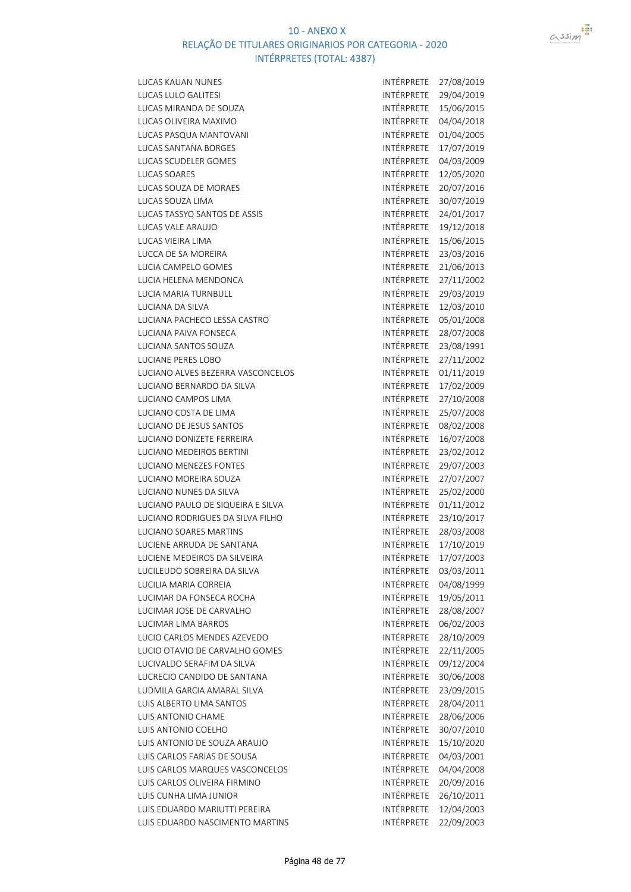# 10 - ANEXO X
## RELAÇÃO DE TITULARES ORIGINARIOS POR CATEGORIA - 2020
### INTÉRPRETES (TOTAL: 4387)

| | | |
|---|---|---|
| LUCAS KAUAN NUNES | INTÉRPRETE | 27/08/2019 |
| LUCAS LULO GALITESI | INTÉRPRETE | 29/04/2019 |
| LUCAS MIRANDA DE SOUZA | INTÉRPRETE | 15/06/2015 |
| LUCAS OLIVEIRA MAXIMO | INTÉRPRETE | 04/04/2018 |
| LUCAS PASQUA MANTOVANI | INTÉRPRETE | 01/04/2005 |
| LUCAS SANTANA BORGES | INTÉRPRETE | 17/07/2019 |
| LUCAS SCUDELER GOMES | INTÉRPRETE | 04/03/2009 |
| LUCAS SOARES | INTÉRPRETE | 12/05/2020 |
| LUCAS SOUZA DE MORAES | INTÉRPRETE | 20/07/2016 |
| LUCAS SOUZA LIMA | INTÉRPRETE | 30/07/2019 |
| LUCAS TASSYO SANTOS DE ASSIS | INTÉRPRETE | 24/01/2017 |
| LUCAS VALE ARAUJO | INTÉRPRETE | 19/12/2018 |
| LUCAS VIEIRA LIMA | INTÉRPRETE | 15/06/2015 |
| LUCCA DE SA MOREIRA | INTÉRPRETE | 23/03/2016 |
| LUCIA CAMPELO GOMES | INTÉRPRETE | 21/06/2013 |
| LUCIA HELENA MENDONCA | INTÉRPRETE | 27/11/2002 |
| LUCIA MARIA TURNBULL | INTÉRPRETE | 29/03/2019 |
| LUCIANA DA SILVA | INTÉRPRETE | 12/03/2010 |
| LUCIANA PACHECO LESSA CASTRO | INTÉRPRETE | 05/01/2008 |
| LUCIANA PAIVA FONSECA | INTÉRPRETE | 28/07/2008 |
| LUCIANA SANTOS SOUZA | INTÉRPRETE | 23/08/1991 |
| LUCIANE PERES LOBO | INTÉRPRETE | 27/11/2002 |
| LUCIANO ALVES BEZERRA VASCONCELOS | INTÉRPRETE | 01/11/2019 |
| LUCIANO BERNARDO DA SILVA | INTÉRPRETE | 17/02/2009 |
| LUCIANO CAMPOS LIMA | INTÉRPRETE | 27/10/2008 |
| LUCIANO COSTA DE LIMA | INTÉRPRETE | 25/07/2008 |
| LUCIANO DE JESUS SANTOS | INTÉRPRETE | 08/02/2008 |
| LUCIANO DONIZETE FERREIRA | INTÉRPRETE | 16/07/2008 |
| LUCIANO MEDEIROS BERTINI | INTÉRPRETE | 23/02/2012 |
| LUCIANO MENEZES FONTES | INTÉRPRETE | 29/07/2003 |
| LUCIANO MOREIRA SOUZA | INTÉRPRETE | 27/07/2007 |
| LUCIANO NUNES DA SILVA | INTÉRPRETE | 25/02/2000 |
| LUCIANO PAULO DE SIQUEIRA E SILVA | INTÉRPRETE | 01/11/2012 |
| LUCIANO RODRIGUES DA SILVA FILHO | INTÉRPRETE | 23/10/2017 |
| LUCIANO SOARES MARTINS | INTÉRPRETE | 28/03/2008 |
| LUCIENE ARRUDA DE SANTANA | INTÉRPRETE | 17/10/2019 |
| LUCIENE MEDEIROS DA SILVEIRA | INTÉRPRETE | 17/07/2003 |
| LUCILEUDO SOBREIRA DA SILVA | INTÉRPRETE | 03/03/2011 |
| LUCILIA MARIA CORREIA | INTÉRPRETE | 04/08/1999 |
| LUCIMAR DA FONSECA ROCHA | INTÉRPRETE | 19/05/2011 |
| LUCIMAR JOSE DE CARVALHO | INTÉRPRETE | 28/08/2007 |
| LUCIMAR LIMA BARROS | INTÉRPRETE | 06/02/2003 |
| LUCIO CARLOS MENDES AZEVEDO | INTÉRPRETE | 28/10/2009 |
| LUCIO OTAVIO DE CARVALHO GOMES | INTÉRPRETE | 22/11/2005 |
| LUCIVALDO SERAFIM DA SILVA | INTÉRPRETE | 09/12/2004 |
| LUCRECIO CANDIDO DE SANTANA | INTÉRPRETE | 30/06/2008 |
| LUDMILA GARCIA AMARAL SILVA | INTÉRPRETE | 23/09/2015 |
| LUIS ALBERTO LIMA SANTOS | INTÉRPRETE | 28/04/2011 |
| LUIS ANTONIO CHAME | INTÉRPRETE | 28/06/2006 |
| LUIS ANTONIO COELHO | INTÉRPRETE | 30/07/2010 |
| LUIS ANTONIO DE SOUZA ARAUJO | INTÉRPRETE | 15/10/2020 |
| LUIS CARLOS FARIAS DE SOUSA | INTÉRPRETE | 04/03/2001 |
| LUIS CARLOS MARQUES VASCONCELOS | INTÉRPRETE | 04/04/2008 |
| LUIS CARLOS OLIVEIRA FIRMINO | INTÉRPRETE | 20/09/2016 |
| LUIS CUNHA LIMA JUNIOR | INTÉRPRETE | 26/10/2011 |
| LUIS EDUARDO MARIUTTI PEREIRA | INTÉRPRETE | 12/04/2003 |
| LUIS EDUARDO NASCIMENTO MARTINS | INTÉRPRETE | 22/09/2003 |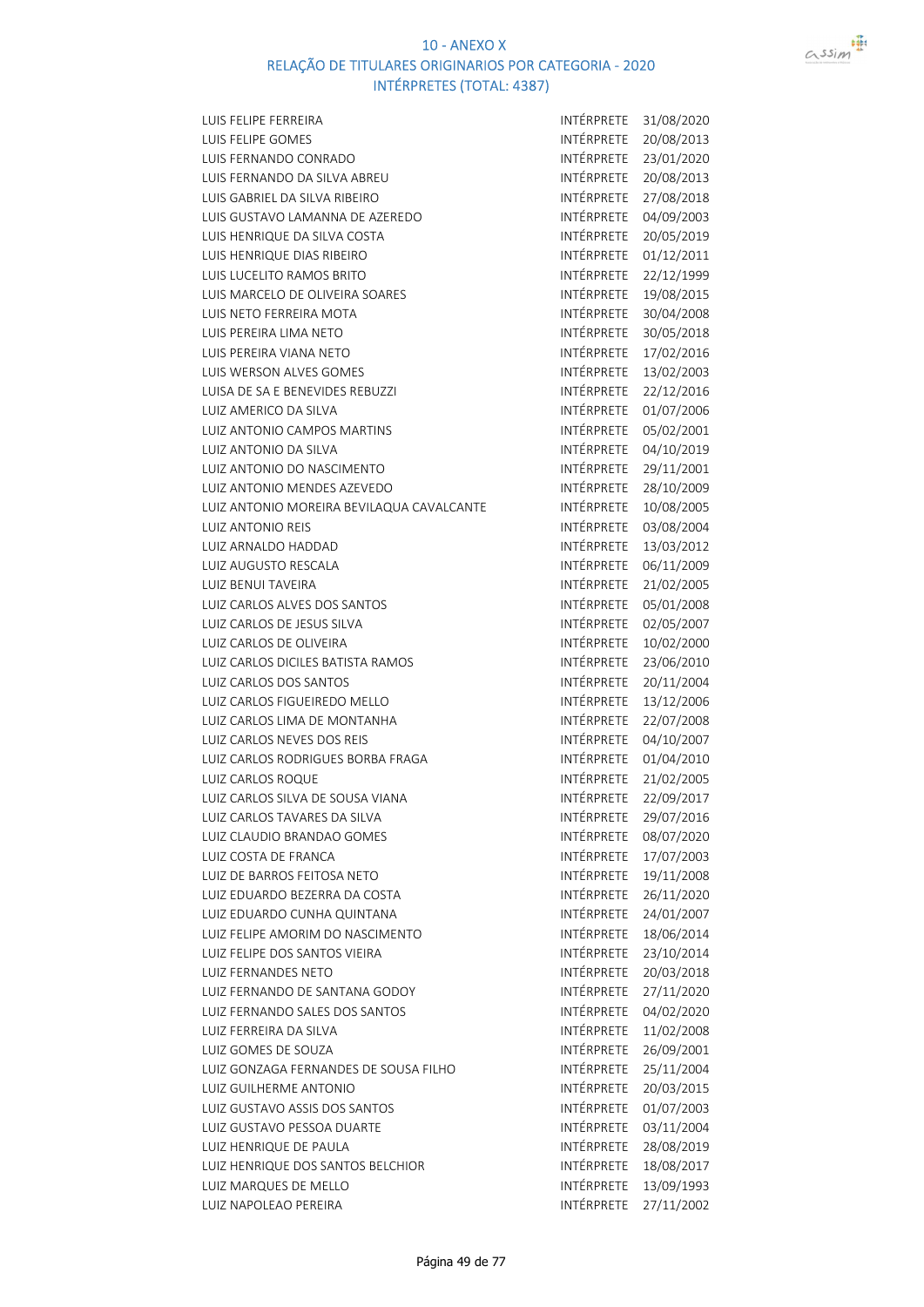# 10 - ANEXO X
## RELAÇÃO DE TITULARES ORIGINARIOS POR CATEGORIA - 2020
### INTÉRPRETES (TOTAL: 4387)

| | | |
|---|---|---|
| LUIS FELIPE FERREIRA | INTÉRPRETE | 31/08/2020 |
| LUIS FELIPE GOMES | INTÉRPRETE | 20/08/2013 |
| LUIS FERNANDO CONRADO | INTÉRPRETE | 23/01/2020 |
| LUIS FERNANDO DA SILVA ABREU | INTÉRPRETE | 20/08/2013 |
| LUIS GABRIEL DA SILVA RIBEIRO | INTÉRPRETE | 27/08/2018 |
| LUIS GUSTAVO LAMANNA DE AZEREDO | INTÉRPRETE | 04/09/2003 |
| LUIS HENRIQUE DA SILVA COSTA | INTÉRPRETE | 20/05/2019 |
| LUIS HENRIQUE DIAS RIBEIRO | INTÉRPRETE | 01/12/2011 |
| LUIS LUCELITO RAMOS BRITO | INTÉRPRETE | 22/12/1999 |
| LUIS MARCELO DE OLIVEIRA SOARES | INTÉRPRETE | 19/08/2015 |
| LUIS NETO FERREIRA MOTA | INTÉRPRETE | 30/04/2008 |
| LUIS PEREIRA LIMA NETO | INTÉRPRETE | 30/05/2018 |
| LUIS PEREIRA VIANA NETO | INTÉRPRETE | 17/02/2016 |
| LUIS WERSON ALVES GOMES | INTÉRPRETE | 13/02/2003 |
| LUISA DE SA E BENEVIDES REBUZZI | INTÉRPRETE | 22/12/2016 |
| LUIZ AMERICO DA SILVA | INTÉRPRETE | 01/07/2006 |
| LUIZ ANTONIO CAMPOS MARTINS | INTÉRPRETE | 05/02/2001 |
| LUIZ ANTONIO DA SILVA | INTÉRPRETE | 04/10/2019 |
| LUIZ ANTONIO DO NASCIMENTO | INTÉRPRETE | 29/11/2001 |
| LUIZ ANTONIO MENDES AZEVEDO | INTÉRPRETE | 28/10/2009 |
| LUIZ ANTONIO MOREIRA BEVILAQUA CAVALCANTE | INTÉRPRETE | 10/08/2005 |
| LUIZ ANTONIO REIS | INTÉRPRETE | 03/08/2004 |
| LUIZ ARNALDO HADDAD | INTÉRPRETE | 13/03/2012 |
| LUIZ AUGUSTO RESCALA | INTÉRPRETE | 06/11/2009 |
| LUIZ BENUI TAVEIRA | INTÉRPRETE | 21/02/2005 |
| LUIZ CARLOS ALVES DOS SANTOS | INTÉRPRETE | 05/01/2008 |
| LUIZ CARLOS DE JESUS SILVA | INTÉRPRETE | 02/05/2007 |
| LUIZ CARLOS DE OLIVEIRA | INTÉRPRETE | 10/02/2000 |
| LUIZ CARLOS DICILES BATISTA RAMOS | INTÉRPRETE | 23/06/2010 |
| LUIZ CARLOS DOS SANTOS | INTÉRPRETE | 20/11/2004 |
| LUIZ CARLOS FIGUEIREDO MELLO | INTÉRPRETE | 13/12/2006 |
| LUIZ CARLOS LIMA DE MONTANHA | INTÉRPRETE | 22/07/2008 |
| LUIZ CARLOS NEVES DOS REIS | INTÉRPRETE | 04/10/2007 |
| LUIZ CARLOS RODRIGUES BORBA FRAGA | INTÉRPRETE | 01/04/2010 |
| LUIZ CARLOS ROQUE | INTÉRPRETE | 21/02/2005 |
| LUIZ CARLOS SILVA DE SOUSA VIANA | INTÉRPRETE | 22/09/2017 |
| LUIZ CARLOS TAVARES DA SILVA | INTÉRPRETE | 29/07/2016 |
| LUIZ CLAUDIO BRANDAO GOMES | INTÉRPRETE | 08/07/2020 |
| LUIZ COSTA DE FRANCA | INTÉRPRETE | 17/07/2003 |
| LUIZ DE BARROS FEITOSA NETO | INTÉRPRETE | 19/11/2008 |
| LUIZ EDUARDO BEZERRA DA COSTA | INTÉRPRETE | 26/11/2020 |
| LUIZ EDUARDO CUNHA QUINTANA | INTÉRPRETE | 24/01/2007 |
| LUIZ FELIPE AMORIM DO NASCIMENTO | INTÉRPRETE | 18/06/2014 |
| LUIZ FELIPE DOS SANTOS VIEIRA | INTÉRPRETE | 23/10/2014 |
| LUIZ FERNANDES NETO | INTÉRPRETE | 20/03/2018 |
| LUIZ FERNANDO DE SANTANA GODOY | INTÉRPRETE | 27/11/2020 |
| LUIZ FERNANDO SALES DOS SANTOS | INTÉRPRETE | 04/02/2020 |
| LUIZ FERREIRA DA SILVA | INTÉRPRETE | 11/02/2008 |
| LUIZ GOMES DE SOUZA | INTÉRPRETE | 26/09/2001 |
| LUIZ GONZAGA FERNANDES DE SOUSA FILHO | INTÉRPRETE | 25/11/2004 |
| LUIZ GUILHERME ANTONIO | INTÉRPRETE | 20/03/2015 |
| LUIZ GUSTAVO ASSIS DOS SANTOS | INTÉRPRETE | 01/07/2003 |
| LUIZ GUSTAVO PESSOA DUARTE | INTÉRPRETE | 03/11/2004 |
| LUIZ HENRIQUE DE PAULA | INTÉRPRETE | 28/08/2019 |
| LUIZ HENRIQUE DOS SANTOS BELCHIOR | INTÉRPRETE | 18/08/2017 |
| LUIZ MARQUES DE MELLO | INTÉRPRETE | 13/09/1993 |
| LUIZ NAPOLEAO PEREIRA | INTÉRPRETE | 27/11/2002 |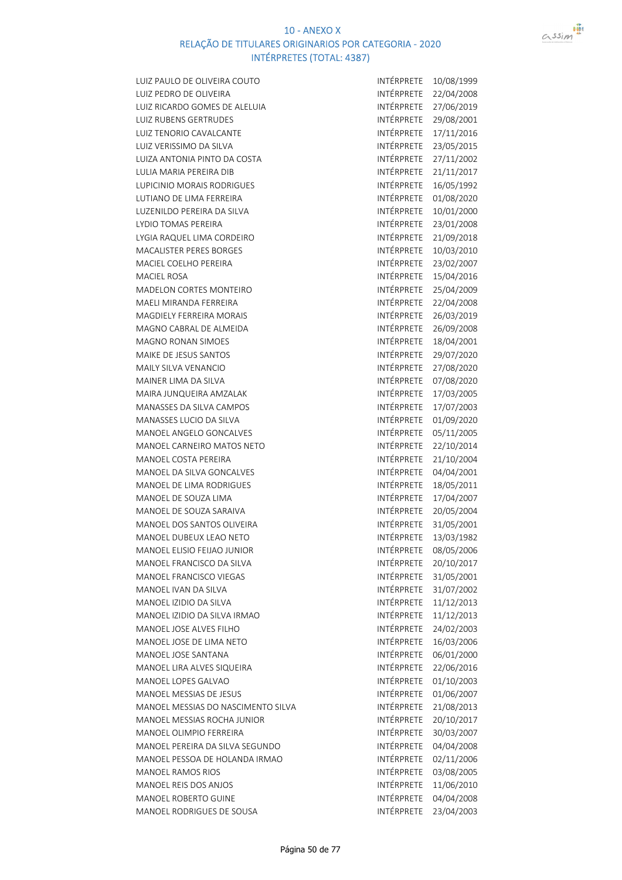# 10 - ANEXO X

## RELAÇÃO DE TITULARES ORIGINARIOS POR CATEGORIA - 2020

### INTÉRPRETES (TOTAL: 4387)

| | | |
|---|---|---|
| LUIZ PAULO DE OLIVEIRA COUTO | INTÉRPRETE | 10/08/1999 |
| LUIZ PEDRO DE OLIVEIRA | INTÉRPRETE | 22/04/2008 |
| LUIZ RICARDO GOMES DE ALELUIA | INTÉRPRETE | 27/06/2019 |
| LUIZ RUBENS GERTRUDES | INTÉRPRETE | 29/08/2001 |
| LUIZ TENORIO CAVALCANTE | INTÉRPRETE | 17/11/2016 |
| LUIZ VERISSIMO DA SILVA | INTÉRPRETE | 23/05/2015 |
| LUIZA ANTONIA PINTO DA COSTA | INTÉRPRETE | 27/11/2002 |
| LULIA MARIA PEREIRA DIB | INTÉRPRETE | 21/11/2017 |
| LUPICINIO MORAIS RODRIGUES | INTÉRPRETE | 16/05/1992 |
| LUTIANO DE LIMA FERREIRA | INTÉRPRETE | 01/08/2020 |
| LUZENILDO PEREIRA DA SILVA | INTÉRPRETE | 10/01/2000 |
| LYDIO TOMAS PEREIRA | INTÉRPRETE | 23/01/2008 |
| LYGIA RAQUEL LIMA CORDEIRO | INTÉRPRETE | 21/09/2018 |
| MACALISTER PERES BORGES | INTÉRPRETE | 10/03/2010 |
| MACIEL COELHO PEREIRA | INTÉRPRETE | 23/02/2007 |
| MACIEL ROSA | INTÉRPRETE | 15/04/2016 |
| MADELON CORTES MONTEIRO | INTÉRPRETE | 25/04/2009 |
| MAELI MIRANDA FERREIRA | INTÉRPRETE | 22/04/2008 |
| MAGDIELY FERREIRA MORAIS | INTÉRPRETE | 26/03/2019 |
| MAGNO CABRAL DE ALMEIDA | INTÉRPRETE | 26/09/2008 |
| MAGNO RONAN SIMOES | INTÉRPRETE | 18/04/2001 |
| MAIKE DE JESUS SANTOS | INTÉRPRETE | 29/07/2020 |
| MAILY SILVA VENANCIO | INTÉRPRETE | 27/08/2020 |
| MAINER LIMA DA SILVA | INTÉRPRETE | 07/08/2020 |
| MAIRA JUNQUEIRA AMZALAK | INTÉRPRETE | 17/03/2005 |
| MANASSES DA SILVA CAMPOS | INTÉRPRETE | 17/07/2003 |
| MANASSES LUCIO DA SILVA | INTÉRPRETE | 01/09/2020 |
| MANOEL ANGELO GONCALVES | INTÉRPRETE | 05/11/2005 |
| MANOEL CARNEIRO MATOS NETO | INTÉRPRETE | 22/10/2014 |
| MANOEL COSTA PEREIRA | INTÉRPRETE | 21/10/2004 |
| MANOEL DA SILVA GONCALVES | INTÉRPRETE | 04/04/2001 |
| MANOEL DE LIMA RODRIGUES | INTÉRPRETE | 18/05/2011 |
| MANOEL DE SOUZA LIMA | INTÉRPRETE | 17/04/2007 |
| MANOEL DE SOUZA SARAIVA | INTÉRPRETE | 20/05/2004 |
| MANOEL DOS SANTOS OLIVEIRA | INTÉRPRETE | 31/05/2001 |
| MANOEL DUBEUX LEAO NETO | INTÉRPRETE | 13/03/1982 |
| MANOEL ELISIO FEIJAO JUNIOR | INTÉRPRETE | 08/05/2006 |
| MANOEL FRANCISCO DA SILVA | INTÉRPRETE | 20/10/2017 |
| MANOEL FRANCISCO VIEGAS | INTÉRPRETE | 31/05/2001 |
| MANOEL IVAN DA SILVA | INTÉRPRETE | 31/07/2002 |
| MANOEL IZIDIO DA SILVA | INTÉRPRETE | 11/12/2013 |
| MANOEL IZIDIO DA SILVA IRMAO | INTÉRPRETE | 11/12/2013 |
| MANOEL JOSE ALVES FILHO | INTÉRPRETE | 24/02/2003 |
| MANOEL JOSE DE LIMA NETO | INTÉRPRETE | 16/03/2006 |
| MANOEL JOSE SANTANA | INTÉRPRETE | 06/01/2000 |
| MANOEL LIRA ALVES SIQUEIRA | INTÉRPRETE | 22/06/2016 |
| MANOEL LOPES GALVAO | INTÉRPRETE | 01/10/2003 |
| MANOEL MESSIAS DE JESUS | INTÉRPRETE | 01/06/2007 |
| MANOEL MESSIAS DO NASCIMENTO SILVA | INTÉRPRETE | 21/08/2013 |
| MANOEL MESSIAS ROCHA JUNIOR | INTÉRPRETE | 20/10/2017 |
| MANOEL OLIMPIO FERREIRA | INTÉRPRETE | 30/03/2007 |
| MANOEL PEREIRA DA SILVA SEGUNDO | INTÉRPRETE | 04/04/2008 |
| MANOEL PESSOA DE HOLANDA IRMAO | INTÉRPRETE | 02/11/2006 |
| MANOEL RAMOS RIOS | INTÉRPRETE | 03/08/2005 |
| MANOEL REIS DOS ANJOS | INTÉRPRETE | 11/06/2010 |
| MANOEL ROBERTO GUINE | INTÉRPRETE | 04/04/2008 |
| MANOEL RODRIGUES DE SOUSA | INTÉRPRETE | 23/04/2003 |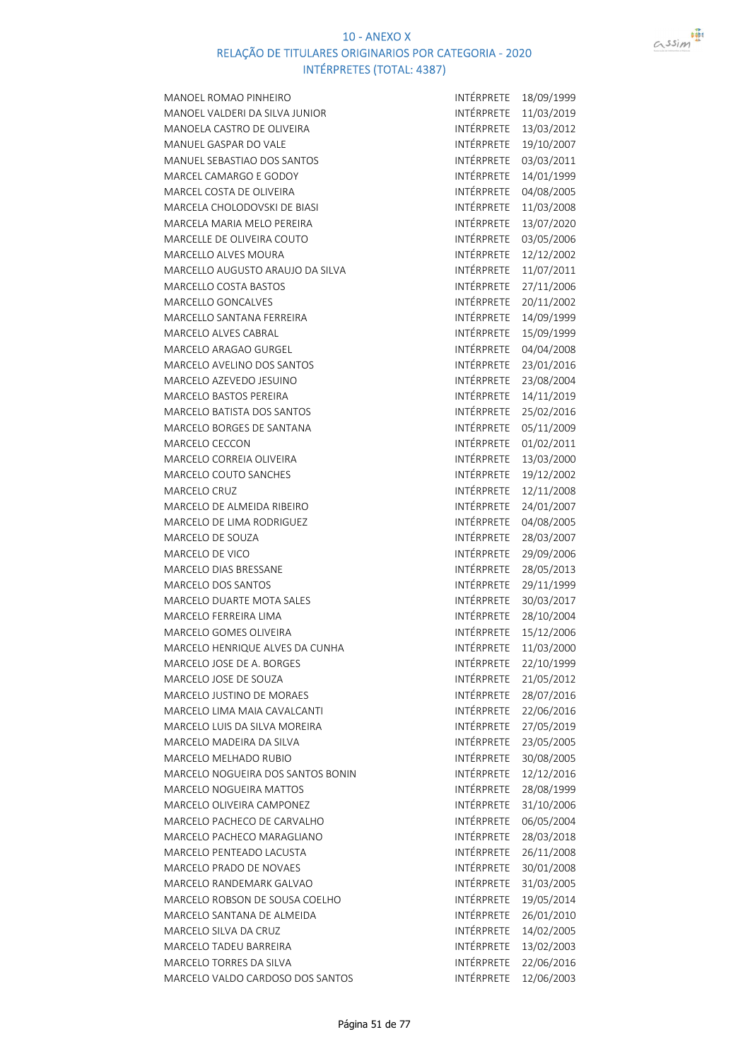# 10 - ANEXO X
## RELAÇÃO DE TITULARES ORIGINARIOS POR CATEGORIA - 2020
### INTÉRPRETES (TOTAL: 4387)

| | | |
|---|---|---|
| MANOEL ROMAO PINHEIRO | INTÉRPRETE | 18/09/1999 |
| MANOEL VALDERI DA SILVA JUNIOR | INTÉRPRETE | 11/03/2019 |
| MANOELA CASTRO DE OLIVEIRA | INTÉRPRETE | 13/03/2012 |
| MANUEL GASPAR DO VALE | INTÉRPRETE | 19/10/2007 |
| MANUEL SEBASTIAO DOS SANTOS | INTÉRPRETE | 03/03/2011 |
| MARCEL CAMARGO E GODOY | INTÉRPRETE | 14/01/1999 |
| MARCEL COSTA DE OLIVEIRA | INTÉRPRETE | 04/08/2005 |
| MARCELA CHOLODOVSKI DE BIASI | INTÉRPRETE | 11/03/2008 |
| MARCELA MARIA MELO PEREIRA | INTÉRPRETE | 13/07/2020 |
| MARCELLE DE OLIVEIRA COUTO | INTÉRPRETE | 03/05/2006 |
| MARCELLO ALVES MOURA | INTÉRPRETE | 12/12/2002 |
| MARCELLO AUGUSTO ARAUJO DA SILVA | INTÉRPRETE | 11/07/2011 |
| MARCELLO COSTA BASTOS | INTÉRPRETE | 27/11/2006 |
| MARCELLO GONCALVES | INTÉRPRETE | 20/11/2002 |
| MARCELLO SANTANA FERREIRA | INTÉRPRETE | 14/09/1999 |
| MARCELO ALVES CABRAL | INTÉRPRETE | 15/09/1999 |
| MARCELO ARAGAO GURGEL | INTÉRPRETE | 04/04/2008 |
| MARCELO AVELINO DOS SANTOS | INTÉRPRETE | 23/01/2016 |
| MARCELO AZEVEDO JESUINO | INTÉRPRETE | 23/08/2004 |
| MARCELO BASTOS PEREIRA | INTÉRPRETE | 14/11/2019 |
| MARCELO BATISTA DOS SANTOS | INTÉRPRETE | 25/02/2016 |
| MARCELO BORGES DE SANTANA | INTÉRPRETE | 05/11/2009 |
| MARCELO CECCON | INTÉRPRETE | 01/02/2011 |
| MARCELO CORREIA OLIVEIRA | INTÉRPRETE | 13/03/2000 |
| MARCELO COUTO SANCHES | INTÉRPRETE | 19/12/2002 |
| MARCELO CRUZ | INTÉRPRETE | 12/11/2008 |
| MARCELO DE ALMEIDA RIBEIRO | INTÉRPRETE | 24/01/2007 |
| MARCELO DE LIMA RODRIGUEZ | INTÉRPRETE | 04/08/2005 |
| MARCELO DE SOUZA | INTÉRPRETE | 28/03/2007 |
| MARCELO DE VICO | INTÉRPRETE | 29/09/2006 |
| MARCELO DIAS BRESSANE | INTÉRPRETE | 28/05/2013 |
| MARCELO DOS SANTOS | INTÉRPRETE | 29/11/1999 |
| MARCELO DUARTE MOTA SALES | INTÉRPRETE | 30/03/2017 |
| MARCELO FERREIRA LIMA | INTÉRPRETE | 28/10/2004 |
| MARCELO GOMES OLIVEIRA | INTÉRPRETE | 15/12/2006 |
| MARCELO HENRIQUE ALVES DA CUNHA | INTÉRPRETE | 11/03/2000 |
| MARCELO JOSE DE A. BORGES | INTÉRPRETE | 22/10/1999 |
| MARCELO JOSE DE SOUZA | INTÉRPRETE | 21/05/2012 |
| MARCELO JUSTINO DE MORAES | INTÉRPRETE | 28/07/2016 |
| MARCELO LIMA MAIA CAVALCANTI | INTÉRPRETE | 22/06/2016 |
| MARCELO LUIS DA SILVA MOREIRA | INTÉRPRETE | 27/05/2019 |
| MARCELO MADEIRA DA SILVA | INTÉRPRETE | 23/05/2005 |
| MARCELO MELHADO RUBIO | INTÉRPRETE | 30/08/2005 |
| MARCELO NOGUEIRA DOS SANTOS BONIN | INTÉRPRETE | 12/12/2016 |
| MARCELO NOGUEIRA MATTOS | INTÉRPRETE | 28/08/1999 |
| MARCELO OLIVEIRA CAMPONEZ | INTÉRPRETE | 31/10/2006 |
| MARCELO PACHECO DE CARVALHO | INTÉRPRETE | 06/05/2004 |
| MARCELO PACHECO MARAGLIANO | INTÉRPRETE | 28/03/2018 |
| MARCELO PENTEADO LACUSTA | INTÉRPRETE | 26/11/2008 |
| MARCELO PRADO DE NOVAES | INTÉRPRETE | 30/01/2008 |
| MARCELO RANDEMARK GALVAO | INTÉRPRETE | 31/03/2005 |
| MARCELO ROBSON DE SOUSA COELHO | INTÉRPRETE | 19/05/2014 |
| MARCELO SANTANA DE ALMEIDA | INTÉRPRETE | 26/01/2010 |
| MARCELO SILVA DA CRUZ | INTÉRPRETE | 14/02/2005 |
| MARCELO TADEU BARREIRA | INTÉRPRETE | 13/02/2003 |
| MARCELO TORRES DA SILVA | INTÉRPRETE | 22/06/2016 |
| MARCELO VALDO CARDOSO DOS SANTOS | INTÉRPRETE | 12/06/2003 |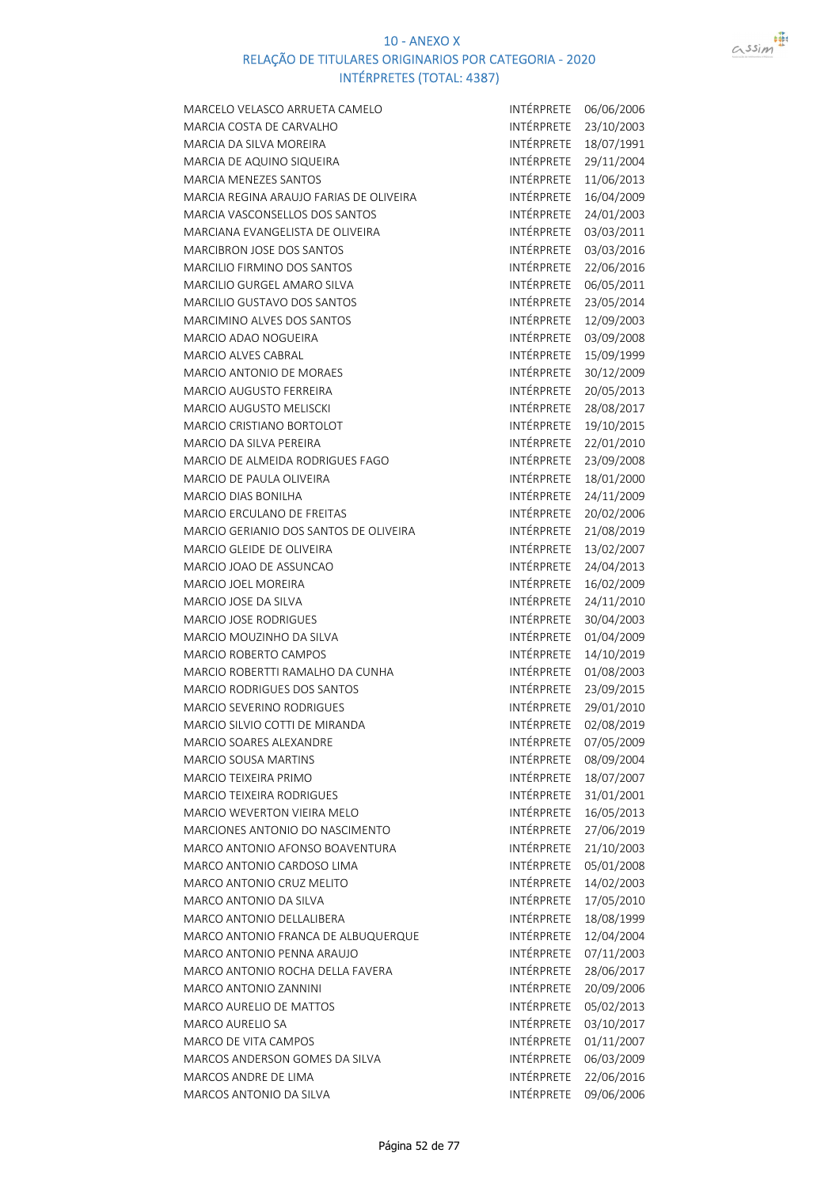10 - ANEXO X
RELAÇÃO DE TITULARES ORIGINARIOS POR CATEGORIA - 2020
INTÉRPRETES (TOTAL: 4387)

| | | |
|---|---|---|
| MARCELO VELASCO ARRUETA CAMELO | INTÉRPRETE | 06/06/2006 |
| MARCIA COSTA DE CARVALHO | INTÉRPRETE | 23/10/2003 |
| MARCIA DA SILVA MOREIRA | INTÉRPRETE | 18/07/1991 |
| MARCIA DE AQUINO SIQUEIRA | INTÉRPRETE | 29/11/2004 |
| MARCIA MENEZES SANTOS | INTÉRPRETE | 11/06/2013 |
| MARCIA REGINA ARAUJO FARIAS DE OLIVEIRA | INTÉRPRETE | 16/04/2009 |
| MARCIA VASCONSELLOS DOS SANTOS | INTÉRPRETE | 24/01/2003 |
| MARCIANA EVANGELISTA DE OLIVEIRA | INTÉRPRETE | 03/03/2011 |
| MARCIBRON JOSE DOS SANTOS | INTÉRPRETE | 03/03/2016 |
| MARCILIO FIRMINO DOS SANTOS | INTÉRPRETE | 22/06/2016 |
| MARCILIO GURGEL AMARO SILVA | INTÉRPRETE | 06/05/2011 |
| MARCILIO GUSTAVO DOS SANTOS | INTÉRPRETE | 23/05/2014 |
| MARCIMINO ALVES DOS SANTOS | INTÉRPRETE | 12/09/2003 |
| MARCIO ADAO NOGUEIRA | INTÉRPRETE | 03/09/2008 |
| MARCIO ALVES CABRAL | INTÉRPRETE | 15/09/1999 |
| MARCIO ANTONIO DE MORAES | INTÉRPRETE | 30/12/2009 |
| MARCIO AUGUSTO FERREIRA | INTÉRPRETE | 20/05/2013 |
| MARCIO AUGUSTO MELISCKI | INTÉRPRETE | 28/08/2017 |
| MARCIO CRISTIANO BORTOLOT | INTÉRPRETE | 19/10/2015 |
| MARCIO DA SILVA PEREIRA | INTÉRPRETE | 22/01/2010 |
| MARCIO DE ALMEIDA RODRIGUES FAGO | INTÉRPRETE | 23/09/2008 |
| MARCIO DE PAULA OLIVEIRA | INTÉRPRETE | 18/01/2000 |
| MARCIO DIAS BONILHA | INTÉRPRETE | 24/11/2009 |
| MARCIO ERCULANO DE FREITAS | INTÉRPRETE | 20/02/2006 |
| MARCIO GERIANIO DOS SANTOS DE OLIVEIRA | INTÉRPRETE | 21/08/2019 |
| MARCIO GLEIDE DE OLIVEIRA | INTÉRPRETE | 13/02/2007 |
| MARCIO JOAO DE ASSUNCAO | INTÉRPRETE | 24/04/2013 |
| MARCIO JOEL MOREIRA | INTÉRPRETE | 16/02/2009 |
| MARCIO JOSE DA SILVA | INTÉRPRETE | 24/11/2010 |
| MARCIO JOSE RODRIGUES | INTÉRPRETE | 30/04/2003 |
| MARCIO MOUZINHO DA SILVA | INTÉRPRETE | 01/04/2009 |
| MARCIO ROBERTO CAMPOS | INTÉRPRETE | 14/10/2019 |
| MARCIO ROBERTTI RAMALHO DA CUNHA | INTÉRPRETE | 01/08/2003 |
| MARCIO RODRIGUES DOS SANTOS | INTÉRPRETE | 23/09/2015 |
| MARCIO SEVERINO RODRIGUES | INTÉRPRETE | 29/01/2010 |
| MARCIO SILVIO COTTI DE MIRANDA | INTÉRPRETE | 02/08/2019 |
| MARCIO SOARES ALEXANDRE | INTÉRPRETE | 07/05/2009 |
| MARCIO SOUSA MARTINS | INTÉRPRETE | 08/09/2004 |
| MARCIO TEIXEIRA PRIMO | INTÉRPRETE | 18/07/2007 |
| MARCIO TEIXEIRA RODRIGUES | INTÉRPRETE | 31/01/2001 |
| MARCIO WEVERTON VIEIRA MELO | INTÉRPRETE | 16/05/2013 |
| MARCIONES ANTONIO DO NASCIMENTO | INTÉRPRETE | 27/06/2019 |
| MARCO ANTONIO AFONSO BOAVENTURA | INTÉRPRETE | 21/10/2003 |
| MARCO ANTONIO CARDOSO LIMA | INTÉRPRETE | 05/01/2008 |
| MARCO ANTONIO CRUZ MELITO | INTÉRPRETE | 14/02/2003 |
| MARCO ANTONIO DA SILVA | INTÉRPRETE | 17/05/2010 |
| MARCO ANTONIO DELLALIBERA | INTÉRPRETE | 18/08/1999 |
| MARCO ANTONIO FRANCA DE ALBUQUERQUE | INTÉRPRETE | 12/04/2004 |
| MARCO ANTONIO PENNA ARAUJO | INTÉRPRETE | 07/11/2003 |
| MARCO ANTONIO ROCHA DELLA FAVERA | INTÉRPRETE | 28/06/2017 |
| MARCO ANTONIO ZANNINI | INTÉRPRETE | 20/09/2006 |
| MARCO AURELIO DE MATTOS | INTÉRPRETE | 05/02/2013 |
| MARCO AURELIO SA | INTÉRPRETE | 03/10/2017 |
| MARCO DE VITA CAMPOS | INTÉRPRETE | 01/11/2007 |
| MARCOS ANDERSON GOMES DA SILVA | INTÉRPRETE | 06/03/2009 |
| MARCOS ANDRE DE LIMA | INTÉRPRETE | 22/06/2016 |
| MARCOS ANTONIO DA SILVA | INTÉRPRETE | 09/06/2006 |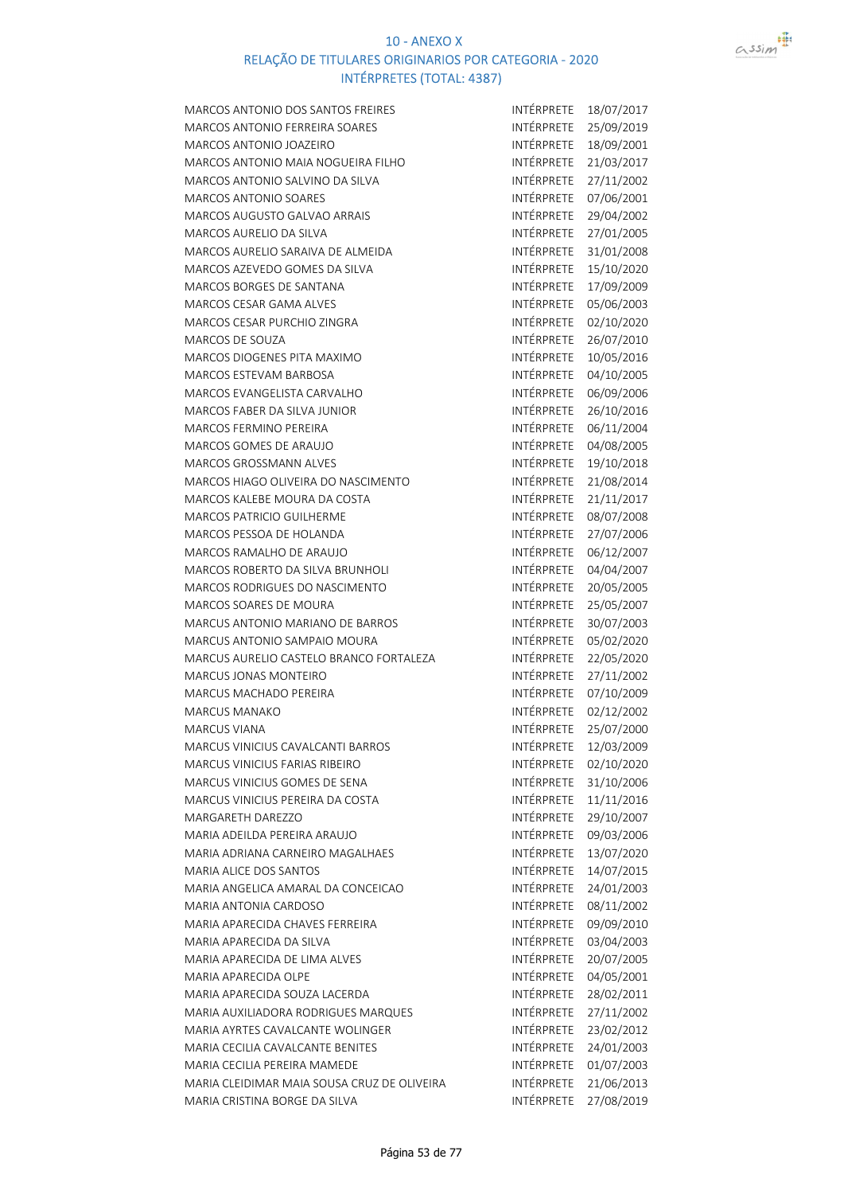# 10 - ANEXO X
## RELAÇÃO DE TITULARES ORIGINARIOS POR CATEGORIA - 2020
### INTÉRPRETES (TOTAL: 4387)

| | | |
|---|---|---|
| MARCOS ANTONIO DOS SANTOS FREIRES | INTÉRPRETE | 18/07/2017 |
| MARCOS ANTONIO FERREIRA SOARES | INTÉRPRETE | 25/09/2019 |
| MARCOS ANTONIO JOAZEIRO | INTÉRPRETE | 18/09/2001 |
| MARCOS ANTONIO MAIA NOGUEIRA FILHO | INTÉRPRETE | 21/03/2017 |
| MARCOS ANTONIO SALVINO DA SILVA | INTÉRPRETE | 27/11/2002 |
| MARCOS ANTONIO SOARES | INTÉRPRETE | 07/06/2001 |
| MARCOS AUGUSTO GALVAO ARRAIS | INTÉRPRETE | 29/04/2002 |
| MARCOS AURELIO DA SILVA | INTÉRPRETE | 27/01/2005 |
| MARCOS AURELIO SARAIVA DE ALMEIDA | INTÉRPRETE | 31/01/2008 |
| MARCOS AZEVEDO GOMES DA SILVA | INTÉRPRETE | 15/10/2020 |
| MARCOS BORGES DE SANTANA | INTÉRPRETE | 17/09/2009 |
| MARCOS CESAR GAMA ALVES | INTÉRPRETE | 05/06/2003 |
| MARCOS CESAR PURCHIO ZINGRA | INTÉRPRETE | 02/10/2020 |
| MARCOS DE SOUZA | INTÉRPRETE | 26/07/2010 |
| MARCOS DIOGENES PITA MAXIMO | INTÉRPRETE | 10/05/2016 |
| MARCOS ESTEVAM BARBOSA | INTÉRPRETE | 04/10/2005 |
| MARCOS EVANGELISTA CARVALHO | INTÉRPRETE | 06/09/2006 |
| MARCOS FABER DA SILVA JUNIOR | INTÉRPRETE | 26/10/2016 |
| MARCOS FERMINO PEREIRA | INTÉRPRETE | 06/11/2004 |
| MARCOS GOMES DE ARAUJO | INTÉRPRETE | 04/08/2005 |
| MARCOS GROSSMANN ALVES | INTÉRPRETE | 19/10/2018 |
| MARCOS HIAGO OLIVEIRA DO NASCIMENTO | INTÉRPRETE | 21/08/2014 |
| MARCOS KALEBE MOURA DA COSTA | INTÉRPRETE | 21/11/2017 |
| MARCOS PATRICIO GUILHERME | INTÉRPRETE | 08/07/2008 |
| MARCOS PESSOA DE HOLANDA | INTÉRPRETE | 27/07/2006 |
| MARCOS RAMALHO DE ARAUJO | INTÉRPRETE | 06/12/2007 |
| MARCOS ROBERTO DA SILVA BRUNHOLI | INTÉRPRETE | 04/04/2007 |
| MARCOS RODRIGUES DO NASCIMENTO | INTÉRPRETE | 20/05/2005 |
| MARCOS SOARES DE MOURA | INTÉRPRETE | 25/05/2007 |
| MARCUS ANTONIO MARIANO DE BARROS | INTÉRPRETE | 30/07/2003 |
| MARCUS ANTONIO SAMPAIO MOURA | INTÉRPRETE | 05/02/2020 |
| MARCUS AURELIO CASTELO BRANCO FORTALEZA | INTÉRPRETE | 22/05/2020 |
| MARCUS JONAS MONTEIRO | INTÉRPRETE | 27/11/2002 |
| MARCUS MACHADO PEREIRA | INTÉRPRETE | 07/10/2009 |
| MARCUS MANAKO | INTÉRPRETE | 02/12/2002 |
| MARCUS VIANA | INTÉRPRETE | 25/07/2000 |
| MARCUS VINICIUS CAVALCANTI BARROS | INTÉRPRETE | 12/03/2009 |
| MARCUS VINICIUS FARIAS RIBEIRO | INTÉRPRETE | 02/10/2020 |
| MARCUS VINICIUS GOMES DE SENA | INTÉRPRETE | 31/10/2006 |
| MARCUS VINICIUS PEREIRA DA COSTA | INTÉRPRETE | 11/11/2016 |
| MARGARETH DAREZZO | INTÉRPRETE | 29/10/2007 |
| MARIA ADEILDA PEREIRA ARAUJO | INTÉRPRETE | 09/03/2006 |
| MARIA ADRIANA CARNEIRO MAGALHAES | INTÉRPRETE | 13/07/2020 |
| MARIA ALICE DOS SANTOS | INTÉRPRETE | 14/07/2015 |
| MARIA ANGELICA AMARAL DA CONCEICAO | INTÉRPRETE | 24/01/2003 |
| MARIA ANTONIA CARDOSO | INTÉRPRETE | 08/11/2002 |
| MARIA APARECIDA CHAVES FERREIRA | INTÉRPRETE | 09/09/2010 |
| MARIA APARECIDA DA SILVA | INTÉRPRETE | 03/04/2003 |
| MARIA APARECIDA DE LIMA ALVES | INTÉRPRETE | 20/07/2005 |
| MARIA APARECIDA OLPE | INTÉRPRETE | 04/05/2001 |
| MARIA APARECIDA SOUZA LACERDA | INTÉRPRETE | 28/02/2011 |
| MARIA AUXILIADORA RODRIGUES MARQUES | INTÉRPRETE | 27/11/2002 |
| MARIA AYRTES CAVALCANTE WOLINGER | INTÉRPRETE | 23/02/2012 |
| MARIA CECILIA CAVALCANTE BENITES | INTÉRPRETE | 24/01/2003 |
| MARIA CECILIA PEREIRA MAMEDE | INTÉRPRETE | 01/07/2003 |
| MARIA CLEIDIMAR MAIA SOUSA CRUZ DE OLIVEIRA | INTÉRPRETE | 21/06/2013 |
| MARIA CRISTINA BORGE DA SILVA | INTÉRPRETE | 27/08/2019 |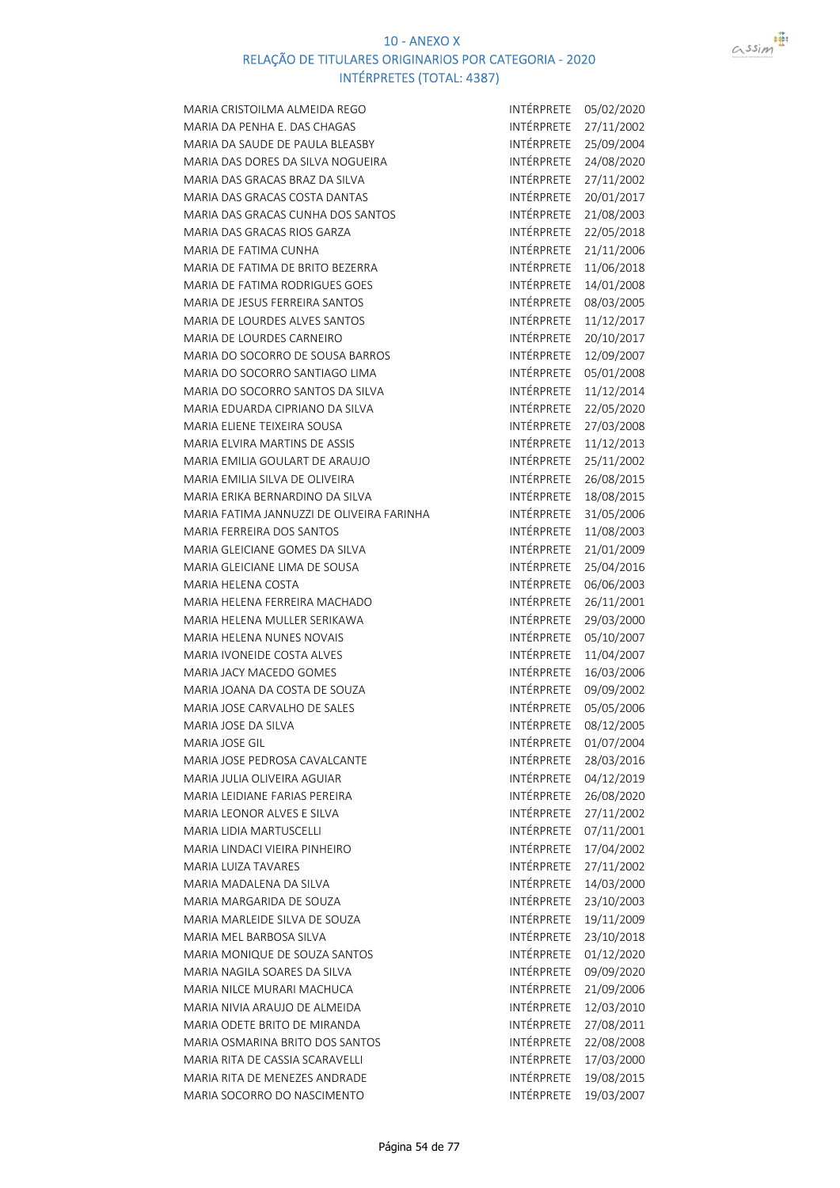# 10 - ANEXO X
## RELAÇÃO DE TITULARES ORIGINARIOS POR CATEGORIA - 2020
## INTÉRPRETES (TOTAL: 4387)

| | | |
|---|---|---|
| MARIA CRISTOILMA ALMEIDA REGO | INTÉRPRETE | 05/02/2020 |
| MARIA DA PENHA E. DAS CHAGAS | INTÉRPRETE | 27/11/2002 |
| MARIA DA SAUDE DE PAULA BLEASBY | INTÉRPRETE | 25/09/2004 |
| MARIA DAS DORES DA SILVA NOGUEIRA | INTÉRPRETE | 24/08/2020 |
| MARIA DAS GRACAS BRAZ DA SILVA | INTÉRPRETE | 27/11/2002 |
| MARIA DAS GRACAS COSTA DANTAS | INTÉRPRETE | 20/01/2017 |
| MARIA DAS GRACAS CUNHA DOS SANTOS | INTÉRPRETE | 21/08/2003 |
| MARIA DAS GRACAS RIOS GARZA | INTÉRPRETE | 22/05/2018 |
| MARIA DE FATIMA CUNHA | INTÉRPRETE | 21/11/2006 |
| MARIA DE FATIMA DE BRITO BEZERRA | INTÉRPRETE | 11/06/2018 |
| MARIA DE FATIMA RODRIGUES GOES | INTÉRPRETE | 14/01/2008 |
| MARIA DE JESUS FERREIRA SANTOS | INTÉRPRETE | 08/03/2005 |
| MARIA DE LOURDES ALVES SANTOS | INTÉRPRETE | 11/12/2017 |
| MARIA DE LOURDES CARNEIRO | INTÉRPRETE | 20/10/2017 |
| MARIA DO SOCORRO DE SOUSA BARROS | INTÉRPRETE | 12/09/2007 |
| MARIA DO SOCORRO SANTIAGO LIMA | INTÉRPRETE | 05/01/2008 |
| MARIA DO SOCORRO SANTOS DA SILVA | INTÉRPRETE | 11/12/2014 |
| MARIA EDUARDA CIPRIANO DA SILVA | INTÉRPRETE | 22/05/2020 |
| MARIA ELIENE TEIXEIRA SOUSA | INTÉRPRETE | 27/03/2008 |
| MARIA ELVIRA MARTINS DE ASSIS | INTÉRPRETE | 11/12/2013 |
| MARIA EMILIA GOULART DE ARAUJO | INTÉRPRETE | 25/11/2002 |
| MARIA EMILIA SILVA DE OLIVEIRA | INTÉRPRETE | 26/08/2015 |
| MARIA ERIKA BERNARDINO DA SILVA | INTÉRPRETE | 18/08/2015 |
| MARIA FATIMA JANNUZZI DE OLIVEIRA FARINHA | INTÉRPRETE | 31/05/2006 |
| MARIA FERREIRA DOS SANTOS | INTÉRPRETE | 11/08/2003 |
| MARIA GLEICIANE GOMES DA SILVA | INTÉRPRETE | 21/01/2009 |
| MARIA GLEICIANE LIMA DE SOUSA | INTÉRPRETE | 25/04/2016 |
| MARIA HELENA COSTA | INTÉRPRETE | 06/06/2003 |
| MARIA HELENA FERREIRA MACHADO | INTÉRPRETE | 26/11/2001 |
| MARIA HELENA MULLER SERIKAWA | INTÉRPRETE | 29/03/2000 |
| MARIA HELENA NUNES NOVAIS | INTÉRPRETE | 05/10/2007 |
| MARIA IVONEIDE COSTA ALVES | INTÉRPRETE | 11/04/2007 |
| MARIA JACY MACEDO GOMES | INTÉRPRETE | 16/03/2006 |
| MARIA JOANA DA COSTA DE SOUZA | INTÉRPRETE | 09/09/2002 |
| MARIA JOSE CARVALHO DE SALES | INTÉRPRETE | 05/05/2006 |
| MARIA JOSE DA SILVA | INTÉRPRETE | 08/12/2005 |
| MARIA JOSE GIL | INTÉRPRETE | 01/07/2004 |
| MARIA JOSE PEDROSA CAVALCANTE | INTÉRPRETE | 28/03/2016 |
| MARIA JULIA OLIVEIRA AGUIAR | INTÉRPRETE | 04/12/2019 |
| MARIA LEIDIANE FARIAS PEREIRA | INTÉRPRETE | 26/08/2020 |
| MARIA LEONOR ALVES E SILVA | INTÉRPRETE | 27/11/2002 |
| MARIA LIDIA MARTUSCELLI | INTÉRPRETE | 07/11/2001 |
| MARIA LINDACI VIEIRA PINHEIRO | INTÉRPRETE | 17/04/2002 |
| MARIA LUIZA TAVARES | INTÉRPRETE | 27/11/2002 |
| MARIA MADALENA DA SILVA | INTÉRPRETE | 14/03/2000 |
| MARIA MARGARIDA DE SOUZA | INTÉRPRETE | 23/10/2003 |
| MARIA MARLEIDE SILVA DE SOUZA | INTÉRPRETE | 19/11/2009 |
| MARIA MEL BARBOSA SILVA | INTÉRPRETE | 23/10/2018 |
| MARIA MONIQUE DE SOUZA SANTOS | INTÉRPRETE | 01/12/2020 |
| MARIA NAGILA SOARES DA SILVA | INTÉRPRETE | 09/09/2020 |
| MARIA NILCE MURARI MACHUCA | INTÉRPRETE | 21/09/2006 |
| MARIA NIVIA ARAUJO DE ALMEIDA | INTÉRPRETE | 12/03/2010 |
| MARIA ODETE BRITO DE MIRANDA | INTÉRPRETE | 27/08/2011 |
| MARIA OSMARINA BRITO DOS SANTOS | INTÉRPRETE | 22/08/2008 |
| MARIA RITA DE CASSIA SCARAVELLI | INTÉRPRETE | 17/03/2000 |
| MARIA RITA DE MENEZES ANDRADE | INTÉRPRETE | 19/08/2015 |
| MARIA SOCORRO DO NASCIMENTO | INTÉRPRETE | 19/03/2007 |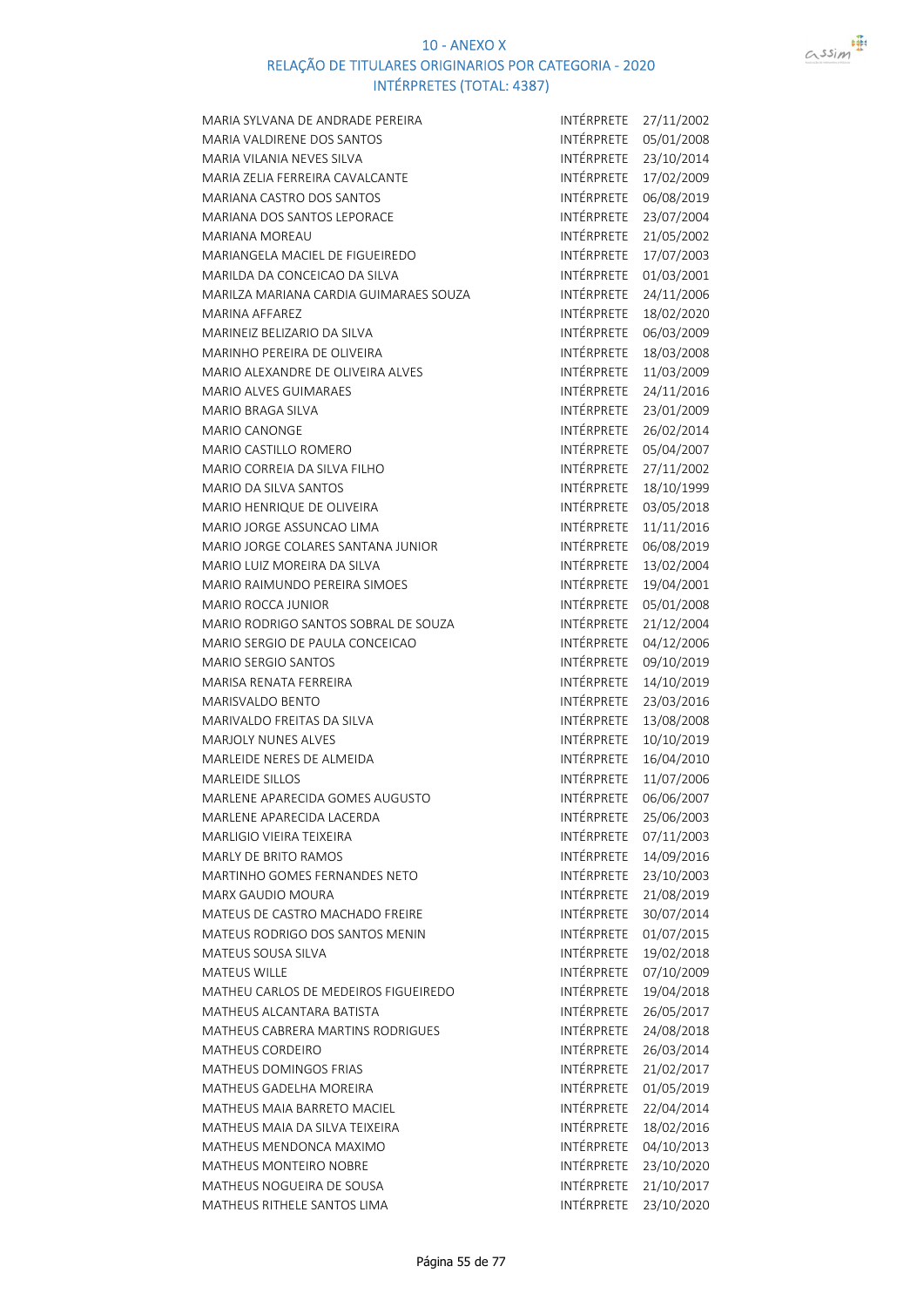# 10 - ANEXO X
## RELAÇÃO DE TITULARES ORIGINARIOS POR CATEGORIA - 2020
### INTÉRPRETES (TOTAL: 4387)

| | | |
|---|---|---|
| MARIA SYLVANA DE ANDRADE PEREIRA | INTÉRPRETE | 27/11/2002 |
| MARIA VALDIRENE DOS SANTOS | INTÉRPRETE | 05/01/2008 |
| MARIA VILANIA NEVES SILVA | INTÉRPRETE | 23/10/2014 |
| MARIA ZELIA FERREIRA CAVALCANTE | INTÉRPRETE | 17/02/2009 |
| MARIANA CASTRO DOS SANTOS | INTÉRPRETE | 06/08/2019 |
| MARIANA DOS SANTOS LEPORACE | INTÉRPRETE | 23/07/2004 |
| MARIANA MOREAU | INTÉRPRETE | 21/05/2002 |
| MARIANGELA MACIEL DE FIGUEIREDO | INTÉRPRETE | 17/07/2003 |
| MARILDA DA CONCEICAO DA SILVA | INTÉRPRETE | 01/03/2001 |
| MARILZA MARIANA CARDIA GUIMARAES SOUZA | INTÉRPRETE | 24/11/2006 |
| MARINA AFFAREZ | INTÉRPRETE | 18/02/2020 |
| MARINEIZ BELIZARIO DA SILVA | INTÉRPRETE | 06/03/2009 |
| MARINHO PEREIRA DE OLIVEIRA | INTÉRPRETE | 18/03/2008 |
| MARIO ALEXANDRE DE OLIVEIRA ALVES | INTÉRPRETE | 11/03/2009 |
| MARIO ALVES GUIMARAES | INTÉRPRETE | 24/11/2016 |
| MARIO BRAGA SILVA | INTÉRPRETE | 23/01/2009 |
| MARIO CANONGE | INTÉRPRETE | 26/02/2014 |
| MARIO CASTILLO ROMERO | INTÉRPRETE | 05/04/2007 |
| MARIO CORREIA DA SILVA FILHO | INTÉRPRETE | 27/11/2002 |
| MARIO DA SILVA SANTOS | INTÉRPRETE | 18/10/1999 |
| MARIO HENRIQUE DE OLIVEIRA | INTÉRPRETE | 03/05/2018 |
| MARIO JORGE ASSUNCAO LIMA | INTÉRPRETE | 11/11/2016 |
| MARIO JORGE COLARES SANTANA JUNIOR | INTÉRPRETE | 06/08/2019 |
| MARIO LUIZ MOREIRA DA SILVA | INTÉRPRETE | 13/02/2004 |
| MARIO RAIMUNDO PEREIRA SIMOES | INTÉRPRETE | 19/04/2001 |
| MARIO ROCCA JUNIOR | INTÉRPRETE | 05/01/2008 |
| MARIO RODRIGO SANTOS SOBRAL DE SOUZA | INTÉRPRETE | 21/12/2004 |
| MARIO SERGIO DE PAULA CONCEICAO | INTÉRPRETE | 04/12/2006 |
| MARIO SERGIO SANTOS | INTÉRPRETE | 09/10/2019 |
| MARISA RENATA FERREIRA | INTÉRPRETE | 14/10/2019 |
| MARISVALDO BENTO | INTÉRPRETE | 23/03/2016 |
| MARIVALDO FREITAS DA SILVA | INTÉRPRETE | 13/08/2008 |
| MARJOLY NUNES ALVES | INTÉRPRETE | 10/10/2019 |
| MARLEIDE NERES DE ALMEIDA | INTÉRPRETE | 16/04/2010 |
| MARLEIDE SILLOS | INTÉRPRETE | 11/07/2006 |
| MARLENE APARECIDA GOMES AUGUSTO | INTÉRPRETE | 06/06/2007 |
| MARLENE APARECIDA LACERDA | INTÉRPRETE | 25/06/2003 |
| MARLIGIO VIEIRA TEIXEIRA | INTÉRPRETE | 07/11/2003 |
| MARLY DE BRITO RAMOS | INTÉRPRETE | 14/09/2016 |
| MARTINHO GOMES FERNANDES NETO | INTÉRPRETE | 23/10/2003 |
| MARX GAUDIO MOURA | INTÉRPRETE | 21/08/2019 |
| MATEUS DE CASTRO MACHADO FREIRE | INTÉRPRETE | 30/07/2014 |
| MATEUS RODRIGO DOS SANTOS MENIN | INTÉRPRETE | 01/07/2015 |
| MATEUS SOUSA SILVA | INTÉRPRETE | 19/02/2018 |
| MATEUS WILLE | INTÉRPRETE | 07/10/2009 |
| MATHEU CARLOS DE MEDEIROS FIGUEIREDO | INTÉRPRETE | 19/04/2018 |
| MATHEUS ALCANTARA BATISTA | INTÉRPRETE | 26/05/2017 |
| MATHEUS CABRERA MARTINS RODRIGUES | INTÉRPRETE | 24/08/2018 |
| MATHEUS CORDEIRO | INTÉRPRETE | 26/03/2014 |
| MATHEUS DOMINGOS FRIAS | INTÉRPRETE | 21/02/2017 |
| MATHEUS GADELHA MOREIRA | INTÉRPRETE | 01/05/2019 |
| MATHEUS MAIA BARRETO MACIEL | INTÉRPRETE | 22/04/2014 |
| MATHEUS MAIA DA SILVA TEIXEIRA | INTÉRPRETE | 18/02/2016 |
| MATHEUS MENDONCA MAXIMO | INTÉRPRETE | 04/10/2013 |
| MATHEUS MONTEIRO NOBRE | INTÉRPRETE | 23/10/2020 |
| MATHEUS NOGUEIRA DE SOUSA | INTÉRPRETE | 21/10/2017 |
| MATHEUS RITHELE SANTOS LIMA | INTÉRPRETE | 23/10/2020 |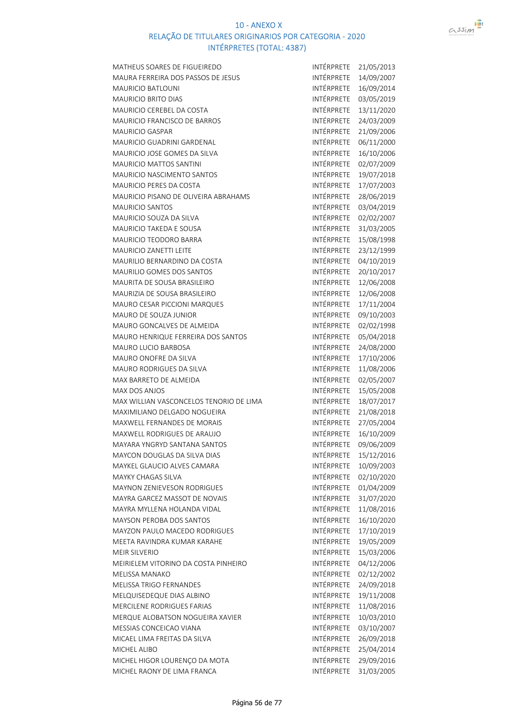10 - ANEXO X
RELAÇÃO DE TITULARES ORIGINARIOS POR CATEGORIA - 2020
INTÉRPRETES (TOTAL: 4387)

| | | |
|---|---|---|
| MATHEUS SOARES DE FIGUEIREDO | INTÉRPRETE | 21/05/2013 |
| MAURA FERREIRA DOS PASSOS DE JESUS | INTÉRPRETE | 14/09/2007 |
| MAURICIO BATLOUNI | INTÉRPRETE | 16/09/2014 |
| MAURICIO BRITO DIAS | INTÉRPRETE | 03/05/2019 |
| MAURICIO CEREBEL DA COSTA | INTÉRPRETE | 13/11/2020 |
| MAURICIO FRANCISCO DE BARROS | INTÉRPRETE | 24/03/2009 |
| MAURICIO GASPAR | INTÉRPRETE | 21/09/2006 |
| MAURICIO GUADRINI GARDENAL | INTÉRPRETE | 06/11/2000 |
| MAURICIO JOSE GOMES DA SILVA | INTÉRPRETE | 16/10/2006 |
| MAURICIO MATTOS SANTINI | INTÉRPRETE | 02/07/2009 |
| MAURICIO NASCIMENTO SANTOS | INTÉRPRETE | 19/07/2018 |
| MAURICIO PERES DA COSTA | INTÉRPRETE | 17/07/2003 |
| MAURICIO PISANO DE OLIVEIRA ABRAHAMS | INTÉRPRETE | 28/06/2019 |
| MAURICIO SANTOS | INTÉRPRETE | 03/04/2019 |
| MAURICIO SOUZA DA SILVA | INTÉRPRETE | 02/02/2007 |
| MAURICIO TAKEDA E SOUSA | INTÉRPRETE | 31/03/2005 |
| MAURICIO TEODORO BARRA | INTÉRPRETE | 15/08/1998 |
| MAURICIO ZANETTI LEITE | INTÉRPRETE | 23/12/1999 |
| MAURILIO BERNARDINO DA COSTA | INTÉRPRETE | 04/10/2019 |
| MAURILIO GOMES DOS SANTOS | INTÉRPRETE | 20/10/2017 |
| MAURITA DE SOUSA BRASILEIRO | INTÉRPRETE | 12/06/2008 |
| MAURIZIA DE SOUSA BRASILEIRO | INTÉRPRETE | 12/06/2008 |
| MAURO CESAR PICCIONI MARQUES | INTÉRPRETE | 17/11/2004 |
| MAURO DE SOUZA JUNIOR | INTÉRPRETE | 09/10/2003 |
| MAURO GONCALVES DE ALMEIDA | INTÉRPRETE | 02/02/1998 |
| MAURO HENRIQUE FERREIRA DOS SANTOS | INTÉRPRETE | 05/04/2018 |
| MAURO LUCIO BARBOSA | INTÉRPRETE | 24/08/2000 |
| MAURO ONOFRE DA SILVA | INTÉRPRETE | 17/10/2006 |
| MAURO RODRIGUES DA SILVA | INTÉRPRETE | 11/08/2006 |
| MAX BARRETO DE ALMEIDA | INTÉRPRETE | 02/05/2007 |
| MAX DOS ANJOS | INTÉRPRETE | 15/05/2008 |
| MAX WILLIAN VASCONCELOS TENORIO DE LIMA | INTÉRPRETE | 18/07/2017 |
| MAXIMILIANO DELGADO NOGUEIRA | INTÉRPRETE | 21/08/2018 |
| MAXWELL FERNANDES DE MORAIS | INTÉRPRETE | 27/05/2004 |
| MAXWELL RODRIGUES DE ARAUJO | INTÉRPRETE | 16/10/2009 |
| MAYARA YNGRYD SANTANA SANTOS | INTÉRPRETE | 09/06/2009 |
| MAYCON DOUGLAS DA SILVA DIAS | INTÉRPRETE | 15/12/2016 |
| MAYKEL GLAUCIO ALVES CAMARA | INTÉRPRETE | 10/09/2003 |
| MAYKY CHAGAS SILVA | INTÉRPRETE | 02/10/2020 |
| MAYNON ZENIEVESON RODRIGUES | INTÉRPRETE | 01/04/2009 |
| MAYRA GARCEZ MASSOT DE NOVAIS | INTÉRPRETE | 31/07/2020 |
| MAYRA MYLLENA HOLANDA VIDAL | INTÉRPRETE | 11/08/2016 |
| MAYSON PEROBA DOS SANTOS | INTÉRPRETE | 16/10/2020 |
| MAYZON PAULO MACEDO RODRIGUES | INTÉRPRETE | 17/10/2019 |
| MEETA RAVINDRA KUMAR KARAHE | INTÉRPRETE | 19/05/2009 |
| MEIR SILVERIO | INTÉRPRETE | 15/03/2006 |
| MEIRIELEM VITORINO DA COSTA PINHEIRO | INTÉRPRETE | 04/12/2006 |
| MELISSA MANAKO | INTÉRPRETE | 02/12/2002 |
| MELISSA TRIGO FERNANDES | INTÉRPRETE | 24/09/2018 |
| MELQUISEDEQUE DIAS ALBINO | INTÉRPRETE | 19/11/2008 |
| MERCILENE RODRIGUES FARIAS | INTÉRPRETE | 11/08/2016 |
| MERQUE ALOBATSON NOGUEIRA XAVIER | INTÉRPRETE | 10/03/2010 |
| MESSIAS CONCEICAO VIANA | INTÉRPRETE | 03/10/2007 |
| MICAEL LIMA FREITAS DA SILVA | INTÉRPRETE | 26/09/2018 |
| MICHEL ALIBO | INTÉRPRETE | 25/04/2014 |
| MICHEL HIGOR LOURENÇO DA MOTA | INTÉRPRETE | 29/09/2016 |
| MICHEL RAONY DE LIMA FRANCA | INTÉRPRETE | 31/03/2005 |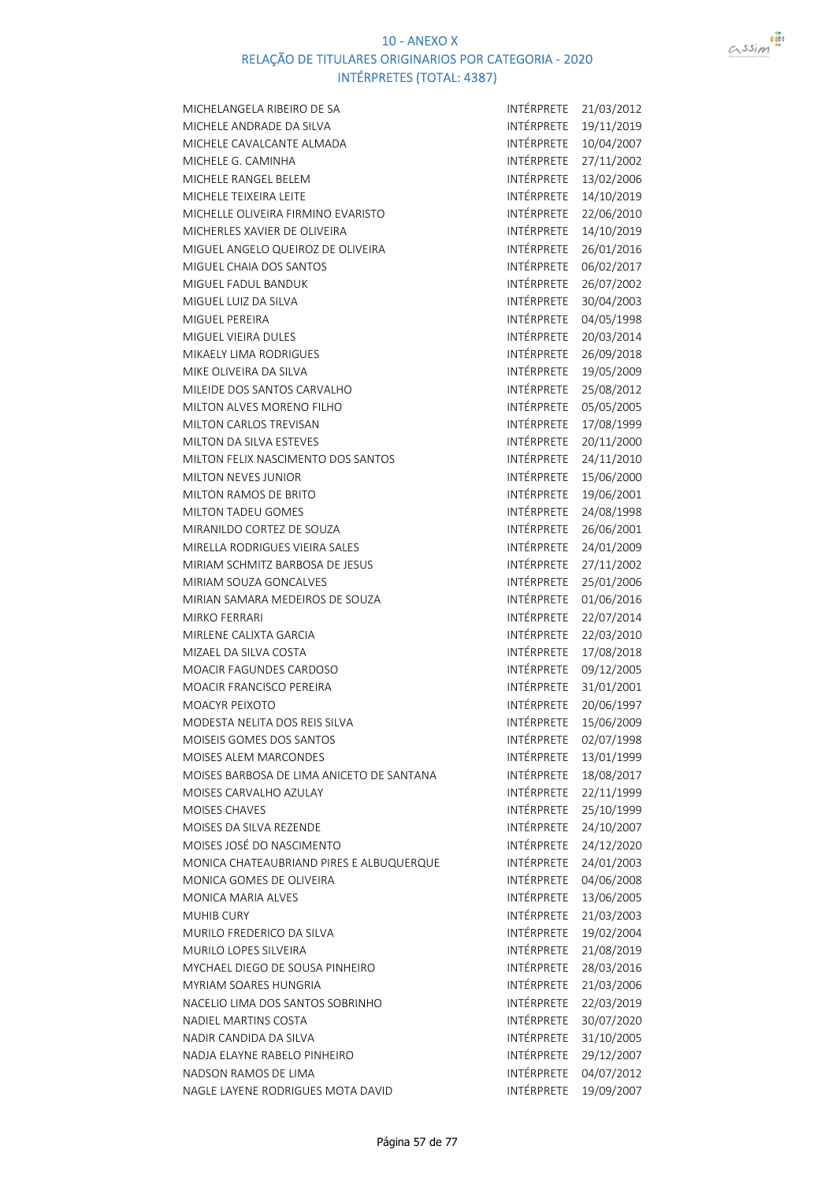# 10 - ANEXO X

## RELAÇÃO DE TITULARES ORIGINARIOS POR CATEGORIA - 2020

### INTÉRPRETES (TOTAL: 4387)

| | | |
|---|---|---|
| MICHELANGELA RIBEIRO DE SA | INTÉRPRETE | 21/03/2012 |
| MICHELE ANDRADE DA SILVA | INTÉRPRETE | 19/11/2019 |
| MICHELE CAVALCANTE ALMADA | INTÉRPRETE | 10/04/2007 |
| MICHELE G. CAMINHA | INTÉRPRETE | 27/11/2002 |
| MICHELE RANGEL BELEM | INTÉRPRETE | 13/02/2006 |
| MICHELE TEIXEIRA LEITE | INTÉRPRETE | 14/10/2019 |
| MICHELLE OLIVEIRA FIRMINO EVARISTO | INTÉRPRETE | 22/06/2010 |
| MICHERLES XAVIER DE OLIVEIRA | INTÉRPRETE | 14/10/2019 |
| MIGUEL ANGELO QUEIROZ DE OLIVEIRA | INTÉRPRETE | 26/01/2016 |
| MIGUEL CHAIA DOS SANTOS | INTÉRPRETE | 06/02/2017 |
| MIGUEL FADUL BANDUK | INTÉRPRETE | 26/07/2002 |
| MIGUEL LUIZ DA SILVA | INTÉRPRETE | 30/04/2003 |
| MIGUEL PEREIRA | INTÉRPRETE | 04/05/1998 |
| MIGUEL VIEIRA DULES | INTÉRPRETE | 20/03/2014 |
| MIKAELY LIMA RODRIGUES | INTÉRPRETE | 26/09/2018 |
| MIKE OLIVEIRA DA SILVA | INTÉRPRETE | 19/05/2009 |
| MILEIDE DOS SANTOS CARVALHO | INTÉRPRETE | 25/08/2012 |
| MILTON ALVES MORENO FILHO | INTÉRPRETE | 05/05/2005 |
| MILTON CARLOS TREVISAN | INTÉRPRETE | 17/08/1999 |
| MILTON DA SILVA ESTEVES | INTÉRPRETE | 20/11/2000 |
| MILTON FELIX NASCIMENTO DOS SANTOS | INTÉRPRETE | 24/11/2010 |
| MILTON NEVES JUNIOR | INTÉRPRETE | 15/06/2000 |
| MILTON RAMOS DE BRITO | INTÉRPRETE | 19/06/2001 |
| MILTON TADEU GOMES | INTÉRPRETE | 24/08/1998 |
| MIRANILDO CORTEZ DE SOUZA | INTÉRPRETE | 26/06/2001 |
| MIRELLA RODRIGUES VIEIRA SALES | INTÉRPRETE | 24/01/2009 |
| MIRIAM SCHMITZ BARBOSA DE JESUS | INTÉRPRETE | 27/11/2002 |
| MIRIAM SOUZA GONCALVES | INTÉRPRETE | 25/01/2006 |
| MIRIAN SAMARA MEDEIROS DE SOUZA | INTÉRPRETE | 01/06/2016 |
| MIRKO FERRARI | INTÉRPRETE | 22/07/2014 |
| MIRLENE CALIXTA GARCIA | INTÉRPRETE | 22/03/2010 |
| MIZAEL DA SILVA COSTA | INTÉRPRETE | 17/08/2018 |
| MOACIR FAGUNDES CARDOSO | INTÉRPRETE | 09/12/2005 |
| MOACIR FRANCISCO PEREIRA | INTÉRPRETE | 31/01/2001 |
| MOACYR PEIXOTO | INTÉRPRETE | 20/06/1997 |
| MODESTA NELITA DOS REIS SILVA | INTÉRPRETE | 15/06/2009 |
| MOISEIS GOMES DOS SANTOS | INTÉRPRETE | 02/07/1998 |
| MOISES ALEM MARCONDES | INTÉRPRETE | 13/01/1999 |
| MOISES BARBOSA DE LIMA ANICETO DE SANTANA | INTÉRPRETE | 18/08/2017 |
| MOISES CARVALHO AZULAY | INTÉRPRETE | 22/11/1999 |
| MOISES CHAVES | INTÉRPRETE | 25/10/1999 |
| MOISES DA SILVA REZENDE | INTÉRPRETE | 24/10/2007 |
| MOISES JOSÉ DO NASCIMENTO | INTÉRPRETE | 24/12/2020 |
| MONICA CHATEAUBRIAND PIRES E ALBUQUERQUE | INTÉRPRETE | 24/01/2003 |
| MONICA GOMES DE OLIVEIRA | INTÉRPRETE | 04/06/2008 |
| MONICA MARIA ALVES | INTÉRPRETE | 13/06/2005 |
| MUHIB CURY | INTÉRPRETE | 21/03/2003 |
| MURILO FREDERICO DA SILVA | INTÉRPRETE | 19/02/2004 |
| MURILO LOPES SILVEIRA | INTÉRPRETE | 21/08/2019 |
| MYCHAEL DIEGO DE SOUSA PINHEIRO | INTÉRPRETE | 28/03/2016 |
| MYRIAM SOARES HUNGRIA | INTÉRPRETE | 21/03/2006 |
| NACELIO LIMA DOS SANTOS SOBRINHO | INTÉRPRETE | 22/03/2019 |
| NADIEL MARTINS COSTA | INTÉRPRETE | 30/07/2020 |
| NADIR CANDIDA DA SILVA | INTÉRPRETE | 31/10/2005 |
| NADJA ELAYNE RABELO PINHEIRO | INTÉRPRETE | 29/12/2007 |
| NADSON RAMOS DE LIMA | INTÉRPRETE | 04/07/2012 |
| NAGLE LAYENE RODRIGUES MOTA DAVID | INTÉRPRETE | 19/09/2007 |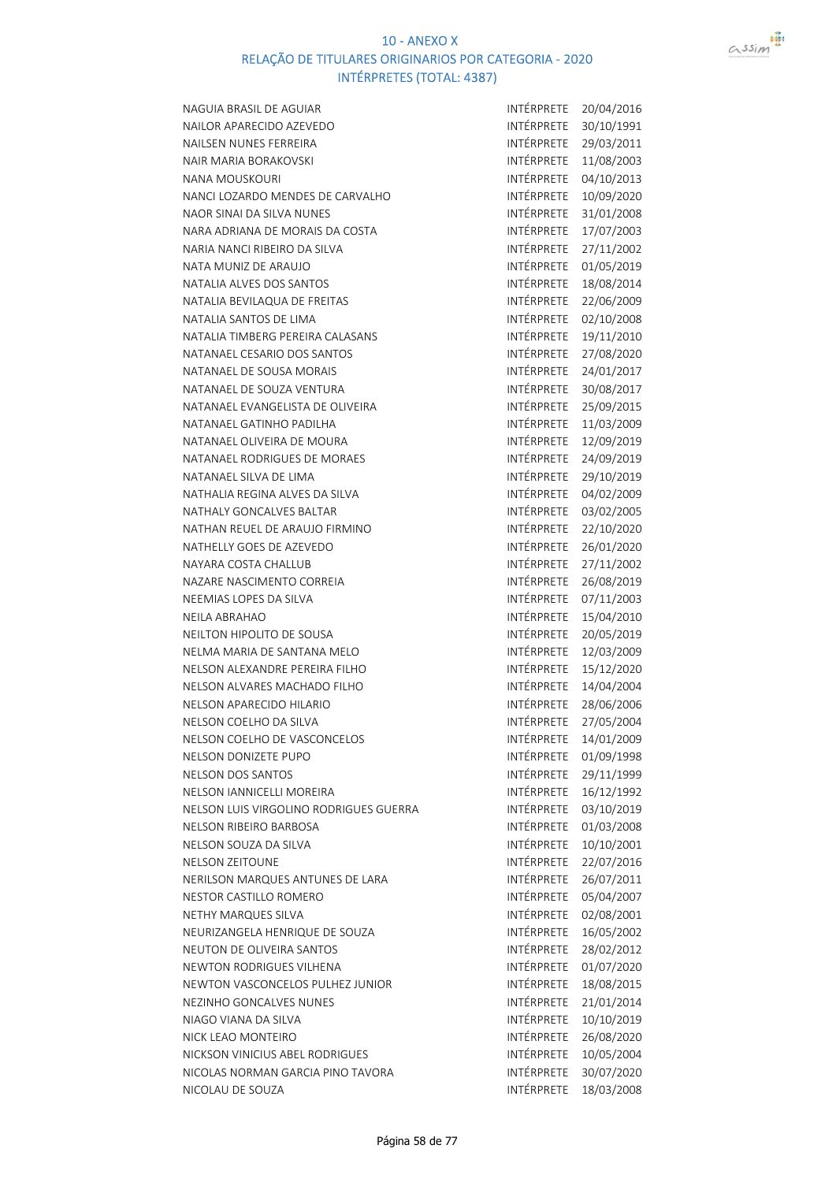# 10 - ANEXO X

## RELAÇÃO DE TITULARES ORIGINARIOS POR CATEGORIA - 2020

### INTÉRPRETES (TOTAL: 4387)

| | | |
|---|---|---|
| NAGUIA BRASIL DE AGUIAR | INTÉRPRETE | 20/04/2016 |
| NAILOR APARECIDO AZEVEDO | INTÉRPRETE | 30/10/1991 |
| NAILSEN NUNES FERREIRA | INTÉRPRETE | 29/03/2011 |
| NAIR MARIA BORAKOVSKI | INTÉRPRETE | 11/08/2003 |
| NANA MOUSKOURI | INTÉRPRETE | 04/10/2013 |
| NANCI LOZARDO MENDES DE CARVALHO | INTÉRPRETE | 10/09/2020 |
| NAOR SINAI DA SILVA NUNES | INTÉRPRETE | 31/01/2008 |
| NARA ADRIANA DE MORAIS DA COSTA | INTÉRPRETE | 17/07/2003 |
| NARIA NANCI RIBEIRO DA SILVA | INTÉRPRETE | 27/11/2002 |
| NATA MUNIZ DE ARAUJO | INTÉRPRETE | 01/05/2019 |
| NATALIA ALVES DOS SANTOS | INTÉRPRETE | 18/08/2014 |
| NATALIA BEVILAQUA DE FREITAS | INTÉRPRETE | 22/06/2009 |
| NATALIA SANTOS DE LIMA | INTÉRPRETE | 02/10/2008 |
| NATALIA TIMBERG PEREIRA CALASANS | INTÉRPRETE | 19/11/2010 |
| NATANAEL CESARIO DOS SANTOS | INTÉRPRETE | 27/08/2020 |
| NATANAEL DE SOUSA MORAIS | INTÉRPRETE | 24/01/2017 |
| NATANAEL DE SOUZA VENTURA | INTÉRPRETE | 30/08/2017 |
| NATANAEL EVANGELISTA DE OLIVEIRA | INTÉRPRETE | 25/09/2015 |
| NATANAEL GATINHO PADILHA | INTÉRPRETE | 11/03/2009 |
| NATANAEL OLIVEIRA DE MOURA | INTÉRPRETE | 12/09/2019 |
| NATANAEL RODRIGUES DE MORAES | INTÉRPRETE | 24/09/2019 |
| NATANAEL SILVA DE LIMA | INTÉRPRETE | 29/10/2019 |
| NATHALIA REGINA ALVES DA SILVA | INTÉRPRETE | 04/02/2009 |
| NATHALY GONCALVES BALTAR | INTÉRPRETE | 03/02/2005 |
| NATHAN REUEL DE ARAUJO FIRMINO | INTÉRPRETE | 22/10/2020 |
| NATHELLY GOES DE AZEVEDO | INTÉRPRETE | 26/01/2020 |
| NAYARA COSTA CHALLUB | INTÉRPRETE | 27/11/2002 |
| NAZARE NASCIMENTO CORREIA | INTÉRPRETE | 26/08/2019 |
| NEEMIAS LOPES DA SILVA | INTÉRPRETE | 07/11/2003 |
| NEILA ABRAHAO | INTÉRPRETE | 15/04/2010 |
| NEILTON HIPOLITO DE SOUSA | INTÉRPRETE | 20/05/2019 |
| NELMA MARIA DE SANTANA MELO | INTÉRPRETE | 12/03/2009 |
| NELSON ALEXANDRE PEREIRA FILHO | INTÉRPRETE | 15/12/2020 |
| NELSON ALVARES MACHADO FILHO | INTÉRPRETE | 14/04/2004 |
| NELSON APARECIDO HILARIO | INTÉRPRETE | 28/06/2006 |
| NELSON COELHO DA SILVA | INTÉRPRETE | 27/05/2004 |
| NELSON COELHO DE VASCONCELOS | INTÉRPRETE | 14/01/2009 |
| NELSON DONIZETE PUPO | INTÉRPRETE | 01/09/1998 |
| NELSON DOS SANTOS | INTÉRPRETE | 29/11/1999 |
| NELSON IANNICELLI MOREIRA | INTÉRPRETE | 16/12/1992 |
| NELSON LUIS VIRGOLINO RODRIGUES GUERRA | INTÉRPRETE | 03/10/2019 |
| NELSON RIBEIRO BARBOSA | INTÉRPRETE | 01/03/2008 |
| NELSON SOUZA DA SILVA | INTÉRPRETE | 10/10/2001 |
| NELSON ZEITOUNE | INTÉRPRETE | 22/07/2016 |
| NERILSON MARQUES ANTUNES DE LARA | INTÉRPRETE | 26/07/2011 |
| NESTOR CASTILLO ROMERO | INTÉRPRETE | 05/04/2007 |
| NETHY MARQUES SILVA | INTÉRPRETE | 02/08/2001 |
| NEURIZANGELA HENRIQUE DE SOUZA | INTÉRPRETE | 16/05/2002 |
| NEUTON DE OLIVEIRA SANTOS | INTÉRPRETE | 28/02/2012 |
| NEWTON RODRIGUES VILHENA | INTÉRPRETE | 01/07/2020 |
| NEWTON VASCONCELOS PULHEZ JUNIOR | INTÉRPRETE | 18/08/2015 |
| NEZINHO GONCALVES NUNES | INTÉRPRETE | 21/01/2014 |
| NIAGO VIANA DA SILVA | INTÉRPRETE | 10/10/2019 |
| NICK LEAO MONTEIRO | INTÉRPRETE | 26/08/2020 |
| NICKSON VINICIUS ABEL RODRIGUES | INTÉRPRETE | 10/05/2004 |
| NICOLAS NORMAN GARCIA PINO TAVORA | INTÉRPRETE | 30/07/2020 |
| NICOLAU DE SOUZA | INTÉRPRETE | 18/03/2008 |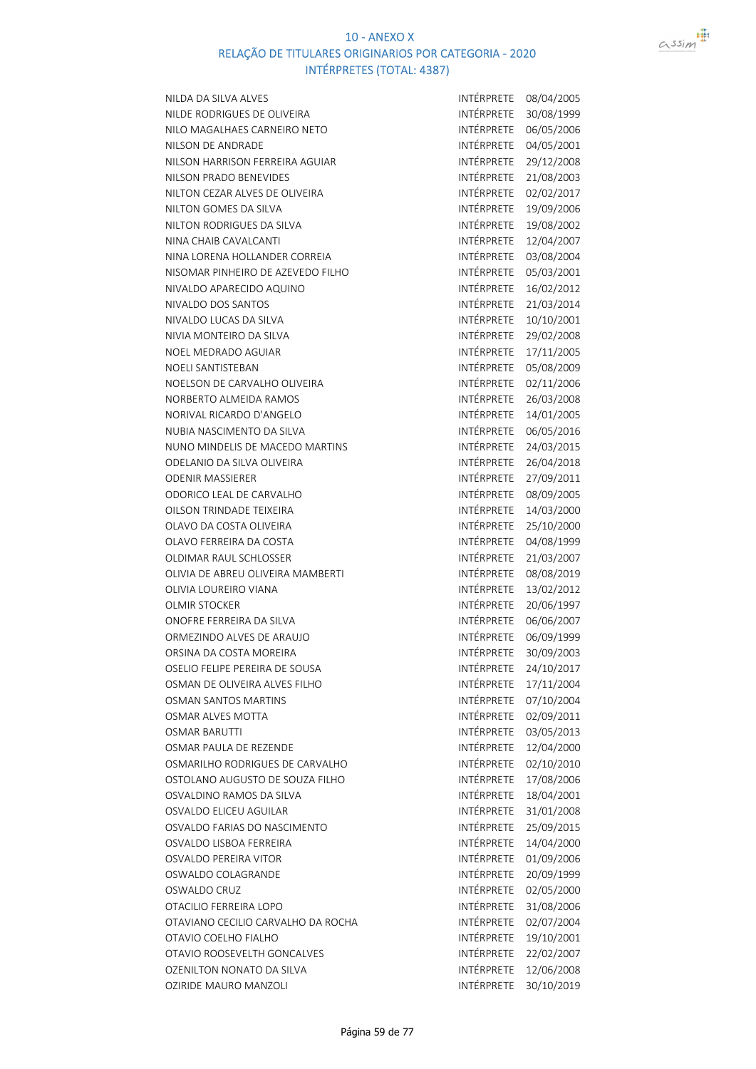# 10 - ANEXO X
## RELAÇÃO DE TITULARES ORIGINARIOS POR CATEGORIA - 2020
### INTÉRPRETES (TOTAL: 4387)

| | | |
|---|---|---|
| NILDA DA SILVA ALVES | INTÉRPRETE | 08/04/2005 |
| NILDE RODRIGUES DE OLIVEIRA | INTÉRPRETE | 30/08/1999 |
| NILO MAGALHAES CARNEIRO NETO | INTÉRPRETE | 06/05/2006 |
| NILSON DE ANDRADE | INTÉRPRETE | 04/05/2001 |
| NILSON HARRISON FERREIRA AGUIAR | INTÉRPRETE | 29/12/2008 |
| NILSON PRADO BENEVIDES | INTÉRPRETE | 21/08/2003 |
| NILTON CEZAR ALVES DE OLIVEIRA | INTÉRPRETE | 02/02/2017 |
| NILTON GOMES DA SILVA | INTÉRPRETE | 19/09/2006 |
| NILTON RODRIGUES DA SILVA | INTÉRPRETE | 19/08/2002 |
| NINA CHAIB CAVALCANTI | INTÉRPRETE | 12/04/2007 |
| NINA LORENA HOLLANDER CORREIA | INTÉRPRETE | 03/08/2004 |
| NISOMAR PINHEIRO DE AZEVEDO FILHO | INTÉRPRETE | 05/03/2001 |
| NIVALDO APARECIDO AQUINO | INTÉRPRETE | 16/02/2012 |
| NIVALDO DOS SANTOS | INTÉRPRETE | 21/03/2014 |
| NIVALDO LUCAS DA SILVA | INTÉRPRETE | 10/10/2001 |
| NIVIA MONTEIRO DA SILVA | INTÉRPRETE | 29/02/2008 |
| NOEL MEDRADO AGUIAR | INTÉRPRETE | 17/11/2005 |
| NOELI SANTISTEBAN | INTÉRPRETE | 05/08/2009 |
| NOELSON DE CARVALHO OLIVEIRA | INTÉRPRETE | 02/11/2006 |
| NORBERTO ALMEIDA RAMOS | INTÉRPRETE | 26/03/2008 |
| NORIVAL RICARDO D'ANGELO | INTÉRPRETE | 14/01/2005 |
| NUBIA NASCIMENTO DA SILVA | INTÉRPRETE | 06/05/2016 |
| NUNO MINDELIS DE MACEDO MARTINS | INTÉRPRETE | 24/03/2015 |
| ODELANIO DA SILVA OLIVEIRA | INTÉRPRETE | 26/04/2018 |
| ODENIR MASSIERER | INTÉRPRETE | 27/09/2011 |
| ODORICO LEAL DE CARVALHO | INTÉRPRETE | 08/09/2005 |
| OILSON TRINDADE TEIXEIRA | INTÉRPRETE | 14/03/2000 |
| OLAVO DA COSTA OLIVEIRA | INTÉRPRETE | 25/10/2000 |
| OLAVO FERREIRA DA COSTA | INTÉRPRETE | 04/08/1999 |
| OLDIMAR RAUL SCHLOSSER | INTÉRPRETE | 21/03/2007 |
| OLIVIA DE ABREU OLIVEIRA MAMBERTI | INTÉRPRETE | 08/08/2019 |
| OLIVIA LOUREIRO VIANA | INTÉRPRETE | 13/02/2012 |
| OLMIR STOCKER | INTÉRPRETE | 20/06/1997 |
| ONOFRE FERREIRA DA SILVA | INTÉRPRETE | 06/06/2007 |
| ORMEZINDO ALVES DE ARAUJO | INTÉRPRETE | 06/09/1999 |
| ORSINA DA COSTA MOREIRA | INTÉRPRETE | 30/09/2003 |
| OSELIO FELIPE PEREIRA DE SOUSA | INTÉRPRETE | 24/10/2017 |
| OSMAN DE OLIVEIRA ALVES FILHO | INTÉRPRETE | 17/11/2004 |
| OSMAN SANTOS MARTINS | INTÉRPRETE | 07/10/2004 |
| OSMAR ALVES MOTTA | INTÉRPRETE | 02/09/2011 |
| OSMAR BARUTTI | INTÉRPRETE | 03/05/2013 |
| OSMAR PAULA DE REZENDE | INTÉRPRETE | 12/04/2000 |
| OSMARILHO RODRIGUES DE CARVALHO | INTÉRPRETE | 02/10/2010 |
| OSTOLANO AUGUSTO DE SOUZA FILHO | INTÉRPRETE | 17/08/2006 |
| OSVALDINO RAMOS DA SILVA | INTÉRPRETE | 18/04/2001 |
| OSVALDO ELICEU AGUILAR | INTÉRPRETE | 31/01/2008 |
| OSVALDO FARIAS DO NASCIMENTO | INTÉRPRETE | 25/09/2015 |
| OSVALDO LISBOA FERREIRA | INTÉRPRETE | 14/04/2000 |
| OSVALDO PEREIRA VITOR | INTÉRPRETE | 01/09/2006 |
| OSWALDO COLAGRANDE | INTÉRPRETE | 20/09/1999 |
| OSWALDO CRUZ | INTÉRPRETE | 02/05/2000 |
| OTACILIO FERREIRA LOPO | INTÉRPRETE | 31/08/2006 |
| OTAVIANO CECILIO CARVALHO DA ROCHA | INTÉRPRETE | 02/07/2004 |
| OTAVIO COELHO FIALHO | INTÉRPRETE | 19/10/2001 |
| OTAVIO ROOSEVELTH GONCALVES | INTÉRPRETE | 22/02/2007 |
| OZENILTON NONATO DA SILVA | INTÉRPRETE | 12/06/2008 |
| OZIRIDE MAURO MANZOLI | INTÉRPRETE | 30/10/2019 |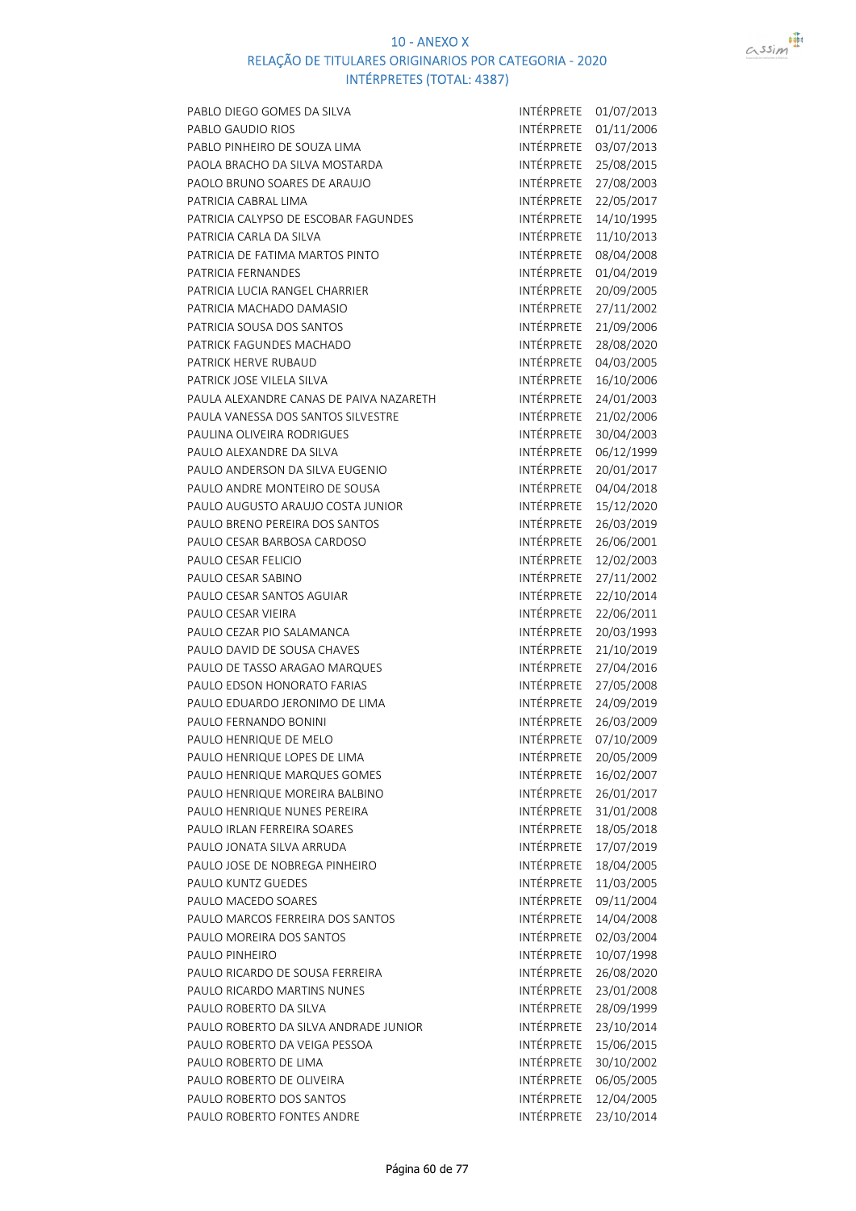# 10 - ANEXO X
## RELAÇÃO DE TITULARES ORIGINARIOS POR CATEGORIA - 2020
### INTÉRPRETES (TOTAL: 4387)

| | | |
|---|---|---|
| PABLO DIEGO GOMES DA SILVA | INTÉRPRETE | 01/07/2013 |
| PABLO GAUDIO RIOS | INTÉRPRETE | 01/11/2006 |
| PABLO PINHEIRO DE SOUZA LIMA | INTÉRPRETE | 03/07/2013 |
| PAOLA BRACHO DA SILVA MOSTARDA | INTÉRPRETE | 25/08/2015 |
| PAOLO BRUNO SOARES DE ARAUJO | INTÉRPRETE | 27/08/2003 |
| PATRICIA CABRAL LIMA | INTÉRPRETE | 22/05/2017 |
| PATRICIA CALYPSO DE ESCOBAR FAGUNDES | INTÉRPRETE | 14/10/1995 |
| PATRICIA CARLA DA SILVA | INTÉRPRETE | 11/10/2013 |
| PATRICIA DE FATIMA MARTOS PINTO | INTÉRPRETE | 08/04/2008 |
| PATRICIA FERNANDES | INTÉRPRETE | 01/04/2019 |
| PATRICIA LUCIA RANGEL CHARRIER | INTÉRPRETE | 20/09/2005 |
| PATRICIA MACHADO DAMASIO | INTÉRPRETE | 27/11/2002 |
| PATRICIA SOUSA DOS SANTOS | INTÉRPRETE | 21/09/2006 |
| PATRICK FAGUNDES MACHADO | INTÉRPRETE | 28/08/2020 |
| PATRICK HERVE RUBAUD | INTÉRPRETE | 04/03/2005 |
| PATRICK JOSE VILELA SILVA | INTÉRPRETE | 16/10/2006 |
| PAULA ALEXANDRE CANAS DE PAIVA NAZARETH | INTÉRPRETE | 24/01/2003 |
| PAULA VANESSA DOS SANTOS SILVESTRE | INTÉRPRETE | 21/02/2006 |
| PAULINA OLIVEIRA RODRIGUES | INTÉRPRETE | 30/04/2003 |
| PAULO ALEXANDRE DA SILVA | INTÉRPRETE | 06/12/1999 |
| PAULO ANDERSON DA SILVA EUGENIO | INTÉRPRETE | 20/01/2017 |
| PAULO ANDRE MONTEIRO DE SOUSA | INTÉRPRETE | 04/04/2018 |
| PAULO AUGUSTO ARAUJO COSTA JUNIOR | INTÉRPRETE | 15/12/2020 |
| PAULO BRENO PEREIRA DOS SANTOS | INTÉRPRETE | 26/03/2019 |
| PAULO CESAR BARBOSA CARDOSO | INTÉRPRETE | 26/06/2001 |
| PAULO CESAR FELICIO | INTÉRPRETE | 12/02/2003 |
| PAULO CESAR SABINO | INTÉRPRETE | 27/11/2002 |
| PAULO CESAR SANTOS AGUIAR | INTÉRPRETE | 22/10/2014 |
| PAULO CESAR VIEIRA | INTÉRPRETE | 22/06/2011 |
| PAULO CEZAR PIO SALAMANCA | INTÉRPRETE | 20/03/1993 |
| PAULO DAVID DE SOUSA CHAVES | INTÉRPRETE | 21/10/2019 |
| PAULO DE TASSO ARAGAO MARQUES | INTÉRPRETE | 27/04/2016 |
| PAULO EDSON HONORATO FARIAS | INTÉRPRETE | 27/05/2008 |
| PAULO EDUARDO JERONIMO DE LIMA | INTÉRPRETE | 24/09/2019 |
| PAULO FERNANDO BONINI | INTÉRPRETE | 26/03/2009 |
| PAULO HENRIQUE DE MELO | INTÉRPRETE | 07/10/2009 |
| PAULO HENRIQUE LOPES DE LIMA | INTÉRPRETE | 20/05/2009 |
| PAULO HENRIQUE MARQUES GOMES | INTÉRPRETE | 16/02/2007 |
| PAULO HENRIQUE MOREIRA BALBINO | INTÉRPRETE | 26/01/2017 |
| PAULO HENRIQUE NUNES PEREIRA | INTÉRPRETE | 31/01/2008 |
| PAULO IRLAN FERREIRA SOARES | INTÉRPRETE | 18/05/2018 |
| PAULO JONATA SILVA ARRUDA | INTÉRPRETE | 17/07/2019 |
| PAULO JOSE DE NOBREGA PINHEIRO | INTÉRPRETE | 18/04/2005 |
| PAULO KUNTZ GUEDES | INTÉRPRETE | 11/03/2005 |
| PAULO MACEDO SOARES | INTÉRPRETE | 09/11/2004 |
| PAULO MARCOS FERREIRA DOS SANTOS | INTÉRPRETE | 14/04/2008 |
| PAULO MOREIRA DOS SANTOS | INTÉRPRETE | 02/03/2004 |
| PAULO PINHEIRO | INTÉRPRETE | 10/07/1998 |
| PAULO RICARDO DE SOUSA FERREIRA | INTÉRPRETE | 26/08/2020 |
| PAULO RICARDO MARTINS NUNES | INTÉRPRETE | 23/01/2008 |
| PAULO ROBERTO DA SILVA | INTÉRPRETE | 28/09/1999 |
| PAULO ROBERTO DA SILVA ANDRADE JUNIOR | INTÉRPRETE | 23/10/2014 |
| PAULO ROBERTO DA VEIGA PESSOA | INTÉRPRETE | 15/06/2015 |
| PAULO ROBERTO DE LIMA | INTÉRPRETE | 30/10/2002 |
| PAULO ROBERTO DE OLIVEIRA | INTÉRPRETE | 06/05/2005 |
| PAULO ROBERTO DOS SANTOS | INTÉRPRETE | 12/04/2005 |
| PAULO ROBERTO FONTES ANDRE | INTÉRPRETE | 23/10/2014 |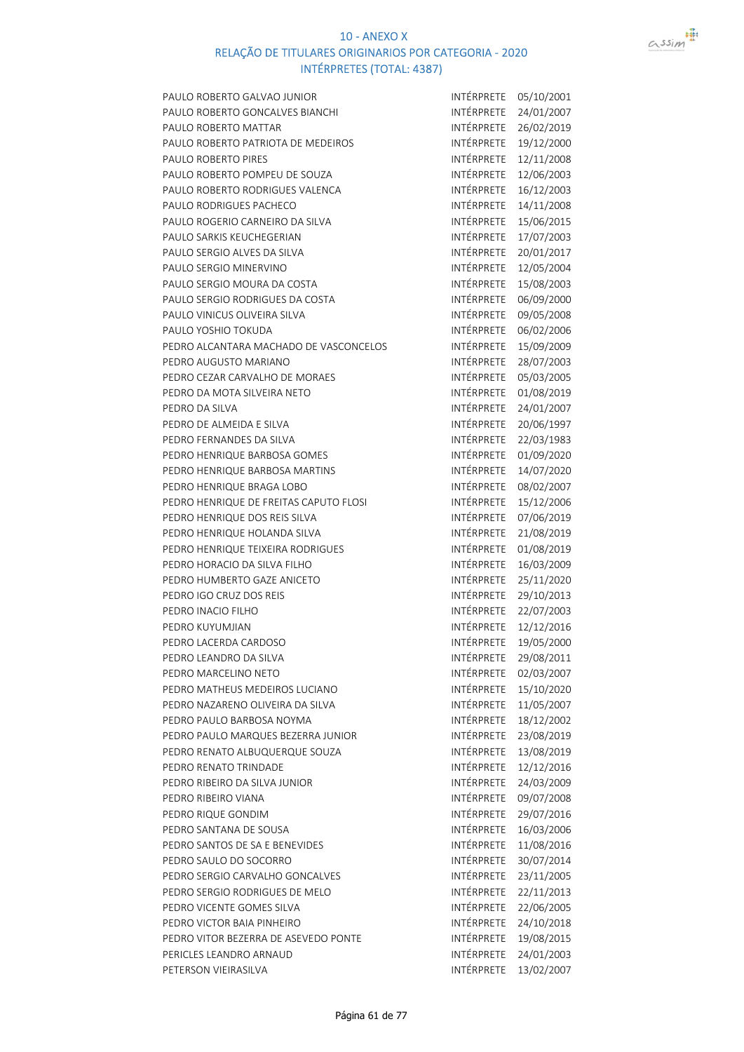# 10 - ANEXO X
## RELAÇÃO DE TITULARES ORIGINARIOS POR CATEGORIA - 2020
### INTÉRPRETES (TOTAL: 4387)

| | | |
|---|---|---|
| PAULO ROBERTO GALVAO JUNIOR | INTÉRPRETE | 05/10/2001 |
| PAULO ROBERTO GONCALVES BIANCHI | INTÉRPRETE | 24/01/2007 |
| PAULO ROBERTO MATTAR | INTÉRPRETE | 26/02/2019 |
| PAULO ROBERTO PATRIOTA DE MEDEIROS | INTÉRPRETE | 19/12/2000 |
| PAULO ROBERTO PIRES | INTÉRPRETE | 12/11/2008 |
| PAULO ROBERTO POMPEU DE SOUZA | INTÉRPRETE | 12/06/2003 |
| PAULO ROBERTO RODRIGUES VALENCA | INTÉRPRETE | 16/12/2003 |
| PAULO RODRIGUES PACHECO | INTÉRPRETE | 14/11/2008 |
| PAULO ROGERIO CARNEIRO DA SILVA | INTÉRPRETE | 15/06/2015 |
| PAULO SARKIS KEUCHEGERIAN | INTÉRPRETE | 17/07/2003 |
| PAULO SERGIO ALVES DA SILVA | INTÉRPRETE | 20/01/2017 |
| PAULO SERGIO MINERVINO | INTÉRPRETE | 12/05/2004 |
| PAULO SERGIO MOURA DA COSTA | INTÉRPRETE | 15/08/2003 |
| PAULO SERGIO RODRIGUES DA COSTA | INTÉRPRETE | 06/09/2000 |
| PAULO VINICUS OLIVEIRA SILVA | INTÉRPRETE | 09/05/2008 |
| PAULO YOSHIO TOKUDA | INTÉRPRETE | 06/02/2006 |
| PEDRO ALCANTARA MACHADO DE VASCONCELOS | INTÉRPRETE | 15/09/2009 |
| PEDRO AUGUSTO MARIANO | INTÉRPRETE | 28/07/2003 |
| PEDRO CEZAR CARVALHO DE MORAES | INTÉRPRETE | 05/03/2005 |
| PEDRO DA MOTA SILVEIRA NETO | INTÉRPRETE | 01/08/2019 |
| PEDRO DA SILVA | INTÉRPRETE | 24/01/2007 |
| PEDRO DE ALMEIDA E SILVA | INTÉRPRETE | 20/06/1997 |
| PEDRO FERNANDES DA SILVA | INTÉRPRETE | 22/03/1983 |
| PEDRO HENRIQUE BARBOSA GOMES | INTÉRPRETE | 01/09/2020 |
| PEDRO HENRIQUE BARBOSA MARTINS | INTÉRPRETE | 14/07/2020 |
| PEDRO HENRIQUE BRAGA LOBO | INTÉRPRETE | 08/02/2007 |
| PEDRO HENRIQUE DE FREITAS CAPUTO FLOSI | INTÉRPRETE | 15/12/2006 |
| PEDRO HENRIQUE DOS REIS SILVA | INTÉRPRETE | 07/06/2019 |
| PEDRO HENRIQUE HOLANDA SILVA | INTÉRPRETE | 21/08/2019 |
| PEDRO HENRIQUE TEIXEIRA RODRIGUES | INTÉRPRETE | 01/08/2019 |
| PEDRO HORACIO DA SILVA FILHO | INTÉRPRETE | 16/03/2009 |
| PEDRO HUMBERTO GAZE ANICETO | INTÉRPRETE | 25/11/2020 |
| PEDRO IGO CRUZ DOS REIS | INTÉRPRETE | 29/10/2013 |
| PEDRO INACIO FILHO | INTÉRPRETE | 22/07/2003 |
| PEDRO KUYUMJIAN | INTÉRPRETE | 12/12/2016 |
| PEDRO LACERDA CARDOSO | INTÉRPRETE | 19/05/2000 |
| PEDRO LEANDRO DA SILVA | INTÉRPRETE | 29/08/2011 |
| PEDRO MARCELINO NETO | INTÉRPRETE | 02/03/2007 |
| PEDRO MATHEUS MEDEIROS LUCIANO | INTÉRPRETE | 15/10/2020 |
| PEDRO NAZARENO OLIVEIRA DA SILVA | INTÉRPRETE | 11/05/2007 |
| PEDRO PAULO BARBOSA NOYMA | INTÉRPRETE | 18/12/2002 |
| PEDRO PAULO MARQUES BEZERRA JUNIOR | INTÉRPRETE | 23/08/2019 |
| PEDRO RENATO ALBUQUERQUE SOUZA | INTÉRPRETE | 13/08/2019 |
| PEDRO RENATO TRINDADE | INTÉRPRETE | 12/12/2016 |
| PEDRO RIBEIRO DA SILVA JUNIOR | INTÉRPRETE | 24/03/2009 |
| PEDRO RIBEIRO VIANA | INTÉRPRETE | 09/07/2008 |
| PEDRO RIQUE GONDIM | INTÉRPRETE | 29/07/2016 |
| PEDRO SANTANA DE SOUSA | INTÉRPRETE | 16/03/2006 |
| PEDRO SANTOS DE SA E BENEVIDES | INTÉRPRETE | 11/08/2016 |
| PEDRO SAULO DO SOCORRO | INTÉRPRETE | 30/07/2014 |
| PEDRO SERGIO CARVALHO GONCALVES | INTÉRPRETE | 23/11/2005 |
| PEDRO SERGIO RODRIGUES DE MELO | INTÉRPRETE | 22/11/2013 |
| PEDRO VICENTE GOMES SILVA | INTÉRPRETE | 22/06/2005 |
| PEDRO VICTOR BAIA PINHEIRO | INTÉRPRETE | 24/10/2018 |
| PEDRO VITOR BEZERRA DE ASEVEDO PONTE | INTÉRPRETE | 19/08/2015 |
| PERICLES LEANDRO ARNAUD | INTÉRPRETE | 24/01/2003 |
| PETERSON VIEIRASILVA | INTÉRPRETE | 13/02/2007 |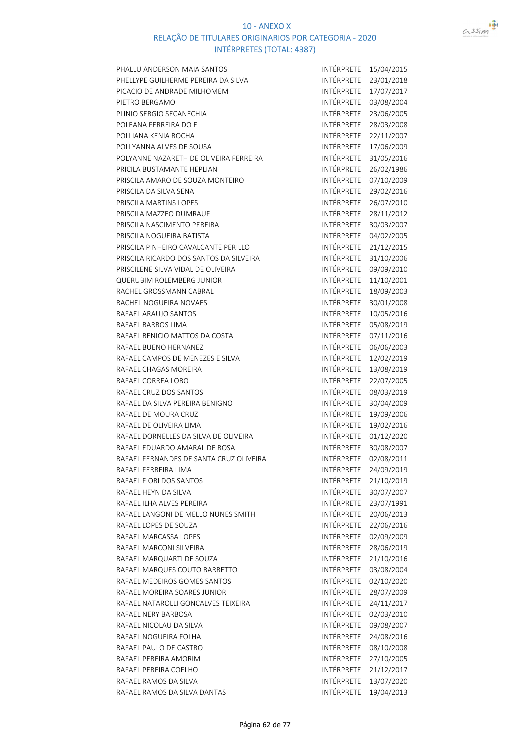# 10 - ANEXO X
## RELAÇÃO DE TITULARES ORIGINARIOS POR CATEGORIA - 2020
### INTÉRPRETES (TOTAL: 4387)

| | | |
|---|---|---|
| PHALLU ANDERSON MAIA SANTOS | INTÉRPRETE | 15/04/2015 |
| PHELLYPE GUILHERME PEREIRA DA SILVA | INTÉRPRETE | 23/01/2018 |
| PICACIO DE ANDRADE MILHOMEM | INTÉRPRETE | 17/07/2017 |
| PIETRO BERGAMO | INTÉRPRETE | 03/08/2004 |
| PLINIO SERGIO SECANECHIA | INTÉRPRETE | 23/06/2005 |
| POLEANA FERREIRA DO E | INTÉRPRETE | 28/03/2008 |
| POLLIANA KENIA ROCHA | INTÉRPRETE | 22/11/2007 |
| POLLYANNA ALVES DE SOUSA | INTÉRPRETE | 17/06/2009 |
| POLYANNE NAZARETH DE OLIVEIRA FERREIRA | INTÉRPRETE | 31/05/2016 |
| PRICILA BUSTAMANTE HEPLIAN | INTÉRPRETE | 26/02/1986 |
| PRISCILA AMARO DE SOUZA MONTEIRO | INTÉRPRETE | 07/10/2009 |
| PRISCILA DA SILVA SENA | INTÉRPRETE | 29/02/2016 |
| PRISCILA MARTINS LOPES | INTÉRPRETE | 26/07/2010 |
| PRISCILA MAZZEO DUMRAUF | INTÉRPRETE | 28/11/2012 |
| PRISCILA NASCIMENTO PEREIRA | INTÉRPRETE | 30/03/2007 |
| PRISCILA NOGUEIRA BATISTA | INTÉRPRETE | 04/02/2005 |
| PRISCILA PINHEIRO CAVALCANTE PERILLO | INTÉRPRETE | 21/12/2015 |
| PRISCILA RICARDO DOS SANTOS DA SILVEIRA | INTÉRPRETE | 31/10/2006 |
| PRISCILENE SILVA VIDAL DE OLIVEIRA | INTÉRPRETE | 09/09/2010 |
| QUERUBIM ROLEMBERG JUNIOR | INTÉRPRETE | 11/10/2001 |
| RACHEL GROSSMANN CABRAL | INTÉRPRETE | 18/09/2003 |
| RACHEL NOGUEIRA NOVAES | INTÉRPRETE | 30/01/2008 |
| RAFAEL ARAUJO SANTOS | INTÉRPRETE | 10/05/2016 |
| RAFAEL BARROS LIMA | INTÉRPRETE | 05/08/2019 |
| RAFAEL BENICIO MATTOS DA COSTA | INTÉRPRETE | 07/11/2016 |
| RAFAEL BUENO HERNANEZ | INTÉRPRETE | 06/06/2003 |
| RAFAEL CAMPOS DE MENEZES E SILVA | INTÉRPRETE | 12/02/2019 |
| RAFAEL CHAGAS MOREIRA | INTÉRPRETE | 13/08/2019 |
| RAFAEL CORREA LOBO | INTÉRPRETE | 22/07/2005 |
| RAFAEL CRUZ DOS SANTOS | INTÉRPRETE | 08/03/2019 |
| RAFAEL DA SILVA PEREIRA BENIGNO | INTÉRPRETE | 30/04/2009 |
| RAFAEL DE MOURA CRUZ | INTÉRPRETE | 19/09/2006 |
| RAFAEL DE OLIVEIRA LIMA | INTÉRPRETE | 19/02/2016 |
| RAFAEL DORNELLES DA SILVA DE OLIVEIRA | INTÉRPRETE | 01/12/2020 |
| RAFAEL EDUARDO AMARAL DE ROSA | INTÉRPRETE | 30/08/2007 |
| RAFAEL FERNANDES DE SANTA CRUZ OLIVEIRA | INTÉRPRETE | 02/08/2011 |
| RAFAEL FERREIRA LIMA | INTÉRPRETE | 24/09/2019 |
| RAFAEL FIORI DOS SANTOS | INTÉRPRETE | 21/10/2019 |
| RAFAEL HEYN DA SILVA | INTÉRPRETE | 30/07/2007 |
| RAFAEL ILHA ALVES PEREIRA | INTÉRPRETE | 23/07/1991 |
| RAFAEL LANGONI DE MELLO NUNES SMITH | INTÉRPRETE | 20/06/2013 |
| RAFAEL LOPES DE SOUZA | INTÉRPRETE | 22/06/2016 |
| RAFAEL MARCASSA LOPES | INTÉRPRETE | 02/09/2009 |
| RAFAEL MARCONI SILVEIRA | INTÉRPRETE | 28/06/2019 |
| RAFAEL MARQUARTI DE SOUZA | INTÉRPRETE | 21/10/2016 |
| RAFAEL MARQUES COUTO BARRETTO | INTÉRPRETE | 03/08/2004 |
| RAFAEL MEDEIROS GOMES SANTOS | INTÉRPRETE | 02/10/2020 |
| RAFAEL MOREIRA SOARES JUNIOR | INTÉRPRETE | 28/07/2009 |
| RAFAEL NATAROLLI GONCALVES TEIXEIRA | INTÉRPRETE | 24/11/2017 |
| RAFAEL NERY BARBOSA | INTÉRPRETE | 02/03/2010 |
| RAFAEL NICOLAU DA SILVA | INTÉRPRETE | 09/08/2007 |
| RAFAEL NOGUEIRA FOLHA | INTÉRPRETE | 24/08/2016 |
| RAFAEL PAULO DE CASTRO | INTÉRPRETE | 08/10/2008 |
| RAFAEL PEREIRA AMORIM | INTÉRPRETE | 27/10/2005 |
| RAFAEL PEREIRA COELHO | INTÉRPRETE | 21/12/2017 |
| RAFAEL RAMOS DA SILVA | INTÉRPRETE | 13/07/2020 |
| RAFAEL RAMOS DA SILVA DANTAS | INTÉRPRETE | 19/04/2013 |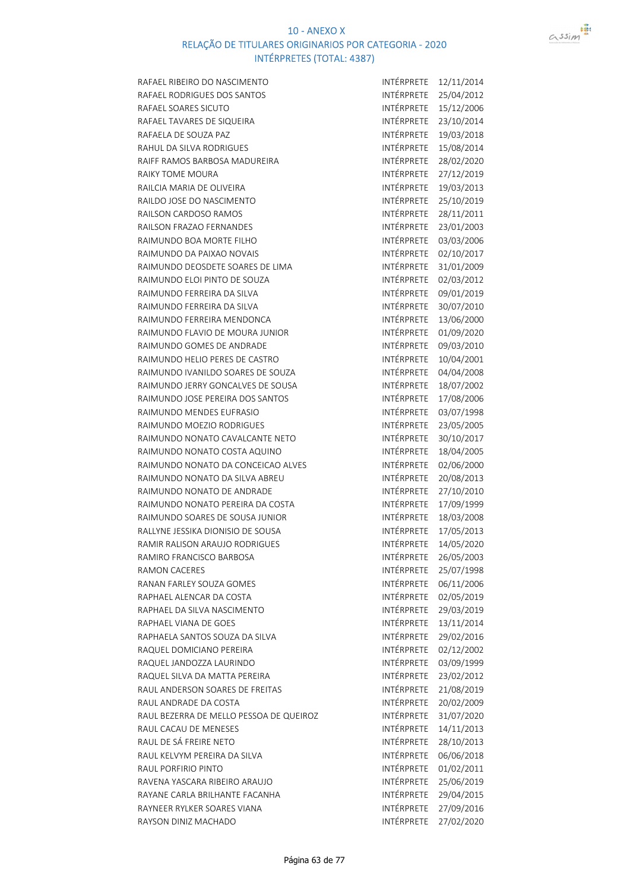# 10 - ANEXO X
## RELAÇÃO DE TITULARES ORIGINARIOS POR CATEGORIA - 2020
### INTÉRPRETES (TOTAL: 4387)

| | | |
|---|---|---|
| RAFAEL RIBEIRO DO NASCIMENTO | INTÉRPRETE | 12/11/2014 |
| RAFAEL RODRIGUES DOS SANTOS | INTÉRPRETE | 25/04/2012 |
| RAFAEL SOARES SICUTO | INTÉRPRETE | 15/12/2006 |
| RAFAEL TAVARES DE SIQUEIRA | INTÉRPRETE | 23/10/2014 |
| RAFAELA DE SOUZA PAZ | INTÉRPRETE | 19/03/2018 |
| RAHUL DA SILVA RODRIGUES | INTÉRPRETE | 15/08/2014 |
| RAIFF RAMOS BARBOSA MADUREIRA | INTÉRPRETE | 28/02/2020 |
| RAIKY TOME MOURA | INTÉRPRETE | 27/12/2019 |
| RAILCIA MARIA DE OLIVEIRA | INTÉRPRETE | 19/03/2013 |
| RAILDO JOSE DO NASCIMENTO | INTÉRPRETE | 25/10/2019 |
| RAILSON CARDOSO RAMOS | INTÉRPRETE | 28/11/2011 |
| RAILSON FRAZAO FERNANDES | INTÉRPRETE | 23/01/2003 |
| RAIMUNDO BOA MORTE FILHO | INTÉRPRETE | 03/03/2006 |
| RAIMUNDO DA PAIXAO NOVAIS | INTÉRPRETE | 02/10/2017 |
| RAIMUNDO DEOSDETE SOARES DE LIMA | INTÉRPRETE | 31/01/2009 |
| RAIMUNDO ELOI PINTO DE SOUZA | INTÉRPRETE | 02/03/2012 |
| RAIMUNDO FERREIRA DA SILVA | INTÉRPRETE | 09/01/2019 |
| RAIMUNDO FERREIRA DA SILVA | INTÉRPRETE | 30/07/2010 |
| RAIMUNDO FERREIRA MENDONCA | INTÉRPRETE | 13/06/2000 |
| RAIMUNDO FLAVIO DE MOURA JUNIOR | INTÉRPRETE | 01/09/2020 |
| RAIMUNDO GOMES DE ANDRADE | INTÉRPRETE | 09/03/2010 |
| RAIMUNDO HELIO PERES DE CASTRO | INTÉRPRETE | 10/04/2001 |
| RAIMUNDO IVANILDO SOARES DE SOUZA | INTÉRPRETE | 04/04/2008 |
| RAIMUNDO JERRY GONCALVES DE SOUSA | INTÉRPRETE | 18/07/2002 |
| RAIMUNDO JOSE PEREIRA DOS SANTOS | INTÉRPRETE | 17/08/2006 |
| RAIMUNDO MENDES EUFRASIO | INTÉRPRETE | 03/07/1998 |
| RAIMUNDO MOEZIO RODRIGUES | INTÉRPRETE | 23/05/2005 |
| RAIMUNDO NONATO CAVALCANTE NETO | INTÉRPRETE | 30/10/2017 |
| RAIMUNDO NONATO COSTA AQUINO | INTÉRPRETE | 18/04/2005 |
| RAIMUNDO NONATO DA CONCEICAO ALVES | INTÉRPRETE | 02/06/2000 |
| RAIMUNDO NONATO DA SILVA ABREU | INTÉRPRETE | 20/08/2013 |
| RAIMUNDO NONATO DE ANDRADE | INTÉRPRETE | 27/10/2010 |
| RAIMUNDO NONATO PEREIRA DA COSTA | INTÉRPRETE | 17/09/1999 |
| RAIMUNDO SOARES DE SOUSA JUNIOR | INTÉRPRETE | 18/03/2008 |
| RALLYNE JESSIKA DIONISIO DE SOUSA | INTÉRPRETE | 17/05/2013 |
| RAMIR RALISON ARAUJO RODRIGUES | INTÉRPRETE | 14/05/2020 |
| RAMIRO FRANCISCO BARBOSA | INTÉRPRETE | 26/05/2003 |
| RAMON CACERES | INTÉRPRETE | 25/07/1998 |
| RANAN FARLEY SOUZA GOMES | INTÉRPRETE | 06/11/2006 |
| RAPHAEL ALENCAR DA COSTA | INTÉRPRETE | 02/05/2019 |
| RAPHAEL DA SILVA NASCIMENTO | INTÉRPRETE | 29/03/2019 |
| RAPHAEL VIANA DE GOES | INTÉRPRETE | 13/11/2014 |
| RAPHAELA SANTOS SOUZA DA SILVA | INTÉRPRETE | 29/02/2016 |
| RAQUEL DOMICIANO PEREIRA | INTÉRPRETE | 02/12/2002 |
| RAQUEL JANDOZZA LAURINDO | INTÉRPRETE | 03/09/1999 |
| RAQUEL SILVA DA MATTA PEREIRA | INTÉRPRETE | 23/02/2012 |
| RAUL ANDERSON SOARES DE FREITAS | INTÉRPRETE | 21/08/2019 |
| RAUL ANDRADE DA COSTA | INTÉRPRETE | 20/02/2009 |
| RAUL BEZERRA DE MELLO PESSOA DE QUEIROZ | INTÉRPRETE | 31/07/2020 |
| RAUL CACAU DE MENESES | INTÉRPRETE | 14/11/2013 |
| RAUL DE SÁ FREIRE NETO | INTÉRPRETE | 28/10/2013 |
| RAUL KELVYM PEREIRA DA SILVA | INTÉRPRETE | 06/06/2018 |
| RAUL PORFIRIO PINTO | INTÉRPRETE | 01/02/2011 |
| RAVENA YASCARA RIBEIRO ARAUJO | INTÉRPRETE | 25/06/2019 |
| RAYANE CARLA BRILHANTE FACANHA | INTÉRPRETE | 29/04/2015 |
| RAYNEER RYLKER SOARES VIANA | INTÉRPRETE | 27/09/2016 |
| RAYSON DINIZ MACHADO | INTÉRPRETE | 27/02/2020 |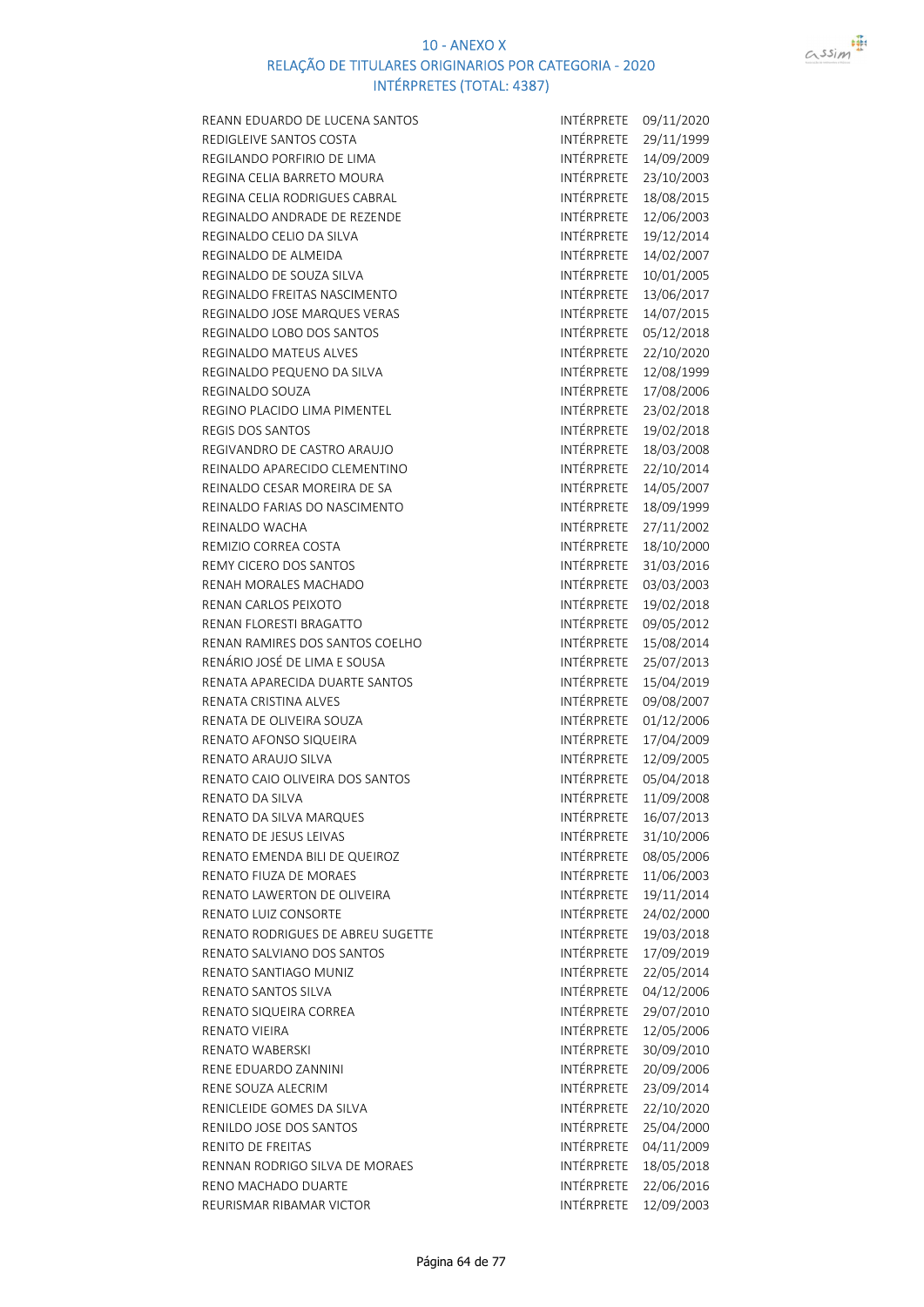# 10 - ANEXO X

## RELAÇÃO DE TITULARES ORIGINARIOS POR CATEGORIA - 2020

### INTÉRPRETES (TOTAL: 4387)

| | | |
|---|---|---|
| REANN EDUARDO DE LUCENA SANTOS | INTÉRPRETE | 09/11/2020 |
| REDIGLEIVE SANTOS COSTA | INTÉRPRETE | 29/11/1999 |
| REGILANDO PORFIRIO DE LIMA | INTÉRPRETE | 14/09/2009 |
| REGINA CELIA BARRETO MOURA | INTÉRPRETE | 23/10/2003 |
| REGINA CELIA RODRIGUES CABRAL | INTÉRPRETE | 18/08/2015 |
| REGINALDO ANDRADE DE REZENDE | INTÉRPRETE | 12/06/2003 |
| REGINALDO CELIO DA SILVA | INTÉRPRETE | 19/12/2014 |
| REGINALDO DE ALMEIDA | INTÉRPRETE | 14/02/2007 |
| REGINALDO DE SOUZA SILVA | INTÉRPRETE | 10/01/2005 |
| REGINALDO FREITAS NASCIMENTO | INTÉRPRETE | 13/06/2017 |
| REGINALDO JOSE MARQUES VERAS | INTÉRPRETE | 14/07/2015 |
| REGINALDO LOBO DOS SANTOS | INTÉRPRETE | 05/12/2018 |
| REGINALDO MATEUS ALVES | INTÉRPRETE | 22/10/2020 |
| REGINALDO PEQUENO DA SILVA | INTÉRPRETE | 12/08/1999 |
| REGINALDO SOUZA | INTÉRPRETE | 17/08/2006 |
| REGINO PLACIDO LIMA PIMENTEL | INTÉRPRETE | 23/02/2018 |
| REGIS DOS SANTOS | INTÉRPRETE | 19/02/2018 |
| REGIVANDRO DE CASTRO ARAUJO | INTÉRPRETE | 18/03/2008 |
| REINALDO APARECIDO CLEMENTINO | INTÉRPRETE | 22/10/2014 |
| REINALDO CESAR MOREIRA DE SA | INTÉRPRETE | 14/05/2007 |
| REINALDO FARIAS DO NASCIMENTO | INTÉRPRETE | 18/09/1999 |
| REINALDO WACHA | INTÉRPRETE | 27/11/2002 |
| REMIZIO CORREA COSTA | INTÉRPRETE | 18/10/2000 |
| REMY CICERO DOS SANTOS | INTÉRPRETE | 31/03/2016 |
| RENAH MORALES MACHADO | INTÉRPRETE | 03/03/2003 |
| RENAN CARLOS PEIXOTO | INTÉRPRETE | 19/02/2018 |
| RENAN FLORESTI BRAGATTO | INTÉRPRETE | 09/05/2012 |
| RENAN RAMIRES DOS SANTOS COELHO | INTÉRPRETE | 15/08/2014 |
| RENÁRIO JOSÉ DE LIMA E SOUSA | INTÉRPRETE | 25/07/2013 |
| RENATA APARECIDA DUARTE SANTOS | INTÉRPRETE | 15/04/2019 |
| RENATA CRISTINA ALVES | INTÉRPRETE | 09/08/2007 |
| RENATA DE OLIVEIRA SOUZA | INTÉRPRETE | 01/12/2006 |
| RENATO AFONSO SIQUEIRA | INTÉRPRETE | 17/04/2009 |
| RENATO ARAUJO SILVA | INTÉRPRETE | 12/09/2005 |
| RENATO CAIO OLIVEIRA DOS SANTOS | INTÉRPRETE | 05/04/2018 |
| RENATO DA SILVA | INTÉRPRETE | 11/09/2008 |
| RENATO DA SILVA MARQUES | INTÉRPRETE | 16/07/2013 |
| RENATO DE JESUS LEIVAS | INTÉRPRETE | 31/10/2006 |
| RENATO EMENDA BILI DE QUEIROZ | INTÉRPRETE | 08/05/2006 |
| RENATO FIUZA DE MORAES | INTÉRPRETE | 11/06/2003 |
| RENATO LAWERTON DE OLIVEIRA | INTÉRPRETE | 19/11/2014 |
| RENATO LUIZ CONSORTE | INTÉRPRETE | 24/02/2000 |
| RENATO RODRIGUES DE ABREU SUGETTE | INTÉRPRETE | 19/03/2018 |
| RENATO SALVIANO DOS SANTOS | INTÉRPRETE | 17/09/2019 |
| RENATO SANTIAGO MUNIZ | INTÉRPRETE | 22/05/2014 |
| RENATO SANTOS SILVA | INTÉRPRETE | 04/12/2006 |
| RENATO SIQUEIRA CORREA | INTÉRPRETE | 29/07/2010 |
| RENATO VIEIRA | INTÉRPRETE | 12/05/2006 |
| RENATO WABERSKI | INTÉRPRETE | 30/09/2010 |
| RENE EDUARDO ZANNINI | INTÉRPRETE | 20/09/2006 |
| RENE SOUZA ALECRIM | INTÉRPRETE | 23/09/2014 |
| RENICLEIDE GOMES DA SILVA | INTÉRPRETE | 22/10/2020 |
| RENILDO JOSE DOS SANTOS | INTÉRPRETE | 25/04/2000 |
| RENITO DE FREITAS | INTÉRPRETE | 04/11/2009 |
| RENNAN RODRIGO SILVA DE MORAES | INTÉRPRETE | 18/05/2018 |
| RENO MACHADO DUARTE | INTÉRPRETE | 22/06/2016 |
| REURISMAR RIBAMAR VICTOR | INTÉRPRETE | 12/09/2003 |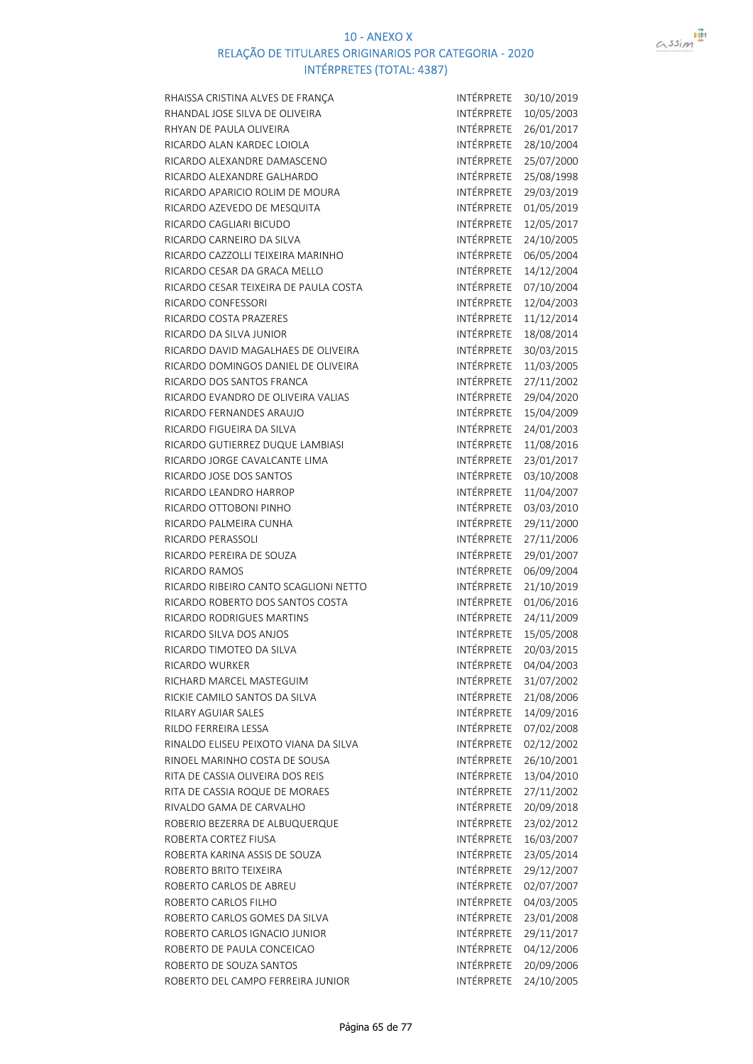# 10 - ANEXO X
## RELAÇÃO DE TITULARES ORIGINARIOS POR CATEGORIA - 2020
### INTÉRPRETES (TOTAL: 4387)

| | | |
|---|---|---|
| RHAISSA CRISTINA ALVES DE FRANÇA | INTÉRPRETE | 30/10/2019 |
| RHANDAL JOSE SILVA DE OLIVEIRA | INTÉRPRETE | 10/05/2003 |
| RHYAN DE PAULA OLIVEIRA | INTÉRPRETE | 26/01/2017 |
| RICARDO ALAN KARDEC LOIOLA | INTÉRPRETE | 28/10/2004 |
| RICARDO ALEXANDRE DAMASCENO | INTÉRPRETE | 25/07/2000 |
| RICARDO ALEXANDRE GALHARDO | INTÉRPRETE | 25/08/1998 |
| RICARDO APARICIO ROLIM DE MOURA | INTÉRPRETE | 29/03/2019 |
| RICARDO AZEVEDO DE MESQUITA | INTÉRPRETE | 01/05/2019 |
| RICARDO CAGLIARI BICUDO | INTÉRPRETE | 12/05/2017 |
| RICARDO CARNEIRO DA SILVA | INTÉRPRETE | 24/10/2005 |
| RICARDO CAZZOLLI TEIXEIRA MARINHO | INTÉRPRETE | 06/05/2004 |
| RICARDO CESAR DA GRACA MELLO | INTÉRPRETE | 14/12/2004 |
| RICARDO CESAR TEIXEIRA DE PAULA COSTA | INTÉRPRETE | 07/10/2004 |
| RICARDO CONFESSORI | INTÉRPRETE | 12/04/2003 |
| RICARDO COSTA PRAZERES | INTÉRPRETE | 11/12/2014 |
| RICARDO DA SILVA JUNIOR | INTÉRPRETE | 18/08/2014 |
| RICARDO DAVID MAGALHAES DE OLIVEIRA | INTÉRPRETE | 30/03/2015 |
| RICARDO DOMINGOS DANIEL DE OLIVEIRA | INTÉRPRETE | 11/03/2005 |
| RICARDO DOS SANTOS FRANCA | INTÉRPRETE | 27/11/2002 |
| RICARDO EVANDRO DE OLIVEIRA VALIAS | INTÉRPRETE | 29/04/2020 |
| RICARDO FERNANDES ARAUJO | INTÉRPRETE | 15/04/2009 |
| RICARDO FIGUEIRA DA SILVA | INTÉRPRETE | 24/01/2003 |
| RICARDO GUTIERREZ DUQUE LAMBIASI | INTÉRPRETE | 11/08/2016 |
| RICARDO JORGE CAVALCANTE LIMA | INTÉRPRETE | 23/01/2017 |
| RICARDO JOSE DOS SANTOS | INTÉRPRETE | 03/10/2008 |
| RICARDO LEANDRO HARROP | INTÉRPRETE | 11/04/2007 |
| RICARDO OTTOBONI PINHO | INTÉRPRETE | 03/03/2010 |
| RICARDO PALMEIRA CUNHA | INTÉRPRETE | 29/11/2000 |
| RICARDO PERASSOLI | INTÉRPRETE | 27/11/2006 |
| RICARDO PEREIRA DE SOUZA | INTÉRPRETE | 29/01/2007 |
| RICARDO RAMOS | INTÉRPRETE | 06/09/2004 |
| RICARDO RIBEIRO CANTO SCAGLIONI NETTO | INTÉRPRETE | 21/10/2019 |
| RICARDO ROBERTO DOS SANTOS COSTA | INTÉRPRETE | 01/06/2016 |
| RICARDO RODRIGUES MARTINS | INTÉRPRETE | 24/11/2009 |
| RICARDO SILVA DOS ANJOS | INTÉRPRETE | 15/05/2008 |
| RICARDO TIMOTEO DA SILVA | INTÉRPRETE | 20/03/2015 |
| RICARDO WURKER | INTÉRPRETE | 04/04/2003 |
| RICHARD MARCEL MASTEGUIM | INTÉRPRETE | 31/07/2002 |
| RICKIE CAMILO SANTOS DA SILVA | INTÉRPRETE | 21/08/2006 |
| RILARY AGUIAR SALES | INTÉRPRETE | 14/09/2016 |
| RILDO FERREIRA LESSA | INTÉRPRETE | 07/02/2008 |
| RINALDO ELISEU PEIXOTO VIANA DA SILVA | INTÉRPRETE | 02/12/2002 |
| RINOEL MARINHO COSTA DE SOUSA | INTÉRPRETE | 26/10/2001 |
| RITA DE CASSIA OLIVEIRA DOS REIS | INTÉRPRETE | 13/04/2010 |
| RITA DE CASSIA ROQUE DE MORAES | INTÉRPRETE | 27/11/2002 |
| RIVALDO GAMA DE CARVALHO | INTÉRPRETE | 20/09/2018 |
| ROBERIO BEZERRA DE ALBUQUERQUE | INTÉRPRETE | 23/02/2012 |
| ROBERTA CORTEZ FIUSA | INTÉRPRETE | 16/03/2007 |
| ROBERTA KARINA ASSIS DE SOUZA | INTÉRPRETE | 23/05/2014 |
| ROBERTO BRITO TEIXEIRA | INTÉRPRETE | 29/12/2007 |
| ROBERTO CARLOS DE ABREU | INTÉRPRETE | 02/07/2007 |
| ROBERTO CARLOS FILHO | INTÉRPRETE | 04/03/2005 |
| ROBERTO CARLOS GOMES DA SILVA | INTÉRPRETE | 23/01/2008 |
| ROBERTO CARLOS IGNACIO JUNIOR | INTÉRPRETE | 29/11/2017 |
| ROBERTO DE PAULA CONCEICAO | INTÉRPRETE | 04/12/2006 |
| ROBERTO DE SOUZA SANTOS | INTÉRPRETE | 20/09/2006 |
| ROBERTO DEL CAMPO FERREIRA JUNIOR | INTÉRPRETE | 24/10/2005 |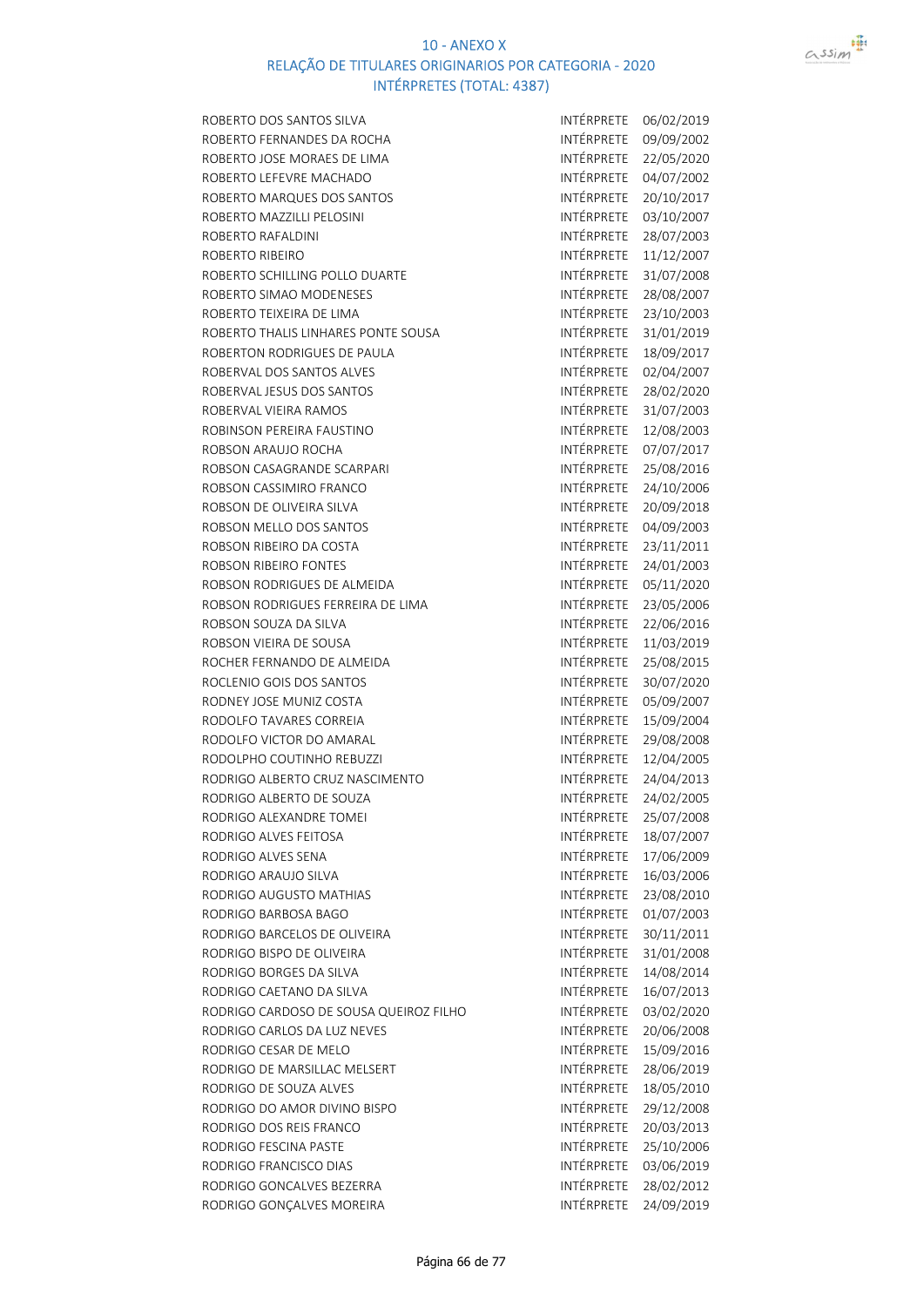10 - ANEXO X
RELAÇÃO DE TITULARES ORIGINARIOS POR CATEGORIA - 2020
INTÉRPRETES (TOTAL: 4387)

| | | |
|---|---|---|
| ROBERTO DOS SANTOS SILVA | INTÉRPRETE | 06/02/2019 |
| ROBERTO FERNANDES DA ROCHA | INTÉRPRETE | 09/09/2002 |
| ROBERTO JOSE MORAES DE LIMA | INTÉRPRETE | 22/05/2020 |
| ROBERTO LEFEVRE MACHADO | INTÉRPRETE | 04/07/2002 |
| ROBERTO MARQUES DOS SANTOS | INTÉRPRETE | 20/10/2017 |
| ROBERTO MAZZILLI PELOSINI | INTÉRPRETE | 03/10/2007 |
| ROBERTO RAFALDINI | INTÉRPRETE | 28/07/2003 |
| ROBERTO RIBEIRO | INTÉRPRETE | 11/12/2007 |
| ROBERTO SCHILLING POLLO DUARTE | INTÉRPRETE | 31/07/2008 |
| ROBERTO SIMAO MODENESES | INTÉRPRETE | 28/08/2007 |
| ROBERTO TEIXEIRA DE LIMA | INTÉRPRETE | 23/10/2003 |
| ROBERTO THALIS LINHARES PONTE SOUSA | INTÉRPRETE | 31/01/2019 |
| ROBERTON RODRIGUES DE PAULA | INTÉRPRETE | 18/09/2017 |
| ROBERVAL DOS SANTOS ALVES | INTÉRPRETE | 02/04/2007 |
| ROBERVAL JESUS DOS SANTOS | INTÉRPRETE | 28/02/2020 |
| ROBERVAL VIEIRA RAMOS | INTÉRPRETE | 31/07/2003 |
| ROBINSON PEREIRA FAUSTINO | INTÉRPRETE | 12/08/2003 |
| ROBSON ARAUJO ROCHA | INTÉRPRETE | 07/07/2017 |
| ROBSON CASAGRANDE SCARPARI | INTÉRPRETE | 25/08/2016 |
| ROBSON CASSIMIRO FRANCO | INTÉRPRETE | 24/10/2006 |
| ROBSON DE OLIVEIRA SILVA | INTÉRPRETE | 20/09/2018 |
| ROBSON MELLO DOS SANTOS | INTÉRPRETE | 04/09/2003 |
| ROBSON RIBEIRO DA COSTA | INTÉRPRETE | 23/11/2011 |
| ROBSON RIBEIRO FONTES | INTÉRPRETE | 24/01/2003 |
| ROBSON RODRIGUES DE ALMEIDA | INTÉRPRETE | 05/11/2020 |
| ROBSON RODRIGUES FERREIRA DE LIMA | INTÉRPRETE | 23/05/2006 |
| ROBSON SOUZA DA SILVA | INTÉRPRETE | 22/06/2016 |
| ROBSON VIEIRA DE SOUSA | INTÉRPRETE | 11/03/2019 |
| ROCHER FERNANDO DE ALMEIDA | INTÉRPRETE | 25/08/2015 |
| ROCLENIO GOIS DOS SANTOS | INTÉRPRETE | 30/07/2020 |
| RODNEY JOSE MUNIZ COSTA | INTÉRPRETE | 05/09/2007 |
| RODOLFO TAVARES CORREIA | INTÉRPRETE | 15/09/2004 |
| RODOLFO VICTOR DO AMARAL | INTÉRPRETE | 29/08/2008 |
| RODOLPHO COUTINHO REBUZZI | INTÉRPRETE | 12/04/2005 |
| RODRIGO ALBERTO CRUZ NASCIMENTO | INTÉRPRETE | 24/04/2013 |
| RODRIGO ALBERTO DE SOUZA | INTÉRPRETE | 24/02/2005 |
| RODRIGO ALEXANDRE TOMEI | INTÉRPRETE | 25/07/2008 |
| RODRIGO ALVES FEITOSA | INTÉRPRETE | 18/07/2007 |
| RODRIGO ALVES SENA | INTÉRPRETE | 17/06/2009 |
| RODRIGO ARAUJO SILVA | INTÉRPRETE | 16/03/2006 |
| RODRIGO AUGUSTO MATHIAS | INTÉRPRETE | 23/08/2010 |
| RODRIGO BARBOSA BAGO | INTÉRPRETE | 01/07/2003 |
| RODRIGO BARCELOS DE OLIVEIRA | INTÉRPRETE | 30/11/2011 |
| RODRIGO BISPO DE OLIVEIRA | INTÉRPRETE | 31/01/2008 |
| RODRIGO BORGES DA SILVA | INTÉRPRETE | 14/08/2014 |
| RODRIGO CAETANO DA SILVA | INTÉRPRETE | 16/07/2013 |
| RODRIGO CARDOSO DE SOUSA QUEIROZ FILHO | INTÉRPRETE | 03/02/2020 |
| RODRIGO CARLOS DA LUZ NEVES | INTÉRPRETE | 20/06/2008 |
| RODRIGO CESAR DE MELO | INTÉRPRETE | 15/09/2016 |
| RODRIGO DE MARSILLAC MELSERT | INTÉRPRETE | 28/06/2019 |
| RODRIGO DE SOUZA ALVES | INTÉRPRETE | 18/05/2010 |
| RODRIGO DO AMOR DIVINO BISPO | INTÉRPRETE | 29/12/2008 |
| RODRIGO DOS REIS FRANCO | INTÉRPRETE | 20/03/2013 |
| RODRIGO FESCINA PASTE | INTÉRPRETE | 25/10/2006 |
| RODRIGO FRANCISCO DIAS | INTÉRPRETE | 03/06/2019 |
| RODRIGO GONCALVES BEZERRA | INTÉRPRETE | 28/02/2012 |
| RODRIGO GONÇALVES MOREIRA | INTÉRPRETE | 24/09/2019 |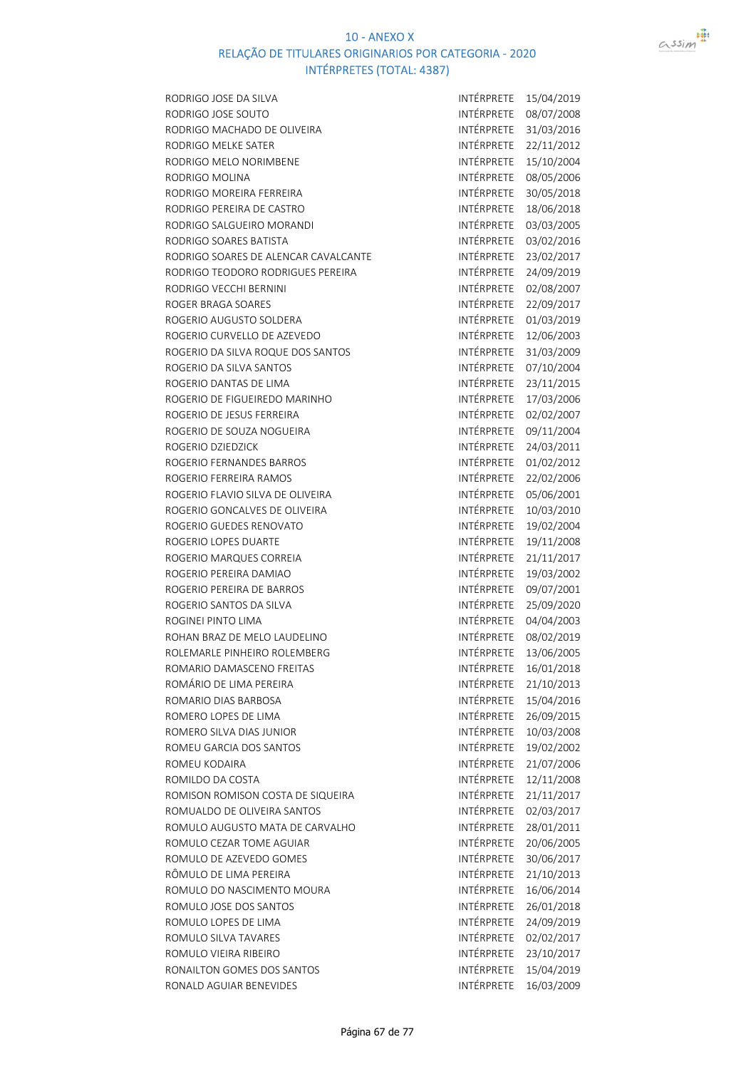10 - ANEXO X
RELAÇÃO DE TITULARES ORIGINARIOS POR CATEGORIA - 2020
INTÉRPRETES (TOTAL: 4387)

| | | |
|---|---|---|
| RODRIGO JOSE DA SILVA | INTÉRPRETE | 15/04/2019 |
| RODRIGO JOSE SOUTO | INTÉRPRETE | 08/07/2008 |
| RODRIGO MACHADO DE OLIVEIRA | INTÉRPRETE | 31/03/2016 |
| RODRIGO MELKE SATER | INTÉRPRETE | 22/11/2012 |
| RODRIGO MELO NORIMBENE | INTÉRPRETE | 15/10/2004 |
| RODRIGO MOLINA | INTÉRPRETE | 08/05/2006 |
| RODRIGO MOREIRA FERREIRA | INTÉRPRETE | 30/05/2018 |
| RODRIGO PEREIRA DE CASTRO | INTÉRPRETE | 18/06/2018 |
| RODRIGO SALGUEIRO MORANDI | INTÉRPRETE | 03/03/2005 |
| RODRIGO SOARES BATISTA | INTÉRPRETE | 03/02/2016 |
| RODRIGO SOARES DE ALENCAR CAVALCANTE | INTÉRPRETE | 23/02/2017 |
| RODRIGO TEODORO RODRIGUES PEREIRA | INTÉRPRETE | 24/09/2019 |
| RODRIGO VECCHI BERNINI | INTÉRPRETE | 02/08/2007 |
| ROGER BRAGA SOARES | INTÉRPRETE | 22/09/2017 |
| ROGERIO AUGUSTO SOLDERA | INTÉRPRETE | 01/03/2019 |
| ROGERIO CURVELLO DE AZEVEDO | INTÉRPRETE | 12/06/2003 |
| ROGERIO DA SILVA ROQUE DOS SANTOS | INTÉRPRETE | 31/03/2009 |
| ROGERIO DA SILVA SANTOS | INTÉRPRETE | 07/10/2004 |
| ROGERIO DANTAS DE LIMA | INTÉRPRETE | 23/11/2015 |
| ROGERIO DE FIGUEIREDO MARINHO | INTÉRPRETE | 17/03/2006 |
| ROGERIO DE JESUS FERREIRA | INTÉRPRETE | 02/02/2007 |
| ROGERIO DE SOUZA NOGUEIRA | INTÉRPRETE | 09/11/2004 |
| ROGERIO DZIEDZICK | INTÉRPRETE | 24/03/2011 |
| ROGERIO FERNANDES BARROS | INTÉRPRETE | 01/02/2012 |
| ROGERIO FERREIRA RAMOS | INTÉRPRETE | 22/02/2006 |
| ROGERIO FLAVIO SILVA DE OLIVEIRA | INTÉRPRETE | 05/06/2001 |
| ROGERIO GONCALVES DE OLIVEIRA | INTÉRPRETE | 10/03/2010 |
| ROGERIO GUEDES RENOVATO | INTÉRPRETE | 19/02/2004 |
| ROGERIO LOPES DUARTE | INTÉRPRETE | 19/11/2008 |
| ROGERIO MARQUES CORREIA | INTÉRPRETE | 21/11/2017 |
| ROGERIO PEREIRA DAMIAO | INTÉRPRETE | 19/03/2002 |
| ROGERIO PEREIRA DE BARROS | INTÉRPRETE | 09/07/2001 |
| ROGERIO SANTOS DA SILVA | INTÉRPRETE | 25/09/2020 |
| ROGINEI PINTO LIMA | INTÉRPRETE | 04/04/2003 |
| ROHAN BRAZ DE MELO LAUDELINO | INTÉRPRETE | 08/02/2019 |
| ROLEMARLE PINHEIRO ROLEMBERG | INTÉRPRETE | 13/06/2005 |
| ROMARIO DAMASCENO FREITAS | INTÉRPRETE | 16/01/2018 |
| ROMÁRIO DE LIMA PEREIRA | INTÉRPRETE | 21/10/2013 |
| ROMARIO DIAS BARBOSA | INTÉRPRETE | 15/04/2016 |
| ROMERO LOPES DE LIMA | INTÉRPRETE | 26/09/2015 |
| ROMERO SILVA DIAS JUNIOR | INTÉRPRETE | 10/03/2008 |
| ROMEU GARCIA DOS SANTOS | INTÉRPRETE | 19/02/2002 |
| ROMEU KODAIRA | INTÉRPRETE | 21/07/2006 |
| ROMILDO DA COSTA | INTÉRPRETE | 12/11/2008 |
| ROMISON ROMISON COSTA DE SIQUEIRA | INTÉRPRETE | 21/11/2017 |
| ROMUALDO DE OLIVEIRA SANTOS | INTÉRPRETE | 02/03/2017 |
| ROMULO AUGUSTO MATA DE CARVALHO | INTÉRPRETE | 28/01/2011 |
| ROMULO CEZAR TOME AGUIAR | INTÉRPRETE | 20/06/2005 |
| ROMULO DE AZEVEDO GOMES | INTÉRPRETE | 30/06/2017 |
| RÔMULO DE LIMA PEREIRA | INTÉRPRETE | 21/10/2013 |
| ROMULO DO NASCIMENTO MOURA | INTÉRPRETE | 16/06/2014 |
| ROMULO JOSE DOS SANTOS | INTÉRPRETE | 26/01/2018 |
| ROMULO LOPES DE LIMA | INTÉRPRETE | 24/09/2019 |
| ROMULO SILVA TAVARES | INTÉRPRETE | 02/02/2017 |
| ROMULO VIEIRA RIBEIRO | INTÉRPRETE | 23/10/2017 |
| RONAILTON GOMES DOS SANTOS | INTÉRPRETE | 15/04/2019 |
| RONALD AGUIAR BENEVIDES | INTÉRPRETE | 16/03/2009 |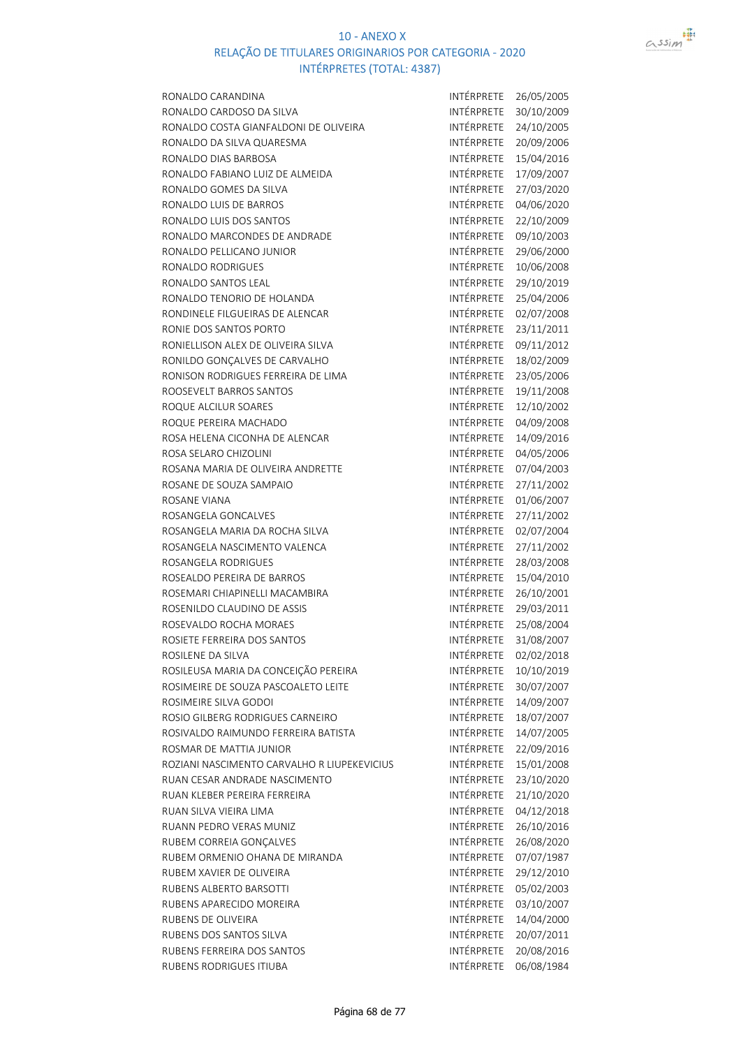# 10 - ANEXO X
## RELAÇÃO DE TITULARES ORIGINARIOS POR CATEGORIA - 2020
### INTÉRPRETES (TOTAL: 4387)

| | | |
|---|---|---|
| RONALDO CARANDINA | INTÉRPRETE | 26/05/2005 |
| RONALDO CARDOSO DA SILVA | INTÉRPRETE | 30/10/2009 |
| RONALDO COSTA GIANFALDONI DE OLIVEIRA | INTÉRPRETE | 24/10/2005 |
| RONALDO DA SILVA QUARESMA | INTÉRPRETE | 20/09/2006 |
| RONALDO DIAS BARBOSA | INTÉRPRETE | 15/04/2016 |
| RONALDO FABIANO LUIZ DE ALMEIDA | INTÉRPRETE | 17/09/2007 |
| RONALDO GOMES DA SILVA | INTÉRPRETE | 27/03/2020 |
| RONALDO LUIS DE BARROS | INTÉRPRETE | 04/06/2020 |
| RONALDO LUIS DOS SANTOS | INTÉRPRETE | 22/10/2009 |
| RONALDO MARCONDES DE ANDRADE | INTÉRPRETE | 09/10/2003 |
| RONALDO PELLICANO JUNIOR | INTÉRPRETE | 29/06/2000 |
| RONALDO RODRIGUES | INTÉRPRETE | 10/06/2008 |
| RONALDO SANTOS LEAL | INTÉRPRETE | 29/10/2019 |
| RONALDO TENORIO DE HOLANDA | INTÉRPRETE | 25/04/2006 |
| RONDINELE FILGUEIRAS DE ALENCAR | INTÉRPRETE | 02/07/2008 |
| RONIE DOS SANTOS PORTO | INTÉRPRETE | 23/11/2011 |
| RONIELLISON ALEX DE OLIVEIRA SILVA | INTÉRPRETE | 09/11/2012 |
| RONILDO GONÇALVES DE CARVALHO | INTÉRPRETE | 18/02/2009 |
| RONISON RODRIGUES FERREIRA DE LIMA | INTÉRPRETE | 23/05/2006 |
| ROOSEVELT BARROS SANTOS | INTÉRPRETE | 19/11/2008 |
| ROQUE ALCILUR SOARES | INTÉRPRETE | 12/10/2002 |
| ROQUE PEREIRA MACHADO | INTÉRPRETE | 04/09/2008 |
| ROSA HELENA CICONHA DE ALENCAR | INTÉRPRETE | 14/09/2016 |
| ROSA SELARO CHIZOLINI | INTÉRPRETE | 04/05/2006 |
| ROSANA MARIA DE OLIVEIRA ANDRETTE | INTÉRPRETE | 07/04/2003 |
| ROSANE DE SOUZA SAMPAIO | INTÉRPRETE | 27/11/2002 |
| ROSANE VIANA | INTÉRPRETE | 01/06/2007 |
| ROSANGELA GONCALVES | INTÉRPRETE | 27/11/2002 |
| ROSANGELA MARIA DA ROCHA SILVA | INTÉRPRETE | 02/07/2004 |
| ROSANGELA NASCIMENTO VALENCA | INTÉRPRETE | 27/11/2002 |
| ROSANGELA RODRIGUES | INTÉRPRETE | 28/03/2008 |
| ROSEALDO PEREIRA DE BARROS | INTÉRPRETE | 15/04/2010 |
| ROSEMARI CHIAPINELLI MACAMBIRA | INTÉRPRETE | 26/10/2001 |
| ROSENILDO CLAUDINO DE ASSIS | INTÉRPRETE | 29/03/2011 |
| ROSEVALDO ROCHA MORAES | INTÉRPRETE | 25/08/2004 |
| ROSIETE FERREIRA DOS SANTOS | INTÉRPRETE | 31/08/2007 |
| ROSILENE DA SILVA | INTÉRPRETE | 02/02/2018 |
| ROSILEUSA MARIA DA CONCEIÇÃO PEREIRA | INTÉRPRETE | 10/10/2019 |
| ROSIMEIRE DE SOUZA PASCOALETO LEITE | INTÉRPRETE | 30/07/2007 |
| ROSIMEIRE SILVA GODOI | INTÉRPRETE | 14/09/2007 |
| ROSIO GILBERG RODRIGUES CARNEIRO | INTÉRPRETE | 18/07/2007 |
| ROSIVALDO RAIMUNDO FERREIRA BATISTA | INTÉRPRETE | 14/07/2005 |
| ROSMAR DE MATTIA JUNIOR | INTÉRPRETE | 22/09/2016 |
| ROZIANI NASCIMENTO CARVALHO R LIUPEKEVICIUS | INTÉRPRETE | 15/01/2008 |
| RUAN CESAR ANDRADE NASCIMENTO | INTÉRPRETE | 23/10/2020 |
| RUAN KLEBER PEREIRA FERREIRA | INTÉRPRETE | 21/10/2020 |
| RUAN SILVA VIEIRA LIMA | INTÉRPRETE | 04/12/2018 |
| RUANN PEDRO VERAS MUNIZ | INTÉRPRETE | 26/10/2016 |
| RUBEM CORREIA GONÇALVES | INTÉRPRETE | 26/08/2020 |
| RUBEM ORMENIO OHANA DE MIRANDA | INTÉRPRETE | 07/07/1987 |
| RUBEM XAVIER DE OLIVEIRA | INTÉRPRETE | 29/12/2010 |
| RUBENS ALBERTO BARSOTTI | INTÉRPRETE | 05/02/2003 |
| RUBENS APARECIDO MOREIRA | INTÉRPRETE | 03/10/2007 |
| RUBENS DE OLIVEIRA | INTÉRPRETE | 14/04/2000 |
| RUBENS DOS SANTOS SILVA | INTÉRPRETE | 20/07/2011 |
| RUBENS FERREIRA DOS SANTOS | INTÉRPRETE | 20/08/2016 |
| RUBENS RODRIGUES ITIUBA | INTÉRPRETE | 06/08/1984 |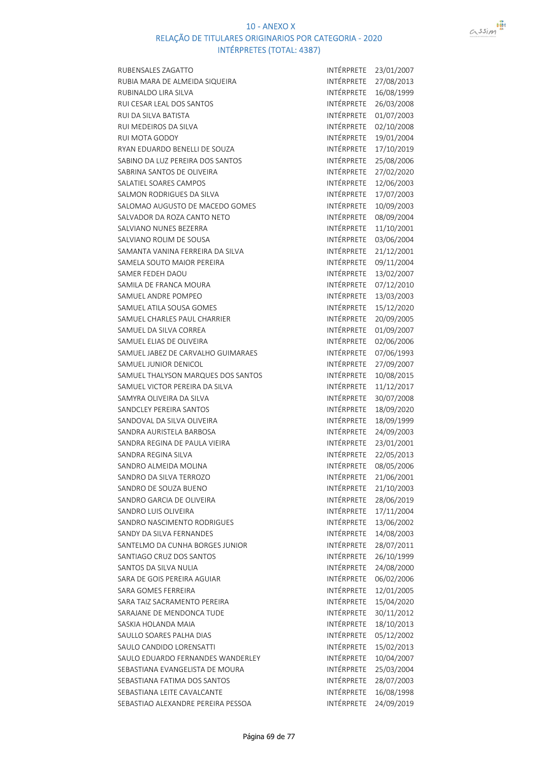# 10 - ANEXO X

## RELAÇÃO DE TITULARES ORIGINARIOS POR CATEGORIA - 2020

### INTÉRPRETES (TOTAL: 4387)

| | | |
|---|---|---|
| RUBENSALES ZAGATTO | INTÉRPRETE | 23/01/2007 |
| RUBIA MARA DE ALMEIDA SIQUEIRA | INTÉRPRETE | 27/08/2013 |
| RUBINALDO LIRA SILVA | INTÉRPRETE | 16/08/1999 |
| RUI CESAR LEAL DOS SANTOS | INTÉRPRETE | 26/03/2008 |
| RUI DA SILVA BATISTA | INTÉRPRETE | 01/07/2003 |
| RUI MEDEIROS DA SILVA | INTÉRPRETE | 02/10/2008 |
| RUI MOTA GODOY | INTÉRPRETE | 19/01/2004 |
| RYAN EDUARDO BENELLI DE SOUZA | INTÉRPRETE | 17/10/2019 |
| SABINO DA LUZ PEREIRA DOS SANTOS | INTÉRPRETE | 25/08/2006 |
| SABRINA SANTOS DE OLIVEIRA | INTÉRPRETE | 27/02/2020 |
| SALATIEL SOARES CAMPOS | INTÉRPRETE | 12/06/2003 |
| SALMON RODRIGUES DA SILVA | INTÉRPRETE | 17/07/2003 |
| SALOMAO AUGUSTO DE MACEDO GOMES | INTÉRPRETE | 10/09/2003 |
| SALVADOR DA ROZA CANTO NETO | INTÉRPRETE | 08/09/2004 |
| SALVIANO NUNES BEZERRA | INTÉRPRETE | 11/10/2001 |
| SALVIANO ROLIM DE SOUSA | INTÉRPRETE | 03/06/2004 |
| SAMANTA VANINA FERREIRA DA SILVA | INTÉRPRETE | 21/12/2001 |
| SAMELA SOUTO MAIOR PEREIRA | INTÉRPRETE | 09/11/2004 |
| SAMER FEDEH DAOU | INTÉRPRETE | 13/02/2007 |
| SAMILA DE FRANCA MOURA | INTÉRPRETE | 07/12/2010 |
| SAMUEL ANDRE POMPEO | INTÉRPRETE | 13/03/2003 |
| SAMUEL ATILA SOUSA GOMES | INTÉRPRETE | 15/12/2020 |
| SAMUEL CHARLES PAUL CHARRIER | INTÉRPRETE | 20/09/2005 |
| SAMUEL DA SILVA CORREA | INTÉRPRETE | 01/09/2007 |
| SAMUEL ELIAS DE OLIVEIRA | INTÉRPRETE | 02/06/2006 |
| SAMUEL JABEZ DE CARVALHO GUIMARAES | INTÉRPRETE | 07/06/1993 |
| SAMUEL JUNIOR DENICOL | INTÉRPRETE | 27/09/2007 |
| SAMUEL THALYSON MARQUES DOS SANTOS | INTÉRPRETE | 10/08/2015 |
| SAMUEL VICTOR PEREIRA DA SILVA | INTÉRPRETE | 11/12/2017 |
| SAMYRA OLIVEIRA DA SILVA | INTÉRPRETE | 30/07/2008 |
| SANDCLEY PEREIRA SANTOS | INTÉRPRETE | 18/09/2020 |
| SANDOVAL DA SILVA OLIVEIRA | INTÉRPRETE | 18/09/1999 |
| SANDRA AURISTELA BARBOSA | INTÉRPRETE | 24/09/2003 |
| SANDRA REGINA DE PAULA VIEIRA | INTÉRPRETE | 23/01/2001 |
| SANDRA REGINA SILVA | INTÉRPRETE | 22/05/2013 |
| SANDRO ALMEIDA MOLINA | INTÉRPRETE | 08/05/2006 |
| SANDRO DA SILVA TERROZO | INTÉRPRETE | 21/06/2001 |
| SANDRO DE SOUZA BUENO | INTÉRPRETE | 21/10/2003 |
| SANDRO GARCIA DE OLIVEIRA | INTÉRPRETE | 28/06/2019 |
| SANDRO LUIS OLIVEIRA | INTÉRPRETE | 17/11/2004 |
| SANDRO NASCIMENTO RODRIGUES | INTÉRPRETE | 13/06/2002 |
| SANDY DA SILVA FERNANDES | INTÉRPRETE | 14/08/2003 |
| SANTELMO DA CUNHA BORGES JUNIOR | INTÉRPRETE | 28/07/2011 |
| SANTIAGO CRUZ DOS SANTOS | INTÉRPRETE | 26/10/1999 |
| SANTOS DA SILVA NULIA | INTÉRPRETE | 24/08/2000 |
| SARA DE GOIS PEREIRA AGUIAR | INTÉRPRETE | 06/02/2006 |
| SARA GOMES FERREIRA | INTÉRPRETE | 12/01/2005 |
| SARA TAIZ SACRAMENTO PEREIRA | INTÉRPRETE | 15/04/2020 |
| SARAJANE DE MENDONCA TUDE | INTÉRPRETE | 30/11/2012 |
| SASKIA HOLANDA MAIA | INTÉRPRETE | 18/10/2013 |
| SAULLO SOARES PALHA DIAS | INTÉRPRETE | 05/12/2002 |
| SAULO CANDIDO LORENSATTI | INTÉRPRETE | 15/02/2013 |
| SAULO EDUARDO FERNANDES WANDERLEY | INTÉRPRETE | 10/04/2007 |
| SEBASTIANA EVANGELISTA DE MOURA | INTÉRPRETE | 25/03/2004 |
| SEBASTIANA FATIMA DOS SANTOS | INTÉRPRETE | 28/07/2003 |
| SEBASTIANA LEITE CAVALCANTE | INTÉRPRETE | 16/08/1998 |
| SEBASTIAO ALEXANDRE PEREIRA PESSOA | INTÉRPRETE | 24/09/2019 |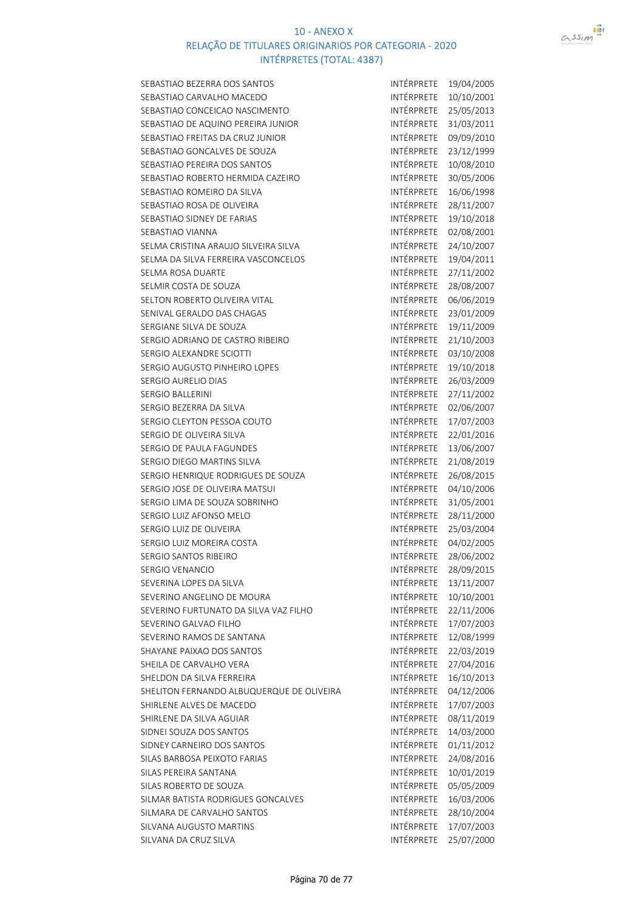# 10 - ANEXO X

## RELAÇÃO DE TITULARES ORIGINARIOS POR CATEGORIA - 2020

### INTÉRPRETES (TOTAL: 4387)

| | | |
|---|---|---|
| SEBASTIAO BEZERRA DOS SANTOS | INTÉRPRETE | 19/04/2005 |
| SEBASTIAO CARVALHO MACEDO | INTÉRPRETE | 10/10/2001 |
| SEBASTIAO CONCEICAO NASCIMENTO | INTÉRPRETE | 25/05/2013 |
| SEBASTIAO DE AQUINO PEREIRA JUNIOR | INTÉRPRETE | 31/03/2011 |
| SEBASTIAO FREITAS DA CRUZ JUNIOR | INTÉRPRETE | 09/09/2010 |
| SEBASTIAO GONCALVES DE SOUZA | INTÉRPRETE | 23/12/1999 |
| SEBASTIAO PEREIRA DOS SANTOS | INTÉRPRETE | 10/08/2010 |
| SEBASTIAO ROBERTO HERMIDA CAZEIRO | INTÉRPRETE | 30/05/2006 |
| SEBASTIAO ROMEIRO DA SILVA | INTÉRPRETE | 16/06/1998 |
| SEBASTIAO ROSA DE OLIVEIRA | INTÉRPRETE | 28/11/2007 |
| SEBASTIAO SIDNEY DE FARIAS | INTÉRPRETE | 19/10/2018 |
| SEBASTIAO VIANNA | INTÉRPRETE | 02/08/2001 |
| SELMA CRISTINA ARAUJO SILVEIRA SILVA | INTÉRPRETE | 24/10/2007 |
| SELMA DA SILVA FERREIRA VASCONCELOS | INTÉRPRETE | 19/04/2011 |
| SELMA ROSA DUARTE | INTÉRPRETE | 27/11/2002 |
| SELMIR COSTA DE SOUZA | INTÉRPRETE | 28/08/2007 |
| SELTON ROBERTO OLIVEIRA VITAL | INTÉRPRETE | 06/06/2019 |
| SENIVAL GERALDO DAS CHAGAS | INTÉRPRETE | 23/01/2009 |
| SERGIANE SILVA DE SOUZA | INTÉRPRETE | 19/11/2009 |
| SERGIO ADRIANO DE CASTRO RIBEIRO | INTÉRPRETE | 21/10/2003 |
| SERGIO ALEXANDRE SCIOTTI | INTÉRPRETE | 03/10/2008 |
| SERGIO AUGUSTO PINHEIRO LOPES | INTÉRPRETE | 19/10/2018 |
| SERGIO AURELIO DIAS | INTÉRPRETE | 26/03/2009 |
| SERGIO BALLERINI | INTÉRPRETE | 27/11/2002 |
| SERGIO BEZERRA DA SILVA | INTÉRPRETE | 02/06/2007 |
| SERGIO CLEYTON PESSOA COUTO | INTÉRPRETE | 17/07/2003 |
| SERGIO DE OLIVEIRA SILVA | INTÉRPRETE | 22/01/2016 |
| SERGIO DE PAULA FAGUNDES | INTÉRPRETE | 13/06/2007 |
| SERGIO DIEGO MARTINS SILVA | INTÉRPRETE | 21/08/2019 |
| SERGIO HENRIQUE RODRIGUES DE SOUZA | INTÉRPRETE | 26/08/2015 |
| SERGIO JOSE DE OLIVEIRA MATSUI | INTÉRPRETE | 04/10/2006 |
| SERGIO LIMA DE SOUZA SOBRINHO | INTÉRPRETE | 31/05/2001 |
| SERGIO LUIZ AFONSO MELO | INTÉRPRETE | 28/11/2000 |
| SERGIO LUIZ DE OLIVEIRA | INTÉRPRETE | 25/03/2004 |
| SERGIO LUIZ MOREIRA COSTA | INTÉRPRETE | 04/02/2005 |
| SERGIO SANTOS RIBEIRO | INTÉRPRETE | 28/06/2002 |
| SERGIO VENANCIO | INTÉRPRETE | 28/09/2015 |
| SEVERINA LOPES DA SILVA | INTÉRPRETE | 13/11/2007 |
| SEVERINO ANGELINO DE MOURA | INTÉRPRETE | 10/10/2001 |
| SEVERINO FURTUNATO DA SILVA VAZ FILHO | INTÉRPRETE | 22/11/2006 |
| SEVERINO GALVAO FILHO | INTÉRPRETE | 17/07/2003 |
| SEVERINO RAMOS DE SANTANA | INTÉRPRETE | 12/08/1999 |
| SHAYANE PAIXAO DOS SANTOS | INTÉRPRETE | 22/03/2019 |
| SHEILA DE CARVALHO VERA | INTÉRPRETE | 27/04/2016 |
| SHELDON DA SILVA FERREIRA | INTÉRPRETE | 16/10/2013 |
| SHELITON FERNANDO ALBUQUERQUE DE OLIVEIRA | INTÉRPRETE | 04/12/2006 |
| SHIRLENE ALVES DE MACEDO | INTÉRPRETE | 17/07/2003 |
| SHIRLENE DA SILVA AGUIAR | INTÉRPRETE | 08/11/2019 |
| SIDNEI SOUZA DOS SANTOS | INTÉRPRETE | 14/03/2000 |
| SIDNEY CARNEIRO DOS SANTOS | INTÉRPRETE | 01/11/2012 |
| SILAS BARBOSA PEIXOTO FARIAS | INTÉRPRETE | 24/08/2016 |
| SILAS PEREIRA SANTANA | INTÉRPRETE | 10/01/2019 |
| SILAS ROBERTO DE SOUZA | INTÉRPRETE | 05/05/2009 |
| SILMAR BATISTA RODRIGUES GONCALVES | INTÉRPRETE | 16/03/2006 |
| SILMARA DE CARVALHO SANTOS | INTÉRPRETE | 28/10/2004 |
| SILVANA AUGUSTO MARTINS | INTÉRPRETE | 17/07/2003 |
| SILVANA DA CRUZ SILVA | INTÉRPRETE | 25/07/2000 |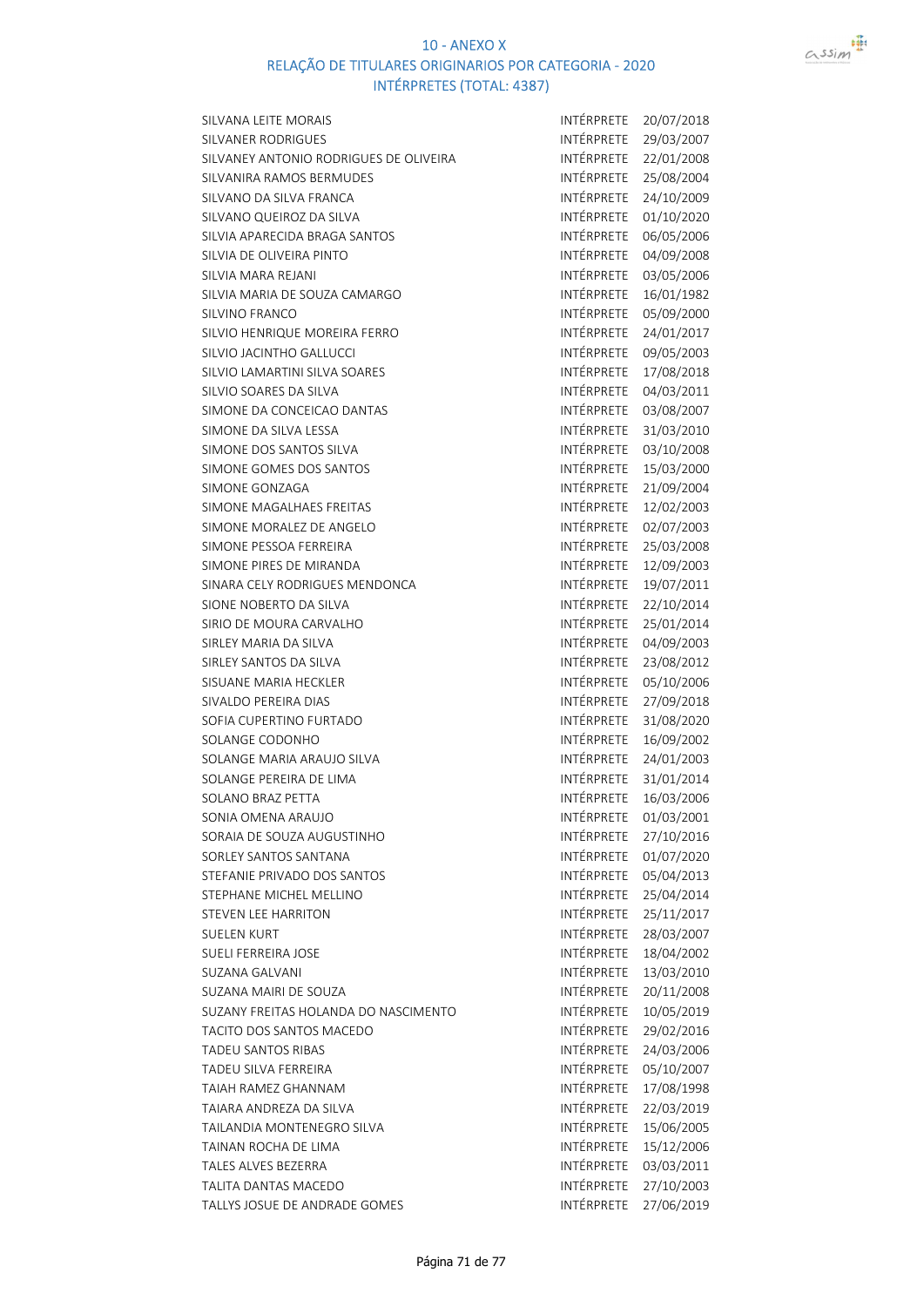10 - ANEXO X
RELAÇÃO DE TITULARES ORIGINARIOS POR CATEGORIA - 2020
INTÉRPRETES (TOTAL: 4387)

| | | |
|---|---|---|
| SILVANA LEITE MORAIS | INTÉRPRETE | 20/07/2018 |
| SILVANER RODRIGUES | INTÉRPRETE | 29/03/2007 |
| SILVANEY ANTONIO RODRIGUES DE OLIVEIRA | INTÉRPRETE | 22/01/2008 |
| SILVANIRA RAMOS BERMUDES | INTÉRPRETE | 25/08/2004 |
| SILVANO DA SILVA FRANCA | INTÉRPRETE | 24/10/2009 |
| SILVANO QUEIROZ DA SILVA | INTÉRPRETE | 01/10/2020 |
| SILVIA APARECIDA BRAGA SANTOS | INTÉRPRETE | 06/05/2006 |
| SILVIA DE OLIVEIRA PINTO | INTÉRPRETE | 04/09/2008 |
| SILVIA MARA REJANI | INTÉRPRETE | 03/05/2006 |
| SILVIA MARIA DE SOUZA CAMARGO | INTÉRPRETE | 16/01/1982 |
| SILVINO FRANCO | INTÉRPRETE | 05/09/2000 |
| SILVIO HENRIQUE MOREIRA FERRO | INTÉRPRETE | 24/01/2017 |
| SILVIO JACINTHO GALLUCCI | INTÉRPRETE | 09/05/2003 |
| SILVIO LAMARTINI SILVA SOARES | INTÉRPRETE | 17/08/2018 |
| SILVIO SOARES DA SILVA | INTÉRPRETE | 04/03/2011 |
| SIMONE DA CONCEICAO DANTAS | INTÉRPRETE | 03/08/2007 |
| SIMONE DA SILVA LESSA | INTÉRPRETE | 31/03/2010 |
| SIMONE DOS SANTOS SILVA | INTÉRPRETE | 03/10/2008 |
| SIMONE GOMES DOS SANTOS | INTÉRPRETE | 15/03/2000 |
| SIMONE GONZAGA | INTÉRPRETE | 21/09/2004 |
| SIMONE MAGALHAES FREITAS | INTÉRPRETE | 12/02/2003 |
| SIMONE MORALEZ DE ANGELO | INTÉRPRETE | 02/07/2003 |
| SIMONE PESSOA FERREIRA | INTÉRPRETE | 25/03/2008 |
| SIMONE PIRES DE MIRANDA | INTÉRPRETE | 12/09/2003 |
| SINARA CELY RODRIGUES MENDONCA | INTÉRPRETE | 19/07/2011 |
| SIONE NOBERTO DA SILVA | INTÉRPRETE | 22/10/2014 |
| SIRIO DE MOURA CARVALHO | INTÉRPRETE | 25/01/2014 |
| SIRLEY MARIA DA SILVA | INTÉRPRETE | 04/09/2003 |
| SIRLEY SANTOS DA SILVA | INTÉRPRETE | 23/08/2012 |
| SISUANE MARIA HECKLER | INTÉRPRETE | 05/10/2006 |
| SIVALDO PEREIRA DIAS | INTÉRPRETE | 27/09/2018 |
| SOFIA CUPERTINO FURTADO | INTÉRPRETE | 31/08/2020 |
| SOLANGE CODONHO | INTÉRPRETE | 16/09/2002 |
| SOLANGE MARIA ARAUJO SILVA | INTÉRPRETE | 24/01/2003 |
| SOLANGE PEREIRA DE LIMA | INTÉRPRETE | 31/01/2014 |
| SOLANO BRAZ PETTA | INTÉRPRETE | 16/03/2006 |
| SONIA OMENA ARAUJO | INTÉRPRETE | 01/03/2001 |
| SORAIA DE SOUZA AUGUSTINHO | INTÉRPRETE | 27/10/2016 |
| SORLEY SANTOS SANTANA | INTÉRPRETE | 01/07/2020 |
| STEFANIE PRIVADO DOS SANTOS | INTÉRPRETE | 05/04/2013 |
| STEPHANE MICHEL MELLINO | INTÉRPRETE | 25/04/2014 |
| STEVEN LEE HARRITON | INTÉRPRETE | 25/11/2017 |
| SUELEN KURT | INTÉRPRETE | 28/03/2007 |
| SUELI FERREIRA JOSE | INTÉRPRETE | 18/04/2002 |
| SUZANA GALVANI | INTÉRPRETE | 13/03/2010 |
| SUZANA MAIRI DE SOUZA | INTÉRPRETE | 20/11/2008 |
| SUZANY FREITAS HOLANDA DO NASCIMENTO | INTÉRPRETE | 10/05/2019 |
| TACITO DOS SANTOS MACEDO | INTÉRPRETE | 29/02/2016 |
| TADEU SANTOS RIBAS | INTÉRPRETE | 24/03/2006 |
| TADEU SILVA FERREIRA | INTÉRPRETE | 05/10/2007 |
| TAIAH RAMEZ GHANNAM | INTÉRPRETE | 17/08/1998 |
| TAIARA ANDREZA DA SILVA | INTÉRPRETE | 22/03/2019 |
| TAILANDIA MONTENEGRO SILVA | INTÉRPRETE | 15/06/2005 |
| TAINAN ROCHA DE LIMA | INTÉRPRETE | 15/12/2006 |
| TALES ALVES BEZERRA | INTÉRPRETE | 03/03/2011 |
| TALITA DANTAS MACEDO | INTÉRPRETE | 27/10/2003 |
| TALLYS JOSUE DE ANDRADE GOMES | INTÉRPRETE | 27/06/2019 |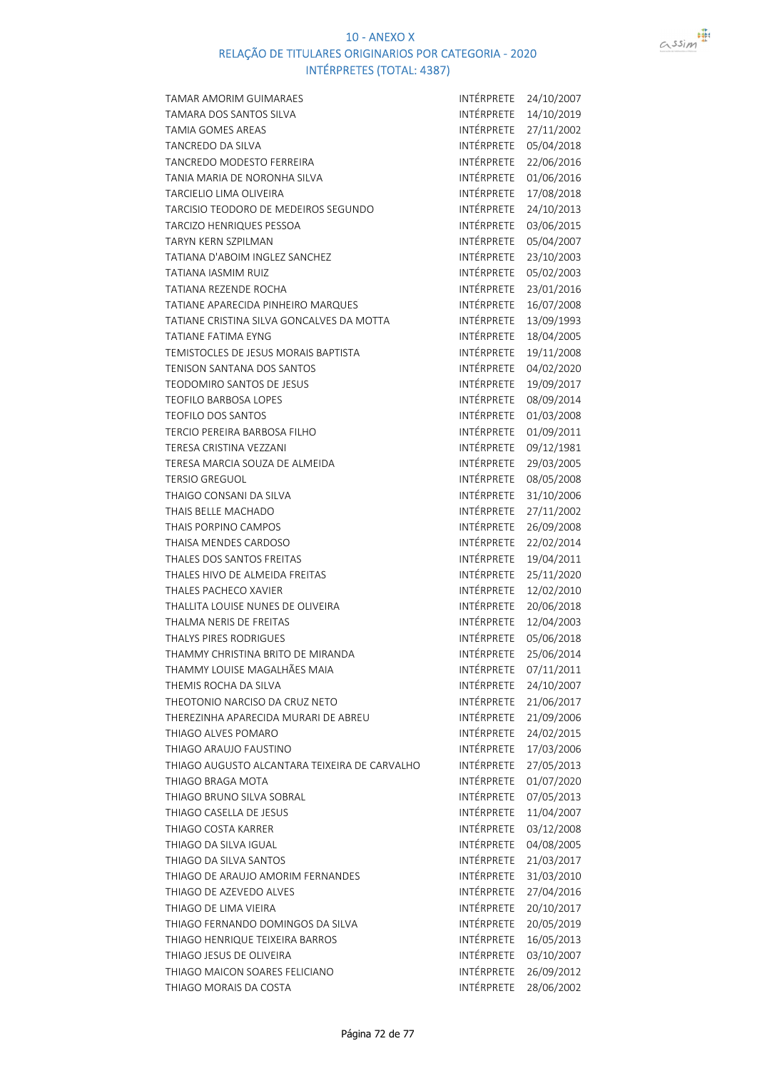# 10 - ANEXO X
## RELAÇÃO DE TITULARES ORIGINARIOS POR CATEGORIA - 2020
### INTÉRPRETES (TOTAL: 4387)

| | | |
|---|---|---|
| TAMAR AMORIM GUIMARAES | INTÉRPRETE | 24/10/2007 |
| TAMARA DOS SANTOS SILVA | INTÉRPRETE | 14/10/2019 |
| TAMIA GOMES AREAS | INTÉRPRETE | 27/11/2002 |
| TANCREDO DA SILVA | INTÉRPRETE | 05/04/2018 |
| TANCREDO MODESTO FERREIRA | INTÉRPRETE | 22/06/2016 |
| TANIA MARIA DE NORONHA SILVA | INTÉRPRETE | 01/06/2016 |
| TARCIELIO LIMA OLIVEIRA | INTÉRPRETE | 17/08/2018 |
| TARCISIO TEODORO DE MEDEIROS SEGUNDO | INTÉRPRETE | 24/10/2013 |
| TARCIZO HENRIQUES PESSOA | INTÉRPRETE | 03/06/2015 |
| TARYN KERN SZPILMAN | INTÉRPRETE | 05/04/2007 |
| TATIANA D'ABOIM INGLEZ SANCHEZ | INTÉRPRETE | 23/10/2003 |
| TATIANA IASMIM RUIZ | INTÉRPRETE | 05/02/2003 |
| TATIANA REZENDE ROCHA | INTÉRPRETE | 23/01/2016 |
| TATIANE APARECIDA PINHEIRO MARQUES | INTÉRPRETE | 16/07/2008 |
| TATIANE CRISTINA SILVA GONCALVES DA MOTTA | INTÉRPRETE | 13/09/1993 |
| TATIANE FATIMA EYNG | INTÉRPRETE | 18/04/2005 |
| TEMISTOCLES DE JESUS MORAIS BAPTISTA | INTÉRPRETE | 19/11/2008 |
| TENISON SANTANA DOS SANTOS | INTÉRPRETE | 04/02/2020 |
| TEODOMIRO SANTOS DE JESUS | INTÉRPRETE | 19/09/2017 |
| TEOFILO BARBOSA LOPES | INTÉRPRETE | 08/09/2014 |
| TEOFILO DOS SANTOS | INTÉRPRETE | 01/03/2008 |
| TERCIO PEREIRA BARBOSA FILHO | INTÉRPRETE | 01/09/2011 |
| TERESA CRISTINA VEZZANI | INTÉRPRETE | 09/12/1981 |
| TERESA MARCIA SOUZA DE ALMEIDA | INTÉRPRETE | 29/03/2005 |
| TERSIO GREGUOL | INTÉRPRETE | 08/05/2008 |
| THAIGO CONSANI DA SILVA | INTÉRPRETE | 31/10/2006 |
| THAIS BELLE MACHADO | INTÉRPRETE | 27/11/2002 |
| THAIS PORPINO CAMPOS | INTÉRPRETE | 26/09/2008 |
| THAISA MENDES CARDOSO | INTÉRPRETE | 22/02/2014 |
| THALES DOS SANTOS FREITAS | INTÉRPRETE | 19/04/2011 |
| THALES HIVO DE ALMEIDA FREITAS | INTÉRPRETE | 25/11/2020 |
| THALES PACHECO XAVIER | INTÉRPRETE | 12/02/2010 |
| THALLITA LOUISE NUNES DE OLIVEIRA | INTÉRPRETE | 20/06/2018 |
| THALMA NERIS DE FREITAS | INTÉRPRETE | 12/04/2003 |
| THALYS PIRES RODRIGUES | INTÉRPRETE | 05/06/2018 |
| THAMMY CHRISTINA BRITO DE MIRANDA | INTÉRPRETE | 25/06/2014 |
| THAMMY LOUISE MAGALHÃES MAIA | INTÉRPRETE | 07/11/2011 |
| THEMIS ROCHA DA SILVA | INTÉRPRETE | 24/10/2007 |
| THEOTONIO NARCISO DA CRUZ NETO | INTÉRPRETE | 21/06/2017 |
| THEREZINHA APARECIDA MURARI DE ABREU | INTÉRPRETE | 21/09/2006 |
| THIAGO ALVES POMARO | INTÉRPRETE | 24/02/2015 |
| THIAGO ARAUJO FAUSTINO | INTÉRPRETE | 17/03/2006 |
| THIAGO AUGUSTO ALCANTARA TEIXEIRA DE CARVALHO | INTÉRPRETE | 27/05/2013 |
| THIAGO BRAGA MOTA | INTÉRPRETE | 01/07/2020 |
| THIAGO BRUNO SILVA SOBRAL | INTÉRPRETE | 07/05/2013 |
| THIAGO CASELLA DE JESUS | INTÉRPRETE | 11/04/2007 |
| THIAGO COSTA KARRER | INTÉRPRETE | 03/12/2008 |
| THIAGO DA SILVA IGUAL | INTÉRPRETE | 04/08/2005 |
| THIAGO DA SILVA SANTOS | INTÉRPRETE | 21/03/2017 |
| THIAGO DE ARAUJO AMORIM FERNANDES | INTÉRPRETE | 31/03/2010 |
| THIAGO DE AZEVEDO ALVES | INTÉRPRETE | 27/04/2016 |
| THIAGO DE LIMA VIEIRA | INTÉRPRETE | 20/10/2017 |
| THIAGO FERNANDO DOMINGOS DA SILVA | INTÉRPRETE | 20/05/2019 |
| THIAGO HENRIQUE TEIXEIRA BARROS | INTÉRPRETE | 16/05/2013 |
| THIAGO JESUS DE OLIVEIRA | INTÉRPRETE | 03/10/2007 |
| THIAGO MAICON SOARES FELICIANO | INTÉRPRETE | 26/09/2012 |
| THIAGO MORAIS DA COSTA | INTÉRPRETE | 28/06/2002 |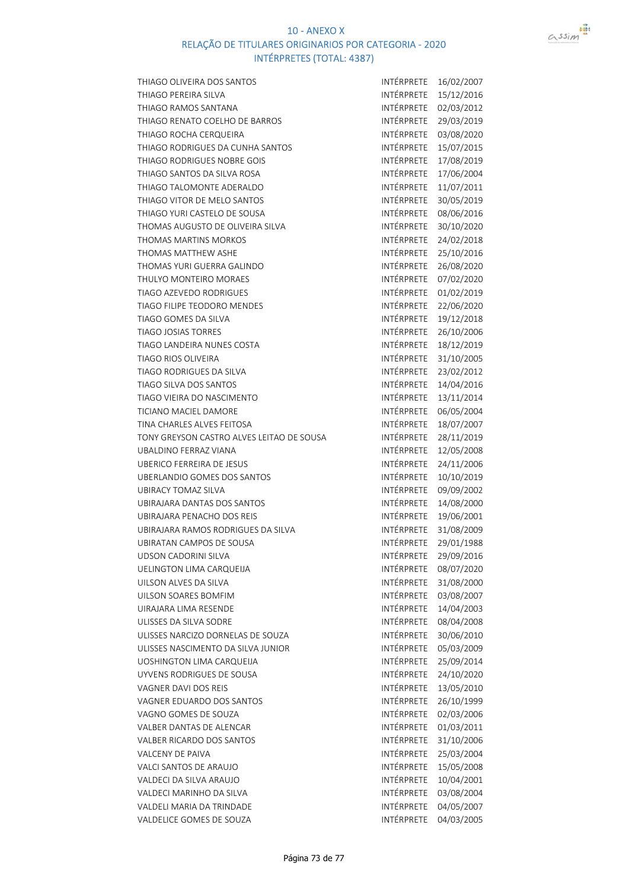10 - ANEXO X
RELAÇÃO DE TITULARES ORIGINARIOS POR CATEGORIA - 2020
INTÉRPRETES (TOTAL: 4387)

| | | |
|---|---|---|
| THIAGO OLIVEIRA DOS SANTOS | INTÉRPRETE | 16/02/2007 |
| THIAGO PEREIRA SILVA | INTÉRPRETE | 15/12/2016 |
| THIAGO RAMOS SANTANA | INTÉRPRETE | 02/03/2012 |
| THIAGO RENATO COELHO DE BARROS | INTÉRPRETE | 29/03/2019 |
| THIAGO ROCHA CERQUEIRA | INTÉRPRETE | 03/08/2020 |
| THIAGO RODRIGUES DA CUNHA SANTOS | INTÉRPRETE | 15/07/2015 |
| THIAGO RODRIGUES NOBRE GOIS | INTÉRPRETE | 17/08/2019 |
| THIAGO SANTOS DA SILVA ROSA | INTÉRPRETE | 17/06/2004 |
| THIAGO TALOMONTE ADERALDO | INTÉRPRETE | 11/07/2011 |
| THIAGO VITOR DE MELO SANTOS | INTÉRPRETE | 30/05/2019 |
| THIAGO YURI CASTELO DE SOUSA | INTÉRPRETE | 08/06/2016 |
| THOMAS AUGUSTO DE OLIVEIRA SILVA | INTÉRPRETE | 30/10/2020 |
| THOMAS MARTINS MORKOS | INTÉRPRETE | 24/02/2018 |
| THOMAS MATTHEW ASHE | INTÉRPRETE | 25/10/2016 |
| THOMAS YURI GUERRA GALINDO | INTÉRPRETE | 26/08/2020 |
| THULYO MONTEIRO MORAES | INTÉRPRETE | 07/02/2020 |
| TIAGO AZEVEDO RODRIGUES | INTÉRPRETE | 01/02/2019 |
| TIAGO FILIPE TEODORO MENDES | INTÉRPRETE | 22/06/2020 |
| TIAGO GOMES DA SILVA | INTÉRPRETE | 19/12/2018 |
| TIAGO JOSIAS TORRES | INTÉRPRETE | 26/10/2006 |
| TIAGO LANDEIRA NUNES COSTA | INTÉRPRETE | 18/12/2019 |
| TIAGO RIOS OLIVEIRA | INTÉRPRETE | 31/10/2005 |
| TIAGO RODRIGUES DA SILVA | INTÉRPRETE | 23/02/2012 |
| TIAGO SILVA DOS SANTOS | INTÉRPRETE | 14/04/2016 |
| TIAGO VIEIRA DO NASCIMENTO | INTÉRPRETE | 13/11/2014 |
| TICIANO MACIEL DAMORE | INTÉRPRETE | 06/05/2004 |
| TINA CHARLES ALVES FEITOSA | INTÉRPRETE | 18/07/2007 |
| TONY GREYSON CASTRO ALVES LEITAO DE SOUSA | INTÉRPRETE | 28/11/2019 |
| UBALDINO FERRAZ VIANA | INTÉRPRETE | 12/05/2008 |
| UBERICO FERREIRA DE JESUS | INTÉRPRETE | 24/11/2006 |
| UBERLANDIO GOMES DOS SANTOS | INTÉRPRETE | 10/10/2019 |
| UBIRACY TOMAZ SILVA | INTÉRPRETE | 09/09/2002 |
| UBIRAJARA DANTAS DOS SANTOS | INTÉRPRETE | 14/08/2000 |
| UBIRAJARA PENACHO DOS REIS | INTÉRPRETE | 19/06/2001 |
| UBIRAJARA RAMOS RODRIGUES DA SILVA | INTÉRPRETE | 31/08/2009 |
| UBIRATAN CAMPOS DE SOUSA | INTÉRPRETE | 29/01/1988 |
| UDSON CADORINI SILVA | INTÉRPRETE | 29/09/2016 |
| UELINGTON LIMA CARQUEIJA | INTÉRPRETE | 08/07/2020 |
| UILSON ALVES DA SILVA | INTÉRPRETE | 31/08/2000 |
| UILSON SOARES BOMFIM | INTÉRPRETE | 03/08/2007 |
| UIRAJARA LIMA RESENDE | INTÉRPRETE | 14/04/2003 |
| ULISSES DA SILVA SODRE | INTÉRPRETE | 08/04/2008 |
| ULISSES NARCIZO DORNELAS DE SOUZA | INTÉRPRETE | 30/06/2010 |
| ULISSES NASCIMENTO DA SILVA JUNIOR | INTÉRPRETE | 05/03/2009 |
| UOSHINGTON LIMA CARQUEIJA | INTÉRPRETE | 25/09/2014 |
| UYVENS RODRIGUES DE SOUSA | INTÉRPRETE | 24/10/2020 |
| VAGNER DAVI DOS REIS | INTÉRPRETE | 13/05/2010 |
| VAGNER EDUARDO DOS SANTOS | INTÉRPRETE | 26/10/1999 |
| VAGNO GOMES DE SOUZA | INTÉRPRETE | 02/03/2006 |
| VALBER DANTAS DE ALENCAR | INTÉRPRETE | 01/03/2011 |
| VALBER RICARDO DOS SANTOS | INTÉRPRETE | 31/10/2006 |
| VALCENY DE PAIVA | INTÉRPRETE | 25/03/2004 |
| VALCI SANTOS DE ARAUJO | INTÉRPRETE | 15/05/2008 |
| VALDECI DA SILVA ARAUJO | INTÉRPRETE | 10/04/2001 |
| VALDECI MARINHO DA SILVA | INTÉRPRETE | 03/08/2004 |
| VALDELI MARIA DA TRINDADE | INTÉRPRETE | 04/05/2007 |
| VALDELICE GOMES DE SOUZA | INTÉRPRETE | 04/03/2005 |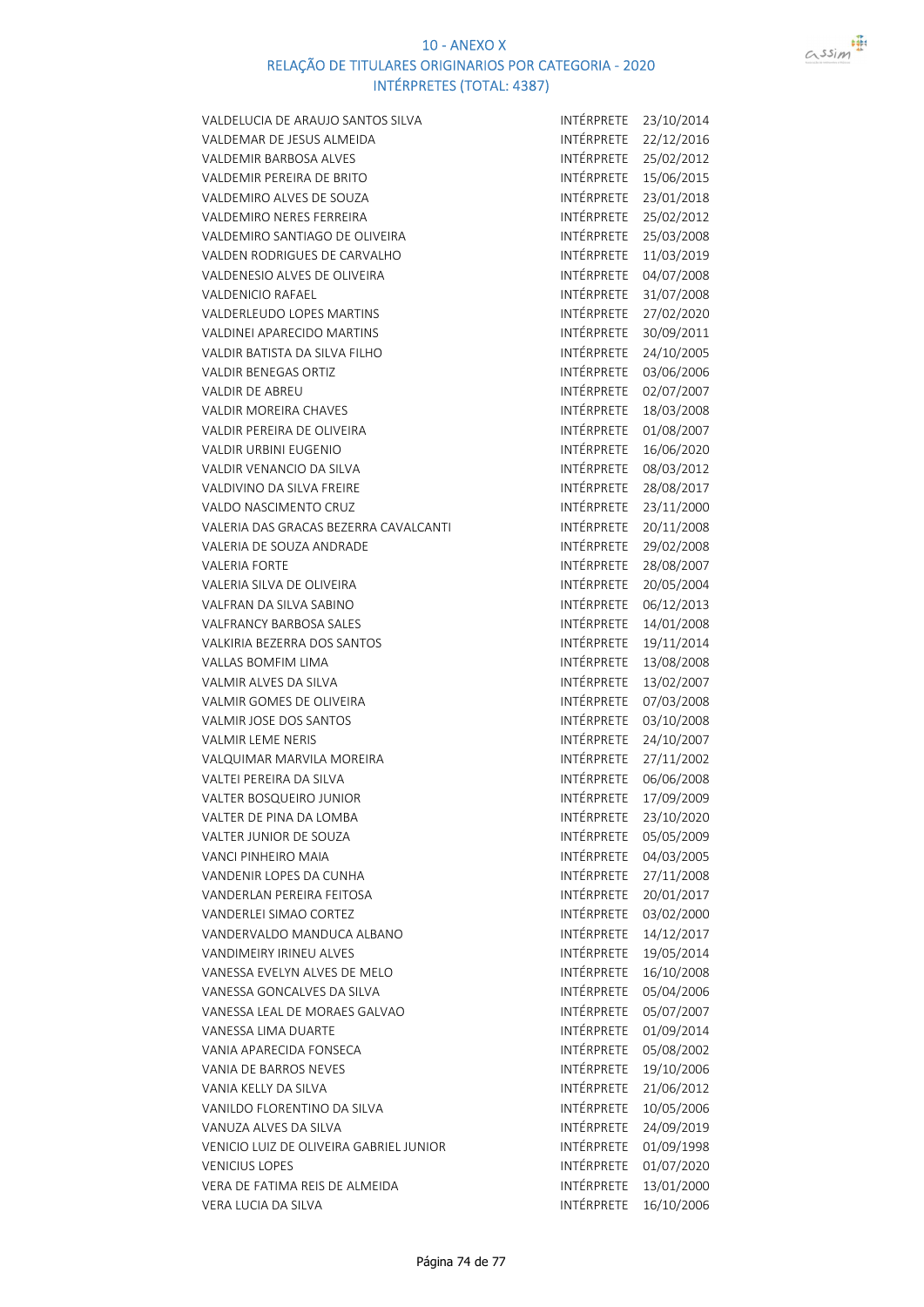# 10 - ANEXO X
## RELAÇÃO DE TITULARES ORIGINARIOS POR CATEGORIA - 2020
### INTÉRPRETES (TOTAL: 4387)

| | | |
|---|---|---|
| VALDELUCIA DE ARAUJO SANTOS SILVA | INTÉRPRETE | 23/10/2014 |
| VALDEMAR DE JESUS ALMEIDA | INTÉRPRETE | 22/12/2016 |
| VALDEMIR BARBOSA ALVES | INTÉRPRETE | 25/02/2012 |
| VALDEMIR PEREIRA DE BRITO | INTÉRPRETE | 15/06/2015 |
| VALDEMIRO ALVES DE SOUZA | INTÉRPRETE | 23/01/2018 |
| VALDEMIRO NERES FERREIRA | INTÉRPRETE | 25/02/2012 |
| VALDEMIRO SANTIAGO DE OLIVEIRA | INTÉRPRETE | 25/03/2008 |
| VALDEN RODRIGUES DE CARVALHO | INTÉRPRETE | 11/03/2019 |
| VALDENESIO ALVES DE OLIVEIRA | INTÉRPRETE | 04/07/2008 |
| VALDENICIO RAFAEL | INTÉRPRETE | 31/07/2008 |
| VALDERLEUDO LOPES MARTINS | INTÉRPRETE | 27/02/2020 |
| VALDINEI APARECIDO MARTINS | INTÉRPRETE | 30/09/2011 |
| VALDIR BATISTA DA SILVA FILHO | INTÉRPRETE | 24/10/2005 |
| VALDIR BENEGAS ORTIZ | INTÉRPRETE | 03/06/2006 |
| VALDIR DE ABREU | INTÉRPRETE | 02/07/2007 |
| VALDIR MOREIRA CHAVES | INTÉRPRETE | 18/03/2008 |
| VALDIR PEREIRA DE OLIVEIRA | INTÉRPRETE | 01/08/2007 |
| VALDIR URBINI EUGENIO | INTÉRPRETE | 16/06/2020 |
| VALDIR VENANCIO DA SILVA | INTÉRPRETE | 08/03/2012 |
| VALDIVINO DA SILVA FREIRE | INTÉRPRETE | 28/08/2017 |
| VALDO NASCIMENTO CRUZ | INTÉRPRETE | 23/11/2000 |
| VALERIA DAS GRACAS BEZERRA CAVALCANTI | INTÉRPRETE | 20/11/2008 |
| VALERIA DE SOUZA ANDRADE | INTÉRPRETE | 29/02/2008 |
| VALERIA FORTE | INTÉRPRETE | 28/08/2007 |
| VALERIA SILVA DE OLIVEIRA | INTÉRPRETE | 20/05/2004 |
| VALFRAN DA SILVA SABINO | INTÉRPRETE | 06/12/2013 |
| VALFRANCY BARBOSA SALES | INTÉRPRETE | 14/01/2008 |
| VALKIRIA BEZERRA DOS SANTOS | INTÉRPRETE | 19/11/2014 |
| VALLAS BOMFIM LIMA | INTÉRPRETE | 13/08/2008 |
| VALMIR ALVES DA SILVA | INTÉRPRETE | 13/02/2007 |
| VALMIR GOMES DE OLIVEIRA | INTÉRPRETE | 07/03/2008 |
| VALMIR JOSE DOS SANTOS | INTÉRPRETE | 03/10/2008 |
| VALMIR LEME NERIS | INTÉRPRETE | 24/10/2007 |
| VALQUIMAR MARVILA MOREIRA | INTÉRPRETE | 27/11/2002 |
| VALTEI PEREIRA DA SILVA | INTÉRPRETE | 06/06/2008 |
| VALTER BOSQUEIRO JUNIOR | INTÉRPRETE | 17/09/2009 |
| VALTER DE PINA DA LOMBA | INTÉRPRETE | 23/10/2020 |
| VALTER JUNIOR DE SOUZA | INTÉRPRETE | 05/05/2009 |
| VANCI PINHEIRO MAIA | INTÉRPRETE | 04/03/2005 |
| VANDENIR LOPES DA CUNHA | INTÉRPRETE | 27/11/2008 |
| VANDERLAN PEREIRA FEITOSA | INTÉRPRETE | 20/01/2017 |
| VANDERLEI SIMAO CORTEZ | INTÉRPRETE | 03/02/2000 |
| VANDERVALDO MANDUCA ALBANO | INTÉRPRETE | 14/12/2017 |
| VANDIMEIRY IRINEU ALVES | INTÉRPRETE | 19/05/2014 |
| VANESSA EVELYN ALVES DE MELO | INTÉRPRETE | 16/10/2008 |
| VANESSA GONCALVES DA SILVA | INTÉRPRETE | 05/04/2006 |
| VANESSA LEAL DE MORAES GALVAO | INTÉRPRETE | 05/07/2007 |
| VANESSA LIMA DUARTE | INTÉRPRETE | 01/09/2014 |
| VANIA APARECIDA FONSECA | INTÉRPRETE | 05/08/2002 |
| VANIA DE BARROS NEVES | INTÉRPRETE | 19/10/2006 |
| VANIA KELLY DA SILVA | INTÉRPRETE | 21/06/2012 |
| VANILDO FLORENTINO DA SILVA | INTÉRPRETE | 10/05/2006 |
| VANUZA ALVES DA SILVA | INTÉRPRETE | 24/09/2019 |
| VENICIO LUIZ DE OLIVEIRA GABRIEL JUNIOR | INTÉRPRETE | 01/09/1998 |
| VENICIUS LOPES | INTÉRPRETE | 01/07/2020 |
| VERA DE FATIMA REIS DE ALMEIDA | INTÉRPRETE | 13/01/2000 |
| VERA LUCIA DA SILVA | INTÉRPRETE | 16/10/2006 |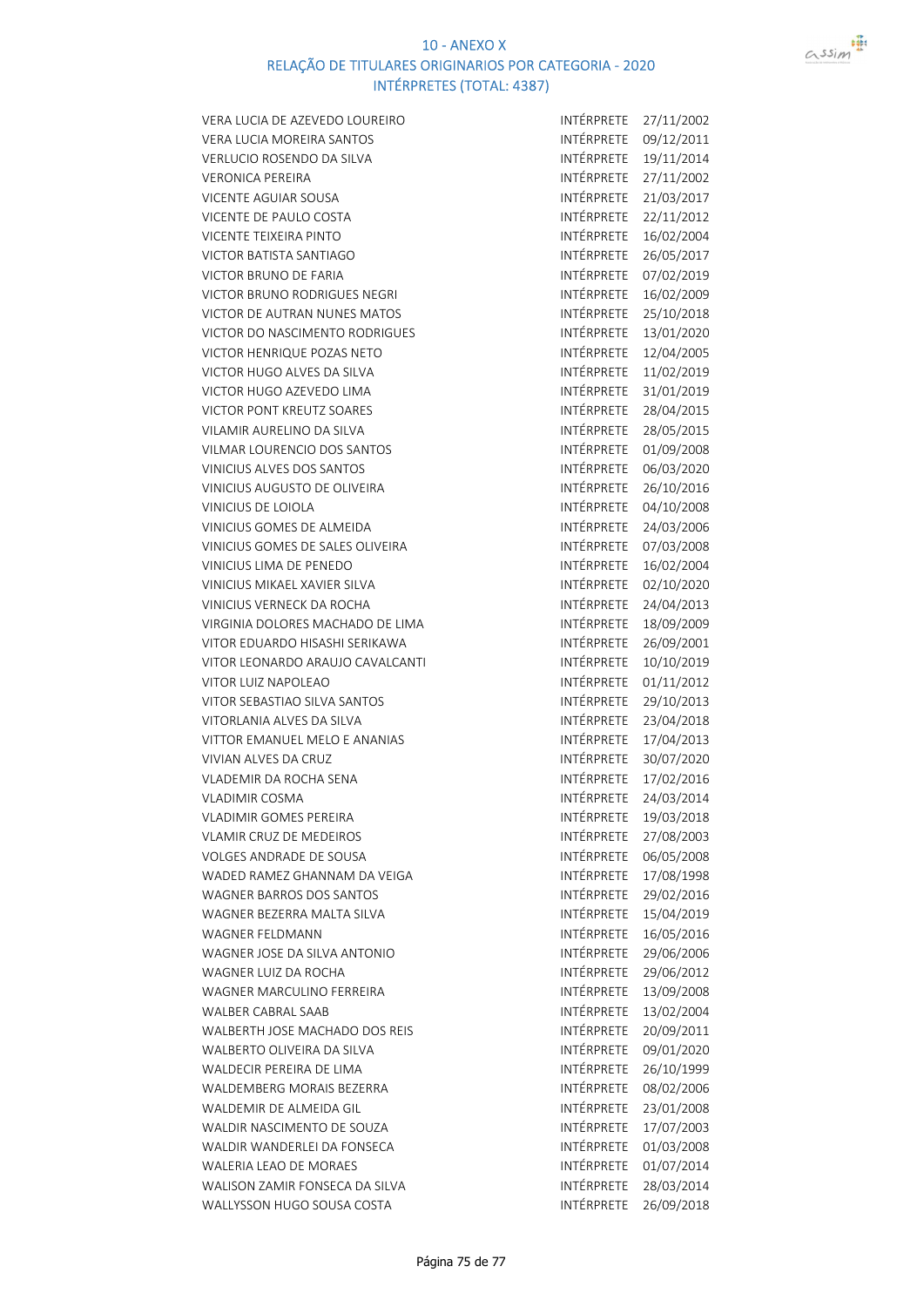# 10 - ANEXO X
## RELAÇÃO DE TITULARES ORIGINARIOS POR CATEGORIA - 2020
## INTÉRPRETES (TOTAL: 4387)

| | | |
|---|---|---|
| VERA LUCIA DE AZEVEDO LOUREIRO | INTÉRPRETE | 27/11/2002 |
| VERA LUCIA MOREIRA SANTOS | INTÉRPRETE | 09/12/2011 |
| VERLUCIO ROSENDO DA SILVA | INTÉRPRETE | 19/11/2014 |
| VERONICA PEREIRA | INTÉRPRETE | 27/11/2002 |
| VICENTE AGUIAR SOUSA | INTÉRPRETE | 21/03/2017 |
| VICENTE DE PAULO COSTA | INTÉRPRETE | 22/11/2012 |
| VICENTE TEIXEIRA PINTO | INTÉRPRETE | 16/02/2004 |
| VICTOR BATISTA SANTIAGO | INTÉRPRETE | 26/05/2017 |
| VICTOR BRUNO DE FARIA | INTÉRPRETE | 07/02/2019 |
| VICTOR BRUNO RODRIGUES NEGRI | INTÉRPRETE | 16/02/2009 |
| VICTOR DE AUTRAN NUNES MATOS | INTÉRPRETE | 25/10/2018 |
| VICTOR DO NASCIMENTO RODRIGUES | INTÉRPRETE | 13/01/2020 |
| VICTOR HENRIQUE POZAS NETO | INTÉRPRETE | 12/04/2005 |
| VICTOR HUGO ALVES DA SILVA | INTÉRPRETE | 11/02/2019 |
| VICTOR HUGO AZEVEDO LIMA | INTÉRPRETE | 31/01/2019 |
| VICTOR PONT KREUTZ SOARES | INTÉRPRETE | 28/04/2015 |
| VILAMIR AURELINO DA SILVA | INTÉRPRETE | 28/05/2015 |
| VILMAR LOURENCIO DOS SANTOS | INTÉRPRETE | 01/09/2008 |
| VINICIUS ALVES DOS SANTOS | INTÉRPRETE | 06/03/2020 |
| VINICIUS AUGUSTO DE OLIVEIRA | INTÉRPRETE | 26/10/2016 |
| VINICIUS DE LOIOLA | INTÉRPRETE | 04/10/2008 |
| VINICIUS GOMES DE ALMEIDA | INTÉRPRETE | 24/03/2006 |
| VINICIUS GOMES DE SALES OLIVEIRA | INTÉRPRETE | 07/03/2008 |
| VINICIUS LIMA DE PENEDO | INTÉRPRETE | 16/02/2004 |
| VINICIUS MIKAEL XAVIER SILVA | INTÉRPRETE | 02/10/2020 |
| VINICIUS VERNECK DA ROCHA | INTÉRPRETE | 24/04/2013 |
| VIRGINIA DOLORES MACHADO DE LIMA | INTÉRPRETE | 18/09/2009 |
| VITOR EDUARDO HISASHI SERIKAWA | INTÉRPRETE | 26/09/2001 |
| VITOR LEONARDO ARAUJO CAVALCANTI | INTÉRPRETE | 10/10/2019 |
| VITOR LUIZ NAPOLEAO | INTÉRPRETE | 01/11/2012 |
| VITOR SEBASTIAO SILVA SANTOS | INTÉRPRETE | 29/10/2013 |
| VITORLANIA ALVES DA SILVA | INTÉRPRETE | 23/04/2018 |
| VITTOR EMANUEL MELO E ANANIAS | INTÉRPRETE | 17/04/2013 |
| VIVIAN ALVES DA CRUZ | INTÉRPRETE | 30/07/2020 |
| VLADEMIR DA ROCHA SENA | INTÉRPRETE | 17/02/2016 |
| VLADIMIR COSMA | INTÉRPRETE | 24/03/2014 |
| VLADIMIR GOMES PEREIRA | INTÉRPRETE | 19/03/2018 |
| VLAMIR CRUZ DE MEDEIROS | INTÉRPRETE | 27/08/2003 |
| VOLGES ANDRADE DE SOUSA | INTÉRPRETE | 06/05/2008 |
| WADED RAMEZ GHANNAM DA VEIGA | INTÉRPRETE | 17/08/1998 |
| WAGNER BARROS DOS SANTOS | INTÉRPRETE | 29/02/2016 |
| WAGNER BEZERRA MALTA SILVA | INTÉRPRETE | 15/04/2019 |
| WAGNER FELDMANN | INTÉRPRETE | 16/05/2016 |
| WAGNER JOSE DA SILVA ANTONIO | INTÉRPRETE | 29/06/2006 |
| WAGNER LUIZ DA ROCHA | INTÉRPRETE | 29/06/2012 |
| WAGNER MARCULINO FERREIRA | INTÉRPRETE | 13/09/2008 |
| WALBER CABRAL SAAB | INTÉRPRETE | 13/02/2004 |
| WALBERTH JOSE MACHADO DOS REIS | INTÉRPRETE | 20/09/2011 |
| WALBERTO OLIVEIRA DA SILVA | INTÉRPRETE | 09/01/2020 |
| WALDECIR PEREIRA DE LIMA | INTÉRPRETE | 26/10/1999 |
| WALDEMBERG MORAIS BEZERRA | INTÉRPRETE | 08/02/2006 |
| WALDEMIR DE ALMEIDA GIL | INTÉRPRETE | 23/01/2008 |
| WALDIR NASCIMENTO DE SOUZA | INTÉRPRETE | 17/07/2003 |
| WALDIR WANDERLEI DA FONSECA | INTÉRPRETE | 01/03/2008 |
| WALERIA LEAO DE MORAES | INTÉRPRETE | 01/07/2014 |
| WALISON ZAMIR FONSECA DA SILVA | INTÉRPRETE | 28/03/2014 |
| WALLYSSON HUGO SOUSA COSTA | INTÉRPRETE | 26/09/2018 |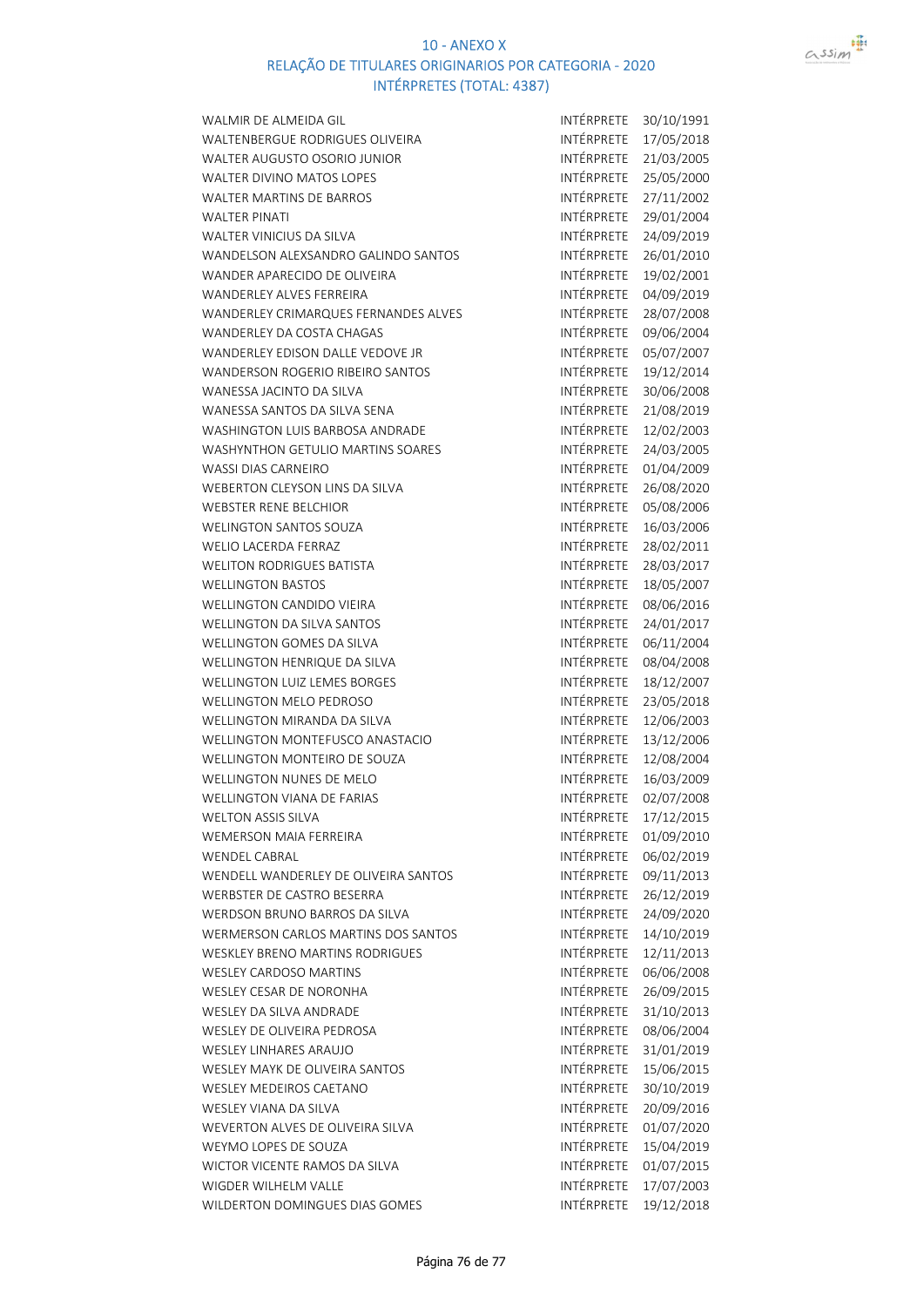# 10 - ANEXO X

## RELAÇÃO DE TITULARES ORIGINARIOS POR CATEGORIA - 2020

## INTÉRPRETES (TOTAL: 4387)

| | | |
|---|---|---|
| WALMIR DE ALMEIDA GIL | INTÉRPRETE | 30/10/1991 |
| WALTENBERGUE RODRIGUES OLIVEIRA | INTÉRPRETE | 17/05/2018 |
| WALTER AUGUSTO OSORIO JUNIOR | INTÉRPRETE | 21/03/2005 |
| WALTER DIVINO MATOS LOPES | INTÉRPRETE | 25/05/2000 |
| WALTER MARTINS DE BARROS | INTÉRPRETE | 27/11/2002 |
| WALTER PINATI | INTÉRPRETE | 29/01/2004 |
| WALTER VINICIUS DA SILVA | INTÉRPRETE | 24/09/2019 |
| WANDELSON ALEXSANDRO GALINDO SANTOS | INTÉRPRETE | 26/01/2010 |
| WANDER APARECIDO DE OLIVEIRA | INTÉRPRETE | 19/02/2001 |
| WANDERLEY ALVES FERREIRA | INTÉRPRETE | 04/09/2019 |
| WANDERLEY CRIMARQUES FERNANDES ALVES | INTÉRPRETE | 28/07/2008 |
| WANDERLEY DA COSTA CHAGAS | INTÉRPRETE | 09/06/2004 |
| WANDERLEY EDISON DALLE VEDOVE JR | INTÉRPRETE | 05/07/2007 |
| WANDERSON ROGERIO RIBEIRO SANTOS | INTÉRPRETE | 19/12/2014 |
| WANESSA JACINTO DA SILVA | INTÉRPRETE | 30/06/2008 |
| WANESSA SANTOS DA SILVA SENA | INTÉRPRETE | 21/08/2019 |
| WASHINGTON LUIS BARBOSA ANDRADE | INTÉRPRETE | 12/02/2003 |
| WASHYNTHON GETULIO MARTINS SOARES | INTÉRPRETE | 24/03/2005 |
| WASSI DIAS CARNEIRO | INTÉRPRETE | 01/04/2009 |
| WEBERTON CLEYSON LINS DA SILVA | INTÉRPRETE | 26/08/2020 |
| WEBSTER RENE BELCHIOR | INTÉRPRETE | 05/08/2006 |
| WELINGTON SANTOS SOUZA | INTÉRPRETE | 16/03/2006 |
| WELIO LACERDA FERRAZ | INTÉRPRETE | 28/02/2011 |
| WELITON RODRIGUES BATISTA | INTÉRPRETE | 28/03/2017 |
| WELLINGTON BASTOS | INTÉRPRETE | 18/05/2007 |
| WELLINGTON CANDIDO VIEIRA | INTÉRPRETE | 08/06/2016 |
| WELLINGTON DA SILVA SANTOS | INTÉRPRETE | 24/01/2017 |
| WELLINGTON GOMES DA SILVA | INTÉRPRETE | 06/11/2004 |
| WELLINGTON HENRIQUE DA SILVA | INTÉRPRETE | 08/04/2008 |
| WELLINGTON LUIZ LEMES BORGES | INTÉRPRETE | 18/12/2007 |
| WELLINGTON MELO PEDROSO | INTÉRPRETE | 23/05/2018 |
| WELLINGTON MIRANDA DA SILVA | INTÉRPRETE | 12/06/2003 |
| WELLINGTON MONTEFUSCO ANASTACIO | INTÉRPRETE | 13/12/2006 |
| WELLINGTON MONTEIRO DE SOUZA | INTÉRPRETE | 12/08/2004 |
| WELLINGTON NUNES DE MELO | INTÉRPRETE | 16/03/2009 |
| WELLINGTON VIANA DE FARIAS | INTÉRPRETE | 02/07/2008 |
| WELTON ASSIS SILVA | INTÉRPRETE | 17/12/2015 |
| WEMERSON MAIA FERREIRA | INTÉRPRETE | 01/09/2010 |
| WENDEL CABRAL | INTÉRPRETE | 06/02/2019 |
| WENDELL WANDERLEY DE OLIVEIRA SANTOS | INTÉRPRETE | 09/11/2013 |
| WERBSTER DE CASTRO BESERRA | INTÉRPRETE | 26/12/2019 |
| WERDSON BRUNO BARROS DA SILVA | INTÉRPRETE | 24/09/2020 |
| WERMERSON CARLOS MARTINS DOS SANTOS | INTÉRPRETE | 14/10/2019 |
| WESKLEY BRENO MARTINS RODRIGUES | INTÉRPRETE | 12/11/2013 |
| WESLEY CARDOSO MARTINS | INTÉRPRETE | 06/06/2008 |
| WESLEY CESAR DE NORONHA | INTÉRPRETE | 26/09/2015 |
| WESLEY DA SILVA ANDRADE | INTÉRPRETE | 31/10/2013 |
| WESLEY DE OLIVEIRA PEDROSA | INTÉRPRETE | 08/06/2004 |
| WESLEY LINHARES ARAUJO | INTÉRPRETE | 31/01/2019 |
| WESLEY MAYK DE OLIVEIRA SANTOS | INTÉRPRETE | 15/06/2015 |
| WESLEY MEDEIROS CAETANO | INTÉRPRETE | 30/10/2019 |
| WESLEY VIANA DA SILVA | INTÉRPRETE | 20/09/2016 |
| WEVERTON ALVES DE OLIVEIRA SILVA | INTÉRPRETE | 01/07/2020 |
| WEYMO LOPES DE SOUZA | INTÉRPRETE | 15/04/2019 |
| WICTOR VICENTE RAMOS DA SILVA | INTÉRPRETE | 01/07/2015 |
| WIGDER WILHELM VALLE | INTÉRPRETE | 17/07/2003 |
| WILDERTON DOMINGUES DIAS GOMES | INTÉRPRETE | 19/12/2018 |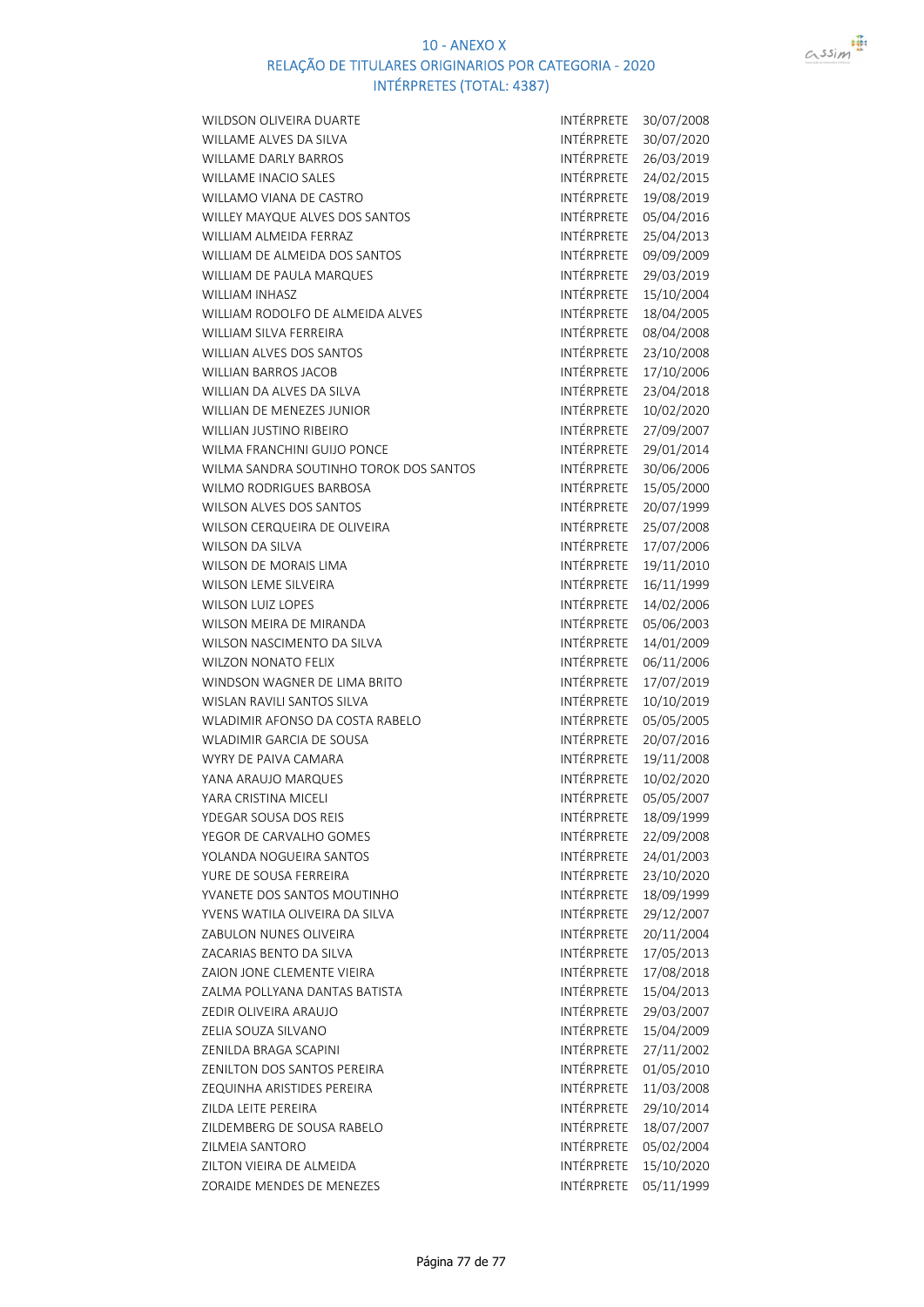# 10 - ANEXO X
## RELAÇÃO DE TITULARES ORIGINARIOS POR CATEGORIA - 2020
### INTÉRPRETES (TOTAL: 4387)

| | | |
|---|---|---|
| WILDSON OLIVEIRA DUARTE | INTÉRPRETE | 30/07/2008 |
| WILLAME ALVES DA SILVA | INTÉRPRETE | 30/07/2020 |
| WILLAME DARLY BARROS | INTÉRPRETE | 26/03/2019 |
| WILLAME INACIO SALES | INTÉRPRETE | 24/02/2015 |
| WILLAMO VIANA DE CASTRO | INTÉRPRETE | 19/08/2019 |
| WILLEY MAYQUE ALVES DOS SANTOS | INTÉRPRETE | 05/04/2016 |
| WILLIAM ALMEIDA FERRAZ | INTÉRPRETE | 25/04/2013 |
| WILLIAM DE ALMEIDA DOS SANTOS | INTÉRPRETE | 09/09/2009 |
| WILLIAM DE PAULA MARQUES | INTÉRPRETE | 29/03/2019 |
| WILLIAM INHASZ | INTÉRPRETE | 15/10/2004 |
| WILLIAM RODOLFO DE ALMEIDA ALVES | INTÉRPRETE | 18/04/2005 |
| WILLIAM SILVA FERREIRA | INTÉRPRETE | 08/04/2008 |
| WILLIAN ALVES DOS SANTOS | INTÉRPRETE | 23/10/2008 |
| WILLIAN BARROS JACOB | INTÉRPRETE | 17/10/2006 |
| WILLIAN DA ALVES DA SILVA | INTÉRPRETE | 23/04/2018 |
| WILLIAN DE MENEZES JUNIOR | INTÉRPRETE | 10/02/2020 |
| WILLIAN JUSTINO RIBEIRO | INTÉRPRETE | 27/09/2007 |
| WILMA FRANCHINI GUIJO PONCE | INTÉRPRETE | 29/01/2014 |
| WILMA SANDRA SOUTINHO TOROK DOS SANTOS | INTÉRPRETE | 30/06/2006 |
| WILMO RODRIGUES BARBOSA | INTÉRPRETE | 15/05/2000 |
| WILSON ALVES DOS SANTOS | INTÉRPRETE | 20/07/1999 |
| WILSON CERQUEIRA DE OLIVEIRA | INTÉRPRETE | 25/07/2008 |
| WILSON DA SILVA | INTÉRPRETE | 17/07/2006 |
| WILSON DE MORAIS LIMA | INTÉRPRETE | 19/11/2010 |
| WILSON LEME SILVEIRA | INTÉRPRETE | 16/11/1999 |
| WILSON LUIZ LOPES | INTÉRPRETE | 14/02/2006 |
| WILSON MEIRA DE MIRANDA | INTÉRPRETE | 05/06/2003 |
| WILSON NASCIMENTO DA SILVA | INTÉRPRETE | 14/01/2009 |
| WILZON NONATO FELIX | INTÉRPRETE | 06/11/2006 |
| WINDSON WAGNER DE LIMA BRITO | INTÉRPRETE | 17/07/2019 |
| WISLAN RAVILI SANTOS SILVA | INTÉRPRETE | 10/10/2019 |
| WLADIMIR AFONSO DA COSTA RABELO | INTÉRPRETE | 05/05/2005 |
| WLADIMIR GARCIA DE SOUSA | INTÉRPRETE | 20/07/2016 |
| WYRY DE PAIVA CAMARA | INTÉRPRETE | 19/11/2008 |
| YANA ARAUJO MARQUES | INTÉRPRETE | 10/02/2020 |
| YARA CRISTINA MICELI | INTÉRPRETE | 05/05/2007 |
| YDEGAR SOUSA DOS REIS | INTÉRPRETE | 18/09/1999 |
| YEGOR DE CARVALHO GOMES | INTÉRPRETE | 22/09/2008 |
| YOLANDA NOGUEIRA SANTOS | INTÉRPRETE | 24/01/2003 |
| YURE DE SOUSA FERREIRA | INTÉRPRETE | 23/10/2020 |
| YVANETE DOS SANTOS MOUTINHO | INTÉRPRETE | 18/09/1999 |
| YVENS WATILA OLIVEIRA DA SILVA | INTÉRPRETE | 29/12/2007 |
| ZABULON NUNES OLIVEIRA | INTÉRPRETE | 20/11/2004 |
| ZACARIAS BENTO DA SILVA | INTÉRPRETE | 17/05/2013 |
| ZAION JONE CLEMENTE VIEIRA | INTÉRPRETE | 17/08/2018 |
| ZALMA POLLYANA DANTAS BATISTA | INTÉRPRETE | 15/04/2013 |
| ZEDIR OLIVEIRA ARAUJO | INTÉRPRETE | 29/03/2007 |
| ZELIA SOUZA SILVANO | INTÉRPRETE | 15/04/2009 |
| ZENILDA BRAGA SCAPINI | INTÉRPRETE | 27/11/2002 |
| ZENILTON DOS SANTOS PEREIRA | INTÉRPRETE | 01/05/2010 |
| ZEQUINHA ARISTIDES PEREIRA | INTÉRPRETE | 11/03/2008 |
| ZILDA LEITE PEREIRA | INTÉRPRETE | 29/10/2014 |
| ZILDEMBERG DE SOUSA RABELO | INTÉRPRETE | 18/07/2007 |
| ZILMEIA SANTORO | INTÉRPRETE | 05/02/2004 |
| ZILTON VIEIRA DE ALMEIDA | INTÉRPRETE | 15/10/2020 |
| ZORAIDE MENDES DE MENEZES | INTÉRPRETE | 05/11/1999 |